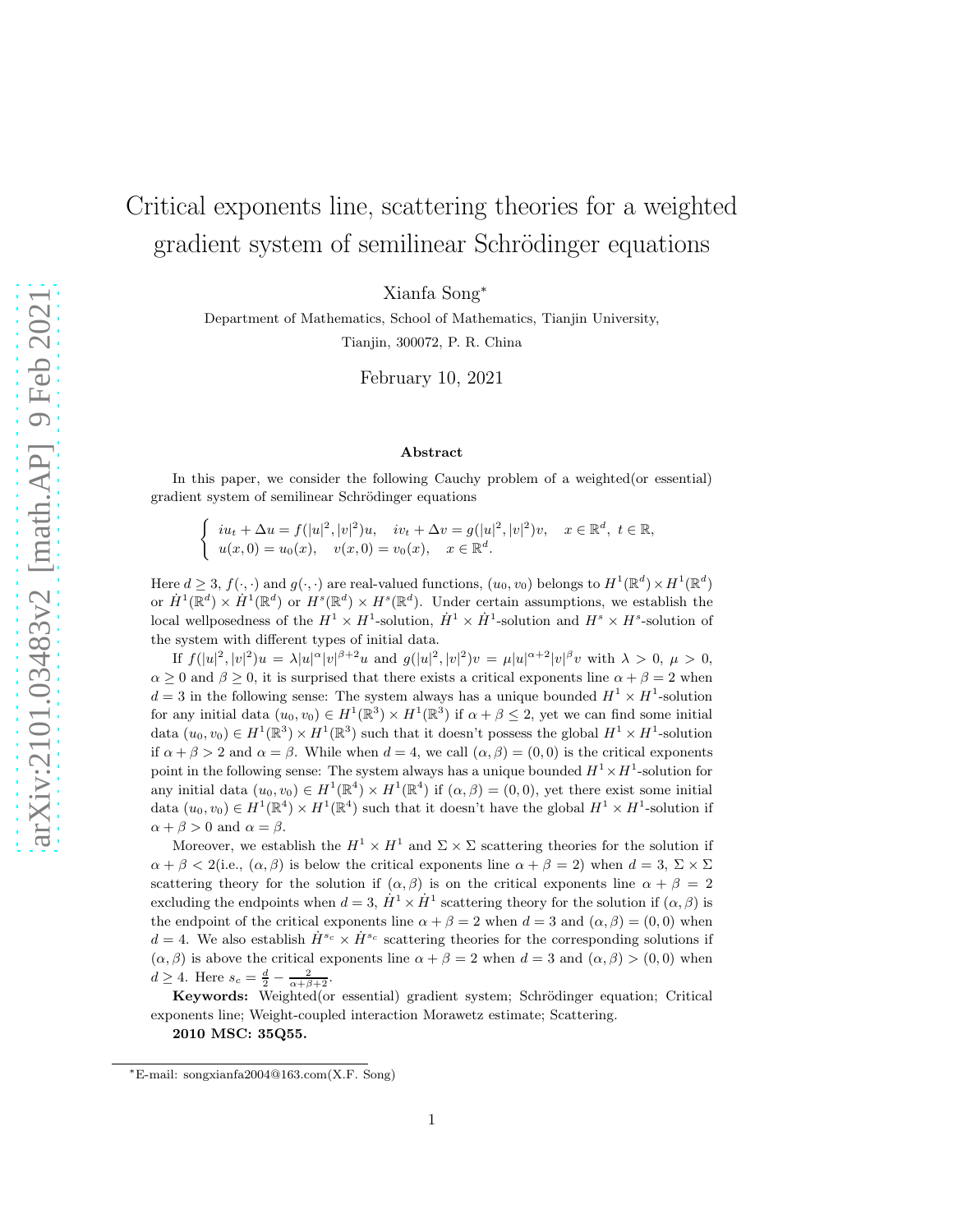# Critical exponents line, scattering theories for a weighted gradient system of semilinear Schrödinger equations

Xianfa Song*

Department of Mathematics, School of Mathematics, Tianjin University,
Tianjin, 300072, P. R. China

February 10, 2021

## Abstract

In this paper, we consider the following Cauchy problem of a weighted(or essential) gradient system of semilinear Schrödinger equations

$$
\begin{cases} iu_t + \Delta u = f(|u|^2, |v|^2)u, \quad iv_t + \Delta v = g(|u|^2, |v|^2)v, \quad x \in \mathbb{R}^d, \ t \in \mathbb{R}, \\ u(x,0) = u_0(x), \quad v(x,0) = v_0(x), \quad x \in \mathbb{R}^d. \end{cases}
$$

Here $d \geq 3$, $f(\cdot,\cdot)$ and $g(\cdot,\cdot)$ are real-valued functions, $(u_0, v_0)$ belongs to $H^1(\mathbb{R}^d) \times H^1(\mathbb{R}^d)$ or $\dot{H}^1(\mathbb{R}^d) \times \dot{H}^1(\mathbb{R}^d)$ or $H^s(\mathbb{R}^d) \times H^s(\mathbb{R}^d)$. Under certain assumptions, we establish the local wellposedness of the $H^1 \times H^1$-solution, $\dot{H}^1 \times \dot{H}^1$-solution and $H^s \times H^s$-solution of the system with different types of initial data.

If $f(|u|^2, |v|^2)u = \lambda |u|^\alpha |v|^{\beta+2}u$ and $g(|u|^2, |v|^2)v = \mu |u|^{\alpha+2}|v|^\beta v$ with $\lambda > 0$, $\mu > 0$, $\alpha \geq 0$ and $\beta \geq 0$, it is surprised that there exists a critical exponents line $\alpha + \beta = 2$ when $d = 3$ in the following sense: The system always has a unique bounded $H^1 \times H^1$-solution for any initial data $(u_0, v_0) \in H^1(\mathbb{R}^3) \times H^1(\mathbb{R}^3)$ if $\alpha + \beta \leq 2$, yet we can find some initial data $(u_0, v_0) \in H^1(\mathbb{R}^3) \times H^1(\mathbb{R}^3)$ such that it doesn't possess the global $H^1 \times H^1$-solution if $\alpha + \beta > 2$ and $\alpha = \beta$. While when $d = 4$, we call $(\alpha, \beta) = (0,0)$ is the critical exponents point in the following sense: The system always has a unique bounded $H^1 \times H^1$-solution for any initial data $(u_0, v_0) \in H^1(\mathbb{R}^4) \times H^1(\mathbb{R}^4)$ if $(\alpha, \beta) = (0,0)$, yet there exist some initial data $(u_0, v_0) \in H^1(\mathbb{R}^4) \times H^1(\mathbb{R}^4)$ such that it doesn't have the global $H^1 \times H^1$-solution if $\alpha + \beta > 0$ and $\alpha = \beta$.

Moreover, we establish the $H^1 \times H^1$ and $\Sigma \times \Sigma$ scattering theories for the solution if $\alpha + \beta < 2$(i.e., $(\alpha, \beta)$ is below the critical exponents line $\alpha + \beta = 2$) when $d = 3$, $\Sigma \times \Sigma$ scattering theory for the solution if $(\alpha, \beta)$ is on the critical exponents line $\alpha + \beta = 2$ excluding the endpoints when $d = 3$, $\dot{H}^1 \times \dot{H}^1$ scattering theory for the solution if $(\alpha, \beta)$ is the endpoint of the critical exponents line $\alpha + \beta = 2$ when $d = 3$ and $(\alpha, \beta) = (0,0)$ when $d = 4$. We also establish $\dot{H}^{s_c} \times \dot{H}^{s_c}$ scattering theories for the corresponding solutions if $(\alpha, \beta)$ is above the critical exponents line $\alpha + \beta = 2$ when $d = 3$ and $(\alpha, \beta) > (0,0)$ when $d \geq 4$. Here $s_c = \frac{d}{2} - \frac{2}{\alpha+\beta+2}$.

**Keywords:** Weighted(or essential) gradient system; Schrödinger equation; Critical exponents line; Weight-coupled interaction Morawetz estimate; Scattering.

**2010 MSC: 35Q55.**

---

*E-mail: songxianfa2004@163.com(X.F. Song)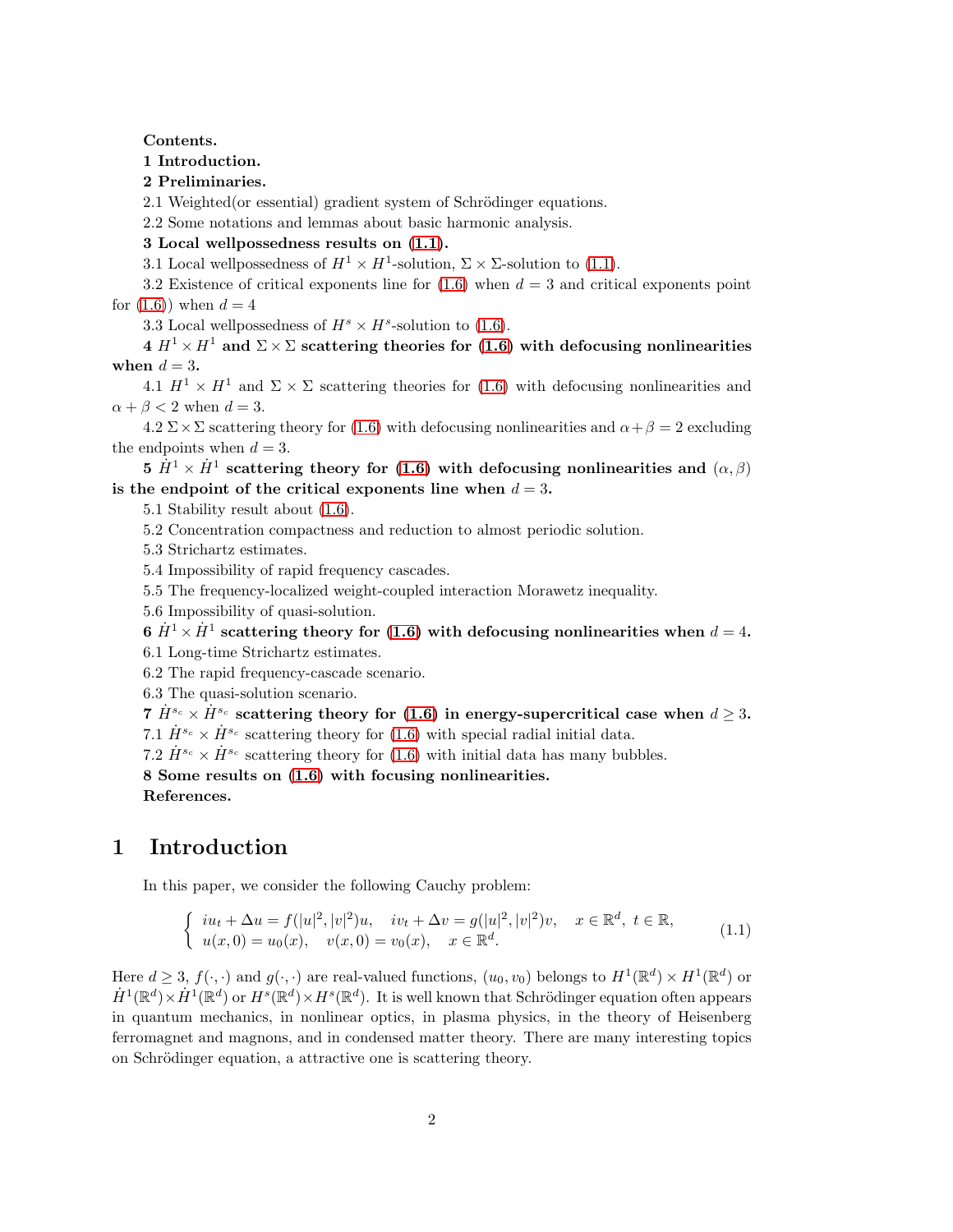**Contents.**

**1 Introduction.**

**2 Preliminaries.**

2.1 Weighted(or essential) gradient system of Schrödinger equations.

2.2 Some notations and lemmas about basic harmonic analysis.

**3 Local wellpossedness results on (1.1).**

3.1 Local wellpossedness of $H^1 \times H^1$-solution, $\Sigma \times \Sigma$-solution to (1.1).

3.2 Existence of critical exponents line for (1.6) when $d = 3$ and critical exponents point for (1.6)) when $d = 4$

3.3 Local wellpossedness of $H^s \times H^s$-solution to (1.6).

**4 $H^1 \times H^1$ and $\Sigma \times \Sigma$ scattering theories for (1.6) with defocusing nonlinearities when $d = 3$.**

4.1 $H^1 \times H^1$ and $\Sigma \times \Sigma$ scattering theories for (1.6) with defocusing nonlinearities and $\alpha + \beta < 2$ when $d = 3$.

4.2 $\Sigma \times \Sigma$ scattering theory for (1.6) with defocusing nonlinearities and $\alpha + \beta = 2$ excluding the endpoints when $d = 3$.

**5 $\dot{H}^1 \times \dot{H}^1$ scattering theory for (1.6) with defocusing nonlinearities and $(\alpha, \beta)$ is the endpoint of the critical exponents line when $d = 3$.**

5.1 Stability result about (1.6).

5.2 Concentration compactness and reduction to almost periodic solution.

5.3 Strichartz estimates.

5.4 Impossibility of rapid frequency cascades.

5.5 The frequency-localized weight-coupled interaction Morawetz inequality.

5.6 Impossibility of quasi-solution.

**6 $\dot{H}^1 \times \dot{H}^1$ scattering theory for (1.6) with defocusing nonlinearities when $d = 4$.**

6.1 Long-time Strichartz estimates.

6.2 The rapid frequency-cascade scenario.

6.3 The quasi-solution scenario.

**7 $\dot{H}^{s_c} \times \dot{H}^{s_c}$ scattering theory for (1.6) in energy-supercritical case when $d \geq 3$.**

7.1 $\dot{H}^{s_c} \times \dot{H}^{s_c}$ scattering theory for (1.6) with special radial initial data.

7.2 $\dot{H}^{s_c} \times \dot{H}^{s_c}$ scattering theory for (1.6) with initial data has many bubbles.

**8 Some results on (1.6) with focusing nonlinearities.**

**References.**

# 1 Introduction

In this paper, we consider the following Cauchy problem:

$$\begin{cases} iu_t + \Delta u = f(|u|^2, |v|^2)u, \quad iv_t + \Delta v = g(|u|^2, |v|^2)v, \quad x \in \mathbb{R}^d, \ t \in \mathbb{R}, \\ u(x, 0) = u_0(x), \quad v(x, 0) = v_0(x), \quad x \in \mathbb{R}^d. \end{cases} \tag{1.1}$$

Here $d \geq 3$, $f(\cdot, \cdot)$ and $g(\cdot, \cdot)$ are real-valued functions, $(u_0, v_0)$ belongs to $H^1(\mathbb{R}^d) \times H^1(\mathbb{R}^d)$ or $\dot{H}^1(\mathbb{R}^d) \times \dot{H}^1(\mathbb{R}^d)$ or $H^s(\mathbb{R}^d) \times H^s(\mathbb{R}^d)$. It is well known that Schrödinger equation often appears in quantum mechanics, in nonlinear optics, in plasma physics, in the theory of Heisenberg ferromagnet and magnons, and in condensed matter theory. There are many interesting topics on Schrödinger equation, a attractive one is scattering theory.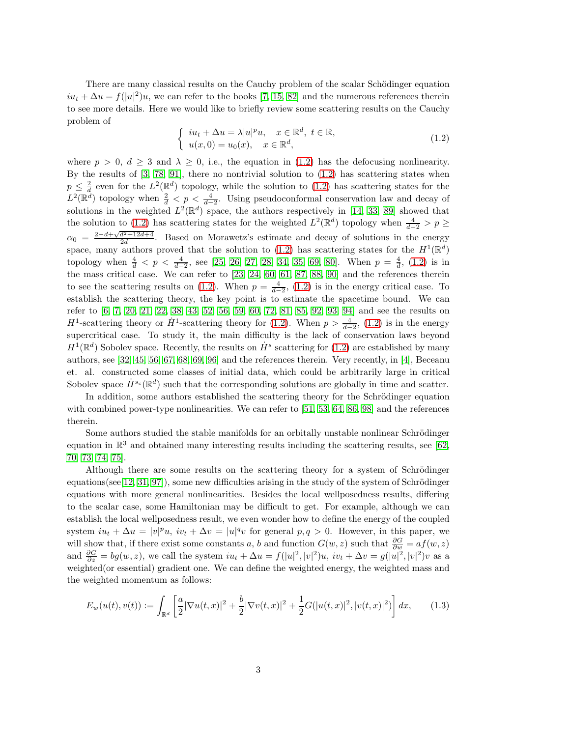There are many classical results on the Cauchy problem of the scalar Schödinger equation $iu_t + \Delta u = f(|u|^2)u$, we can refer to the books [7, 15, 82] and the numerous references therein to see more details. Here we would like to briefly review some scattering results on the Cauchy problem of

$$
\begin{cases} iu_t + \Delta u = \lambda |u|^p u, & x \in \mathbb{R}^d, \ t \in \mathbb{R}, \\ u(x,0) = u_0(x), & x \in \mathbb{R}^d, \end{cases} \tag{1.2}
$$

where $p > 0$, $d \geq 3$ and $\lambda \geq 0$, i.e., the equation in (1.2) has the defocusing nonlinearity. By the results of [3, 78, 91], there no nontrivial solution to (1.2) has scattering states when $p \leq \frac{2}{d}$ even for the $L^2(\mathbb{R}^d)$ topology, while the solution to (1.2) has scattering states for the $L^2(\mathbb{R}^d)$ topology when $\frac{2}{d} < p < \frac{4}{d-2}$. Using pseudoconformal conservation law and decay of solutions in the weighted $L^2(\mathbb{R}^d)$ space, the authors respectively in [14, 33, 89] showed that the solution to (1.2) has scattering states for the weighted $L^2(\mathbb{R}^d)$ topology when $\frac{4}{d-2} > p \geq \alpha_0 = \frac{2-d+\sqrt{d^2+12d+4}}{2d}$. Based on Morawetz's estimate and decay of solutions in the energy space, many authors proved that the solution to (1.2) has scattering states for the $H^1(\mathbb{R}^d)$ topology when $\frac{4}{d} < p < \frac{4}{d-2}$, see [25, 26, 27, 28, 34, 35, 69, 80]. When $p = \frac{4}{d}$, (1.2) is in the mass critical case. We can refer to [23, 24, 60, 61, 87, 88, 90] and the references therein to see the scattering results on (1.2). When $p = \frac{4}{d-2}$, (1.2) is in the energy critical case. To establish the scattering theory, the key point is to estimate the spacetime bound. We can refer to [6, 7, 20, 21, 22, 38, 43, 52, 56, 59, 60, 72, 81, 85, 92, 93, 94] and see the results on $H^1$-scattering theory or $\dot{H}^1$-scattering theory for (1.2). When $p > \frac{4}{d-2}$, (1.2) is in the energy supercritical case. To study it, the main difficulty is the lack of conservation laws beyond $H^1(\mathbb{R}^d)$ Sobolev space. Recently, the results on $\dot{H}^s$ scattering for (1.2) are established by many authors, see [32, 45, 56, 67, 68, 69, 96] and the references therein. Very recently, in [4], Beceanu et. al. constructed some classes of initial data, which could be arbitrarily large in critical Sobolev space $\dot{H}^{s_c}(\mathbb{R}^d)$ such that the corresponding solutions are globally in time and scatter.

In addition, some authors established the scattering theory for the Schrödinger equation with combined power-type nonlinearities. We can refer to [51, 53, 64, 86, 98] and the references therein.

Some authors studied the stable manifolds for an orbitally unstable nonlinear Schrödinger equation in $\mathbb{R}^3$ and obtained many interesting results including the scattering results, see [62, 70, 73, 74, 75].

Although there are some results on the scattering theory for a system of Schrödinger equations(see[12, 31, 97]), some new difficulties arising in the study of the system of Schrödinger equations with more general nonlinearities. Besides the local wellposedness results, differing to the scalar case, some Hamiltonian may be difficult to get. For example, although we can establish the local wellposedness result, we even wonder how to define the energy of the coupled system $iu_t + \Delta u = |v|^p u$, $iv_t + \Delta v = |u|^q v$ for general $p, q > 0$. However, in this paper, we will show that, if there exist some constants $a$, $b$ and function $G(w,z)$ such that $\frac{\partial G}{\partial w} = af(w,z)$ and $\frac{\partial G}{\partial z} = bg(w,z)$, we call the system $iu_t + \Delta u = f(|u|^2, |v|^2)u$, $iv_t + \Delta v = g(|u|^2, |v|^2)v$ as a weighted(or essential) gradient one. We can define the weighted energy, the weighted mass and the weighted momentum as follows:

$$
E_w(u(t), v(t)) := \int_{\mathbb{R}^d} \left[ \frac{a}{2} |\nabla u(t,x)|^2 + \frac{b}{2} |\nabla v(t,x)|^2 + \frac{1}{2} G(|u(t,x)|^2, |v(t,x)|^2) \right] dx, \tag{1.3}
$$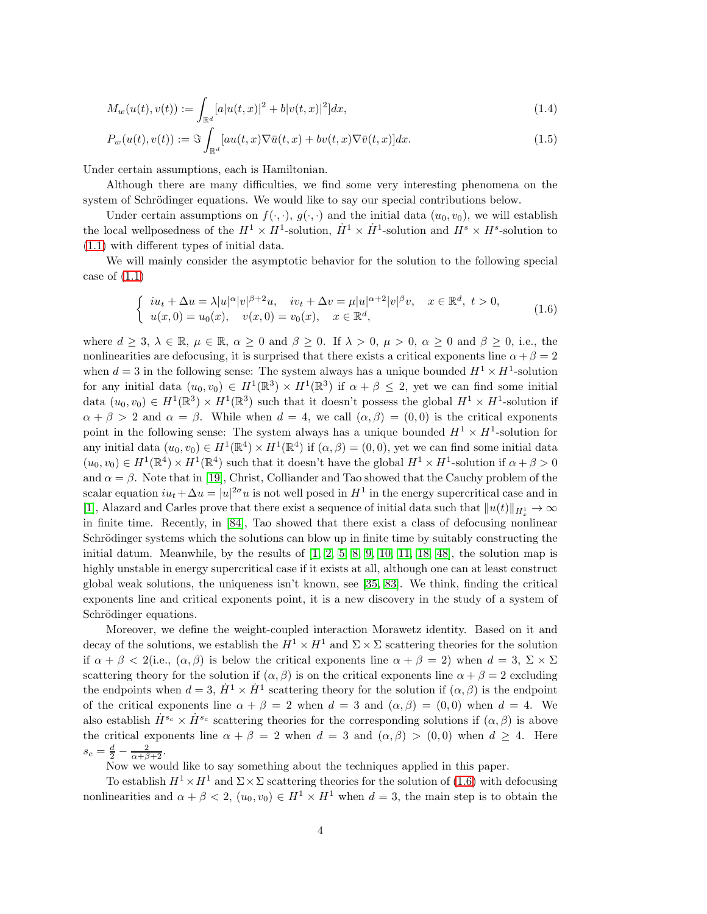$$M_w(u(t), v(t)) := \int_{\mathbb{R}^d} [a|u(t,x)|^2 + b|v(t,x)|^2] dx, \tag{1.4}$$

$$P_w(u(t), v(t)) := \Im \int_{\mathbb{R}^d} [au(t,x)\nabla \bar{u}(t,x) + bv(t,x)\nabla \bar{v}(t,x)] dx. \tag{1.5}$$

Under certain assumptions, each is Hamiltonian.

Although there are many difficulties, we find some very interesting phenomena on the system of Schrödinger equations. We would like to say our special contributions below.

Under certain assumptions on $f(\cdot,\cdot)$, $g(\cdot,\cdot)$ and the initial data $(u_0, v_0)$, we will establish the local wellposedness of the $H^1 \times H^1$-solution, $\dot{H}^1 \times \dot{H}^1$-solution and $H^s \times H^s$-solution to (1.1) with different types of initial data.

We will mainly consider the asymptotic behavior for the solution to the following special case of (1.1)

$$\begin{cases} iu_t + \Delta u = \lambda |u|^\alpha |v|^{\beta+2} u, \quad iv_t + \Delta v = \mu |u|^{\alpha+2} |v|^\beta v, \quad x \in \mathbb{R}^d, \ t > 0, \\ u(x,0) = u_0(x), \quad v(x,0) = v_0(x), \quad x \in \mathbb{R}^d, \end{cases} \tag{1.6}$$

where $d \geq 3$, $\lambda \in \mathbb{R}$, $\mu \in \mathbb{R}$, $\alpha \geq 0$ and $\beta \geq 0$. If $\lambda > 0$, $\mu > 0$, $\alpha \geq 0$ and $\beta \geq 0$, i.e., the nonlinearities are defocusing, it is surprised that there exists a critical exponents line $\alpha + \beta = 2$ when $d = 3$ in the following sense: The system always has a unique bounded $H^1 \times H^1$-solution for any initial data $(u_0, v_0) \in H^1(\mathbb{R}^3) \times H^1(\mathbb{R}^3)$ if $\alpha + \beta \leq 2$, yet we can find some initial data $(u_0, v_0) \in H^1(\mathbb{R}^3) \times H^1(\mathbb{R}^3)$ such that it doesn't possess the global $H^1 \times H^1$-solution if $\alpha + \beta > 2$ and $\alpha = \beta$. While when $d = 4$, we call $(\alpha, \beta) = (0,0)$ is the critical exponents point in the following sense: The system always has a unique bounded $H^1 \times H^1$-solution for any initial data $(u_0, v_0) \in H^1(\mathbb{R}^4) \times H^1(\mathbb{R}^4)$ if $(\alpha, \beta) = (0,0)$, yet we can find some initial data $(u_0, v_0) \in H^1(\mathbb{R}^4) \times H^1(\mathbb{R}^4)$ such that it doesn't have the global $H^1 \times H^1$-solution if $\alpha + \beta > 0$ and $\alpha = \beta$. Note that in [19], Christ, Colliander and Tao showed that the Cauchy problem of the scalar equation $iu_t + \Delta u = |u|^{2\sigma} u$ is not well posed in $H^1$ in the energy supercritical case and in [1], Alazard and Carles prove that there exist a sequence of initial data such that $\|u(t)\|_{H^1_x} \to \infty$ in finite time. Recently, in [84], Tao showed that there exist a class of defocusing nonlinear Schrödinger systems which the solutions can blow up in finite time by suitably constructing the initial datum. Meanwhile, by the results of [1, 2, 5, 8, 9, 10, 11, 18, 48], the solution map is highly unstable in energy supercritical case if it exists at all, although one can at least construct global weak solutions, the uniqueness isn't known, see [35, 83]. We think, finding the critical exponents line and critical exponents point, it is a new discovery in the study of a system of Schrödinger equations.

Moreover, we define the weight-coupled interaction Morawetz identity. Based on it and decay of the solutions, we establish the $H^1 \times H^1$ and $\Sigma \times \Sigma$ scattering theories for the solution if $\alpha + \beta < 2$(i.e., $(\alpha, \beta)$ is below the critical exponents line $\alpha + \beta = 2$) when $d = 3$, $\Sigma \times \Sigma$ scattering theory for the solution if $(\alpha, \beta)$ is on the critical exponents line $\alpha + \beta = 2$ excluding the endpoints when $d = 3$, $\dot{H}^1 \times \dot{H}^1$ scattering theory for the solution if $(\alpha, \beta)$ is the endpoint of the critical exponents line $\alpha + \beta = 2$ when $d = 3$ and $(\alpha, \beta) = (0,0)$ when $d = 4$. We also establish $\dot{H}^{s_c} \times \dot{H}^{s_c}$ scattering theories for the corresponding solutions if $(\alpha, \beta)$ is above the critical exponents line $\alpha + \beta = 2$ when $d = 3$ and $(\alpha, \beta) > (0,0)$ when $d \geq 4$. Here $s_c = \frac{d}{2} - \frac{2}{\alpha+\beta+2}$.

Now we would like to say something about the techniques applied in this paper.

To establish $H^1 \times H^1$ and $\Sigma \times \Sigma$ scattering theories for the solution of (1.6) with defocusing nonlinearities and $\alpha + \beta < 2$, $(u_0, v_0) \in H^1 \times H^1$ when $d = 3$, the main step is to obtain the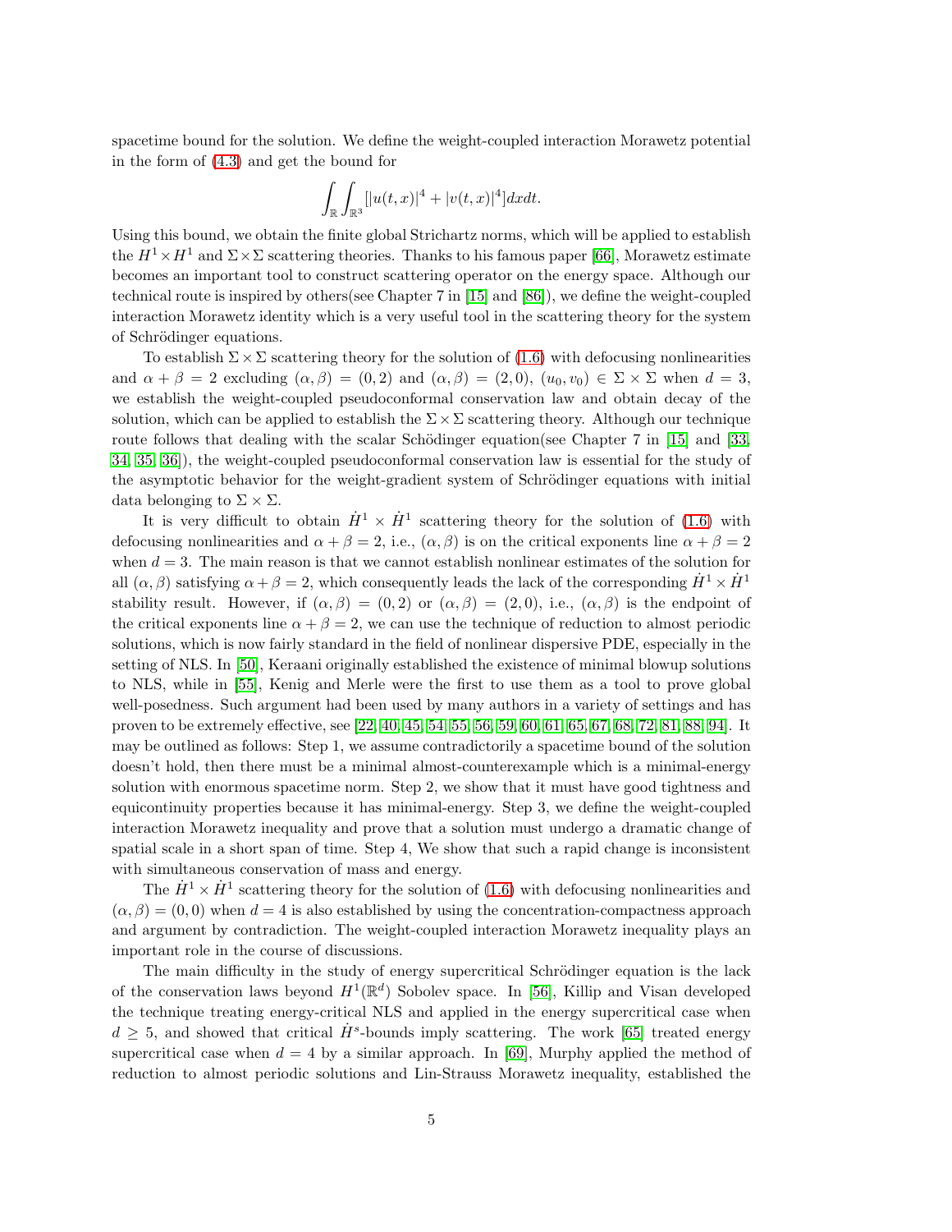spacetime bound for the solution. We define the weight-coupled interaction Morawetz potential in the form of (4.3) and get the bound for

$$\int_{\mathbb{R}}\int_{\mathbb{R}^3}[|u(t,x)|^4+|v(t,x)|^4]dxdt.$$

Using this bound, we obtain the finite global Strichartz norms, which will be applied to establish the $H^1\times H^1$ and $\Sigma\times\Sigma$ scattering theories. Thanks to his famous paper [66], Morawetz estimate becomes an important tool to construct scattering operator on the energy space. Although our technical route is inspired by others(see Chapter 7 in [15] and [86]), we define the weight-coupled interaction Morawetz identity which is a very useful tool in the scattering theory for the system of Schrödinger equations.

To establish $\Sigma\times\Sigma$ scattering theory for the solution of (1.6) with defocusing nonlinearities and $\alpha+\beta=2$ excluding $(\alpha,\beta)=(0,2)$ and $(\alpha,\beta)=(2,0)$, $(u_0,v_0)\in\Sigma\times\Sigma$ when $d=3$, we establish the weight-coupled pseudoconformal conservation law and obtain decay of the solution, which can be applied to establish the $\Sigma\times\Sigma$ scattering theory. Although our technique route follows that dealing with the scalar Schödinger equation(see Chapter 7 in [15] and [33, 34, 35, 36]), the weight-coupled pseudoconformal conservation law is essential for the study of the asymptotic behavior for the weight-gradient system of Schrödinger equations with initial data belonging to $\Sigma\times\Sigma$.

It is very difficult to obtain $\dot{H}^1\times\dot{H}^1$ scattering theory for the solution of (1.6) with defocusing nonlinearities and $\alpha+\beta=2$, i.e., $(\alpha,\beta)$ is on the critical exponents line $\alpha+\beta=2$ when $d=3$. The main reason is that we cannot establish nonlinear estimates of the solution for all $(\alpha,\beta)$ satisfying $\alpha+\beta=2$, which consequently leads the lack of the corresponding $\dot{H}^1\times\dot{H}^1$ stability result. However, if $(\alpha,\beta)=(0,2)$ or $(\alpha,\beta)=(2,0)$, i.e., $(\alpha,\beta)$ is the endpoint of the critical exponents line $\alpha+\beta=2$, we can use the technique of reduction to almost periodic solutions, which is now fairly standard in the field of nonlinear dispersive PDE, especially in the setting of NLS. In [50], Keraani originally established the existence of minimal blowup solutions to NLS, while in [55], Kenig and Merle were the first to use them as a tool to prove global well-posedness. Such argument had been used by many authors in a variety of settings and has proven to be extremely effective, see [22, 40, 45, 54, 55, 56, 59, 60, 61, 65, 67, 68, 72, 81, 88, 94]. It may be outlined as follows: Step 1, we assume contradictorily a spacetime bound of the solution doesn't hold, then there must be a minimal almost-counterexample which is a minimal-energy solution with enormous spacetime norm. Step 2, we show that it must have good tightness and equicontinuity properties because it has minimal-energy. Step 3, we define the weight-coupled interaction Morawetz inequality and prove that a solution must undergo a dramatic change of spatial scale in a short span of time. Step 4, We show that such a rapid change is inconsistent with simultaneous conservation of mass and energy.

The $\dot{H}^1\times\dot{H}^1$ scattering theory for the solution of (1.6) with defocusing nonlinearities and $(\alpha,\beta)=(0,0)$ when $d=4$ is also established by using the concentration-compactness approach and argument by contradiction. The weight-coupled interaction Morawetz inequality plays an important role in the course of discussions.

The main difficulty in the study of energy supercritical Schrödinger equation is the lack of the conservation laws beyond $H^1(\mathbb{R}^d)$ Sobolev space. In [56], Killip and Visan developed the technique treating energy-critical NLS and applied in the energy supercritical case when $d\geq 5$, and showed that critical $\dot{H}^s$-bounds imply scattering. The work [65] treated energy supercritical case when $d=4$ by a similar approach. In [69], Murphy applied the method of reduction to almost periodic solutions and Lin-Strauss Morawetz inequality, established the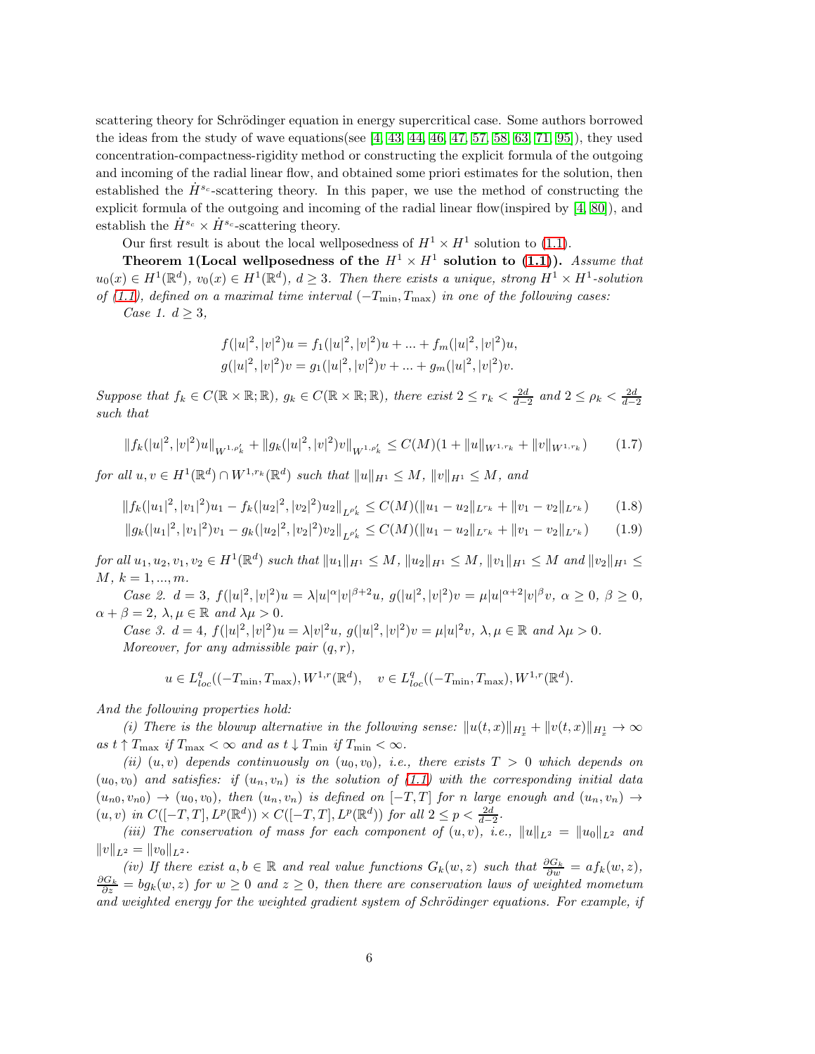scattering theory for Schrödinger equation in energy supercritical case. Some authors borrowed the ideas from the study of wave equations(see [4, 43, 44, 46, 47, 57, 58, 63, 71, 95]), they used concentration-compactness-rigidity method or constructing the explicit formula of the outgoing and incoming of the radial linear flow, and obtained some priori estimates for the solution, then established the $\dot{H}^{s_c}$-scattering theory. In this paper, we use the method of constructing the explicit formula of the outgoing and incoming of the radial linear flow(inspired by [4, 80]), and establish the $\dot{H}^{s_c} \times \dot{H}^{s_c}$-scattering theory.

Our first result is about the local wellposedness of $H^1 \times H^1$ solution to (1.1).

**Theorem 1(Local wellposedness of the $H^1 \times H^1$ solution to (1.1)).** *Assume that $u_0(x) \in H^1(\mathbb{R}^d)$, $v_0(x) \in H^1(\mathbb{R}^d)$, $d \geq 3$. Then there exists a unique, strong $H^1 \times H^1$-solution of (1.1), defined on a maximal time interval $(-T_{\min}, T_{\max})$ in one of the following cases:*

*Case 1.* $d \geq 3$,

$$
\begin{aligned}
f(|u|^2, |v|^2)u &= f_1(|u|^2, |v|^2)u + ... + f_m(|u|^2, |v|^2)u, \\
g(|u|^2, |v|^2)v &= g_1(|u|^2, |v|^2)v + ... + g_m(|u|^2, |v|^2)v.
\end{aligned}
$$

*Suppose that $f_k \in C(\mathbb{R} \times \mathbb{R}; \mathbb{R})$, $g_k \in C(\mathbb{R} \times \mathbb{R}; \mathbb{R})$, there exist $2 \leq r_k < \frac{2d}{d-2}$ and $2 \leq \rho_k < \frac{2d}{d-2}$ such that*

$$
\|f_k(|u|^2, |v|^2)u\|_{W^{1,\rho_k'}} + \|g_k(|u|^2, |v|^2)v\|_{W^{1,\rho_k'}} \leq C(M)(1 + \|u\|_{W^{1,r_k}} + \|v\|_{W^{1,r_k}}) \tag{1.7}
$$

*for all $u, v \in H^1(\mathbb{R}^d) \cap W^{1,r_k}(\mathbb{R}^d)$ such that $\|u\|_{H^1} \leq M$, $\|v\|_{H^1} \leq M$, and*

$$
\|f_k(|u_1|^2, |v_1|^2)u_1 - f_k(|u_2|^2, |v_2|^2)u_2\|_{L^{\rho_k'}} \leq C(M)(\|u_1 - u_2\|_{L^{r_k}} + \|v_1 - v_2\|_{L^{r_k}}) \tag{1.8}
$$

$$
\|g_k(|u_1|^2, |v_1|^2)v_1 - g_k(|u_2|^2, |v_2|^2)v_2\|_{L^{\rho_k'}} \leq C(M)(\|u_1 - u_2\|_{L^{r_k}} + \|v_1 - v_2\|_{L^{r_k}}) \tag{1.9}
$$

*for all $u_1, u_2, v_1, v_2 \in H^1(\mathbb{R}^d)$ such that $\|u_1\|_{H^1} \leq M$, $\|u_2\|_{H^1} \leq M$, $\|v_1\|_{H^1} \leq M$ and $\|v_2\|_{H^1} \leq M$, $k = 1, ..., m$.*

*Case 2.* $d = 3$, $f(|u|^2, |v|^2)u = \lambda |u|^\alpha |v|^{\beta+2} u$, $g(|u|^2, |v|^2)v = \mu |u|^{\alpha+2} |v|^\beta v$, $\alpha \geq 0$, $\beta \geq 0$, $\alpha + \beta = 2$, $\lambda, \mu \in \mathbb{R}$ *and* $\lambda\mu > 0$.

*Case 3.* $d = 4$, $f(|u|^2, |v|^2)u = \lambda |v|^2 u$, $g(|u|^2, |v|^2)v = \mu |u|^2 v$, $\lambda, \mu \in \mathbb{R}$ *and* $\lambda\mu > 0$.

*Moreover, for any admissible pair $(q, r)$,*

$$
u \in L^q_{loc}((-T_{\min}, T_{\max}), W^{1,r}(\mathbb{R}^d)), \quad v \in L^q_{loc}((-T_{\min}, T_{\max}), W^{1,r}(\mathbb{R}^d)).
$$

*And the following properties hold:*

*(i) There is the blowup alternative in the following sense: $\|u(t,x)\|_{H^1_x} + \|v(t,x)\|_{H^1_x} \to \infty$ as $t \uparrow T_{\max}$ if $T_{\max} < \infty$ and as $t \downarrow T_{\min}$ if $T_{\min} < \infty$.*

*(ii) $(u, v)$ depends continuously on $(u_0, v_0)$, i.e., there exists $T > 0$ which depends on $(u_0, v_0)$ and satisfies: if $(u_n, v_n)$ is the solution of (1.1) with the corresponding initial data $(u_{n0}, v_{n0}) \to (u_0, v_0)$, then $(u_n, v_n)$ is defined on $[-T, T]$ for $n$ large enough and $(u_n, v_n) \to (u, v)$ in $C([-T, T], L^p(\mathbb{R}^d)) \times C([-T, T], L^p(\mathbb{R}^d))$ for all $2 \leq p < \frac{2d}{d-2}$.*

*(iii) The conservation of mass for each component of $(u, v)$, i.e., $\|u\|_{L^2} = \|u_0\|_{L^2}$ and $\|v\|_{L^2} = \|v_0\|_{L^2}$.*

*(iv) If there exist $a, b \in \mathbb{R}$ and real value functions $G_k(w, z)$ such that $\frac{\partial G_k}{\partial w} = a f_k(w, z)$, $\frac{\partial G_k}{\partial z} = b g_k(w, z)$ for $w \geq 0$ and $z \geq 0$, then there are conservation laws of weighted mometum and weighted energy for the weighted gradient system of Schrödinger equations. For example, if*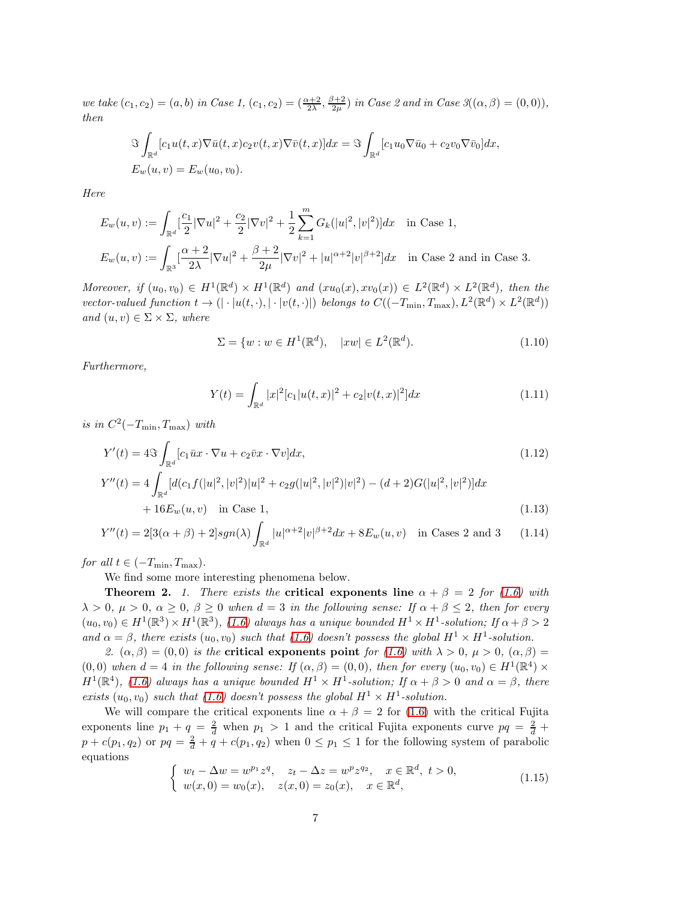*we take $(c_1, c_2) = (a, b)$ in Case 1, $(c_1, c_2) = (\frac{\alpha+2}{2\lambda}, \frac{\beta+2}{2\mu})$ in Case 2 and in Case 3($(\alpha,\beta) = (0,0)$), then*

$$
\begin{aligned}
&\Im \int_{\mathbb{R}^d} [c_1 u(t,x)\nabla \bar{u}(t,x) c_2 v(t,x)\nabla \bar{v}(t,x)]dx = \Im \int_{\mathbb{R}^d} [c_1 u_0 \nabla \bar{u}_0 + c_2 v_0 \nabla \bar{v}_0]dx,\\
&E_w(u,v) = E_w(u_0,v_0).
\end{aligned}
$$

*Here*

$$
\begin{aligned}
E_w(u,v) &:= \int_{\mathbb{R}^d} [\frac{c_1}{2}|\nabla u|^2 + \frac{c_2}{2}|\nabla v|^2 + \frac{1}{2}\sum_{k=1}^{m} G_k(|u|^2,|v|^2)]dx \quad \text{in Case 1},\\
E_w(u,v) &:= \int_{\mathbb{R}^3} [\frac{\alpha+2}{2\lambda}|\nabla u|^2 + \frac{\beta+2}{2\mu}|\nabla v|^2 + |u|^{\alpha+2}|v|^{\beta+2}]dx \quad \text{in Case 2 and in Case 3.}
\end{aligned}
$$

*Moreover, if $(u_0, v_0) \in H^1(\mathbb{R}^d) \times H^1(\mathbb{R}^d)$ and $(xu_0(x), xv_0(x)) \in L^2(\mathbb{R}^d) \times L^2(\mathbb{R}^d)$, then the vector-valued function $t \to (|\cdot|u(t,\cdot), |\cdot|v(t,\cdot)|)$ belongs to $C((-T_{\min}, T_{\max}), L^2(\mathbb{R}^d) \times L^2(\mathbb{R}^d))$ and $(u,v) \in \Sigma \times \Sigma$, where*

$$
\Sigma = \{w : w \in H^1(\mathbb{R}^d), \quad |xw| \in L^2(\mathbb{R}^d). \tag{1.10}
$$

*Furthermore,*

$$
Y(t) = \int_{\mathbb{R}^d} |x|^2 [c_1|u(t,x)|^2 + c_2|v(t,x)|^2]dx \tag{1.11}
$$

*is in $C^2(-T_{\min}, T_{\max})$ with*

$$
Y'(t) = 4\Im \int_{\mathbb{R}^d} [c_1 \bar{u} x \cdot \nabla u + c_2 \bar{v} x \cdot \nabla v]dx, \tag{1.12}
$$

$$
\begin{aligned}
Y''(t) = &4\int_{\mathbb{R}^d} [d(c_1 f(|u|^2,|v|^2)|u|^2 + c_2 g(|u|^2,|v|^2)|v|^2) - (d+2)G(|u|^2,|v|^2)]dx\\
&+ 16E_w(u,v) \quad \text{in Case 1},
\end{aligned} \tag{1.13}
$$

$$
Y''(t) = 2[3(\alpha+\beta)+2]sgn(\lambda)\int_{\mathbb{R}^d} |u|^{\alpha+2}|v|^{\beta+2}dx + 8E_w(u,v) \quad \text{in Cases 2 and 3} \tag{1.14}
$$

*for all $t \in (-T_{\min}, T_{\max})$.*

We find some more interesting phenomena below.

**Theorem 2.** *1. There exists the* **critical exponents line** *$\alpha + \beta = 2$ for (1.6) with $\lambda > 0$, $\mu > 0$, $\alpha \geq 0$, $\beta \geq 0$ when $d = 3$ in the following sense: If $\alpha + \beta \leq 2$, then for every $(u_0, v_0) \in H^1(\mathbb{R}^3) \times H^1(\mathbb{R}^3)$, (1.6) always has a unique bounded $H^1 \times H^1$-solution; If $\alpha + \beta > 2$ and $\alpha = \beta$, there exists $(u_0, v_0)$ such that (1.6) doesn't possess the global $H^1 \times H^1$-solution.*

*2. $(\alpha, \beta) = (0,0)$ is the* **critical exponents point** *for (1.6) with $\lambda > 0$, $\mu > 0$, $(\alpha,\beta) = (0,0)$ when $d = 4$ in the following sense: If $(\alpha, \beta) = (0,0)$, then for every $(u_0, v_0) \in H^1(\mathbb{R}^4) \times H^1(\mathbb{R}^4)$, (1.6) always has a unique bounded $H^1 \times H^1$-solution; If $\alpha + \beta > 0$ and $\alpha = \beta$, there exists $(u_0, v_0)$ such that (1.6) doesn't possess the global $H^1 \times H^1$-solution.*

We will compare the critical exponents line $\alpha + \beta = 2$ for (1.6) with the critical Fujita exponents line $p_1 + q = \frac{2}{d}$ when $p_1 > 1$ and the critical Fujita exponents curve $pq = \frac{2}{d} + p + c(p_1, q_2)$ or $pq = \frac{2}{d} + q + c(p_1, q_2)$ when $0 \leq p_1 \leq 1$ for the following system of parabolic equations

$$
\begin{cases}
w_t - \Delta w = w^{p_1} z^q, \quad z_t - \Delta z = w^p z^{q_2}, \quad x \in \mathbb{R}^d,\ t > 0,\\
w(x,0) = w_0(x), \quad z(x,0) = z_0(x), \quad x \in \mathbb{R}^d,
\end{cases} \tag{1.15}
$$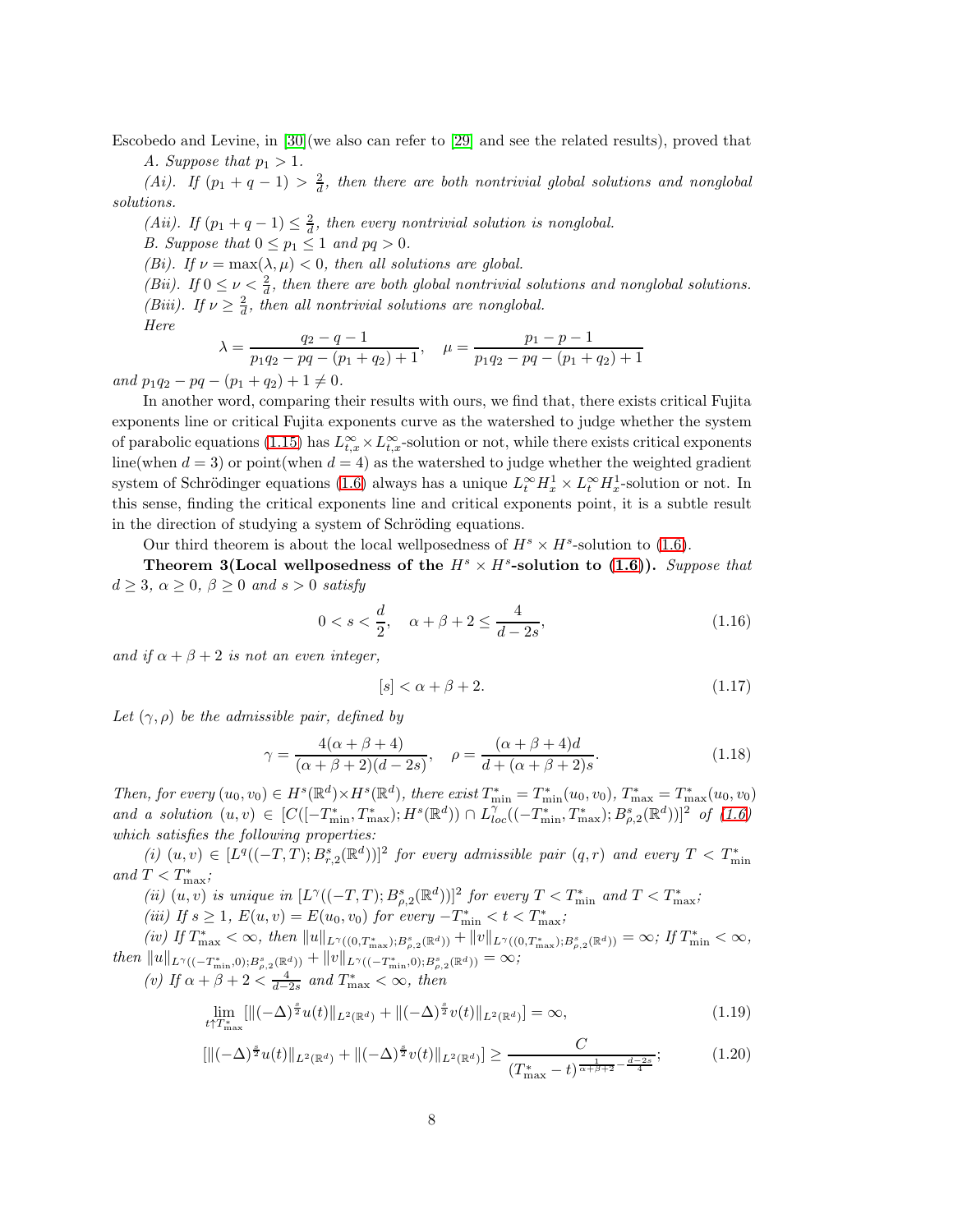Escobedo and Levine, in [30](we also can refer to [29] and see the related results), proved that

*A. Suppose that $p_1 > 1$.*

*(Ai). If $(p_1 + q - 1) > \frac{2}{d}$, then there are both nontrivial global solutions and nonglobal solutions.*

*(Aii). If $(p_1 + q - 1) \le \frac{2}{d}$, then every nontrivial solution is nonglobal.*

*B. Suppose that $0 \le p_1 \le 1$ and $pq > 0$.*

*(Bi). If $\nu = \max(\lambda, \mu) < 0$, then all solutions are global.*

*(Bii). If $0 \le \nu < \frac{2}{d}$, then there are both global nontrivial solutions and nonglobal solutions.*

*(Biii). If $\nu \ge \frac{2}{d}$, then all nontrivial solutions are nonglobal.*

*Here*

$$\lambda = \frac{q_2 - q - 1}{p_1 q_2 - pq - (p_1 + q_2) + 1}, \quad \mu = \frac{p_1 - p - 1}{p_1 q_2 - pq - (p_1 + q_2) + 1}$$

*and $p_1 q_2 - pq - (p_1 + q_2) + 1 \ne 0$.*

In another word, comparing their results with ours, we find that, there exists critical Fujita exponents line or critical Fujita exponents curve as the watershed to judge whether the system of parabolic equations (1.15) has $L^\infty_{t,x} \times L^\infty_{t,x}$-solution or not, while there exists critical exponents line(when $d = 3$) or point(when $d = 4$) as the watershed to judge whether the weighted gradient system of Schrödinger equations (1.6) always has a unique $L^\infty_t H^1_x \times L^\infty_t H^1_x$-solution or not. In this sense, finding the critical exponents line and critical exponents point, it is a subtle result in the direction of studying a system of Schröding equations.

Our third theorem is about the local wellposedness of $H^s \times H^s$-solution to (1.6).

**Theorem 3(Local wellposedness of the $H^s \times H^s$-solution to (1.6)).** *Suppose that $d \ge 3$, $\alpha \ge 0$, $\beta \ge 0$ and $s > 0$ satisfy*

$$0 < s < \frac{d}{2}, \quad \alpha + \beta + 2 \le \frac{4}{d - 2s}, \tag{1.16}$$

*and if $\alpha + \beta + 2$ is not an even integer,*

$$[s] < \alpha + \beta + 2. \tag{1.17}$$

*Let $(\gamma, \rho)$ be the admissible pair, defined by*

$$\gamma = \frac{4(\alpha + \beta + 4)}{(\alpha + \beta + 2)(d - 2s)}, \quad \rho = \frac{(\alpha + \beta + 4)d}{d + (\alpha + \beta + 2)s}. \tag{1.18}$$

*Then, for every $(u_0, v_0) \in H^s(\mathbb{R}^d) \times H^s(\mathbb{R}^d)$, there exist $T^*_{\min} = T^*_{\min}(u_0, v_0)$, $T^*_{\max} = T^*_{\max}(u_0, v_0)$ and a solution $(u, v) \in [C([-T^*_{\min}, T^*_{\max}); H^s(\mathbb{R}^d)) \cap L^\gamma_{loc}((-T^*_{\min}, T^*_{\max}); B^s_{\rho,2}(\mathbb{R}^d))]^2$ of (1.6) which satisfies the following properties:*

*(i) $(u, v) \in [L^q((-T, T); B^s_{r,2}(\mathbb{R}^d))]^2$ for every admissible pair $(q, r)$ and every $T < T^*_{\min}$ and $T < T^*_{\max}$;*

*(ii) $(u, v)$ is unique in $[L^\gamma((-T, T); B^s_{\rho,2}(\mathbb{R}^d))]^2$ for every $T < T^*_{\min}$ and $T < T^*_{\max}$;*

*(iii) If $s \ge 1$, $E(u, v) = E(u_0, v_0)$ for every $-T^*_{\min} < t < T^*_{\max}$;*

*(iv) If $T^*_{\max} < \infty$, then $\|u\|_{L^\gamma((0,T^*_{\max}); B^s_{\rho,2}(\mathbb{R}^d))} + \|v\|_{L^\gamma((0,T^*_{\max}); B^s_{\rho,2}(\mathbb{R}^d))} = \infty$; If $T^*_{\min} < \infty$, then $\|u\|_{L^\gamma((-T^*_{\min},0); B^s_{\rho,2}(\mathbb{R}^d))} + \|v\|_{L^\gamma((-T^*_{\min},0); B^s_{\rho,2}(\mathbb{R}^d))} = \infty$;*

*(v) If $\alpha + \beta + 2 < \frac{4}{d-2s}$ and $T^*_{\max} < \infty$, then*

$$\lim_{t \uparrow T^*_{\max}} [\|(-\Delta)^{\frac{s}{2}} u(t)\|_{L^2(\mathbb{R}^d)} + \|(-\Delta)^{\frac{s}{2}} v(t)\|_{L^2(\mathbb{R}^d)}] = \infty, \tag{1.19}$$

$$[\|(-\Delta)^{\frac{s}{2}} u(t)\|_{L^2(\mathbb{R}^d)} + \|(-\Delta)^{\frac{s}{2}} v(t)\|_{L^2(\mathbb{R}^d)}] \ge \frac{C}{(T^*_{\max} - t)^{\frac{1}{\alpha+\beta+2} - \frac{d-2s}{4}}}; \tag{1.20}$$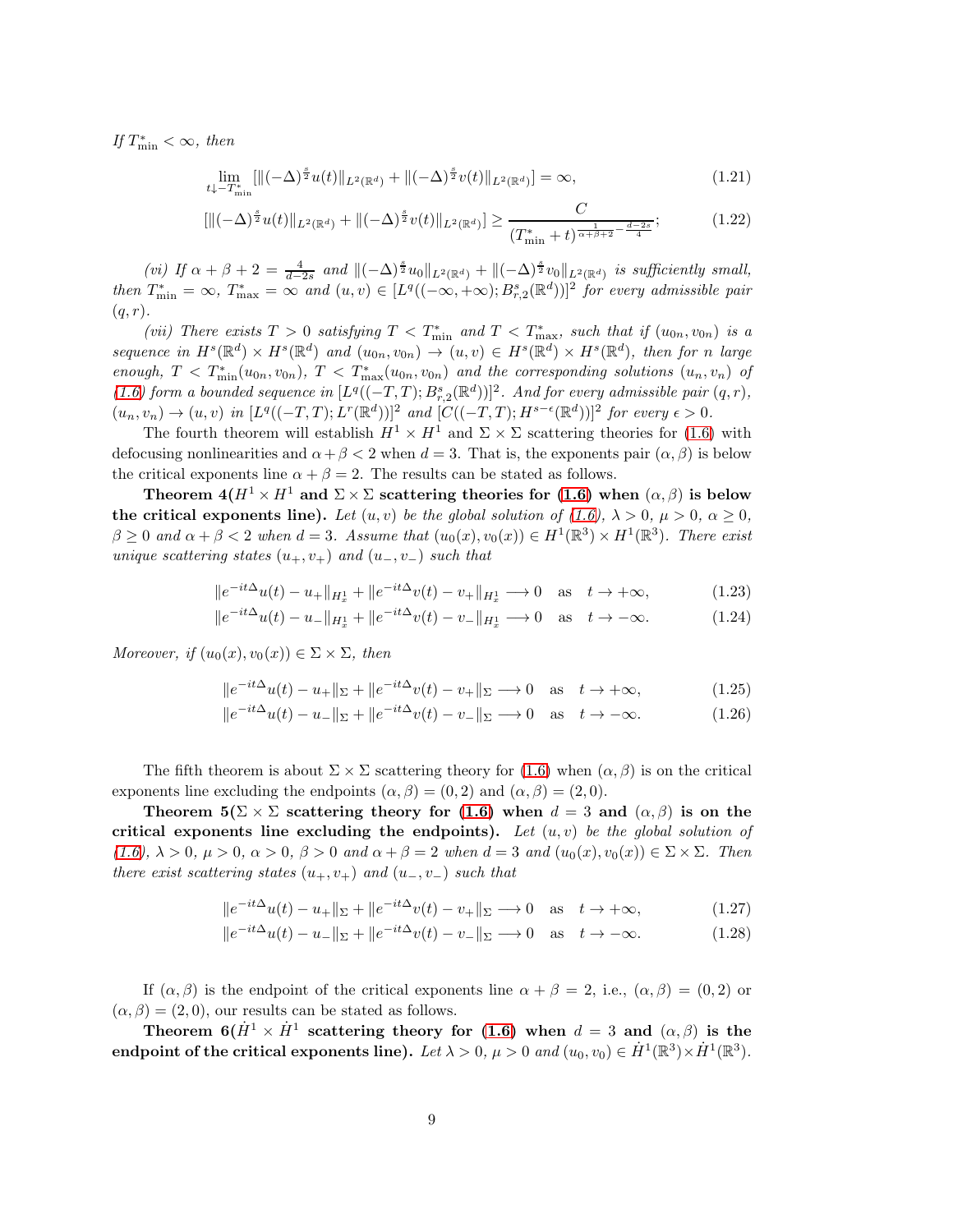*If $T^*_{\min} < \infty$, then*

$$\lim_{t \downarrow -T^*_{\min}} [\|(-\Delta)^{\frac{s}{2}} u(t)\|_{L^2(\mathbb{R}^d)} + \|(-\Delta)^{\frac{s}{2}} v(t)\|_{L^2(\mathbb{R}^d)}] = \infty, \tag{1.21}$$

$$[\|(-\Delta)^{\frac{s}{2}} u(t)\|_{L^2(\mathbb{R}^d)} + \|(-\Delta)^{\frac{s}{2}} v(t)\|_{L^2(\mathbb{R}^d)}] \geq \frac{C}{(T^*_{\min} + t)^{\frac{1}{\alpha+\beta+2} - \frac{d-2s}{4}}}; \tag{1.22}$$

*(vi) If $\alpha + \beta + 2 = \frac{4}{d-2s}$ and $\|(-\Delta)^{\frac{s}{2}} u_0\|_{L^2(\mathbb{R}^d)} + \|(-\Delta)^{\frac{s}{2}} v_0\|_{L^2(\mathbb{R}^d)}$ is sufficiently small, then $T^*_{\min} = \infty$, $T^*_{\max} = \infty$ and $(u, v) \in [L^q((-\infty, +\infty); B^s_{r,2}(\mathbb{R}^d))]^2$ for every admissible pair $(q, r)$.*

*(vii) There exists $T > 0$ satisfying $T < T^*_{\min}$ and $T < T^*_{\max}$, such that if $(u_{0n}, v_{0n})$ is a sequence in $H^s(\mathbb{R}^d) \times H^s(\mathbb{R}^d)$ and $(u_{0n}, v_{0n}) \to (u, v) \in H^s(\mathbb{R}^d) \times H^s(\mathbb{R}^d)$, then for $n$ large enough, $T < T^*_{\min}(u_{0n}, v_{0n})$, $T < T^*_{\max}(u_{0n}, v_{0n})$ and the corresponding solutions $(u_n, v_n)$ of (1.6) form a bounded sequence in $[L^q((-T, T); B^s_{r,2}(\mathbb{R}^d))]^2$. And for every admissible pair $(q, r)$, $(u_n, v_n) \to (u, v)$ in $[L^q((-T, T); L^r(\mathbb{R}^d))]^2$ and $[C((-T, T); H^{s-\epsilon}(\mathbb{R}^d))]^2$ for every $\epsilon > 0$.*

The fourth theorem will establish $H^1 \times H^1$ and $\Sigma \times \Sigma$ scattering theories for (1.6) with defocusing nonlinearities and $\alpha + \beta < 2$ when $d = 3$. That is, the exponents pair $(\alpha, \beta)$ is below the critical exponents line $\alpha + \beta = 2$. The results can be stated as follows.

**Theorem 4($H^1 \times H^1$ and $\Sigma \times \Sigma$ scattering theories for (1.6) when $(\alpha, \beta)$ is below the critical exponents line).** *Let $(u, v)$ be the global solution of (1.6), $\lambda > 0$, $\mu > 0$, $\alpha \geq 0$, $\beta \geq 0$ and $\alpha + \beta < 2$ when $d = 3$. Assume that $(u_0(x), v_0(x)) \in H^1(\mathbb{R}^3) \times H^1(\mathbb{R}^3)$. There exist unique scattering states $(u_+, v_+)$ and $(u_-, v_-)$ such that*

$$\|e^{-it\Delta} u(t) - u_+\|_{H^1_x} + \|e^{-it\Delta} v(t) - v_+\|_{H^1_x} \longrightarrow 0 \quad \text{as} \quad t \to +\infty, \tag{1.23}$$

$$\|e^{-it\Delta} u(t) - u_-\|_{H^1_x} + \|e^{-it\Delta} v(t) - v_-\|_{H^1_x} \longrightarrow 0 \quad \text{as} \quad t \to -\infty. \tag{1.24}$$

*Moreover, if $(u_0(x), v_0(x)) \in \Sigma \times \Sigma$, then*

$$\|e^{-it\Delta} u(t) - u_+\|_{\Sigma} + \|e^{-it\Delta} v(t) - v_+\|_{\Sigma} \longrightarrow 0 \quad \text{as} \quad t \to +\infty, \tag{1.25}$$

$$\|e^{-it\Delta} u(t) - u_-\|_{\Sigma} + \|e^{-it\Delta} v(t) - v_-\|_{\Sigma} \longrightarrow 0 \quad \text{as} \quad t \to -\infty. \tag{1.26}$$

The fifth theorem is about $\Sigma \times \Sigma$ scattering theory for (1.6) when $(\alpha, \beta)$ is on the critical exponents line excluding the endpoints $(\alpha, \beta) = (0, 2)$ and $(\alpha, \beta) = (2, 0)$.

**Theorem 5($\Sigma \times \Sigma$ scattering theory for (1.6) when $d = 3$ and $(\alpha, \beta)$ is on the critical exponents line excluding the endpoints).** *Let $(u, v)$ be the global solution of (1.6), $\lambda > 0$, $\mu > 0$, $\alpha > 0$, $\beta > 0$ and $\alpha + \beta = 2$ when $d = 3$ and $(u_0(x), v_0(x)) \in \Sigma \times \Sigma$. Then there exist scattering states $(u_+, v_+)$ and $(u_-, v_-)$ such that*

$$\|e^{-it\Delta} u(t) - u_+\|_{\Sigma} + \|e^{-it\Delta} v(t) - v_+\|_{\Sigma} \longrightarrow 0 \quad \text{as} \quad t \to +\infty, \tag{1.27}$$

$$\|e^{-it\Delta} u(t) - u_-\|_{\Sigma} + \|e^{-it\Delta} v(t) - v_-\|_{\Sigma} \longrightarrow 0 \quad \text{as} \quad t \to -\infty. \tag{1.28}$$

If $(\alpha, \beta)$ is the endpoint of the critical exponents line $\alpha + \beta = 2$, i.e., $(\alpha, \beta) = (0, 2)$ or $(\alpha, \beta) = (2, 0)$, our results can be stated as follows.

**Theorem 6($\dot{H}^1 \times \dot{H}^1$ scattering theory for (1.6) when $d = 3$ and $(\alpha, \beta)$ is the endpoint of the critical exponents line).** *Let $\lambda > 0$, $\mu > 0$ and $(u_0, v_0) \in \dot{H}^1(\mathbb{R}^3) \times \dot{H}^1(\mathbb{R}^3)$.*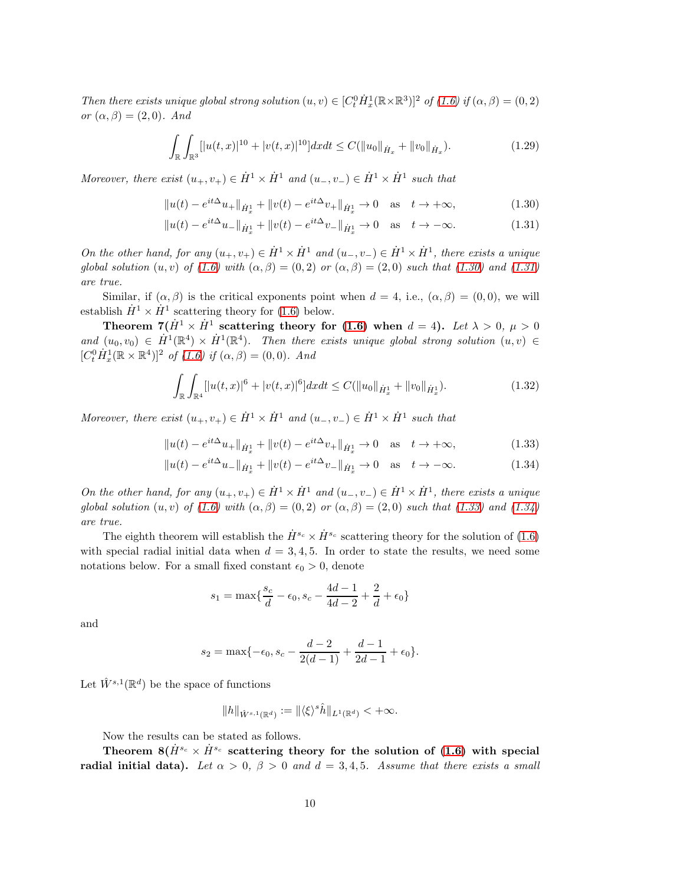*Then there exists unique global strong solution* $(u,v) \in [C_t^0 \dot{H}_x^1(\mathbb{R}\times\mathbb{R}^3)]^2$ *of (1.6) if* $(\alpha,\beta)=(0,2)$ *or* $(\alpha,\beta)=(2,0)$. *And*

$$\int_{\mathbb{R}}\int_{\mathbb{R}^3}[|u(t,x)|^{10}+|v(t,x)|^{10}]dxdt \le C(\|u_0\|_{\dot{H}_x}+\|v_0\|_{\dot{H}_x}). \tag{1.29}$$

*Moreover, there exist* $(u_+,v_+)\in \dot{H}^1\times\dot{H}^1$ *and* $(u_-,v_-)\in \dot{H}^1\times\dot{H}^1$ *such that*

$$\|u(t)-e^{it\Delta}u_+\|_{\dot{H}_x^1}+\|v(t)-e^{it\Delta}v_+\|_{\dot{H}_x^1}\to 0 \quad \text{as} \quad t\to+\infty, \tag{1.30}$$

$$\|u(t)-e^{it\Delta}u_-\|_{\dot{H}_x^1}+\|v(t)-e^{it\Delta}v_-\|_{\dot{H}_x^1}\to 0 \quad \text{as} \quad t\to-\infty. \tag{1.31}$$

*On the other hand, for any* $(u_+,v_+)\in \dot{H}^1\times\dot{H}^1$ *and* $(u_-,v_-)\in \dot{H}^1\times\dot{H}^1$, *there exists a unique global solution* $(u,v)$ *of (1.6) with* $(\alpha,\beta)=(0,2)$ *or* $(\alpha,\beta)=(2,0)$ *such that (1.30) and (1.31) are true.*

Similar, if $(\alpha,\beta)$ is the critical exponents point when $d=4$, i.e., $(\alpha,\beta)=(0,0)$, we will establish $\dot{H}^1\times\dot{H}^1$ scattering theory for (1.6) below.

**Theorem 7($\dot{H}^1\times\dot{H}^1$ scattering theory for (1.6) when $d=4$).** *Let* $\lambda>0$, $\mu>0$ *and* $(u_0,v_0)\in \dot{H}^1(\mathbb{R}^4)\times\dot{H}^1(\mathbb{R}^4)$. *Then there exists unique global strong solution* $(u,v)\in [C_t^0\dot{H}_x^1(\mathbb{R}\times\mathbb{R}^4)]^2$ *of (1.6) if* $(\alpha,\beta)=(0,0)$. *And*

$$\int_{\mathbb{R}}\int_{\mathbb{R}^4}[|u(t,x)|^{6}+|v(t,x)|^{6}]dxdt \le C(\|u_0\|_{\dot{H}_x^1}+\|v_0\|_{\dot{H}_x^1}). \tag{1.32}$$

*Moreover, there exist* $(u_+,v_+)\in \dot{H}^1\times\dot{H}^1$ *and* $(u_-,v_-)\in \dot{H}^1\times\dot{H}^1$ *such that*

$$\|u(t)-e^{it\Delta}u_+\|_{\dot{H}_x^1}+\|v(t)-e^{it\Delta}v_+\|_{\dot{H}_x^1}\to 0 \quad \text{as} \quad t\to+\infty, \tag{1.33}$$

$$\|u(t)-e^{it\Delta}u_-\|_{\dot{H}_x^1}+\|v(t)-e^{it\Delta}v_-\|_{\dot{H}_x^1}\to 0 \quad \text{as} \quad t\to-\infty. \tag{1.34}$$

*On the other hand, for any* $(u_+,v_+)\in \dot{H}^1\times\dot{H}^1$ *and* $(u_-,v_-)\in \dot{H}^1\times\dot{H}^1$, *there exists a unique global solution* $(u,v)$ *of (1.6) with* $(\alpha,\beta)=(0,2)$ *or* $(\alpha,\beta)=(2,0)$ *such that (1.33) and (1.34) are true.*

The eighth theorem will establish the $\dot{H}^{s_c}\times\dot{H}^{s_c}$ scattering theory for the solution of (1.6) with special radial initial data when $d=3,4,5$. In order to state the results, we need some notations below. For a small fixed constant $\epsilon_0>0$, denote

$$s_1=\max\{\frac{s_c}{d}-\epsilon_0, s_c-\frac{4d-1}{4d-2}+\frac{2}{d}+\epsilon_0\}$$

and

$$s_2=\max\{-\epsilon_0, s_c-\frac{d-2}{2(d-1)}+\frac{d-1}{2d-1}+\epsilon_0\}.$$

Let $\hat{W}^{s,1}(\mathbb{R}^d)$ be the space of functions

$$\|h\|_{\hat{W}^{s,1}(\mathbb{R}^d)}:=\|\langle\xi\rangle^s\hat{h}\|_{L^1(\mathbb{R}^d)}<+\infty.$$

Now the results can be stated as follows.

**Theorem 8($\dot{H}^{s_c}\times\dot{H}^{s_c}$ scattering theory for the solution of (1.6) with special radial initial data).** *Let* $\alpha>0$, $\beta>0$ *and* $d=3,4,5$. *Assume that there exists a small*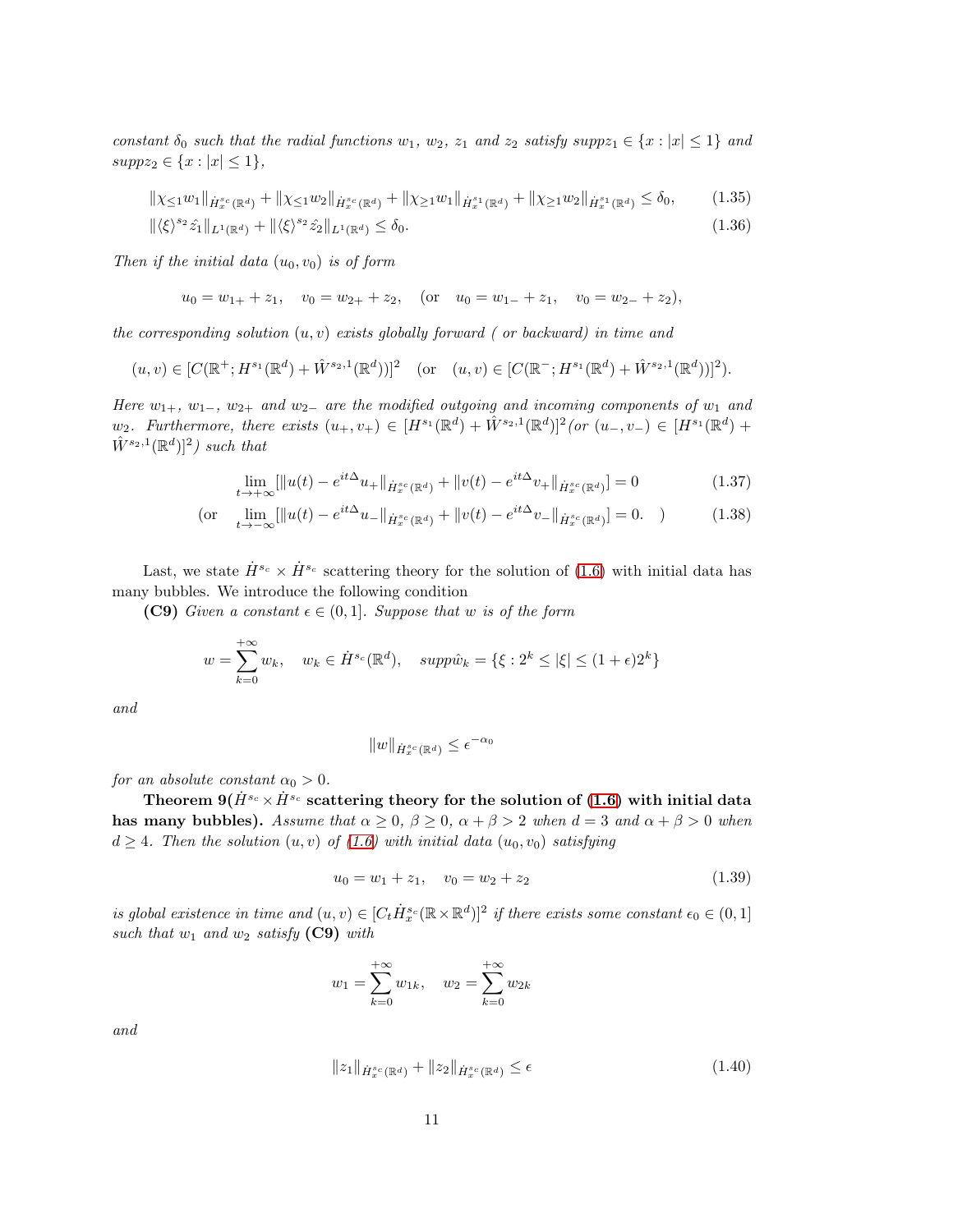*constant $\delta_0$ such that the radial functions $w_1$, $w_2$, $z_1$ and $z_2$ satisfy $supp z_1 \in \{x : |x| \le 1\}$ and $supp z_2 \in \{x : |x| \le 1\}$,*

$$\|\chi_{\le 1} w_1\|_{\dot{H}_x^{s_c}(\mathbb{R}^d)} + \|\chi_{\le 1} w_2\|_{\dot{H}_x^{s_c}(\mathbb{R}^d)} + \|\chi_{\ge 1} w_1\|_{\dot{H}_x^{s_1}(\mathbb{R}^d)} + \|\chi_{\ge 1} w_2\|_{\dot{H}_x^{s_1}(\mathbb{R}^d)} \le \delta_0, \tag{1.35}$$

$$\|\langle \xi \rangle^{s_2} \hat{z}_1\|_{L^1(\mathbb{R}^d)} + \|\langle \xi \rangle^{s_2} \hat{z}_2\|_{L^1(\mathbb{R}^d)} \le \delta_0. \tag{1.36}$$

*Then if the initial data $(u_0, v_0)$ is of form*

$$u_0 = w_{1+} + z_1, \quad v_0 = w_{2+} + z_2, \quad (\text{or} \quad u_0 = w_{1-} + z_1, \quad v_0 = w_{2-} + z_2),$$

*the corresponding solution $(u, v)$ exists globally forward ( or backward) in time and*

$$(u, v) \in [C(\mathbb{R}^+; H^{s_1}(\mathbb{R}^d) + \hat{W}^{s_2,1}(\mathbb{R}^d))]^2 \quad (\text{or} \quad (u, v) \in [C(\mathbb{R}^-; H^{s_1}(\mathbb{R}^d) + \hat{W}^{s_2,1}(\mathbb{R}^d))]^2).$$

*Here $w_{1+}$, $w_{1-}$, $w_{2+}$ and $w_{2-}$ are the modified outgoing and incoming components of $w_1$ and $w_2$. Furthermore, there exists $(u_+, v_+) \in [H^{s_1}(\mathbb{R}^d) + \hat{W}^{s_2,1}(\mathbb{R}^d)]^2$ (or $(u_-, v_-) \in [H^{s_1}(\mathbb{R}^d) + \hat{W}^{s_2,1}(\mathbb{R}^d)]^2$) such that*

$$\lim_{t \to +\infty} [\|u(t) - e^{it\Delta} u_+\|_{\dot{H}_x^{s_c}(\mathbb{R}^d)} + \|v(t) - e^{it\Delta} v_+\|_{\dot{H}_x^{s_c}(\mathbb{R}^d)}] = 0 \tag{1.37}$$

$$(\text{or} \quad \lim_{t \to -\infty} [\|u(t) - e^{it\Delta} u_-\|_{\dot{H}_x^{s_c}(\mathbb{R}^d)} + \|v(t) - e^{it\Delta} v_-\|_{\dot{H}_x^{s_c}(\mathbb{R}^d)}] = 0. \quad ) \tag{1.38}$$

Last, we state $\dot{H}^{s_c} \times \dot{H}^{s_c}$ scattering theory for the solution of (1.6) with initial data has many bubbles. We introduce the following condition

**(C9)** *Given a constant $\epsilon \in (0, 1]$. Suppose that $w$ is of the form*

$$w = \sum_{k=0}^{+\infty} w_k, \quad w_k \in \dot{H}^{s_c}(\mathbb{R}^d), \quad supp \hat{w}_k = \{\xi : 2^k \le |\xi| \le (1 + \epsilon) 2^k\}$$

*and*

$$\|w\|_{\dot{H}_x^{s_c}(\mathbb{R}^d)} \le \epsilon^{-\alpha_0}$$

*for an absolute constant $\alpha_0 > 0$.*

**Theorem 9($\dot{H}^{s_c} \times \dot{H}^{s_c}$ scattering theory for the solution of (1.6) with initial data has many bubbles).** *Assume that $\alpha \ge 0$, $\beta \ge 0$, $\alpha + \beta > 2$ when $d = 3$ and $\alpha + \beta > 0$ when $d \ge 4$. Then the solution $(u, v)$ of (1.6) with initial data $(u_0, v_0)$ satisfying*

$$u_0 = w_1 + z_1, \quad v_0 = w_2 + z_2 \tag{1.39}$$

*is global existence in time and $(u, v) \in [C_t \dot{H}_x^{s_c}(\mathbb{R} \times \mathbb{R}^d)]^2$ if there exists some constant $\epsilon_0 \in (0, 1]$ such that $w_1$ and $w_2$ satisfy **(C9)** with*

$$w_1 = \sum_{k=0}^{+\infty} w_{1k}, \quad w_2 = \sum_{k=0}^{+\infty} w_{2k}$$

*and*

$$\|z_1\|_{\dot{H}_x^{s_c}(\mathbb{R}^d)} + \|z_2\|_{\dot{H}_x^{s_c}(\mathbb{R}^d)} \le \epsilon \tag{1.40}$$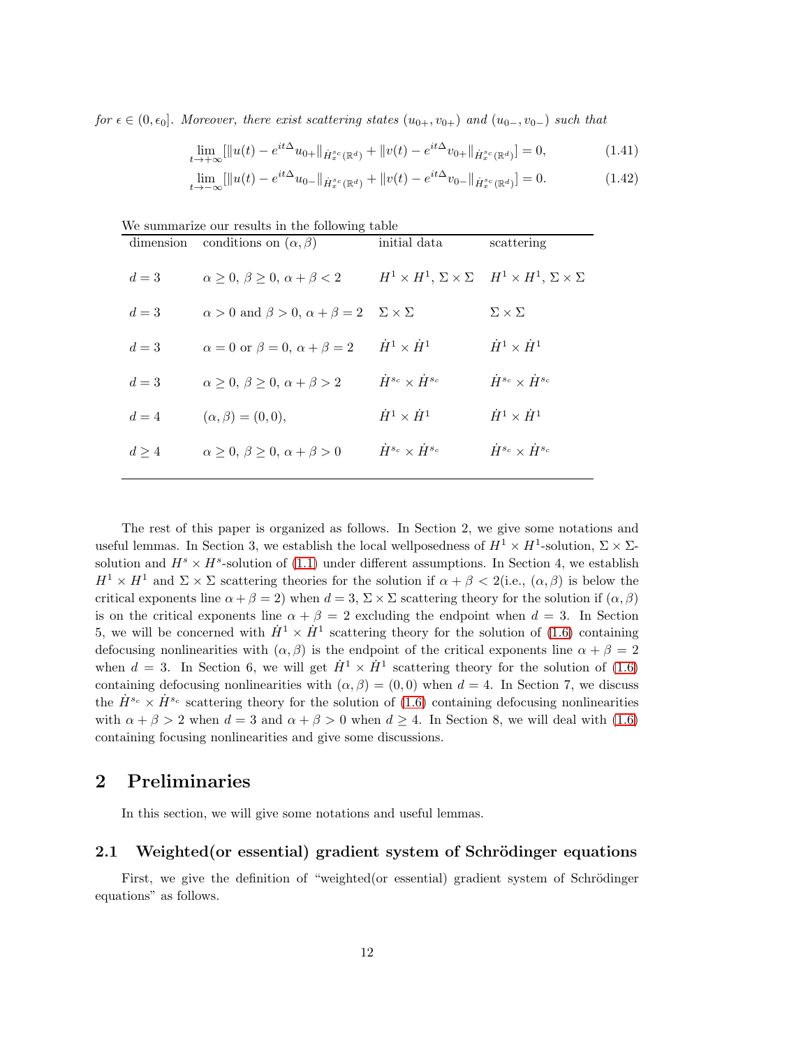*for $\epsilon \in (0, \epsilon_0]$. Moreover, there exist scattering states $(u_{0+}, v_{0+})$ and $(u_{0-}, v_{0-})$ such that*

$$\lim_{t\to+\infty}[\|u(t) - e^{it\Delta}u_{0+}\|_{\dot{H}_x^{s_c}(\mathbb{R}^d)} + \|v(t) - e^{it\Delta}v_{0+}\|_{\dot{H}_x^{s_c}(\mathbb{R}^d)}] = 0, \tag{1.41}$$

$$\lim_{t\to-\infty}[\|u(t) - e^{it\Delta}u_{0-}\|_{\dot{H}_x^{s_c}(\mathbb{R}^d)} + \|v(t) - e^{it\Delta}v_{0-}\|_{\dot{H}_x^{s_c}(\mathbb{R}^d)}] = 0. \tag{1.42}$$

We summarize our results in the following table

| dimension | conditions on $(\alpha, \beta)$ | initial data | scattering |
|---|---|---|---|
| $d = 3$ | $\alpha \geq 0,\ \beta \geq 0,\ \alpha + \beta < 2$ | $H^1 \times H^1$, $\Sigma \times \Sigma$ | $H^1 \times H^1$, $\Sigma \times \Sigma$ |
| $d = 3$ | $\alpha > 0$ and $\beta > 0$, $\alpha + \beta = 2$ | $\Sigma \times \Sigma$ | $\Sigma \times \Sigma$ |
| $d = 3$ | $\alpha = 0$ or $\beta = 0$, $\alpha + \beta = 2$ | $\dot{H}^1 \times \dot{H}^1$ | $\dot{H}^1 \times \dot{H}^1$ |
| $d = 3$ | $\alpha \geq 0,\ \beta \geq 0,\ \alpha + \beta > 2$ | $\dot{H}^{s_c} \times \dot{H}^{s_c}$ | $\dot{H}^{s_c} \times \dot{H}^{s_c}$ |
| $d = 4$ | $(\alpha, \beta) = (0, 0)$, | $\dot{H}^1 \times \dot{H}^1$ | $\dot{H}^1 \times \dot{H}^1$ |
| $d \geq 4$ | $\alpha \geq 0,\ \beta \geq 0,\ \alpha + \beta > 0$ | $\dot{H}^{s_c} \times \dot{H}^{s_c}$ | $\dot{H}^{s_c} \times \dot{H}^{s_c}$ |

The rest of this paper is organized as follows. In Section 2, we give some notations and useful lemmas. In Section 3, we establish the local wellposedness of $H^1 \times H^1$-solution, $\Sigma \times \Sigma$-solution and $H^s \times H^s$-solution of (1.1) under different assumptions. In Section 4, we establish $H^1 \times H^1$ and $\Sigma \times \Sigma$ scattering theories for the solution if $\alpha + \beta < 2$(i.e., $(\alpha, \beta)$ is below the critical exponents line $\alpha + \beta = 2$) when $d = 3$, $\Sigma \times \Sigma$ scattering theory for the solution if $(\alpha, \beta)$ is on the critical exponents line $\alpha + \beta = 2$ excluding the endpoint when $d = 3$. In Section 5, we will be concerned with $\dot{H}^1 \times \dot{H}^1$ scattering theory for the solution of (1.6) containing defocusing nonlinearities with $(\alpha, \beta)$ is the endpoint of the critical exponents line $\alpha + \beta = 2$ when $d = 3$. In Section 6, we will get $\dot{H}^1 \times \dot{H}^1$ scattering theory for the solution of (1.6) containing defocusing nonlinearities with $(\alpha, \beta) = (0, 0)$ when $d = 4$. In Section 7, we discuss the $\dot{H}^{s_c} \times \dot{H}^{s_c}$ scattering theory for the solution of (1.6) containing defocusing nonlinearities with $\alpha + \beta > 2$ when $d = 3$ and $\alpha + \beta > 0$ when $d \geq 4$. In Section 8, we will deal with (1.6) containing focusing nonlinearities and give some discussions.

# 2 Preliminaries

In this section, we will give some notations and useful lemmas.

## 2.1 Weighted(or essential) gradient system of Schrödinger equations

First, we give the definition of "weighted(or essential) gradient system of Schrödinger equations" as follows.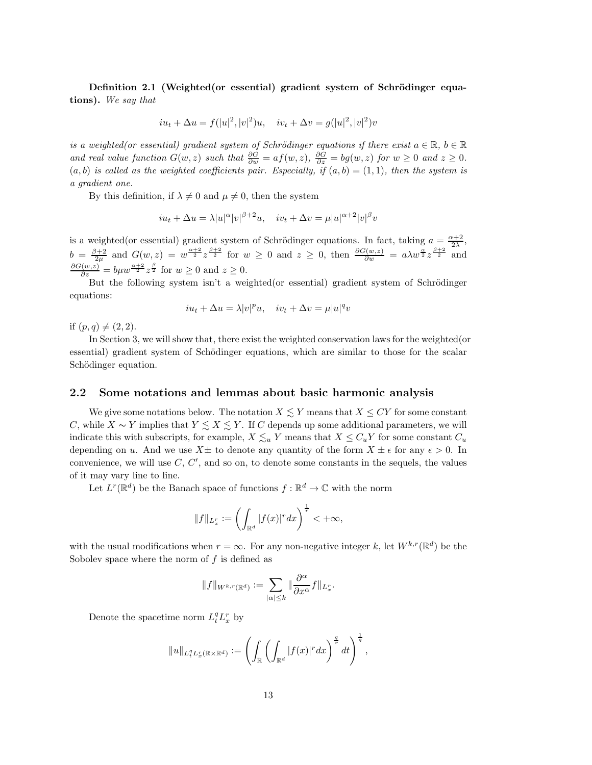**Definition 2.1 (Weighted(or essential) gradient system of Schrödinger equations).** *We say that*

$$iu_t + \Delta u = f(|u|^2, |v|^2)u, \quad iv_t + \Delta v = g(|u|^2, |v|^2)v$$

*is a weighted(or essential) gradient system of Schrödinger equations if there exist $a \in \mathbb{R}$, $b \in \mathbb{R}$ and real value function $G(w, z)$ such that $\frac{\partial G}{\partial w} = af(w, z)$, $\frac{\partial G}{\partial z} = bg(w, z)$ for $w \geq 0$ and $z \geq 0$. $(a, b)$ is called as the weighted coefficients pair. Especially, if $(a, b) = (1, 1)$, then the system is a gradient one.*

By this definition, if $\lambda \neq 0$ and $\mu \neq 0$, then the system

$$iu_t + \Delta u = \lambda |u|^\alpha |v|^{\beta+2} u, \quad iv_t + \Delta v = \mu |u|^{\alpha+2} |v|^\beta v$$

is a weighted(or essential) gradient system of Schrödinger equations. In fact, taking $a = \frac{\alpha+2}{2\lambda}$, $b = \frac{\beta+2}{2\mu}$ and $G(w, z) = w^{\frac{\alpha+2}{2}} z^{\frac{\beta+2}{2}}$ for $w \geq 0$ and $z \geq 0$, then $\frac{\partial G(w,z)}{\partial w} = a\lambda w^{\frac{\alpha}{2}} z^{\frac{\beta+2}{2}}$ and $\frac{\partial G(w,z)}{\partial z} = b\mu w^{\frac{\alpha+2}{2}} z^{\frac{\beta}{2}}$ for $w \geq 0$ and $z \geq 0$.

But the following system isn't a weighted(or essential) gradient system of Schrödinger equations:

$$iu_t + \Delta u = \lambda |v|^p u, \quad iv_t + \Delta v = \mu |u|^q v$$

if $(p, q) \neq (2, 2)$.

In Section 3, we will show that, there exist the weighted conservation laws for the weighted(or essential) gradient system of Schödinger equations, which are similar to those for the scalar Schödinger equation.

## 2.2 Some notations and lemmas about basic harmonic analysis

We give some notations below. The notation $X \lesssim Y$ means that $X \leq CY$ for some constant $C$, while $X \sim Y$ implies that $Y \lesssim X \lesssim Y$. If $C$ depends up some additional parameters, we will indicate this with subscripts, for example, $X \lesssim_u Y$ means that $X \leq C_u Y$ for some constant $C_u$ depending on $u$. And we use $X\pm$ to denote any quantity of the form $X \pm \epsilon$ for any $\epsilon > 0$. In convenience, we will use $C$, $C'$, and so on, to denote some constants in the sequels, the values of it may vary line to line.

Let $L^r(\mathbb{R}^d)$ be the Banach space of functions $f : \mathbb{R}^d \to \mathbb{C}$ with the norm

$$\|f\|_{L^r_x} := \left( \int_{\mathbb{R}^d} |f(x)|^r dx \right)^{\frac{1}{r}} < +\infty,$$

with the usual modifications when $r = \infty$. For any non-negative integer $k$, let $W^{k,r}(\mathbb{R}^d)$ be the Sobolev space where the norm of $f$ is defined as

$$\|f\|_{W^{k,r}(\mathbb{R}^d)} := \sum_{|\alpha| \leq k} \|\frac{\partial^\alpha}{\partial x^\alpha} f\|_{L^r_x}.$$

Denote the spacetime norm $L^q_t L^r_x$ by

$$\|u\|_{L^q_t L^r_x(\mathbb{R} \times \mathbb{R}^d)} := \left( \int_{\mathbb{R}} \left( \int_{\mathbb{R}^d} |f(x)|^r dx \right)^{\frac{q}{r}} dt \right)^{\frac{1}{q}},$$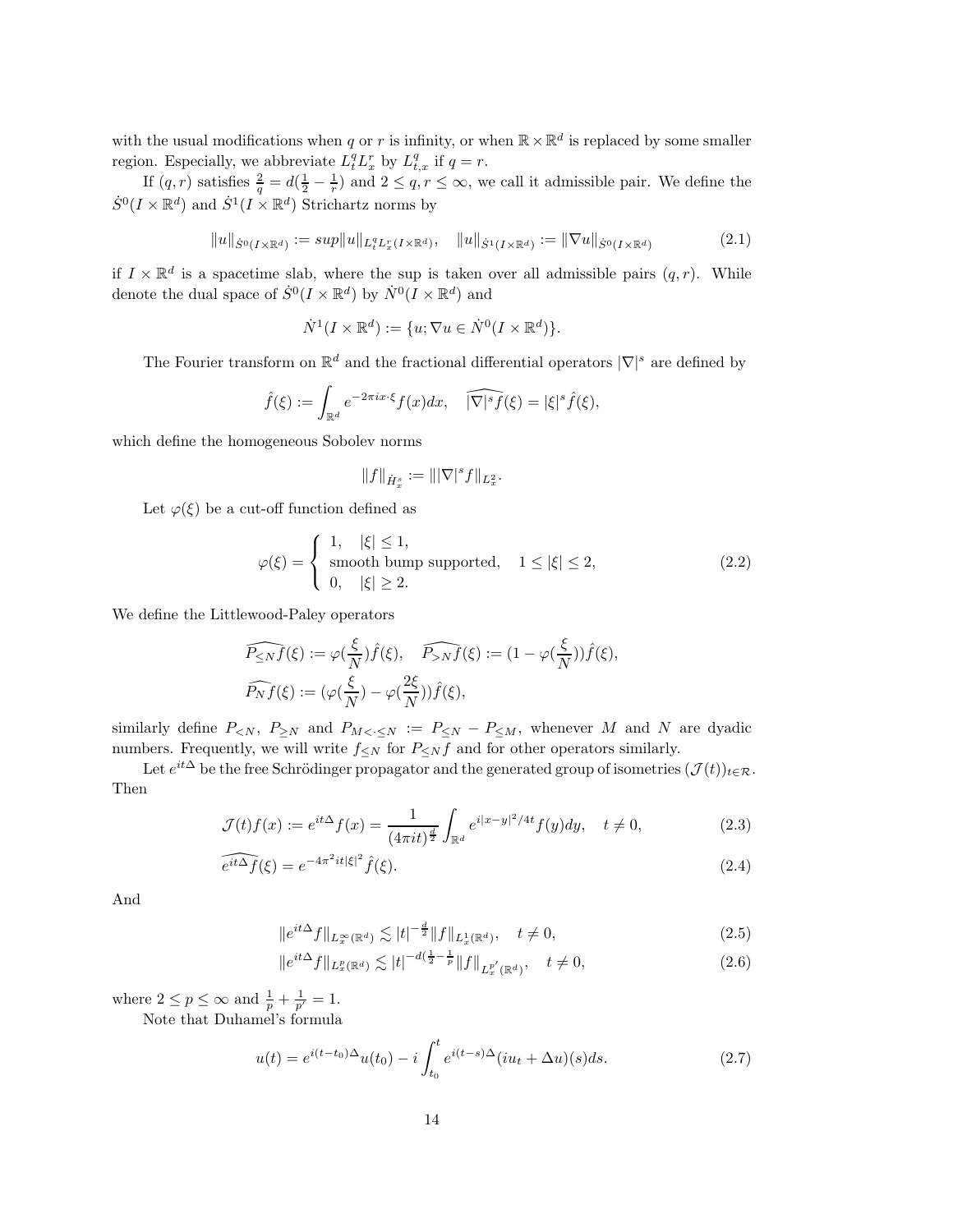with the usual modifications when $q$ or $r$ is infinity, or when $\mathbb{R}\times\mathbb{R}^d$ is replaced by some smaller region. Especially, we abbreviate $L_t^qL_x^r$ by $L_{t,x}^q$ if $q=r$.

If $(q,r)$ satisfies $\frac{2}{q}=d(\frac{1}{2}-\frac{1}{r})$ and $2\le q,r\le\infty$, we call it admissible pair. We define the $\dot{S}^0(I\times\mathbb{R}^d)$ and $\dot{S}^1(I\times\mathbb{R}^d)$ Strichartz norms by

$$\|u\|_{\dot{S}^0(I\times\mathbb{R}^d)} := sup\|u\|_{L_t^qL_x^r(I\times\mathbb{R}^d)}, \quad \|u\|_{\dot{S}^1(I\times\mathbb{R}^d)} := \|\nabla u\|_{\dot{S}^0(I\times\mathbb{R}^d)} \tag{2.1}$$

if $I\times\mathbb{R}^d$ is a spacetime slab, where the sup is taken over all admissible pairs $(q,r)$. While denote the dual space of $\dot{S}^0(I\times\mathbb{R}^d)$ by $\dot{N}^0(I\times\mathbb{R}^d)$ and

$$\dot{N}^1(I\times\mathbb{R}^d) := \{u; \nabla u\in \dot{N}^0(I\times\mathbb{R}^d)\}.$$

The Fourier transform on $\mathbb{R}^d$ and the fractional differential operators $|\nabla|^s$ are defined by

$$\hat{f}(\xi) := \int_{\mathbb{R}^d} e^{-2\pi i x\cdot\xi} f(x)dx, \quad \widehat{|\nabla|^s f}(\xi) = |\xi|^s\hat{f}(\xi),$$

which define the homogeneous Sobolev norms

$$\|f\|_{\dot{H}_x^s} := \||\nabla|^s f\|_{L_x^2}.$$

Let $\varphi(\xi)$ be a cut-off function defined as

$$\varphi(\xi) = \begin{cases} 1, & |\xi|\le 1, \\ \text{smooth bump supported}, & 1\le|\xi|\le 2, \\ 0, & |\xi|\ge 2. \end{cases} \tag{2.2}$$

We define the Littlewood-Paley operators

$$\widehat{P_{\le N}f}(\xi) := \varphi(\frac{\xi}{N})\hat{f}(\xi), \quad \widehat{P_{>N}f}(\xi) := (1-\varphi(\frac{\xi}{N}))\hat{f}(\xi),$$
$$\widehat{P_N f}(\xi) := (\varphi(\frac{\xi}{N})-\varphi(\frac{2\xi}{N}))\hat{f}(\xi),$$

similarly define $P_{<N}$, $P_{\ge N}$ and $P_{M<\cdot\le N} := P_{\le N}-P_{\le M}$, whenever $M$ and $N$ are dyadic numbers. Frequently, we will write $f_{\le N}$ for $P_{\le N}f$ and for other operators similarly.

Let $e^{it\Delta}$ be the free Schrödinger propagator and the generated group of isometries $(\mathcal{J}(t))_{t\in\mathcal{R}}$. Then

$$\mathcal{J}(t)f(x) := e^{it\Delta}f(x) = \frac{1}{(4\pi i t)^{\frac{d}{2}}}\int_{\mathbb{R}^d} e^{i|x-y|^2/4t}f(y)dy, \quad t\ne 0, \tag{2.3}$$

$$\widehat{e^{it\Delta}f}(\xi) = e^{-4\pi^2 it|\xi|^2}\hat{f}(\xi). \tag{2.4}$$

And

$$\|e^{it\Delta}f\|_{L_x^\infty(\mathbb{R}^d)} \lesssim |t|^{-\frac{d}{2}}\|f\|_{L_x^1(\mathbb{R}^d)}, \quad t\ne 0, \tag{2.5}$$

$$\|e^{it\Delta}f\|_{L_x^p(\mathbb{R}^d)} \lesssim |t|^{-d(\frac{1}{2}-\frac{1}{p})}\|f\|_{L_x^{p'}(\mathbb{R}^d)}, \quad t\ne 0, \tag{2.6}$$

where $2\le p\le\infty$ and $\frac{1}{p}+\frac{1}{p'}=1$.

Note that Duhamel's formula

$$u(t) = e^{i(t-t_0)\Delta}u(t_0) - i\int_{t_0}^t e^{i(t-s)\Delta}(iu_t+\Delta u)(s)ds. \tag{2.7}$$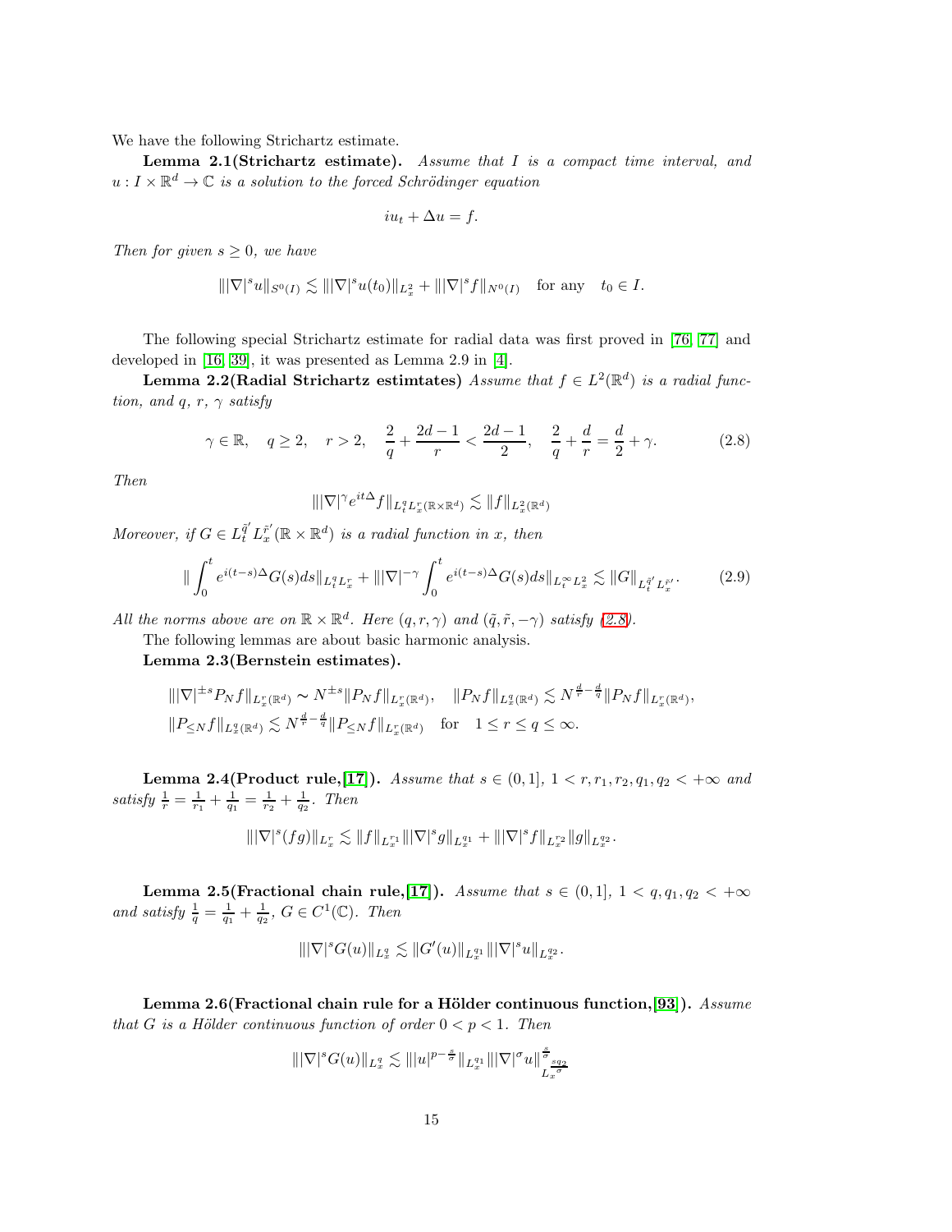We have the following Strichartz estimate.

**Lemma 2.1(Strichartz estimate).** *Assume that $I$ is a compact time interval, and $u : I \times \mathbb{R}^d \to \mathbb{C}$ is a solution to the forced Schrödinger equation*

$$iu_t + \Delta u = f.$$

*Then for given $s \geq 0$, we have*

$$\||\nabla|^s u\|_{S^0(I)} \lesssim \||\nabla|^s u(t_0)\|_{L_x^2} + \||\nabla|^s f\|_{N^0(I)} \quad \text{for any} \quad t_0 \in I.$$

The following special Strichartz estimate for radial data was first proved in [76, 77] and developed in [16, 39], it was presented as Lemma 2.9 in [4].

**Lemma 2.2(Radial Strichartz estimtates)** *Assume that $f \in L^2(\mathbb{R}^d)$ is a radial function, and $q$, $r$, $\gamma$ satisfy*

$$\gamma \in \mathbb{R}, \quad q \geq 2, \quad r > 2, \quad \frac{2}{q} + \frac{2d-1}{r} < \frac{2d-1}{2}, \quad \frac{2}{q} + \frac{d}{r} = \frac{d}{2} + \gamma. \tag{2.8}$$

*Then*

$$\||\nabla|^\gamma e^{it\Delta} f\|_{L_t^q L_x^r(\mathbb{R}\times\mathbb{R}^d)} \lesssim \|f\|_{L_x^2(\mathbb{R}^d)}$$

*Moreover, if $G \in L_t^{\tilde{q}'} L_x^{\tilde{r}'}(\mathbb{R} \times \mathbb{R}^d)$ is a radial function in $x$, then*

$$\|\int_0^t e^{i(t-s)\Delta} G(s) ds\|_{L_t^q L_x^r} + \||\nabla|^{-\gamma} \int_0^t e^{i(t-s)\Delta} G(s) ds\|_{L_t^\infty L_x^2} \lesssim \|G\|_{L_t^{\tilde{q}'} L_x^{\tilde{r}'}}. \tag{2.9}$$

*All the norms above are on $\mathbb{R} \times \mathbb{R}^d$. Here $(q, r, \gamma)$ and $(\tilde{q}, \tilde{r}, -\gamma)$ satisfy (2.8).*

The following lemmas are about basic harmonic analysis.

**Lemma 2.3(Bernstein estimates).**

$$\||\nabla|^{\pm s} P_N f\|_{L_x^r(\mathbb{R}^d)} \sim N^{\pm s} \|P_N f\|_{L_x^r(\mathbb{R}^d)}, \quad \|P_N f\|_{L_x^q(\mathbb{R}^d)} \lesssim N^{\frac{d}{r} - \frac{d}{q}} \|P_N f\|_{L_x^r(\mathbb{R}^d)},$$
$$\|P_{\leq N} f\|_{L_x^q(\mathbb{R}^d)} \lesssim N^{\frac{d}{r} - \frac{d}{q}} \|P_{\leq N} f\|_{L_x^r(\mathbb{R}^d)} \quad \text{for} \quad 1 \leq r \leq q \leq \infty.$$

**Lemma 2.4(Product rule,[17]).** *Assume that $s \in (0, 1]$, $1 < r, r_1, r_2, q_1, q_2 < +\infty$ and satisfy $\frac{1}{r} = \frac{1}{r_1} + \frac{1}{q_1} = \frac{1}{r_2} + \frac{1}{q_2}$. Then*

$$\||\nabla|^s (fg)\|_{L_x^r} \lesssim \|f\|_{L_x^{r_1}} \||\nabla|^s g\|_{L_x^{q_1}} + \||\nabla|^s f\|_{L_x^{r_2}} \|g\|_{L_x^{q_2}}.$$

**Lemma 2.5(Fractional chain rule,[17]).** *Assume that $s \in (0, 1]$, $1 < q, q_1, q_2 < +\infty$ and satisfy $\frac{1}{q} = \frac{1}{q_1} + \frac{1}{q_2}$, $G \in C^1(\mathbb{C})$. Then*

$$\||\nabla|^s G(u)\|_{L_x^q} \lesssim \|G'(u)\|_{L_x^{q_1}} \||\nabla|^s u\|_{L_x^{q_2}}.$$

**Lemma 2.6(Fractional chain rule for a Hölder continuous function,[93]).** *Assume that $G$ is a Hölder continuous function of order $0 < p < 1$. Then*

$$\||\nabla|^s G(u)\|_{L_x^q} \lesssim \||u|^{p - \frac{s}{\sigma}}\|_{L_x^{q_1}} \||\nabla|^\sigma u\|^{\frac{s}{\sigma}}_{L_x^{\frac{s q_2}{\sigma}}}$$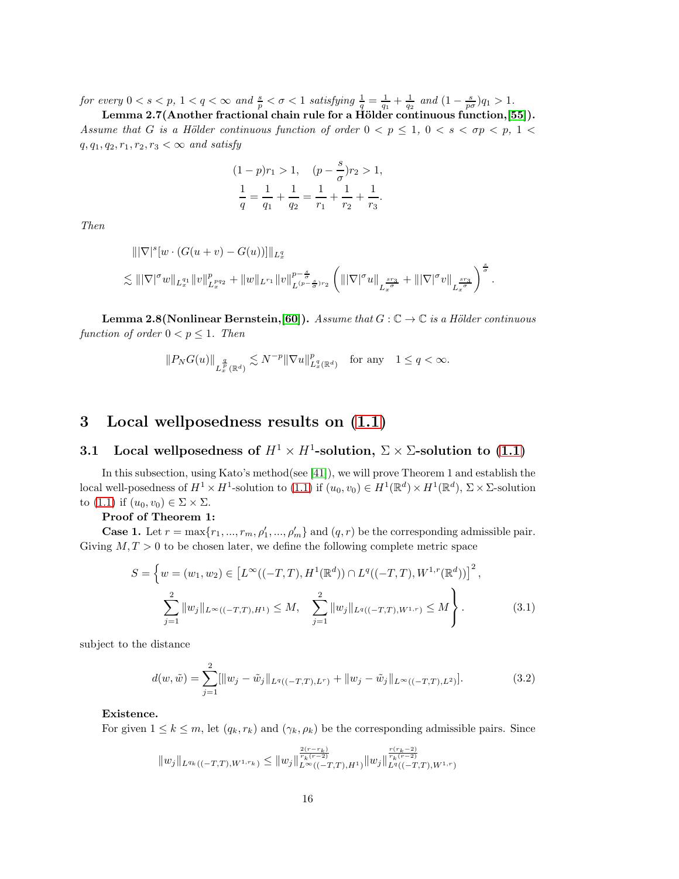*for every $0 < s < p$, $1 < q < \infty$ and $\frac{s}{p} < \sigma < 1$ satisfying $\frac{1}{q} = \frac{1}{q_1} + \frac{1}{q_2}$ and $(1 - \frac{s}{p\sigma})q_1 > 1$.*

**Lemma 2.7(Another fractional chain rule for a Hölder continuous function,[55]).** *Assume that $G$ is a Hölder continuous function of order $0 < p \le 1$, $0 < s < \sigma p < p$, $1 < q, q_1, q_2, r_1, r_2, r_3 < \infty$ and satisfy*

$$(1-p)r_1 > 1, \quad (p - \frac{s}{\sigma})r_2 > 1,$$
$$\frac{1}{q} = \frac{1}{q_1} + \frac{1}{q_2} = \frac{1}{r_1} + \frac{1}{r_2} + \frac{1}{r_3}.$$

*Then*

$$\begin{aligned}
&\||\nabla|^s[w \cdot (G(u+v) - G(u))]\|_{L_x^q} \\
&\lesssim \||\nabla|^\sigma w\|_{L_x^{q_1}} \|v\|_{L_x^{pq_2}}^p + \|w\|_{L^{r_1}} \|v\|_{L^{(p-\frac{s}{\sigma})r_2}}^{p-\frac{s}{\sigma}} \left( \||\nabla|^\sigma u\|_{L_x^{\frac{sr_3}{\sigma}}} + \||\nabla|^\sigma v\|_{L_x^{\frac{sr_3}{\sigma}}} \right)^{\frac{s}{\sigma}}.
\end{aligned}$$

**Lemma 2.8(Nonlinear Bernstein,[60]).** *Assume that $G : \mathbb{C} \to \mathbb{C}$ is a Hölder continuous function of order $0 < p \le 1$. Then*

$$\|P_N G(u)\|_{L_x^{\frac{q}{p}}(\mathbb{R}^d)} \lesssim N^{-p} \|\nabla u\|_{L_x^q(\mathbb{R}^d)}^p \quad \text{for any} \quad 1 \le q < \infty.$$

# 3 Local wellposedness results on (1.1)

## 3.1 Local wellposedness of $H^1 \times H^1$-solution, $\Sigma \times \Sigma$-solution to (1.1)

In this subsection, using Kato's method(see [41]), we will prove Theorem 1 and establish the local well-posedness of $H^1 \times H^1$-solution to (1.1) if $(u_0, v_0) \in H^1(\mathbb{R}^d) \times H^1(\mathbb{R}^d)$, $\Sigma \times \Sigma$-solution to (1.1) if $(u_0, v_0) \in \Sigma \times \Sigma$.

**Proof of Theorem 1:**

**Case 1.** Let $r = \max\{r_1, ..., r_m, \rho_1', ..., \rho_m'\}$ and $(q, r)$ be the corresponding admissible pair. Giving $M, T > 0$ to be chosen later, we define the following complete metric space

$$S = \left\{ w = (w_1, w_2) \in \left[ L^\infty((-T,T), H^1(\mathbb{R}^d)) \cap L^q((-T,T), W^{1,r}(\mathbb{R}^d)) \right]^2, \right.$$
$$\left. \sum_{j=1}^2 \|w_j\|_{L^\infty((-T,T),H^1)} \le M, \quad \sum_{j=1}^2 \|w_j\|_{L^q((-T,T),W^{1,r})} \le M \right\}. \tag{3.1}$$

subject to the distance

$$d(w, \tilde{w}) = \sum_{j=1}^2 [\|w_j - \tilde{w}_j\|_{L^q((-T,T),L^r)} + \|w_j - \tilde{w}_j\|_{L^\infty((-T,T),L^2)}]. \tag{3.2}$$

**Existence.**

For given $1 \le k \le m$, let $(q_k, r_k)$ and $(\gamma_k, \rho_k)$ be the corresponding admissible pairs. Since

$$\|w_j\|_{L^{q_k}((-T,T),W^{1,r_k})} \le \|w_j\|_{L^\infty((-T,T),H^1)}^{\frac{2(r-r_k)}{r_k(r-2)}} \|w_j\|_{L^q((-T,T),W^{1,r})}^{\frac{r(r_k-2)}{r_k(r-2)}}$$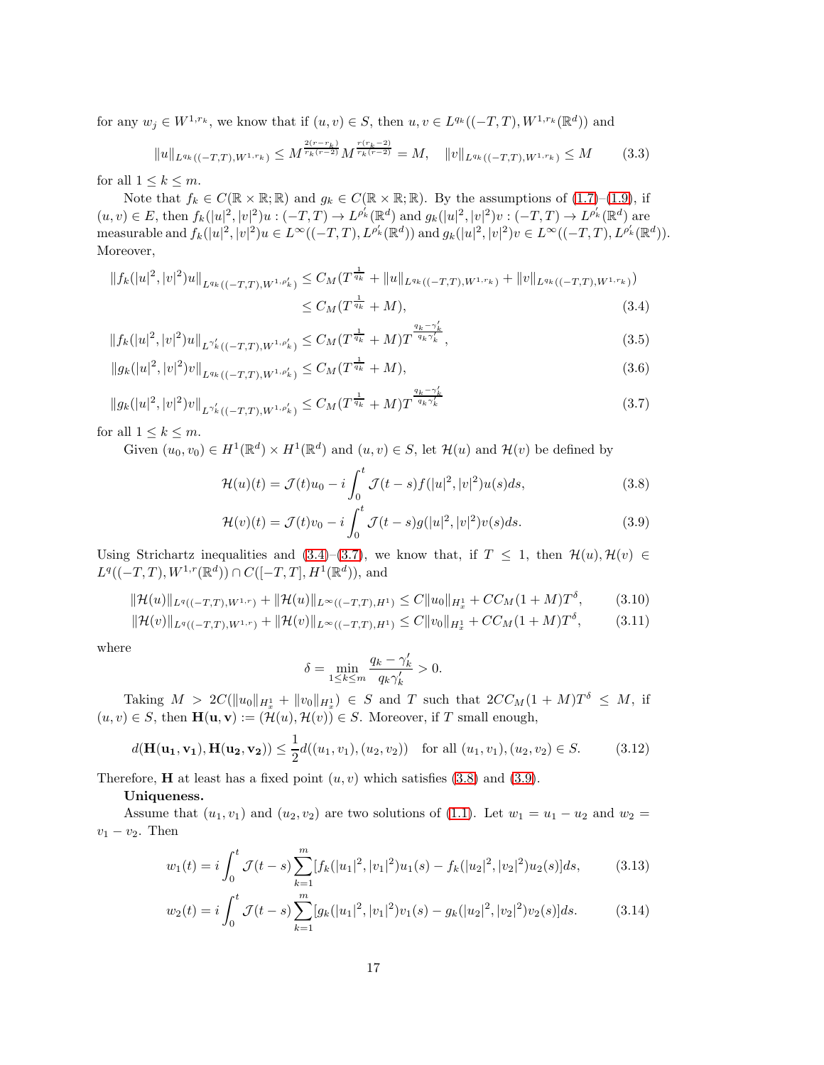for any $w_j \in W^{1,r_k}$, we know that if $(u,v) \in S$, then $u, v \in L^{q_k}((-T,T), W^{1,r_k}(\mathbb{R}^d))$ and

$$\|u\|_{L^{q_k}((-T,T),W^{1,r_k})} \le M^{\frac{2(r-r_k)}{r_k(r-2)}} M^{\frac{r(r_k-2)}{r_k(r-2)}} = M, \quad \|v\|_{L^{q_k}((-T,T),W^{1,r_k})} \le M \tag{3.3}$$

for all $1 \le k \le m$.

Note that $f_k \in C(\mathbb{R} \times \mathbb{R}; \mathbb{R})$ and $g_k \in C(\mathbb{R} \times \mathbb{R}; \mathbb{R})$. By the assumptions of (1.7)–(1.9), if $(u,v) \in E$, then $f_k(|u|^2, |v|^2)u : (-T,T) \to L^{\rho_k'}(\mathbb{R}^d)$ and $g_k(|u|^2,|v|^2)v : (-T,T) \to L^{\rho_k'}(\mathbb{R}^d)$ are measurable and $f_k(|u|^2,|v|^2)u \in L^\infty((-T,T), L^{\rho_k'}(\mathbb{R}^d))$ and $g_k(|u|^2,|v|^2)v \in L^\infty((-T,T), L^{\rho_k'}(\mathbb{R}^d))$. Moreover,

$$\begin{aligned}
\|f_k(|u|^2,|v|^2)u\|_{L^{q_k}((-T,T),W^{1,\rho_k'})} &\le C_M(T^{\frac{1}{q_k}} + \|u\|_{L^{q_k}((-T,T),W^{1,r_k})} + \|v\|_{L^{q_k}((-T,T),W^{1,r_k})}) \\
&\le C_M(T^{\frac{1}{q_k}} + M),
\end{aligned} \tag{3.4}$$

$$\|f_k(|u|^2,|v|^2)u\|_{L^{\gamma_k'}((-T,T),W^{1,\rho_k'})} \le C_M(T^{\frac{1}{q_k}} + M) T^{\frac{q_k - \gamma_k'}{q_k \gamma_k'}}, \tag{3.5}$$

$$\|g_k(|u|^2,|v|^2)v\|_{L^{q_k}((-T,T),W^{1,\rho_k'})} \le C_M(T^{\frac{1}{q_k}} + M), \tag{3.6}$$

$$\|g_k(|u|^2,|v|^2)v\|_{L^{\gamma_k'}((-T,T),W^{1,\rho_k'})} \le C_M(T^{\frac{1}{q_k}} + M) T^{\frac{q_k - \gamma_k'}{q_k \gamma_k'}} \tag{3.7}$$

for all $1 \le k \le m$.

Given $(u_0, v_0) \in H^1(\mathbb{R}^d) \times H^1(\mathbb{R}^d)$ and $(u,v) \in S$, let $\mathcal{H}(u)$ and $\mathcal{H}(v)$ be defined by

$$\mathcal{H}(u)(t) = \mathcal{J}(t)u_0 - i\int_0^t \mathcal{J}(t-s) f(|u|^2,|v|^2)u(s)ds, \tag{3.8}$$

$$\mathcal{H}(v)(t) = \mathcal{J}(t)v_0 - i\int_0^t \mathcal{J}(t-s) g(|u|^2,|v|^2)v(s)ds. \tag{3.9}$$

Using Strichartz inequalities and (3.4)–(3.7), we know that, if $T \le 1$, then $\mathcal{H}(u), \mathcal{H}(v) \in L^q((-T,T), W^{1,r}(\mathbb{R}^d)) \cap C([-T,T], H^1(\mathbb{R}^d))$, and

$$\|\mathcal{H}(u)\|_{L^q((-T,T),W^{1,r})} + \|\mathcal{H}(u)\|_{L^\infty((-T,T),H^1)} \le C\|u_0\|_{H^1_x} + CC_M(1+M)T^\delta, \tag{3.10}$$

$$\|\mathcal{H}(v)\|_{L^q((-T,T),W^{1,r})} + \|\mathcal{H}(v)\|_{L^\infty((-T,T),H^1)} \le C\|v_0\|_{H^1_x} + CC_M(1+M)T^\delta, \tag{3.11}$$

where

$$\delta = \min_{1 \le k \le m} \frac{q_k - \gamma_k'}{q_k \gamma_k'} > 0.$$

Taking $M > 2C(\|u_0\|_{H^1_x} + \|v_0\|_{H^1_x}) \in S$ and $T$ such that $2CC_M(1+M)T^\delta \le M$, if $(u,v) \in S$, then $\mathbf{H}(\mathbf{u},\mathbf{v}) := (\mathcal{H}(u), \mathcal{H}(v)) \in S$. Moreover, if $T$ small enough,

$$d(\mathbf{H}(\mathbf{u_1},\mathbf{v_1}), \mathbf{H}(\mathbf{u_2},\mathbf{v_2})) \le \frac{1}{2} d((u_1,v_1),(u_2,v_2)) \quad \text{for all } (u_1,v_1),(u_2,v_2) \in S. \tag{3.12}$$

Therefore, $\mathbf{H}$ at least has a fixed point $(u,v)$ which satisfies (3.8) and (3.9).

**Uniqueness.**

Assume that $(u_1,v_1)$ and $(u_2,v_2)$ are two solutions of (1.1). Let $w_1 = u_1 - u_2$ and $w_2 = v_1 - v_2$. Then

$$w_1(t) = i\int_0^t \mathcal{J}(t-s) \sum_{k=1}^m [f_k(|u_1|^2,|v_1|^2)u_1(s) - f_k(|u_2|^2,|v_2|^2)u_2(s)]ds, \tag{3.13}$$

$$w_2(t) = i\int_0^t \mathcal{J}(t-s) \sum_{k=1}^m [g_k(|u_1|^2,|v_1|^2)v_1(s) - g_k(|u_2|^2,|v_2|^2)v_2(s)]ds. \tag{3.14}$$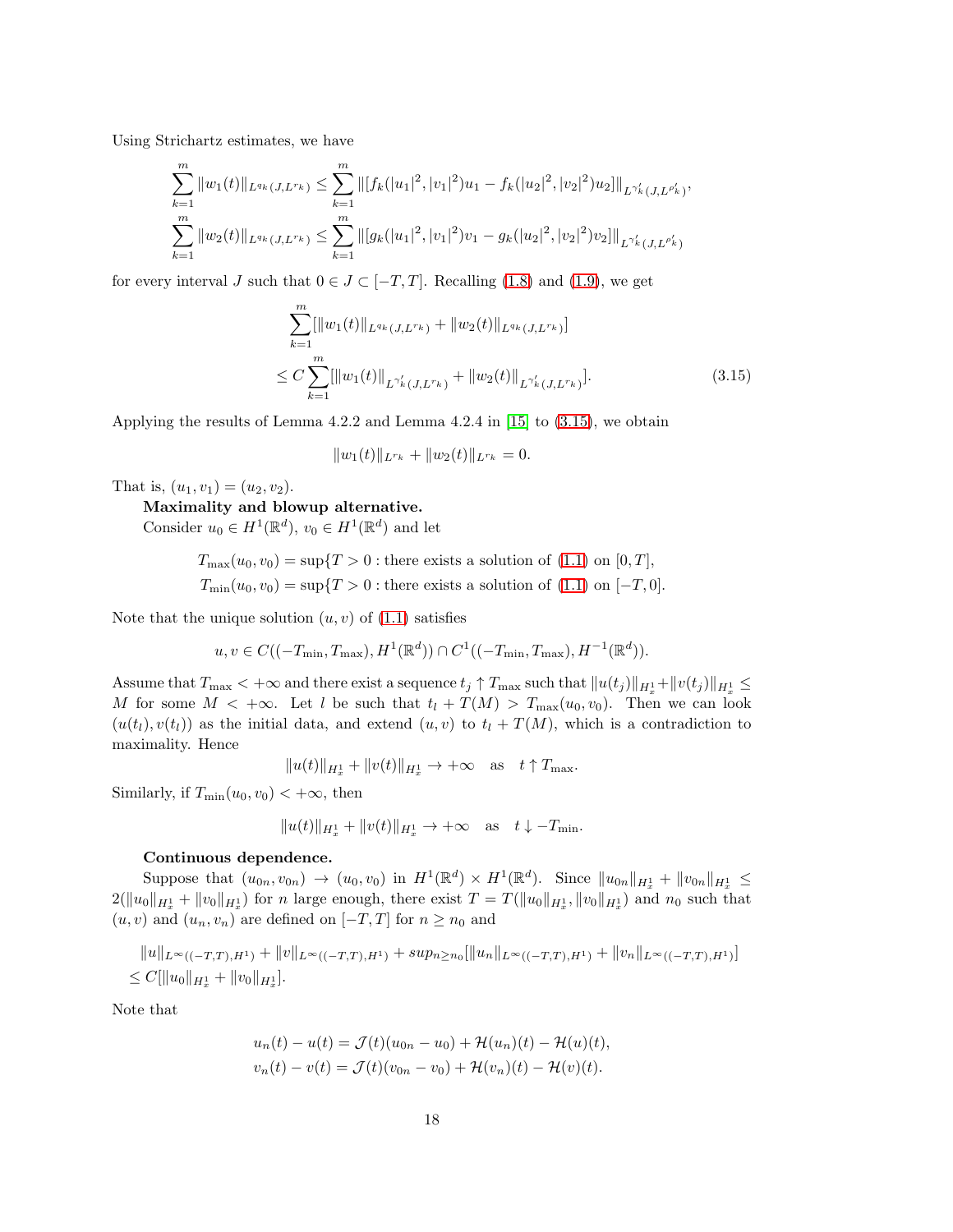Using Strichartz estimates, we have

$$\sum_{k=1}^{m}\|w_1(t)\|_{L^{q_k}(J,L^{r_k})} \leq \sum_{k=1}^{m}\|[f_k(|u_1|^2,|v_1|^2)u_1 - f_k(|u_2|^2,|v_2|^2)u_2]\|_{L^{\gamma_k'}(J,L^{\rho_k'})},$$
$$\sum_{k=1}^{m}\|w_2(t)\|_{L^{q_k}(J,L^{r_k})} \leq \sum_{k=1}^{m}\|[g_k(|u_1|^2,|v_1|^2)v_1 - g_k(|u_2|^2,|v_2|^2)v_2]\|_{L^{\gamma_k'}(J,L^{\rho_k'})}$$

for every interval $J$ such that $0 \in J \subset [-T,T]$. Recalling (1.8) and (1.9), we get

$$\sum_{k=1}^{m}[\|w_1(t)\|_{L^{q_k}(J,L^{r_k})} + \|w_2(t)\|_{L^{q_k}(J,L^{r_k})}]$$
$$\leq C\sum_{k=1}^{m}[\|w_1(t)\|_{L^{\gamma_k'}(J,L^{r_k})} + \|w_2(t)\|_{L^{\gamma_k'}(J,L^{r_k})}]. \tag{3.15}$$

Applying the results of Lemma 4.2.2 and Lemma 4.2.4 in [15] to (3.15), we obtain

$$\|w_1(t)\|_{L^{r_k}} + \|w_2(t)\|_{L^{r_k}} = 0.$$

That is, $(u_1,v_1) = (u_2,v_2)$.

**Maximality and blowup alternative.**

Consider $u_0 \in H^1(\mathbb{R}^d)$, $v_0 \in H^1(\mathbb{R}^d)$ and let

$$T_{\max}(u_0,v_0) = \sup\{T > 0 : \text{there exists a solution of (1.1) on } [0,T],$$
$$T_{\min}(u_0,v_0) = \sup\{T > 0 : \text{there exists a solution of (1.1) on } [-T,0].$$

Note that the unique solution $(u,v)$ of (1.1) satisfies

$$u, v \in C((-T_{\min},T_{\max}),H^1(\mathbb{R}^d)) \cap C^1((-T_{\min},T_{\max}),H^{-1}(\mathbb{R}^d)).$$

Assume that $T_{\max} < +\infty$ and there exist a sequence $t_j \uparrow T_{\max}$ such that $\|u(t_j)\|_{H^1_x} + \|v(t_j)\|_{H^1_x} \leq M$ for some $M < +\infty$. Let $l$ be such that $t_l + T(M) > T_{\max}(u_0,v_0)$. Then we can look $(u(t_l),v(t_l))$ as the initial data, and extend $(u,v)$ to $t_l + T(M)$, which is a contradiction to maximality. Hence

$$\|u(t)\|_{H^1_x} + \|v(t)\|_{H^1_x} \to +\infty \quad \text{as} \quad t \uparrow T_{\max}.$$

Similarly, if $T_{\min}(u_0,v_0) < +\infty$, then

$$\|u(t)\|_{H^1_x} + \|v(t)\|_{H^1_x} \to +\infty \quad \text{as} \quad t \downarrow -T_{\min}.$$

**Continuous dependence.**

Suppose that $(u_{0n},v_{0n}) \to (u_0,v_0)$ in $H^1(\mathbb{R}^d)\times H^1(\mathbb{R}^d)$. Since $\|u_{0n}\|_{H^1_x} + \|v_{0n}\|_{H^1_x} \leq 2(\|u_0\|_{H^1_x} + \|v_0\|_{H^1_x})$ for $n$ large enough, there exist $T = T(\|u_0\|_{H^1_x},\|v_0\|_{H^1_x})$ and $n_0$ such that $(u,v)$ and $(u_n,v_n)$ are defined on $[-T,T]$ for $n \geq n_0$ and

$$\|u\|_{L^\infty((-T,T),H^1)} + \|v\|_{L^\infty((-T,T),H^1)} + sup_{n\geq n_0}[\|u_n\|_{L^\infty((-T,T),H^1)} + \|v_n\|_{L^\infty((-T,T),H^1)}]$$
$$\leq C[\|u_0\|_{H^1_x} + \|v_0\|_{H^1_x}].$$

Note that

$$u_n(t) - u(t) = \mathcal{J}(t)(u_{0n} - u_0) + \mathcal{H}(u_n)(t) - \mathcal{H}(u)(t),$$
$$v_n(t) - v(t) = \mathcal{J}(t)(v_{0n} - v_0) + \mathcal{H}(v_n)(t) - \mathcal{H}(v)(t).$$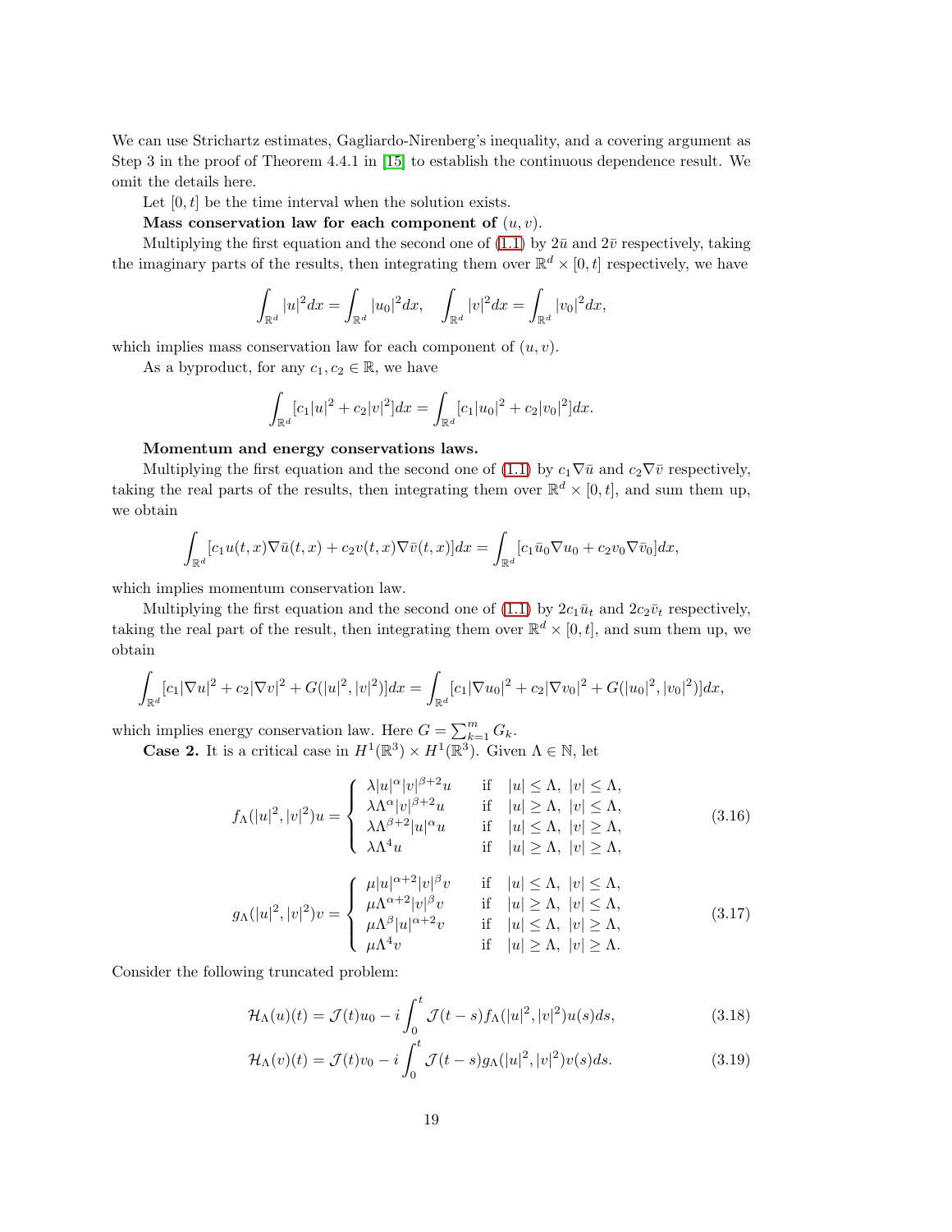We can use Strichartz estimates, Gagliardo-Nirenberg's inequality, and a covering argument as Step 3 in the proof of Theorem 4.4.1 in [15] to establish the continuous dependence result. We omit the details here.

Let $[0,t]$ be the time interval when the solution exists.

**Mass conservation law for each component of** $(u,v)$**.**

Multiplying the first equation and the second one of (1.1) by $2\bar{u}$ and $2\bar{v}$ respectively, taking the imaginary parts of the results, then integrating them over $\mathbb{R}^d \times [0,t]$ respectively, we have

$$\int_{\mathbb{R}^d} |u|^2 dx = \int_{\mathbb{R}^d} |u_0|^2 dx, \quad \int_{\mathbb{R}^d} |v|^2 dx = \int_{\mathbb{R}^d} |v_0|^2 dx,$$

which implies mass conservation law for each component of $(u,v)$.

As a byproduct, for any $c_1, c_2 \in \mathbb{R}$, we have

$$\int_{\mathbb{R}^d} [c_1|u|^2 + c_2|v|^2] dx = \int_{\mathbb{R}^d} [c_1|u_0|^2 + c_2|v_0|^2] dx.$$

**Momentum and energy conservations laws.**

Multiplying the first equation and the second one of (1.1) by $c_1\nabla\bar{u}$ and $c_2\nabla\bar{v}$ respectively, taking the real parts of the results, then integrating them over $\mathbb{R}^d \times [0,t]$, and sum them up, we obtain

$$\int_{\mathbb{R}^d} [c_1 u(t,x)\nabla\bar{u}(t,x) + c_2 v(t,x)\nabla\bar{v}(t,x)] dx = \int_{\mathbb{R}^d} [c_1 \bar{u}_0 \nabla u_0 + c_2 v_0 \nabla \bar{v}_0] dx,$$

which implies momentum conservation law.

Multiplying the first equation and the second one of (1.1) by $2c_1\bar{u}_t$ and $2c_2\bar{v}_t$ respectively, taking the real part of the result, then integrating them over $\mathbb{R}^d \times [0,t]$, and sum them up, we obtain

$$\int_{\mathbb{R}^d} [c_1|\nabla u|^2 + c_2|\nabla v|^2 + G(|u|^2,|v|^2)] dx = \int_{\mathbb{R}^d} [c_1|\nabla u_0|^2 + c_2|\nabla v_0|^2 + G(|u_0|^2,|v_0|^2)] dx,$$

which implies energy conservation law. Here $G = \sum_{k=1}^m G_k$.

**Case 2.** It is a critical case in $H^1(\mathbb{R}^3) \times H^1(\mathbb{R}^3)$. Given $\Lambda \in \mathbb{N}$, let

$$f_\Lambda(|u|^2,|v|^2)u = \begin{cases} \lambda|u|^\alpha|v|^{\beta+2}u & \text{if} \quad |u| \le \Lambda, \ |v| \le \Lambda, \\ \lambda\Lambda^\alpha|v|^{\beta+2}u & \text{if} \quad |u| \ge \Lambda, \ |v| \le \Lambda, \\ \lambda\Lambda^{\beta+2}|u|^\alpha u & \text{if} \quad |u| \le \Lambda, \ |v| \ge \Lambda, \\ \lambda\Lambda^4 u & \text{if} \quad |u| \ge \Lambda, \ |v| \ge \Lambda, \end{cases} \tag{3.16}$$

$$g_\Lambda(|u|^2,|v|^2)v = \begin{cases} \mu|u|^{\alpha+2}|v|^\beta v & \text{if} \quad |u| \le \Lambda, \ |v| \le \Lambda, \\ \mu\Lambda^{\alpha+2}|v|^\beta v & \text{if} \quad |u| \ge \Lambda, \ |v| \le \Lambda, \\ \mu\Lambda^\beta|u|^{\alpha+2}v & \text{if} \quad |u| \le \Lambda, \ |v| \ge \Lambda, \\ \mu\Lambda^4 v & \text{if} \quad |u| \ge \Lambda, \ |v| \ge \Lambda. \end{cases} \tag{3.17}$$

Consider the following truncated problem:

$$\mathcal{H}_\Lambda(u)(t) = \mathcal{J}(t)u_0 - i\int_0^t \mathcal{J}(t-s) f_\Lambda(|u|^2,|v|^2)u(s) ds, \tag{3.18}$$

$$\mathcal{H}_\Lambda(v)(t) = \mathcal{J}(t)v_0 - i\int_0^t \mathcal{J}(t-s) g_\Lambda(|u|^2,|v|^2)v(s) ds. \tag{3.19}$$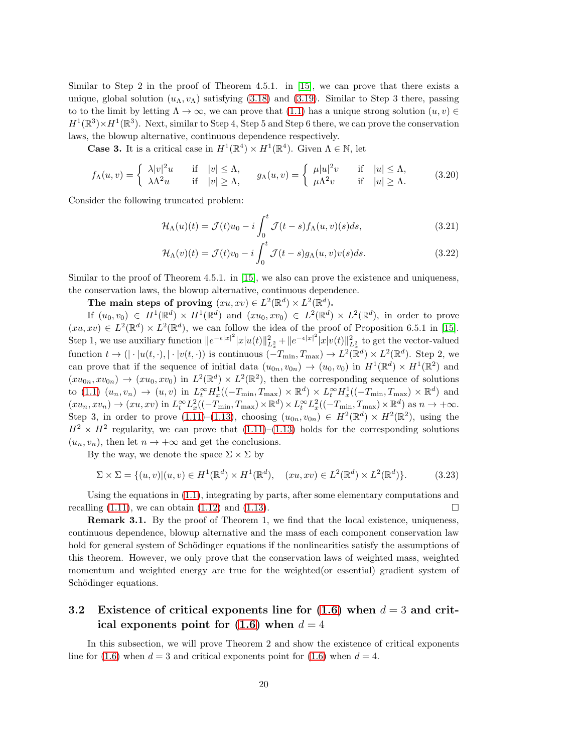Similar to Step 2 in the proof of Theorem 4.5.1. in [15], we can prove that there exists a unique, global solution $(u_\Lambda, v_\Lambda)$ satisfying (3.18) and (3.19). Similar to Step 3 there, passing to to the limit by letting $\Lambda \to \infty$, we can prove that (1.1) has a unique strong solution $(u,v) \in H^1(\mathbb{R}^3) \times H^1(\mathbb{R}^3)$. Next, similar to Step 4, Step 5 and Step 6 there, we can prove the conservation laws, the blowup alternative, continuous dependence respectively.

**Case 3.** It is a critical case in $H^1(\mathbb{R}^4) \times H^1(\mathbb{R}^4)$. Given $\Lambda \in \mathbb{N}$, let

$$
f_\Lambda(u,v) = \begin{cases} \lambda |v|^2 u & \text{if} \quad |v| \le \Lambda, \\ \lambda \Lambda^2 u & \text{if} \quad |v| \ge \Lambda, \end{cases} \qquad g_\Lambda(u,v) = \begin{cases} \mu |u|^2 v & \text{if} \quad |u| \le \Lambda, \\ \mu \Lambda^2 v & \text{if} \quad |u| \ge \Lambda. \end{cases} \tag{3.20}
$$

Consider the following truncated problem:

$$
\mathcal{H}_\Lambda(u)(t) = \mathcal{J}(t)u_0 - i\int_0^t \mathcal{J}(t-s) f_\Lambda(u,v)(s)ds, \tag{3.21}
$$

$$
\mathcal{H}_\Lambda(v)(t) = \mathcal{J}(t)v_0 - i\int_0^t \mathcal{J}(t-s) g_\Lambda(u,v)v(s)ds. \tag{3.22}
$$

Similar to the proof of Theorem 4.5.1. in [15], we also can prove the existence and uniqueness, the conservation laws, the blowup alternative, continuous dependence.

**The main steps of proving $(xu, xv) \in L^2(\mathbb{R}^d) \times L^2(\mathbb{R}^d)$.**

If $(u_0, v_0) \in H^1(\mathbb{R}^d) \times H^1(\mathbb{R}^d)$ and $(xu_0, xv_0) \in L^2(\mathbb{R}^d) \times L^2(\mathbb{R}^d)$, in order to prove $(xu, xv) \in L^2(\mathbb{R}^d) \times L^2(\mathbb{R}^d)$, we can follow the idea of the proof of Proposition 6.5.1 in [15]. Step 1, we use auxiliary function $\|e^{-\epsilon|x|^2}|x|u(t)\|^2_{L^2_x} + \|e^{-\epsilon|x|^2}|x|v(t)\|^2_{L^2_x}$ to get the vector-valued function $t \to (|\cdot|u(t,\cdot), |\cdot|v(t,\cdot))$ is continuous $(-T_{\min}, T_{\max}) \to L^2(\mathbb{R}^d) \times L^2(\mathbb{R}^d)$. Step 2, we can prove that if the sequence of initial data $(u_{0n}, v_{0n}) \to (u_0, v_0)$ in $H^1(\mathbb{R}^d) \times H^1(\mathbb{R}^2)$ and $(xu_{0n}, xv_{0n}) \to (xu_0, xv_0)$ in $L^2(\mathbb{R}^d) \times L^2(\mathbb{R}^2)$, then the corresponding sequence of solutions to (1.1) $(u_n, v_n) \to (u, v)$ in $L^\infty_t H^1_x((-T_{\min}, T_{\max}) \times \mathbb{R}^d) \times L^\infty_t H^1_x((-T_{\min}, T_{\max}) \times \mathbb{R}^d)$ and $(xu_n, xv_n) \to (xu, xv)$ in $L^\infty_t L^2_x((-T_{\min}, T_{\max}) \times \mathbb{R}^d) \times L^\infty_t L^2_x((-T_{\min}, T_{\max}) \times \mathbb{R}^d)$ as $n \to +\infty$. Step 3, in order to prove (1.11)–(1.13), choosing $(u_{0n}, v_{0n}) \in H^2(\mathbb{R}^d) \times H^2(\mathbb{R}^2)$, using the $H^2 \times H^2$ regularity, we can prove that (1.11)–(1.13) holds for the corresponding solutions $(u_n, v_n)$, then let $n \to +\infty$ and get the conclusions.

By the way, we denote the space $\Sigma \times \Sigma$ by

$$
\Sigma \times \Sigma = \{(u,v) | (u,v) \in H^1(\mathbb{R}^d) \times H^1(\mathbb{R}^d), \quad (xu, xv) \in L^2(\mathbb{R}^d) \times L^2(\mathbb{R}^d)\}. \tag{3.23}
$$

Using the equations in (1.1), integrating by parts, after some elementary computations and recalling (1.11), we can obtain (1.12) and (1.13). □

**Remark 3.1.** By the proof of Theorem 1, we find that the local existence, uniqueness, continuous dependence, blowup alternative and the mass of each component conservation law hold for general system of Schödinger equations if the nonlinearities satisfy the assumptions of this theorem. However, we only prove that the conservation laws of weighted mass, weighted momentum and weighted energy are true for the weighted(or essential) gradient system of Schödinger equations.

## 3.2 Existence of critical exponents line for (1.6) when $d = 3$ and critical exponents point for (1.6) when $d = 4$

In this subsection, we will prove Theorem 2 and show the existence of critical exponents line for (1.6) when $d = 3$ and critical exponents point for (1.6) when $d = 4$.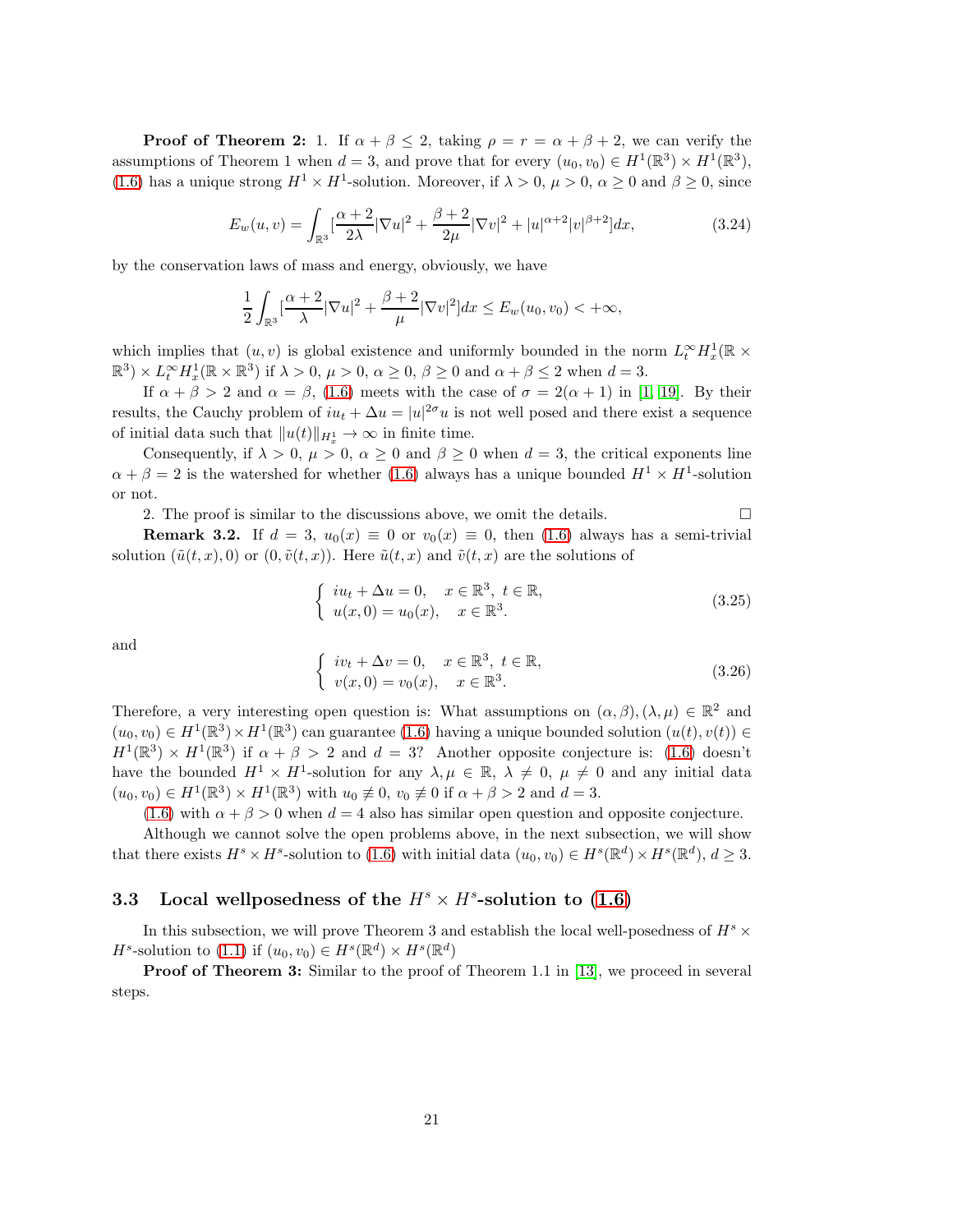**Proof of Theorem 2:** 1. If $\alpha + \beta \leq 2$, taking $\rho = r = \alpha + \beta + 2$, we can verify the assumptions of Theorem 1 when $d = 3$, and prove that for every $(u_0, v_0) \in H^1(\mathbb{R}^3) \times H^1(\mathbb{R}^3)$, (1.6) has a unique strong $H^1 \times H^1$-solution. Moreover, if $\lambda > 0$, $\mu > 0$, $\alpha \geq 0$ and $\beta \geq 0$, since

$$E_w(u, v) = \int_{\mathbb{R}^3} [\frac{\alpha + 2}{2\lambda} |\nabla u|^2 + \frac{\beta + 2}{2\mu} |\nabla v|^2 + |u|^{\alpha+2} |v|^{\beta+2}] dx, \tag{3.24}$$

by the conservation laws of mass and energy, obviously, we have

$$\frac{1}{2} \int_{\mathbb{R}^3} [\frac{\alpha + 2}{\lambda} |\nabla u|^2 + \frac{\beta + 2}{\mu} |\nabla v|^2] dx \leq E_w(u_0, v_0) < +\infty,$$

which implies that $(u, v)$ is global existence and uniformly bounded in the norm $L_t^\infty H_x^1(\mathbb{R} \times \mathbb{R}^3) \times L_t^\infty H_x^1(\mathbb{R} \times \mathbb{R}^3)$ if $\lambda > 0$, $\mu > 0$, $\alpha \geq 0$, $\beta \geq 0$ and $\alpha + \beta \leq 2$ when $d = 3$.

If $\alpha + \beta > 2$ and $\alpha = \beta$, (1.6) meets with the case of $\sigma = 2(\alpha + 1)$ in [1, 19]. By their results, the Cauchy problem of $iu_t + \Delta u = |u|^{2\sigma} u$ is not well posed and there exist a sequence of initial data such that $\|u(t)\|_{H_x^1} \to \infty$ in finite time.

Consequently, if $\lambda > 0$, $\mu > 0$, $\alpha \geq 0$ and $\beta \geq 0$ when $d = 3$, the critical exponents line $\alpha + \beta = 2$ is the watershed for whether (1.6) always has a unique bounded $H^1 \times H^1$-solution or not.

2. The proof is similar to the discussions above, we omit the details. □

**Remark 3.2.** If $d = 3$, $u_0(x) \equiv 0$ or $v_0(x) \equiv 0$, then (1.6) always has a semi-trivial solution $(\tilde{u}(t, x), 0)$ or $(0, \tilde{v}(t, x))$. Here $\tilde{u}(t, x)$ and $\tilde{v}(t, x)$ are the solutions of

$$\begin{cases} iu_t + \Delta u = 0, & x \in \mathbb{R}^3, \ t \in \mathbb{R}, \\ u(x, 0) = u_0(x), & x \in \mathbb{R}^3. \end{cases} \tag{3.25}$$

and

$$\begin{cases} iv_t + \Delta v = 0, & x \in \mathbb{R}^3, \ t \in \mathbb{R}, \\ v(x, 0) = v_0(x), & x \in \mathbb{R}^3. \end{cases} \tag{3.26}$$

Therefore, a very interesting open question is: What assumptions on $(\alpha, \beta), (\lambda, \mu) \in \mathbb{R}^2$ and $(u_0, v_0) \in H^1(\mathbb{R}^3) \times H^1(\mathbb{R}^3)$ can guarantee (1.6) having a unique bounded solution $(u(t), v(t)) \in H^1(\mathbb{R}^3) \times H^1(\mathbb{R}^3)$ if $\alpha + \beta > 2$ and $d = 3$? Another opposite conjecture is: (1.6) doesn't have the bounded $H^1 \times H^1$-solution for any $\lambda, \mu \in \mathbb{R}$, $\lambda \neq 0$, $\mu \neq 0$ and any initial data $(u_0, v_0) \in H^1(\mathbb{R}^3) \times H^1(\mathbb{R}^3)$ with $u_0 \not\equiv 0$, $v_0 \not\equiv 0$ if $\alpha + \beta > 2$ and $d = 3$.

(1.6) with $\alpha + \beta > 0$ when $d = 4$ also has similar open question and opposite conjecture.

Although we cannot solve the open problems above, in the next subsection, we will show that there exists $H^s \times H^s$-solution to (1.6) with initial data $(u_0, v_0) \in H^s(\mathbb{R}^d) \times H^s(\mathbb{R}^d)$, $d \geq 3$.

### 3.3 Local wellposedness of the $H^s \times H^s$-solution to (1.6)

In this subsection, we will prove Theorem 3 and establish the local well-posedness of $H^s \times H^s$-solution to (1.1) if $(u_0, v_0) \in H^s(\mathbb{R}^d) \times H^s(\mathbb{R}^d)$

**Proof of Theorem 3:** Similar to the proof of Theorem 1.1 in [13], we proceed in several steps.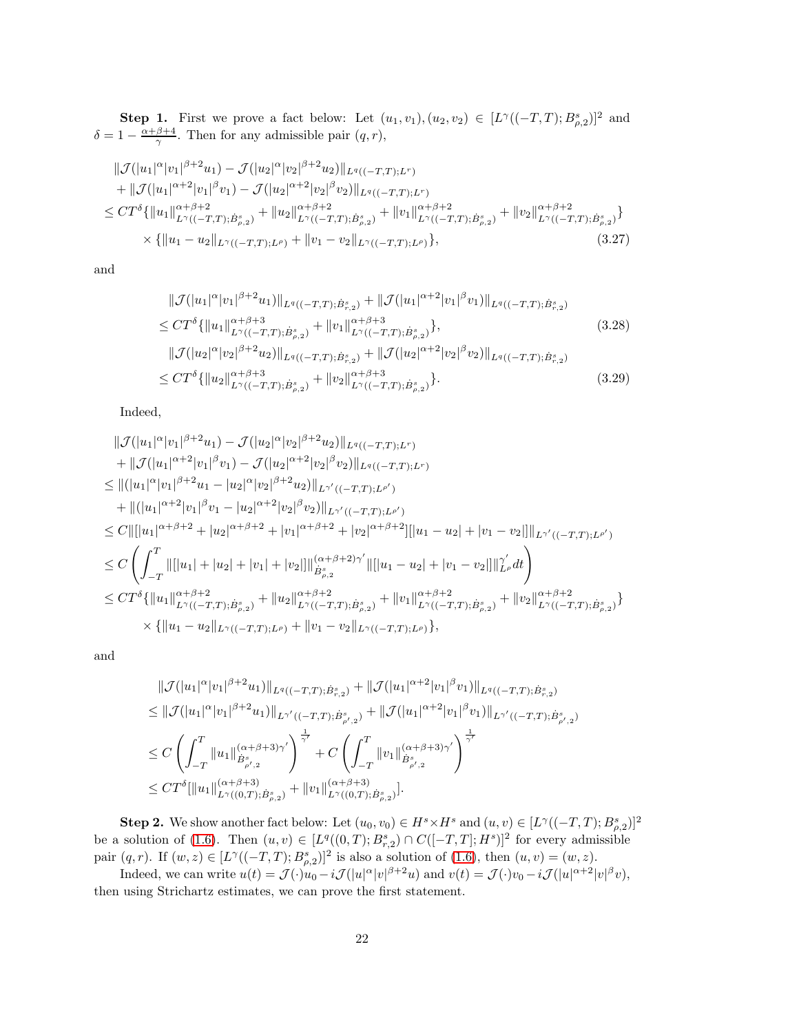**Step 1.** First we prove a fact below: Let $(u_1, v_1), (u_2, v_2) \in [L^\gamma((-T,T); B^s_{\rho,2})]^2$ and $\delta = 1 - \frac{\alpha+\beta+4}{\gamma}$. Then for any admissible pair $(q, r)$,

$$
\begin{aligned}
&\|\mathcal{J}(|u_1|^\alpha |v_1|^{\beta+2} u_1) - \mathcal{J}(|u_2|^\alpha |v_2|^{\beta+2} u_2)\|_{L^q((-T,T);L^r)} \\
&+ \|\mathcal{J}(|u_1|^{\alpha+2} |v_1|^{\beta} v_1) - \mathcal{J}(|u_2|^{\alpha+2} |v_2|^{\beta} v_2)\|_{L^q((-T,T);L^r)} \\
&\le CT^\delta \{\|u_1\|^{\alpha+\beta+2}_{L^\gamma((-T,T);\dot{B}^s_{\rho,2})} + \|u_2\|^{\alpha+\beta+2}_{L^\gamma((-T,T);\dot{B}^s_{\rho,2})} + \|v_1\|^{\alpha+\beta+2}_{L^\gamma((-T,T);\dot{B}^s_{\rho,2})} + \|v_2\|^{\alpha+\beta+2}_{L^\gamma((-T,T);\dot{B}^s_{\rho,2})}\} \\
&\qquad \times \{\|u_1 - u_2\|_{L^\gamma((-T,T);L^\rho)} + \|v_1 - v_2\|_{L^\gamma((-T,T);L^\rho)}\},
\end{aligned} \tag{3.27}
$$

and

$$
\begin{aligned}
&\|\mathcal{J}(|u_1|^\alpha |v_1|^{\beta+2} u_1)\|_{L^q((-T,T);\dot{B}^s_{r,2})} + \|\mathcal{J}(|u_1|^{\alpha+2} |v_1|^{\beta} v_1)\|_{L^q((-T,T);\dot{B}^s_{r,2})} \\
&\le CT^\delta \{\|u_1\|^{\alpha+\beta+3}_{L^\gamma((-T,T);\dot{B}^s_{\rho,2})} + \|v_1\|^{\alpha+\beta+3}_{L^\gamma((-T,T);\dot{B}^s_{\rho,2})}\},
\end{aligned} \tag{3.28}
$$

$$
\begin{aligned}
&\|\mathcal{J}(|u_2|^\alpha |v_2|^{\beta+2} u_2)\|_{L^q((-T,T);\dot{B}^s_{r,2})} + \|\mathcal{J}(|u_2|^{\alpha+2} |v_2|^{\beta} v_2)\|_{L^q((-T,T);\dot{B}^s_{r,2})} \\
&\le CT^\delta \{\|u_2\|^{\alpha+\beta+3}_{L^\gamma((-T,T);\dot{B}^s_{\rho,2})} + \|v_2\|^{\alpha+\beta+3}_{L^\gamma((-T,T);\dot{B}^s_{\rho,2})}\}.
\end{aligned} \tag{3.29}
$$

Indeed,

$$
\begin{aligned}
&\|\mathcal{J}(|u_1|^\alpha |v_1|^{\beta+2} u_1) - \mathcal{J}(|u_2|^\alpha |v_2|^{\beta+2} u_2)\|_{L^q((-T,T);L^r)} \\
&+ \|\mathcal{J}(|u_1|^{\alpha+2} |v_1|^{\beta} v_1) - \mathcal{J}(|u_2|^{\alpha+2} |v_2|^{\beta} v_2)\|_{L^q((-T,T);L^r)} \\
&\le \|(|u_1|^\alpha |v_1|^{\beta+2} u_1 - |u_2|^\alpha |v_2|^{\beta+2} u_2)\|_{L^{\gamma'}((-T,T);L^{\rho'})} \\
&+ \|(|u_1|^{\alpha+2} |v_1|^{\beta} v_1 - |u_2|^{\alpha+2} |v_2|^{\beta} v_2)\|_{L^{\gamma'}((-T,T);L^{\rho'})} \\
&\le C\|[|u_1|^{\alpha+\beta+2} + |u_2|^{\alpha+\beta+2} + |v_1|^{\alpha+\beta+2} + |v_2|^{\alpha+\beta+2}][|u_1 - u_2| + |v_1 - v_2|]\|_{L^{\gamma'}((-T,T);L^{\rho'})} \\
&\le C\left(\int_{-T}^{T} \|[|u_1| + |u_2| + |v_1| + |v_2|]\|^{(\alpha+\beta+2)\gamma'}_{\dot{B}^s_{\rho,2}} \|[|u_1 - u_2| + |v_1 - v_2|]\|^{\gamma'}_{L^\rho} dt\right) \\
&\le CT^\delta \{\|u_1\|^{\alpha+\beta+2}_{L^\gamma((-T,T);\dot{B}^s_{\rho,2})} + \|u_2\|^{\alpha+\beta+2}_{L^\gamma((-T,T);\dot{B}^s_{\rho,2})} + \|v_1\|^{\alpha+\beta+2}_{L^\gamma((-T,T);\dot{B}^s_{\rho,2})} + \|v_2\|^{\alpha+\beta+2}_{L^\gamma((-T,T);\dot{B}^s_{\rho,2})}\} \\
&\qquad \times \{\|u_1 - u_2\|_{L^\gamma((-T,T);L^\rho)} + \|v_1 - v_2\|_{L^\gamma((-T,T);L^\rho)}\},
\end{aligned}
$$

and

$$
\begin{aligned}
&\|\mathcal{J}(|u_1|^\alpha |v_1|^{\beta+2} u_1)\|_{L^q((-T,T);\dot{B}^s_{r,2})} + \|\mathcal{J}(|u_1|^{\alpha+2} |v_1|^{\beta} v_1)\|_{L^q((-T,T);\dot{B}^s_{r,2})} \\
&\le \|\mathcal{J}(|u_1|^\alpha |v_1|^{\beta+2} u_1)\|_{L^{\gamma'}((-T,T);\dot{B}^s_{\rho',2})} + \|\mathcal{J}(|u_1|^{\alpha+2} |v_1|^{\beta} v_1)\|_{L^{\gamma'}((-T,T);\dot{B}^s_{\rho',2})} \\
&\le C\left(\int_{-T}^{T} \|u_1\|^{(\alpha+\beta+3)\gamma'}_{\dot{B}^s_{\rho',2}}\right)^{\frac{1}{\gamma'}} + C\left(\int_{-T}^{T} \|v_1\|^{(\alpha+\beta+3)\gamma'}_{\dot{B}^s_{\rho',2}}\right)^{\frac{1}{\gamma'}} \\
&\le CT^\delta [\|u_1\|^{(\alpha+\beta+3)}_{L^\gamma((0,T);\dot{B}^s_{\rho,2})} + \|v_1\|^{(\alpha+\beta+3)}_{L^\gamma((0,T);\dot{B}^s_{\rho,2})}].
\end{aligned}
$$

**Step 2.** We show another fact below: Let $(u_0, v_0) \in H^s \times H^s$ and $(u, v) \in [L^\gamma((-T,T); B^s_{\rho,2})]^2$ be a solution of (1.6). Then $(u, v) \in [L^q((0,T); B^s_{r,2}) \cap C([-T,T]; H^s)]^2$ for every admissible pair $(q, r)$. If $(w, z) \in [L^\gamma((-T,T); B^s_{\rho,2})]^2$ is also a solution of (1.6), then $(u, v) = (w, z)$.

Indeed, we can write $u(t) = \mathcal{J}(\cdot)u_0 - i\mathcal{J}(|u|^\alpha |v|^{\beta+2} u)$ and $v(t) = \mathcal{J}(\cdot)v_0 - i\mathcal{J}(|u|^{\alpha+2} |v|^{\beta} v)$, then using Strichartz estimates, we can prove the first statement.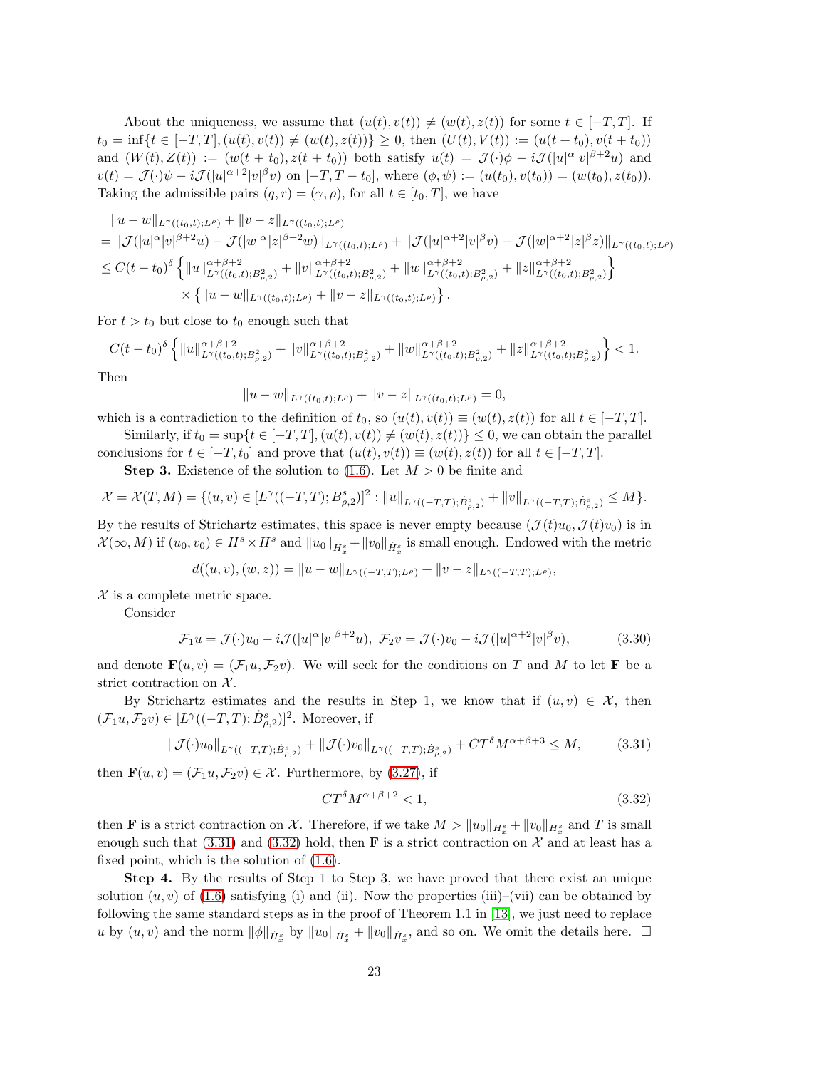About the uniqueness, we assume that $(u(t), v(t)) \neq (w(t), z(t))$ for some $t \in [-T, T]$. If $t_0 = \inf\{t \in [-T, T], (u(t), v(t)) \neq (w(t), z(t))\} \geq 0$, then $(U(t), V(t)) := (u(t + t_0), v(t + t_0))$ and $(W(t), Z(t)) := (w(t + t_0), z(t + t_0))$ both satisfy $u(t) = \mathcal{J}(\cdot)\phi - i\mathcal{J}(|u|^\alpha |v|^{\beta+2} u)$ and $v(t) = \mathcal{J}(\cdot)\psi - i\mathcal{J}(|u|^{\alpha+2}|v|^\beta v)$ on $[-T, T - t_0]$, where $(\phi, \psi) := (u(t_0), v(t_0)) = (w(t_0), z(t_0))$. Taking the admissible pairs $(q, r) = (\gamma, \rho)$, for all $t \in [t_0, T]$, we have

$$
\begin{aligned}
&\|u - w\|_{L^\gamma((t_0,t);L^\rho)} + \|v - z\|_{L^\gamma((t_0,t);L^\rho)} \\
&= \|\mathcal{J}(|u|^\alpha |v|^{\beta+2} u) - \mathcal{J}(|w|^\alpha |z|^{\beta+2} w)\|_{L^\gamma((t_0,t);L^\rho)} + \|\mathcal{J}(|u|^{\alpha+2}|v|^\beta v) - \mathcal{J}(|w|^{\alpha+2}|z|^\beta z)\|_{L^\gamma((t_0,t);L^\rho)} \\
&\leq C(t - t_0)^\delta \left\{ \|u\|^{\alpha+\beta+2}_{L^\gamma((t_0,t);B^2_{\rho,2})} + \|v\|^{\alpha+\beta+2}_{L^\gamma((t_0,t);B^2_{\rho,2})} + \|w\|^{\alpha+\beta+2}_{L^\gamma((t_0,t);B^2_{\rho,2})} + \|z\|^{\alpha+\beta+2}_{L^\gamma((t_0,t);B^2_{\rho,2})} \right\} \\
&\qquad \times \left\{ \|u - w\|_{L^\gamma((t_0,t);L^\rho)} + \|v - z\|_{L^\gamma((t_0,t);L^\rho)} \right\}.
\end{aligned}
$$

For $t > t_0$ but close to $t_0$ enough such that

$$
C(t - t_0)^\delta \left\{ \|u\|^{\alpha+\beta+2}_{L^\gamma((t_0,t);B^2_{\rho,2})} + \|v\|^{\alpha+\beta+2}_{L^\gamma((t_0,t);B^2_{\rho,2})} + \|w\|^{\alpha+\beta+2}_{L^\gamma((t_0,t);B^2_{\rho,2})} + \|z\|^{\alpha+\beta+2}_{L^\gamma((t_0,t);B^2_{\rho,2})} \right\} < 1.
$$

Then

$$
\|u - w\|_{L^\gamma((t_0,t);L^\rho)} + \|v - z\|_{L^\gamma((t_0,t);L^\rho)} = 0,
$$

which is a contradiction to the definition of $t_0$, so $(u(t), v(t)) \equiv (w(t), z(t))$ for all $t \in [-T, T]$.

Similarly, if $t_0 = \sup\{t \in [-T, T], (u(t), v(t)) \neq (w(t), z(t))\} \leq 0$, we can obtain the parallel conclusions for $t \in [-T, t_0]$ and prove that $(u(t), v(t)) \equiv (w(t), z(t))$ for all $t \in [-T, T]$.

**Step 3.** Existence of the solution to (1.6). Let $M > 0$ be finite and

$$
\mathcal{X} = \mathcal{X}(T, M) = \{(u, v) \in [L^\gamma((-T, T); B^s_{\rho,2})]^2 : \|u\|_{L^\gamma((-T,T);\dot{B}^s_{\rho,2})} + \|v\|_{L^\gamma((-T,T);\dot{B}^s_{\rho,2})} \leq M\}.
$$

By the results of Strichartz estimates, this space is never empty because $(\mathcal{J}(t)u_0, \mathcal{J}(t)v_0)$ is in $\mathcal{X}(\infty, M)$ if $(u_0, v_0) \in H^s \times H^s$ and $\|u_0\|_{\dot{H}^s_x} + \|v_0\|_{\dot{H}^s_x}$ is small enough. Endowed with the metric

$$
d((u, v), (w, z)) = \|u - w\|_{L^\gamma((-T,T);L^\rho)} + \|v - z\|_{L^\gamma((-T,T);L^\rho)},
$$

$\mathcal{X}$ is a complete metric space.

Consider

$$
\mathcal{F}_1 u = \mathcal{J}(\cdot)u_0 - i\mathcal{J}(|u|^\alpha |v|^{\beta+2} u), \ \mathcal{F}_2 v = \mathcal{J}(\cdot)v_0 - i\mathcal{J}(|u|^{\alpha+2}|v|^\beta v), \tag{3.30}
$$

and denote $\mathbf{F}(u, v) = (\mathcal{F}_1 u, \mathcal{F}_2 v)$. We will seek for the conditions on $T$ and $M$ to let $\mathbf{F}$ be a strict contraction on $\mathcal{X}$.

By Strichartz estimates and the results in Step 1, we know that if $(u, v) \in \mathcal{X}$, then $(\mathcal{F}_1 u, \mathcal{F}_2 v) \in [L^\gamma((-T, T); \dot{B}^s_{\rho,2})]^2$. Moreover, if

$$
\|\mathcal{J}(\cdot)u_0\|_{L^\gamma((-T,T);\dot{B}^s_{\rho,2})} + \|\mathcal{J}(\cdot)v_0\|_{L^\gamma((-T,T);\dot{B}^s_{\rho,2})} + CT^\delta M^{\alpha+\beta+3} \leq M, \tag{3.31}
$$

then $\mathbf{F}(u, v) = (\mathcal{F}_1 u, \mathcal{F}_2 v) \in \mathcal{X}$. Furthermore, by (3.27), if

$$
CT^\delta M^{\alpha+\beta+2} < 1, \tag{3.32}
$$

then $\mathbf{F}$ is a strict contraction on $\mathcal{X}$. Therefore, if we take $M > \|u_0\|_{H^s_x} + \|v_0\|_{H^s_x}$ and $T$ is small enough such that (3.31) and (3.32) hold, then $\mathbf{F}$ is a strict contraction on $\mathcal{X}$ and at least has a fixed point, which is the solution of (1.6).

**Step 4.** By the results of Step 1 to Step 3, we have proved that there exist an unique solution $(u, v)$ of (1.6) satisfying (i) and (ii). Now the properties (iii)–(vii) can be obtained by following the same standard steps as in the proof of Theorem 1.1 in [13], we just need to replace $u$ by $(u, v)$ and the norm $\|\phi\|_{\dot{H}^s_x}$ by $\|u_0\|_{\dot{H}^s_x} + \|v_0\|_{\dot{H}^s_x}$, and so on. We omit the details here. $\square$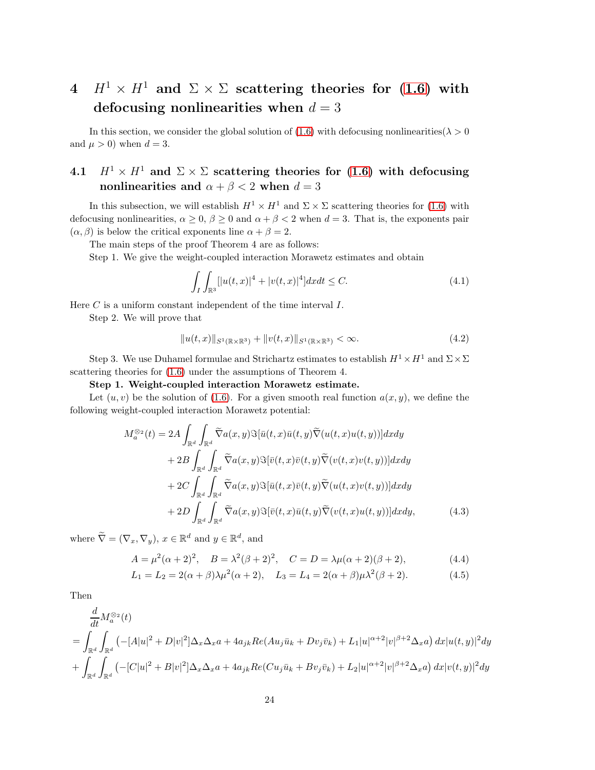# 4 $H^1 \times H^1$ and $\Sigma \times \Sigma$ scattering theories for (1.6) with defocusing nonlinearities when $d = 3$

In this section, we consider the global solution of (1.6) with defocusing nonlinearities($\lambda > 0$ and $\mu > 0$) when $d = 3$.

## 4.1 $H^1 \times H^1$ and $\Sigma \times \Sigma$ scattering theories for (1.6) with defocusing nonlinearities and $\alpha + \beta < 2$ when $d = 3$

In this subsection, we will establish $H^1 \times H^1$ and $\Sigma \times \Sigma$ scattering theories for (1.6) with defocusing nonlinearities, $\alpha \geq 0$, $\beta \geq 0$ and $\alpha + \beta < 2$ when $d = 3$. That is, the exponents pair $(\alpha, \beta)$ is below the critical exponents line $\alpha + \beta = 2$.

The main steps of the proof Theorem 4 are as follows:

Step 1. We give the weight-coupled interaction Morawetz estimates and obtain

$$\int_I \int_{\mathbb{R}^3} [|u(t,x)|^4 + |v(t,x)|^4] dx dt \leq C. \tag{4.1}$$

Here $C$ is a uniform constant independent of the time interval $I$.

Step 2. We will prove that

$$\|u(t,x)\|_{S^1(\mathbb{R}\times\mathbb{R}^3)} + \|v(t,x)\|_{S^1(\mathbb{R}\times\mathbb{R}^3)} < \infty. \tag{4.2}$$

Step 3. We use Duhamel formulae and Strichartz estimates to establish $H^1 \times H^1$ and $\Sigma \times \Sigma$ scattering theories for (1.6) under the assumptions of Theorem 4.

**Step 1. Weight-coupled interaction Morawetz estimate.**

Let $(u, v)$ be the solution of (1.6). For a given smooth real function $a(x, y)$, we define the following weight-coupled interaction Morawetz potential:

$$\begin{aligned}
M_a^{\otimes_2}(t) = & 2A \int_{\mathbb{R}^d} \int_{\mathbb{R}^d} \widetilde{\nabla} a(x,y) \Im[\bar{u}(t,x)\bar{u}(t,y) \widetilde{\nabla}(u(t,x)u(t,y))] dx dy \\
& + 2B \int_{\mathbb{R}^d} \int_{\mathbb{R}^d} \widetilde{\nabla} a(x,y) \Im[\bar{v}(t,x)\bar{v}(t,y) \widetilde{\nabla}(v(t,x)v(t,y))] dx dy \\
& + 2C \int_{\mathbb{R}^d} \int_{\mathbb{R}^d} \widetilde{\nabla} a(x,y) \Im[\bar{u}(t,x)\bar{v}(t,y) \widetilde{\nabla}(u(t,x)v(t,y))] dx dy \\
& + 2D \int_{\mathbb{R}^d} \int_{\mathbb{R}^d} \widetilde{\nabla} a(x,y) \Im[\bar{v}(t,x)\bar{u}(t,y) \widetilde{\nabla}(v(t,x)u(t,y))] dx dy,
\end{aligned} \tag{4.3}$$

where $\widetilde{\nabla} = (\nabla_x, \nabla_y)$, $x \in \mathbb{R}^d$ and $y \in \mathbb{R}^d$, and

$$A = \mu^2(\alpha+2)^2, \quad B = \lambda^2(\beta+2)^2, \quad C = D = \lambda\mu(\alpha+2)(\beta+2), \tag{4.4}$$

$$L_1 = L_2 = 2(\alpha+\beta)\lambda\mu^2(\alpha+2), \quad L_3 = L_4 = 2(\alpha+\beta)\mu\lambda^2(\beta+2). \tag{4.5}$$

Then

$$\begin{aligned}
& \frac{d}{dt} M_a^{\otimes_2}(t) \\
= & \int_{\mathbb{R}^d} \int_{\mathbb{R}^d} \left( -[A|u|^2 + D|v|^2] \Delta_x \Delta_x a + 4 a_{jk} Re(A u_j \bar{u}_k + D v_j \bar{v}_k) + L_1 |u|^{\alpha+2} |v|^{\beta+2} \Delta_x a \right) dx |u(t,y)|^2 dy \\
+ & \int_{\mathbb{R}^d} \int_{\mathbb{R}^d} \left( -[C|u|^2 + B|v|^2] \Delta_x \Delta_x a + 4 a_{jk} Re(C u_j \bar{u}_k + B v_j \bar{v}_k) + L_2 |u|^{\alpha+2} |v|^{\beta+2} \Delta_x a \right) dx |v(t,y)|^2 dy
\end{aligned}$$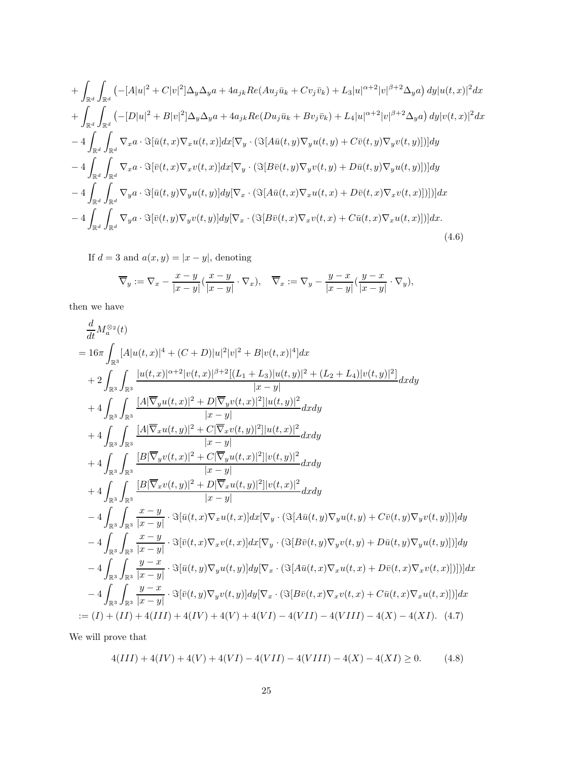$$
\begin{aligned}
&+\int_{\mathbb{R}^d}\int_{\mathbb{R}^d}\left(-[A|u|^2+C|v|^2]\Delta_y\Delta_y a+4a_{jk}Re(Au_j\bar{u}_k+Cv_j\bar{v}_k)+L_3|u|^{\alpha+2}|v|^{\beta+2}\Delta_y a\right)dy|u(t,x)|^2dx\\
&+\int_{\mathbb{R}^d}\int_{\mathbb{R}^d}\left(-[D|u|^2+B|v|^2]\Delta_y\Delta_y a+4a_{jk}Re(Du_j\bar{u}_k+Bv_j\bar{v}_k)+L_4|u|^{\alpha+2}|v|^{\beta+2}\Delta_y a\right)dy|v(t,x)|^2dx\\
&-4\int_{\mathbb{R}^d}\int_{\mathbb{R}^d}\nabla_x a\cdot\Im[\bar{u}(t,x)\nabla_x u(t,x)]dx[\nabla_y\cdot(\Im[A\bar{u}(t,y)\nabla_y u(t,y)+C\bar{v}(t,y)\nabla_y v(t,y)])]dy\\
&-4\int_{\mathbb{R}^d}\int_{\mathbb{R}^d}\nabla_x a\cdot\Im[\bar{v}(t,x)\nabla_x v(t,x)]dx[\nabla_y\cdot(\Im[B\bar{v}(t,y)\nabla_y v(t,y)+D\bar{u}(t,y)\nabla_y u(t,y)])]dy\\
&-4\int_{\mathbb{R}^d}\int_{\mathbb{R}^d}\nabla_y a\cdot\Im[\bar{u}(t,y)\nabla_y u(t,y)]dy[\nabla_x\cdot(\Im[A\bar{u}(t,x)\nabla_x u(t,x)+D\bar{v}(t,x)\nabla_x v(t,x)])])]dx\\
&-4\int_{\mathbb{R}^d}\int_{\mathbb{R}^d}\nabla_y a\cdot\Im[\bar{v}(t,y)\nabla_y v(t,y)]dy[\nabla_x\cdot(\Im[B\bar{v}(t,x)\nabla_x v(t,x)+C\bar{u}(t,x)\nabla_x u(t,x)])]dx.
\end{aligned}
\tag{4.6}
$$

If $d=3$ and $a(x,y)=|x-y|$, denoting

$$
\overline{\nabla}_y:=\nabla_x-\frac{x-y}{|x-y|}(\frac{x-y}{|x-y|}\cdot\nabla_x),\quad \overline{\nabla}_x:=\nabla_y-\frac{y-x}{|x-y|}(\frac{y-x}{|x-y|}\cdot\nabla_y),
$$

then we have

$$
\begin{aligned}
&\frac{d}{dt}M_a^{\otimes_2}(t)\\
&=16\pi\int_{\mathbb{R}^3}[A|u(t,x)|^4+(C+D)|u|^2|v|^2+B|v(t,x)|^4]dx\\
&\quad+2\int_{\mathbb{R}^3}\int_{\mathbb{R}^3}\frac{|u(t,x)|^{\alpha+2}|v(t,x)|^{\beta+2}[(L_1+L_3)|u(t,y)|^2+(L_2+L_4)|v(t,y)|^2]}{|x-y|}dxdy\\
&\quad+4\int_{\mathbb{R}^3}\int_{\mathbb{R}^3}\frac{[A|\overline{\nabla}_y u(t,x)|^2+D|\overline{\nabla}_y v(t,x)|^2]|u(t,y)|^2}{|x-y|}dxdy\\
&\quad+4\int_{\mathbb{R}^3}\int_{\mathbb{R}^3}\frac{[A|\overline{\nabla}_x u(t,y)|^2+C|\overline{\nabla}_x v(t,y)|^2]|u(t,x)|^2}{|x-y|}dxdy\\
&\quad+4\int_{\mathbb{R}^3}\int_{\mathbb{R}^3}\frac{[B|\overline{\nabla}_y v(t,x)|^2+C|\overline{\nabla}_y u(t,x)|^2]|v(t,y)|^2}{|x-y|}dxdy\\
&\quad+4\int_{\mathbb{R}^3}\int_{\mathbb{R}^3}\frac{[B|\overline{\nabla}_x v(t,y)|^2+D|\overline{\nabla}_x u(t,y)|^2]|v(t,x)|^2}{|x-y|}dxdy\\
&\quad-4\int_{\mathbb{R}^3}\int_{\mathbb{R}^3}\frac{x-y}{|x-y|}\cdot\Im[\bar{u}(t,x)\nabla_x u(t,x)]dx[\nabla_y\cdot(\Im[A\bar{u}(t,y)\nabla_y u(t,y)+C\bar{v}(t,y)\nabla_y v(t,y)])]dy\\
&\quad-4\int_{\mathbb{R}^3}\int_{\mathbb{R}^3}\frac{x-y}{|x-y|}\cdot\Im[\bar{v}(t,x)\nabla_x v(t,x)]dx[\nabla_y\cdot(\Im[B\bar{v}(t,y)\nabla_y v(t,y)+D\bar{u}(t,y)\nabla_y u(t,y)])]dy\\
&\quad-4\int_{\mathbb{R}^3}\int_{\mathbb{R}^3}\frac{y-x}{|x-y|}\cdot\Im[\bar{u}(t,y)\nabla_y u(t,y)]dy[\nabla_x\cdot(\Im[A\bar{u}(t,x)\nabla_x u(t,x)+D\bar{v}(t,x)\nabla_x v(t,x)])])]dx\\
&\quad-4\int_{\mathbb{R}^3}\int_{\mathbb{R}^3}\frac{y-x}{|x-y|}\cdot\Im[\bar{v}(t,y)\nabla_y v(t,y)]dy[\nabla_x\cdot(\Im[B\bar{v}(t,x)\nabla_x v(t,x)+C\bar{u}(t,x)\nabla_x u(t,x)])]dx\\
&:=(I)+(II)+4(III)+4(IV)+4(V)+4(VI)-4(VII)-4(VIII)-4(X)-4(XI).
\end{aligned}
\tag{4.7}
$$

We will prove that

$$
4(III)+4(IV)+4(V)+4(VI)-4(VII)-4(VIII)-4(X)-4(XI)\geq 0. \tag{4.8}
$$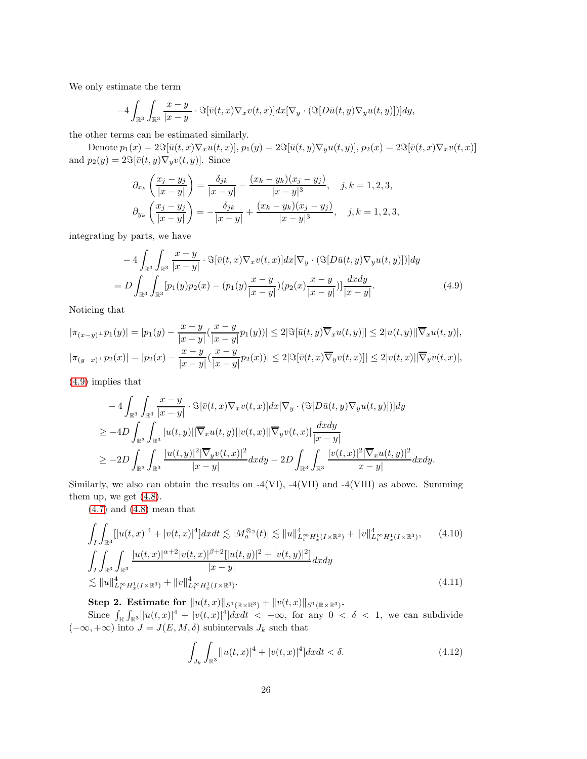We only estimate the term

$$-4\int_{\mathbb{R}^3}\int_{\mathbb{R}^3}\frac{x-y}{|x-y|}\cdot\Im[\bar{v}(t,x)\nabla_x v(t,x)]dx[\nabla_y\cdot(\Im[D\bar{u}(t,y)\nabla_y u(t,y)])]dy,$$

the other terms can be estimated similarly.

Denote $p_1(x)=2\Im[\bar{u}(t,x)\nabla_x u(t,x)]$, $p_1(y)=2\Im[\bar{u}(t,y)\nabla_y u(t,y)]$, $p_2(x)=2\Im[\bar{v}(t,x)\nabla_x v(t,x)]$ and $p_2(y)=2\Im[\bar{v}(t,y)\nabla_y v(t,y)]$. Since

$$\partial_{x_k}\left(\frac{x_j-y_j}{|x-y|}\right)=\frac{\delta_{jk}}{|x-y|}-\frac{(x_k-y_k)(x_j-y_j)}{|x-y|^3},\quad j,k=1,2,3,$$
$$\partial_{y_k}\left(\frac{x_j-y_j}{|x-y|}\right)=-\frac{\delta_{jk}}{|x-y|}+\frac{(x_k-y_k)(x_j-y_j)}{|x-y|^3},\quad j,k=1,2,3,$$

integrating by parts, we have

$$\begin{aligned}&-4\int_{\mathbb{R}^3}\int_{\mathbb{R}^3}\frac{x-y}{|x-y|}\cdot\Im[\bar{v}(t,x)\nabla_x v(t,x)]dx[\nabla_y\cdot(\Im[D\bar{u}(t,y)\nabla_y u(t,y)])]dy\\&=D\int_{\mathbb{R}^3}\int_{\mathbb{R}^3}[p_1(y)p_2(x)-(p_1(y)\frac{x-y}{|x-y|})(p_2(x)\frac{x-y}{|x-y|})]\frac{dxdy}{|x-y|}.\end{aligned}\tag{4.9}$$

Noticing that

$$|\pi_{(x-y)^\perp}p_1(y)|=|p_1(y)-\frac{x-y}{|x-y|}(\frac{x-y}{|x-y|}p_1(y))|\le 2|\Im[\bar{u}(t,y)\overline{\nabla}_x u(t,y)]|\le 2|u(t,y)||\overline{\nabla}_x u(t,y)|,$$
$$|\pi_{(y-x)^\perp}p_2(x)|=|p_2(x)-\frac{x-y}{|x-y|}(\frac{x-y}{|x-y|}p_2(x))|\le 2|\Im[\bar{v}(t,x)\overline{\nabla}_y v(t,x)]|\le 2|v(t,x)||\overline{\nabla}_y v(t,x)|,$$

(4.9) implies that

$$\begin{aligned}&-4\int_{\mathbb{R}^3}\int_{\mathbb{R}^3}\frac{x-y}{|x-y|}\cdot\Im[\bar{v}(t,x)\nabla_x v(t,x)]dx[\nabla_y\cdot(\Im[D\bar{u}(t,y)\nabla_y u(t,y)])]dy\\&\ge -4D\int_{\mathbb{R}^3}\int_{\mathbb{R}^3}|u(t,y)||\overline{\nabla}_x u(t,y)||v(t,x)||\overline{\nabla}_y v(t,x)|\frac{dxdy}{|x-y|}\\&\ge -2D\int_{\mathbb{R}^3}\int_{\mathbb{R}^3}\frac{|u(t,y)|^2|\overline{\nabla}_y v(t,x)|^2}{|x-y|}dxdy-2D\int_{\mathbb{R}^3}\int_{\mathbb{R}^3}\frac{|v(t,x)|^2|\overline{\nabla}_x u(t,y)|^2}{|x-y|}dxdy.\end{aligned}$$

Similarly, we also can obtain the results on -4(VI), -4(VII) and -4(VIII) as above. Summing them up, we get (4.8).

(4.7) and (4.8) mean that

$$\int_I\int_{\mathbb{R}^3}[|u(t,x)|^4+|v(t,x)|^4]dxdt\lesssim|M_a^{\otimes_2}(t)|\lesssim\|u\|^4_{L_t^\infty H_x^1(I\times\mathbb{R}^3)}+\|v\|^4_{L_t^\infty H_x^1(I\times\mathbb{R}^3)},\tag{4.10}$$

$$\begin{aligned}&\int_I\int_{\mathbb{R}^3}\int\frac{|u(t,x)|^{\alpha+2}|v(t,x)|^{\beta+2}[|u(t,y)|^2+|v(t,y)|^2]}{|x-y|}dxdy\\&\lesssim\|u\|^4_{L_t^\infty H_x^1(I\times\mathbb{R}^3)}+\|v\|^4_{L_t^\infty H_x^1(I\times\mathbb{R}^3)}.\end{aligned}\tag{4.11}$$

**Step 2. Estimate for $\|u(t,x)\|_{S^1(\mathbb{R}\times\mathbb{R}^3)}+\|v(t,x)\|_{S^1(\mathbb{R}\times\mathbb{R}^3)}$.**

Since $\int_{\mathbb{R}}\int_{\mathbb{R}^3}[|u(t,x)|^4+|v(t,x)|^4]dxdt<+\infty$, for any $0<\delta<1$, we can subdivide $(-\infty,+\infty)$ into $J=J(E,M,\delta)$ subintervals $J_k$ such that

$$\int_{J_k}\int_{\mathbb{R}^3}[|u(t,x)|^4+|v(t,x)|^4]dxdt<\delta.\tag{4.12}$$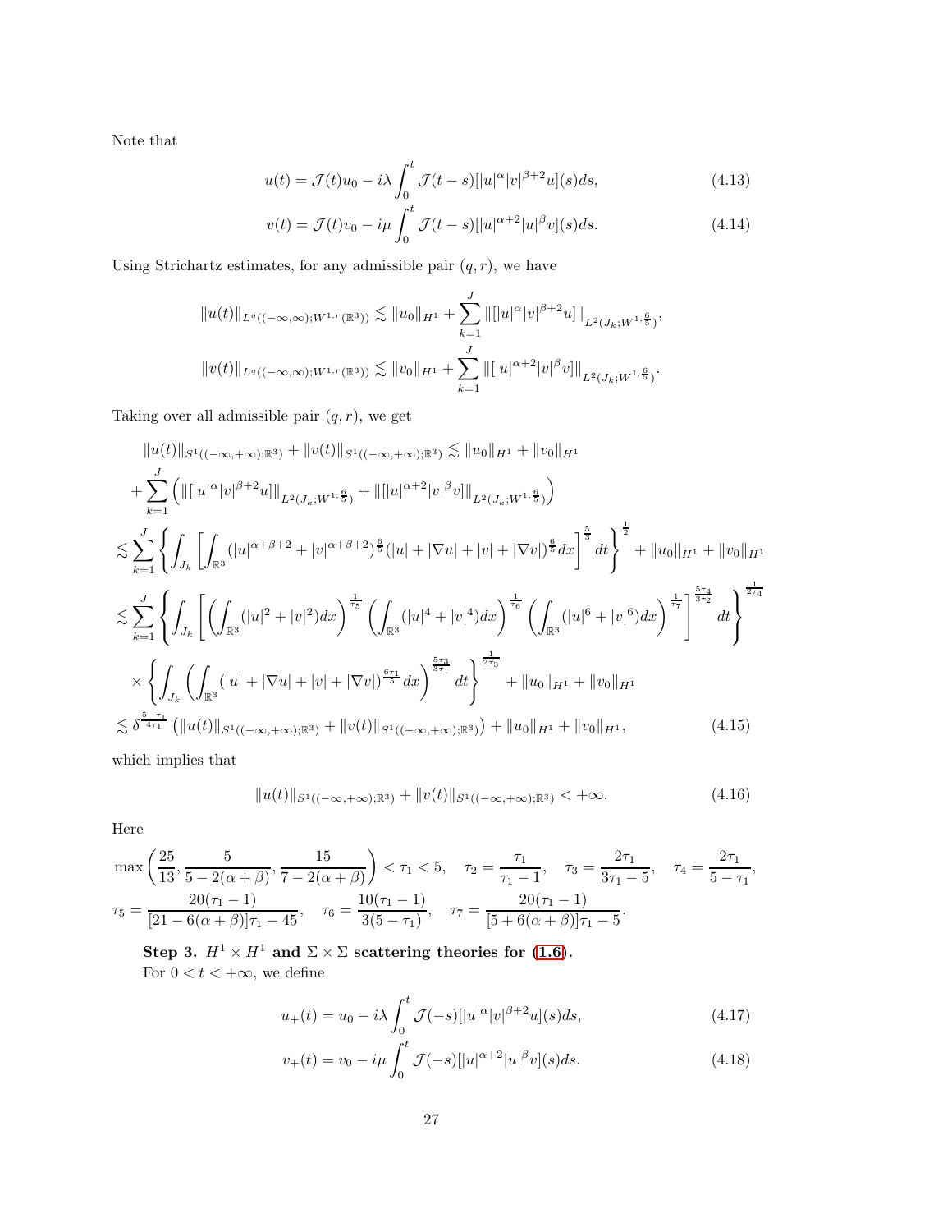Note that

$$u(t) = \mathcal{J}(t)u_0 - i\lambda \int_0^t \mathcal{J}(t-s)[|u|^\alpha |v|^{\beta+2} u](s)ds, \tag{4.13}$$

$$v(t) = \mathcal{J}(t)v_0 - i\mu \int_0^t \mathcal{J}(t-s)[|u|^{\alpha+2} |u|^{\beta} v](s)ds. \tag{4.14}$$

Using Strichartz estimates, for any admissible pair $(q, r)$, we have

$$\|u(t)\|_{L^q((-\infty,\infty);W^{1,r}(\mathbb{R}^3))} \lesssim \|u_0\|_{H^1} + \sum_{k=1}^{J} \|[|u|^\alpha |v|^{\beta+2} u]\|_{L^2(J_k;W^{1,\frac{6}{5}})},$$

$$\|v(t)\|_{L^q((-\infty,\infty);W^{1,r}(\mathbb{R}^3))} \lesssim \|v_0\|_{H^1} + \sum_{k=1}^{J} \|[|u|^{\alpha+2} |v|^{\beta} v]\|_{L^2(J_k;W^{1,\frac{6}{5}})}.$$

Taking over all admissible pair $(q, r)$, we get

$$\begin{aligned}
&\|u(t)\|_{S^1((-\infty,+\infty);\mathbb{R}^3)} + \|v(t)\|_{S^1((-\infty,+\infty);\mathbb{R}^3)} \lesssim \|u_0\|_{H^1} + \|v_0\|_{H^1} \\
&+ \sum_{k=1}^{J} \left( \|[|u|^\alpha |v|^{\beta+2} u]\|_{L^2(J_k;W^{1,\frac{6}{5}})} + \|[|u|^{\alpha+2} |v|^{\beta} v]\|_{L^2(J_k;W^{1,\frac{6}{5}})} \right) \\
&\lesssim \sum_{k=1}^{J} \left\{ \int_{J_k} \left[ \int_{\mathbb{R}^3} (|u|^{\alpha+\beta+2} + |v|^{\alpha+\beta+2})^{\frac{6}{5}} (|u| + |\nabla u| + |v| + |\nabla v|)^{\frac{6}{5}} dx \right]^{\frac{5}{3}} dt \right\}^{\frac{1}{2}} + \|u_0\|_{H^1} + \|v_0\|_{H^1} \\
&\lesssim \sum_{k=1}^{J} \left\{ \int_{J_k} \left[ \left( \int_{\mathbb{R}^3} (|u|^2 + |v|^2) dx \right)^{\frac{1}{\tau_5}} \left( \int_{\mathbb{R}^3} (|u|^4 + |v|^4) dx \right)^{\frac{1}{\tau_6}} \left( \int_{\mathbb{R}^3} (|u|^6 + |v|^6) dx \right)^{\frac{1}{\tau_7}} \right]^{\frac{5\tau_4}{3\tau_2}} dt \right\}^{\frac{1}{2\tau_4}} \\
&\quad \times \left\{ \int_{J_k} \left( \int_{\mathbb{R}^3} (|u| + |\nabla u| + |v| + |\nabla v|)^{\frac{6\tau_1}{5}} dx \right)^{\frac{5\tau_3}{3\tau_1}} dt \right\}^{\frac{1}{2\tau_3}} + \|u_0\|_{H^1} + \|v_0\|_{H^1} \\
&\lesssim \delta^{\frac{5-\tau_1}{4\tau_1}} \left( \|u(t)\|_{S^1((-\infty,+\infty);\mathbb{R}^3)} + \|v(t)\|_{S^1((-\infty,+\infty);\mathbb{R}^3)} \right) + \|u_0\|_{H^1} + \|v_0\|_{H^1},
\end{aligned} \tag{4.15}$$

which implies that

$$\|u(t)\|_{S^1((-\infty,+\infty);\mathbb{R}^3)} + \|v(t)\|_{S^1((-\infty,+\infty);\mathbb{R}^3)} < +\infty. \tag{4.16}$$

Here

$$\max\left(\frac{25}{13}, \frac{5}{5-2(\alpha+\beta)}, \frac{15}{7-2(\alpha+\beta)}\right) < \tau_1 < 5, \quad \tau_2 = \frac{\tau_1}{\tau_1 - 1}, \quad \tau_3 = \frac{2\tau_1}{3\tau_1 - 5}, \quad \tau_4 = \frac{2\tau_1}{5 - \tau_1},$$

$$\tau_5 = \frac{20(\tau_1 - 1)}{[21 - 6(\alpha+\beta)]\tau_1 - 45}, \quad \tau_6 = \frac{10(\tau_1 - 1)}{3(5 - \tau_1)}, \quad \tau_7 = \frac{20(\tau_1 - 1)}{[5 + 6(\alpha+\beta)]\tau_1 - 5}.$$

**Step 3. $H^1 \times H^1$ and $\Sigma \times \Sigma$ scattering theories for (1.6).**

For $0 < t < +\infty$, we define

$$u_+(t) = u_0 - i\lambda \int_0^t \mathcal{J}(-s)[|u|^\alpha |v|^{\beta+2} u](s)ds, \tag{4.17}$$

$$v_+(t) = v_0 - i\mu \int_0^t \mathcal{J}(-s)[|u|^{\alpha+2} |u|^{\beta} v](s)ds. \tag{4.18}$$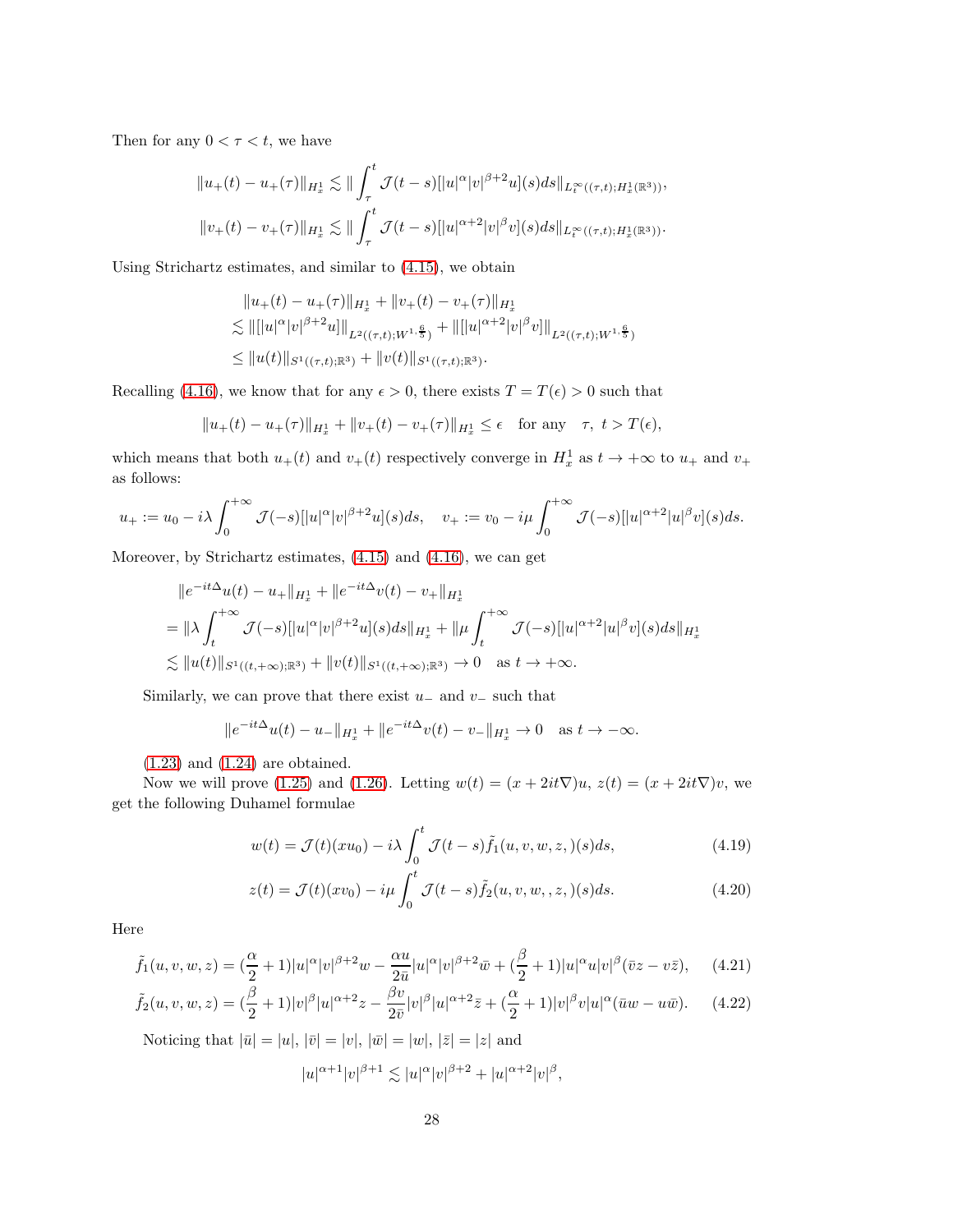Then for any $0 < \tau < t$, we have

$$\|u_+(t) - u_+(\tau)\|_{H^1_x} \lesssim \| \int_\tau^t \mathcal{J}(t-s)[|u|^\alpha |v|^{\beta+2} u](s) ds\|_{L^\infty_t((\tau,t);H^1_x(\mathbb{R}^3))},$$

$$\|v_+(t) - v_+(\tau)\|_{H^1_x} \lesssim \| \int_\tau^t \mathcal{J}(t-s)[|u|^{\alpha+2} |v|^{\beta} v](s) ds\|_{L^\infty_t((\tau,t);H^1_x(\mathbb{R}^3))}.$$

Using Strichartz estimates, and similar to (4.15), we obtain

$$\begin{aligned}
&\|u_+(t) - u_+(\tau)\|_{H^1_x} + \|v_+(t) - v_+(\tau)\|_{H^1_x} \\
&\lesssim \|[|u|^\alpha |v|^{\beta+2} u]\|_{L^2((\tau,t);W^{1,\frac{6}{5}})} + \|[|u|^{\alpha+2} |v|^{\beta} v]\|_{L^2((\tau,t);W^{1,\frac{6}{5}})} \\
&\le \|u(t)\|_{S^1((\tau,t);\mathbb{R}^3)} + \|v(t)\|_{S^1((\tau,t);\mathbb{R}^3)}.
\end{aligned}$$

Recalling (4.16), we know that for any $\epsilon > 0$, there exists $T = T(\epsilon) > 0$ such that

$$\|u_+(t) - u_+(\tau)\|_{H^1_x} + \|v_+(t) - v_+(\tau)\|_{H^1_x} \le \epsilon \quad \text{for any} \quad \tau,\ t > T(\epsilon),$$

which means that both $u_+(t)$ and $v_+(t)$ respectively converge in $H^1_x$ as $t \to +\infty$ to $u_+$ and $v_+$ as follows:

$$u_+ := u_0 - i\lambda \int_0^{+\infty} \mathcal{J}(-s)[|u|^\alpha |v|^{\beta+2} u](s) ds, \quad v_+ := v_0 - i\mu \int_0^{+\infty} \mathcal{J}(-s)[|u|^{\alpha+2} |u|^{\beta} v](s) ds.$$

Moreover, by Strichartz estimates, (4.15) and (4.16), we can get

$$\begin{aligned}
&\|e^{-it\Delta} u(t) - u_+\|_{H^1_x} + \|e^{-it\Delta} v(t) - v_+\|_{H^1_x} \\
&= \|\lambda \int_t^{+\infty} \mathcal{J}(-s)[|u|^\alpha |v|^{\beta+2} u](s) ds\|_{H^1_x} + \|\mu \int_t^{+\infty} \mathcal{J}(-s)[|u|^{\alpha+2} |u|^{\beta} v](s) ds\|_{H^1_x} \\
&\lesssim \|u(t)\|_{S^1((t,+\infty);\mathbb{R}^3)} + \|v(t)\|_{S^1((t,+\infty);\mathbb{R}^3)} \to 0 \quad \text{as } t \to +\infty.
\end{aligned}$$

Similarly, we can prove that there exist $u_-$ and $v_-$ such that

$$\|e^{-it\Delta} u(t) - u_-\|_{H^1_x} + \|e^{-it\Delta} v(t) - v_-\|_{H^1_x} \to 0 \quad \text{as } t \to -\infty.$$

(1.23) and (1.24) are obtained.

Now we will prove (1.25) and (1.26). Letting $w(t) = (x + 2it\nabla)u$, $z(t) = (x + 2it\nabla)v$, we get the following Duhamel formulae

$$w(t) = \mathcal{J}(t)(xu_0) - i\lambda \int_0^t \mathcal{J}(t-s) \tilde{f}_1(u, v, w, z, )(s) ds, \tag{4.19}$$

$$z(t) = \mathcal{J}(t)(xv_0) - i\mu \int_0^t \mathcal{J}(t-s) \tilde{f}_2(u, v, w, , z, )(s) ds. \tag{4.20}$$

Here

$$\tilde{f}_1(u, v, w, z) = (\frac{\alpha}{2} + 1)|u|^\alpha |v|^{\beta+2} w - \frac{\alpha u}{2\bar{u}} |u|^\alpha |v|^{\beta+2} \bar{w} + (\frac{\beta}{2} + 1)|u|^\alpha u |v|^\beta (\bar{v} z - v \bar{z}), \tag{4.21}$$

$$\tilde{f}_2(u, v, w, z) = (\frac{\beta}{2} + 1)|v|^\beta |u|^{\alpha+2} z - \frac{\beta v}{2\bar{v}} |v|^\beta |u|^{\alpha+2} \bar{z} + (\frac{\alpha}{2} + 1)|v|^\beta v |u|^\alpha (\bar{u} w - u \bar{w}). \tag{4.22}$$

Noticing that $|\bar{u}| = |u|$, $|\bar{v}| = |v|$, $|\bar{w}| = |w|$, $|\bar{z}| = |z|$ and

$$|u|^{\alpha+1} |v|^{\beta+1} \lesssim |u|^\alpha |v|^{\beta+2} + |u|^{\alpha+2} |v|^\beta,$$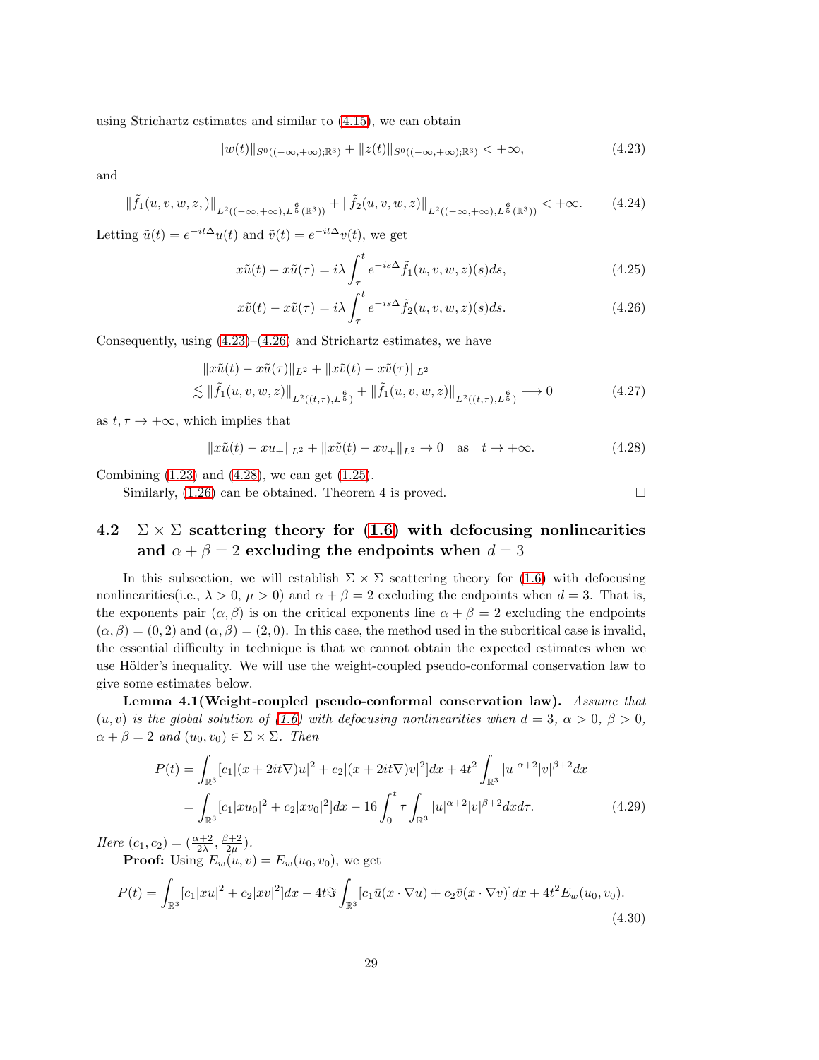using Strichartz estimates and similar to (4.15), we can obtain

$$\|w(t)\|_{S^0((-\infty,+\infty);\mathbb{R}^3)} + \|z(t)\|_{S^0((-\infty,+\infty);\mathbb{R}^3)} < +\infty, \tag{4.23}$$

and

$$\|\tilde{f}_1(u,v,w,z,)\|_{L^2((-\infty,+\infty),L^{\frac{6}{5}}(\mathbb{R}^3))} + \|\tilde{f}_2(u,v,w,z)\|_{L^2((-\infty,+\infty),L^{\frac{6}{5}}(\mathbb{R}^3))} < +\infty. \tag{4.24}$$

Letting $\tilde{u}(t) = e^{-it\Delta}u(t)$ and $\tilde{v}(t) = e^{-it\Delta}v(t)$, we get

$$x\tilde{u}(t) - x\tilde{u}(\tau) = i\lambda \int_\tau^t e^{-is\Delta}\tilde{f}_1(u,v,w,z)(s)ds, \tag{4.25}$$

$$x\tilde{v}(t) - x\tilde{v}(\tau) = i\lambda \int_\tau^t e^{-is\Delta}\tilde{f}_2(u,v,w,z)(s)ds. \tag{4.26}$$

Consequently, using (4.23)–(4.26) and Strichartz estimates, we have

$$\begin{aligned}
&\|x\tilde{u}(t) - x\tilde{u}(\tau)\|_{L^2} + \|x\tilde{v}(t) - x\tilde{v}(\tau)\|_{L^2} \\
&\lesssim \|\tilde{f}_1(u,v,w,z)\|_{L^2((t,\tau),L^{\frac{6}{5}})} + \|\tilde{f}_1(u,v,w,z)\|_{L^2((t,\tau),L^{\frac{6}{5}})} \longrightarrow 0
\end{aligned} \tag{4.27}$$

as $t, \tau \to +\infty$, which implies that

$$\|x\tilde{u}(t) - xu_+\|_{L^2} + \|x\tilde{v}(t) - xv_+\|_{L^2} \to 0 \quad \text{as} \quad t \to +\infty. \tag{4.28}$$

Combining (1.23) and (4.28), we can get (1.25).

Similarly, (1.26) can be obtained. Theorem 4 is proved. □

## 4.2 $\Sigma \times \Sigma$ scattering theory for (1.6) with defocusing nonlinearities and $\alpha + \beta = 2$ excluding the endpoints when $d = 3$

In this subsection, we will establish $\Sigma \times \Sigma$ scattering theory for (1.6) with defocusing nonlinearities(i.e., $\lambda > 0$, $\mu > 0$) and $\alpha + \beta = 2$ excluding the endpoints when $d = 3$. That is, the exponents pair $(\alpha, \beta)$ is on the critical exponents line $\alpha + \beta = 2$ excluding the endpoints $(\alpha, \beta) = (0, 2)$ and $(\alpha, \beta) = (2, 0)$. In this case, the method used in the subcritical case is invalid, the essential difficulty in technique is that we cannot obtain the expected estimates when we use Hölder's inequality. We will use the weight-coupled pseudo-conformal conservation law to give some estimates below.

**Lemma 4.1(Weight-coupled pseudo-conformal conservation law).** *Assume that $(u, v)$ is the global solution of (1.6) with defocusing nonlinearities when $d = 3$, $\alpha > 0$, $\beta > 0$, $\alpha + \beta = 2$ and $(u_0, v_0) \in \Sigma \times \Sigma$. Then*

$$\begin{aligned}
P(t) &= \int_{\mathbb{R}^3} [c_1|(x + 2it\nabla)u|^2 + c_2|(x + 2it\nabla)v|^2]dx + 4t^2 \int_{\mathbb{R}^3} |u|^{\alpha+2}|v|^{\beta+2}dx \\
&= \int_{\mathbb{R}^3} [c_1|xu_0|^2 + c_2|xv_0|^2]dx - 16 \int_0^t \tau \int_{\mathbb{R}^3} |u|^{\alpha+2}|v|^{\beta+2}dxd\tau.
\end{aligned} \tag{4.29}$$

*Here* $(c_1, c_2) = (\frac{\alpha+2}{2\lambda}, \frac{\beta+2}{2\mu})$.

**Proof:** Using $E_w(u, v) = E_w(u_0, v_0)$, we get

$$P(t) = \int_{\mathbb{R}^3} [c_1|xu|^2 + c_2|xv|^2]dx - 4t\Im \int_{\mathbb{R}^3} [c_1\bar{u}(x \cdot \nabla u) + c_2\bar{v}(x \cdot \nabla v)]dx + 4t^2 E_w(u_0, v_0). \tag{4.30}$$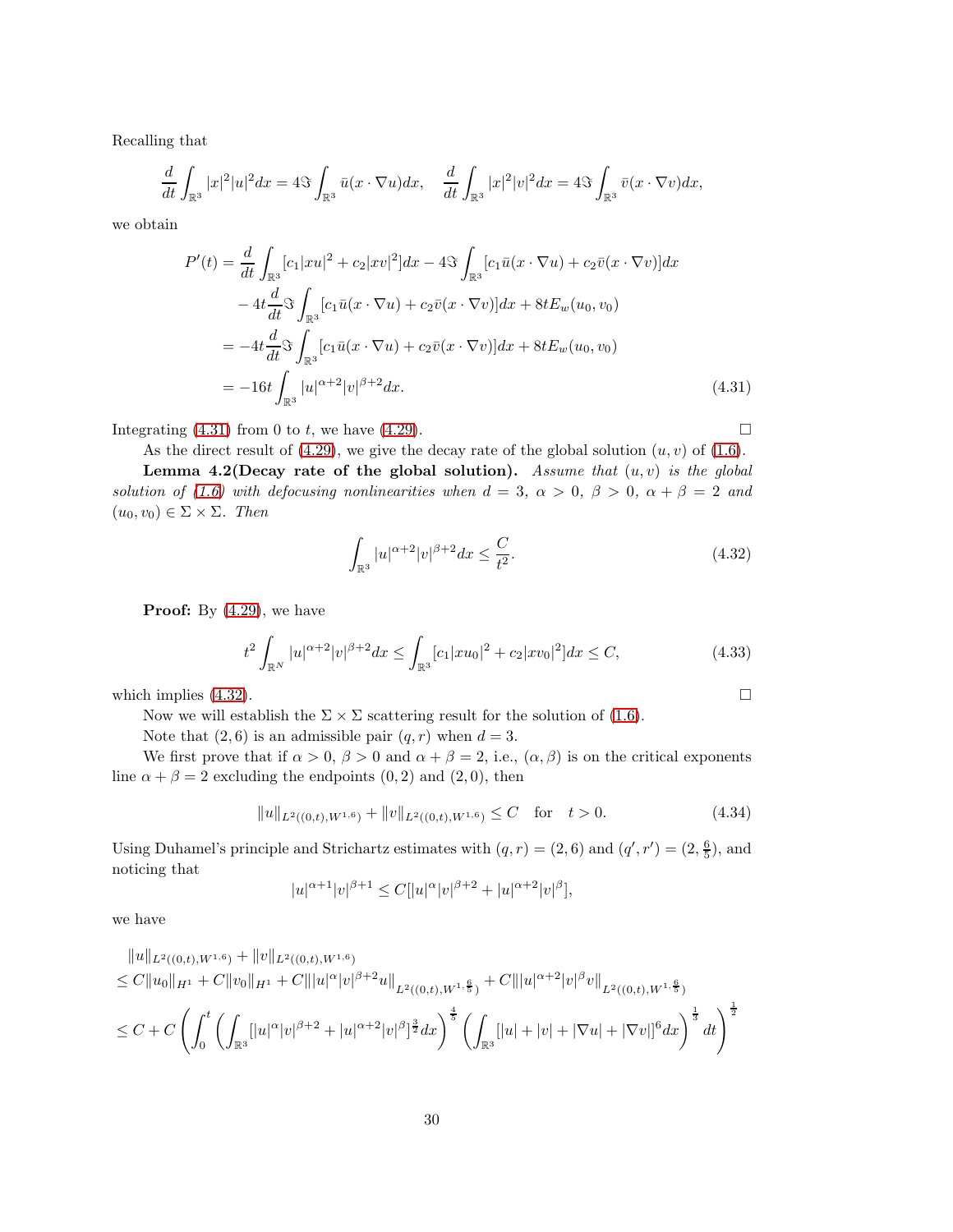Recalling that

$$\frac{d}{dt}\int_{\mathbb{R}^3}|x|^2|u|^2dx = 4\Im\int_{\mathbb{R}^3}\bar{u}(x\cdot\nabla u)dx, \quad \frac{d}{dt}\int_{\mathbb{R}^3}|x|^2|v|^2dx = 4\Im\int_{\mathbb{R}^3}\bar{v}(x\cdot\nabla v)dx,$$

we obtain

$$\begin{aligned}
P'(t) &= \frac{d}{dt}\int_{\mathbb{R}^3}[c_1|xu|^2 + c_2|xv|^2]dx - 4\Im\int_{\mathbb{R}^3}[c_1\bar{u}(x\cdot\nabla u) + c_2\bar{v}(x\cdot\nabla v)]dx \\
&\quad - 4t\frac{d}{dt}\Im\int_{\mathbb{R}^3}[c_1\bar{u}(x\cdot\nabla u) + c_2\bar{v}(x\cdot\nabla v)]dx + 8tE_w(u_0,v_0) \\
&= -4t\frac{d}{dt}\Im\int_{\mathbb{R}^3}[c_1\bar{u}(x\cdot\nabla u) + c_2\bar{v}(x\cdot\nabla v)]dx + 8tE_w(u_0,v_0) \\
&= -16t\int_{\mathbb{R}^3}|u|^{\alpha+2}|v|^{\beta+2}dx. \qquad (4.31)
\end{aligned}$$

Integrating (4.31) from 0 to $t$, we have (4.29). $\square$

As the direct result of (4.29), we give the decay rate of the global solution $(u,v)$ of (1.6).

**Lemma 4.2(Decay rate of the global solution).** *Assume that $(u,v)$ is the global solution of (1.6) with defocusing nonlinearities when $d=3$, $\alpha>0$, $\beta>0$, $\alpha+\beta=2$ and $(u_0,v_0)\in\Sigma\times\Sigma$. Then*

$$\int_{\mathbb{R}^3}|u|^{\alpha+2}|v|^{\beta+2}dx \leq \frac{C}{t^2}. \qquad (4.32)$$

**Proof:** By (4.29), we have

$$t^2\int_{\mathbb{R}^N}|u|^{\alpha+2}|v|^{\beta+2}dx \leq \int_{\mathbb{R}^3}[c_1|xu_0|^2 + c_2|xv_0|^2]dx \leq C, \qquad (4.33)$$

which implies (4.32). $\square$

Now we will establish the $\Sigma\times\Sigma$ scattering result for the solution of (1.6).

Note that $(2,6)$ is an admissible pair $(q,r)$ when $d=3$.

We first prove that if $\alpha>0$, $\beta>0$ and $\alpha+\beta=2$, i.e., $(\alpha,\beta)$ is on the critical exponents line $\alpha+\beta=2$ excluding the endpoints $(0,2)$ and $(2,0)$, then

$$\|u\|_{L^2((0,t),W^{1,6})} + \|v\|_{L^2((0,t),W^{1,6})} \leq C \quad \text{for} \quad t>0. \qquad (4.34)$$

Using Duhamel's principle and Strichartz estimates with $(q,r)=(2,6)$ and $(q',r')=(2,\frac{6}{5})$, and noticing that

$$|u|^{\alpha+1}|v|^{\beta+1} \leq C[|u|^{\alpha}|v|^{\beta+2} + |u|^{\alpha+2}|v|^{\beta}],$$

we have

$$\begin{aligned}
&\|u\|_{L^2((0,t),W^{1,6})} + \|v\|_{L^2((0,t),W^{1,6})} \\
&\leq C\|u_0\|_{H^1} + C\|v_0\|_{H^1} + C\||u|^{\alpha}|v|^{\beta+2}u\|_{L^2((0,t),W^{1,\frac{6}{5}})} + C\||u|^{\alpha+2}|v|^{\beta}v\|_{L^2((0,t),W^{1,\frac{6}{5}})} \\
&\leq C + C\left(\int_0^t\left(\int_{\mathbb{R}^3}[|u|^{\alpha}|v|^{\beta+2} + |u|^{\alpha+2}|v|^{\beta}]^{\frac{3}{2}}dx\right)^{\frac{4}{5}}\left(\int_{\mathbb{R}^3}[|u|+|v|+|\nabla u|+|\nabla v|]^6dx\right)^{\frac{1}{3}}dt\right)^{\frac{1}{2}}
\end{aligned}$$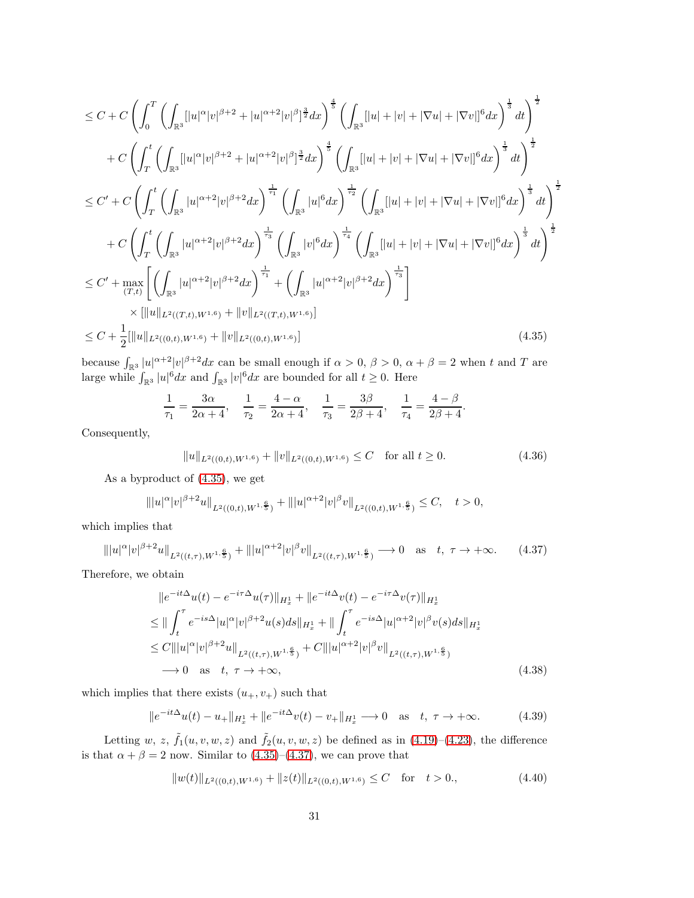$$
\begin{aligned}
&\le C + C\left(\int_0^T \left(\int_{\mathbb{R}^3} [|u|^\alpha |v|^{\beta+2} + |u|^{\alpha+2}|v|^\beta]^{\frac{3}{2}} dx\right)^{\frac{4}{5}} \left(\int_{\mathbb{R}^3} [|u| + |v| + |\nabla u| + |\nabla v|]^6 dx\right)^{\frac{1}{3}} dt\right)^{\frac{1}{2}} \\
&\quad + C\left(\int_T^t \left(\int_{\mathbb{R}^3} [|u|^\alpha |v|^{\beta+2} + |u|^{\alpha+2}|v|^\beta]^{\frac{3}{2}} dx\right)^{\frac{4}{5}} \left(\int_{\mathbb{R}^3} [|u| + |v| + |\nabla u| + |\nabla v|]^6 dx\right)^{\frac{1}{3}} dt\right)^{\frac{1}{2}} \\
&\le C' + C\left(\int_T^t \left(\int_{\mathbb{R}^3} |u|^{\alpha+2}|v|^{\beta+2} dx\right)^{\frac{1}{\tau_1}} \left(\int_{\mathbb{R}^3} |u|^6 dx\right)^{\frac{1}{\tau_2}} \left(\int_{\mathbb{R}^3} [|u| + |v| + |\nabla u| + |\nabla v|]^6 dx\right)^{\frac{1}{3}} dt\right)^{\frac{1}{2}} \\
&\quad + C\left(\int_T^t \left(\int_{\mathbb{R}^3} |u|^{\alpha+2}|v|^{\beta+2} dx\right)^{\frac{1}{\tau_3}} \left(\int_{\mathbb{R}^3} |v|^6 dx\right)^{\frac{1}{\tau_4}} \left(\int_{\mathbb{R}^3} [|u| + |v| + |\nabla u| + |\nabla v|]^6 dx\right)^{\frac{1}{3}} dt\right)^{\frac{1}{2}} \\
&\le C' + \max_{(T,t)} \left[\left(\int_{\mathbb{R}^3} |u|^{\alpha+2}|v|^{\beta+2} dx\right)^{\frac{1}{\tau_1}} + \left(\int_{\mathbb{R}^3} |u|^{\alpha+2}|v|^{\beta+2} dx\right)^{\frac{1}{\tau_3}}\right] \\
&\qquad \times [\|u\|_{L^2((T,t),W^{1,6})} + \|v\|_{L^2((T,t),W^{1,6})}] \\
&\le C + \frac{1}{2}[\|u\|_{L^2((0,t),W^{1,6})} + \|v\|_{L^2((0,t),W^{1,6})}]
\end{aligned}
\tag{4.35}
$$

because $\int_{\mathbb{R}^3} |u|^{\alpha+2}|v|^{\beta+2} dx$ can be small enough if $\alpha > 0$, $\beta > 0$, $\alpha + \beta = 2$ when $t$ and $T$ are large while $\int_{\mathbb{R}^3} |u|^6 dx$ and $\int_{\mathbb{R}^3} |v|^6 dx$ are bounded for all $t \ge 0$. Here

$$
\frac{1}{\tau_1} = \frac{3\alpha}{2\alpha+4}, \quad \frac{1}{\tau_2} = \frac{4-\alpha}{2\alpha+4}, \quad \frac{1}{\tau_3} = \frac{3\beta}{2\beta+4}, \quad \frac{1}{\tau_4} = \frac{4-\beta}{2\beta+4}.
$$

Consequently,

$$
\|u\|_{L^2((0,t),W^{1,6})} + \|v\|_{L^2((0,t),W^{1,6})} \le C \quad \text{for all } t \ge 0. \tag{4.36}
$$

As a byproduct of (4.35), we get

$$
\||u|^\alpha |v|^{\beta+2} u\|_{L^2((0,t),W^{1,\frac{6}{5}})} + \||u|^{\alpha+2}|v|^\beta v\|_{L^2((0,t),W^{1,\frac{6}{5}})} \le C, \quad t > 0,
$$

which implies that

$$
\||u|^\alpha |v|^{\beta+2} u\|_{L^2((t,\tau),W^{1,\frac{6}{5}})} + \||u|^{\alpha+2}|v|^\beta v\|_{L^2((t,\tau),W^{1,\frac{6}{5}})} \longrightarrow 0 \quad \text{as} \quad t,\ \tau \to +\infty. \tag{4.37}
$$

Therefore, we obtain

$$
\begin{aligned}
&\|e^{-it\Delta} u(t) - e^{-i\tau\Delta} u(\tau)\|_{H_x^1} + \|e^{-it\Delta} v(t) - e^{-i\tau\Delta} v(\tau)\|_{H_x^1} \\
&\le \|\int_t^\tau e^{-is\Delta} |u|^\alpha |v|^{\beta+2} u(s) ds\|_{H_x^1} + \|\int_t^\tau e^{-is\Delta} |u|^{\alpha+2}|v|^\beta v(s) ds\|_{H_x^1} \\
&\le C\||u|^\alpha |v|^{\beta+2} u\|_{L^2((t,\tau),W^{1,\frac{6}{5}})} + C\||u|^{\alpha+2}|v|^\beta v\|_{L^2((t,\tau),W^{1,\frac{6}{5}})} \\
&\quad \longrightarrow 0 \quad \text{as} \quad t,\ \tau \to +\infty,
\end{aligned}
\tag{4.38}
$$

which implies that there exists $(u_+, v_+)$ such that

$$
\|e^{-it\Delta} u(t) - u_+\|_{H_x^1} + \|e^{-it\Delta} v(t) - v_+\|_{H_x^1} \longrightarrow 0 \quad \text{as} \quad t,\ \tau \to +\infty. \tag{4.39}
$$

Letting $w$, $z$, $\tilde{f}_1(u,v,w,z)$ and $\tilde{f}_2(u,v,w,z)$ be defined as in (4.19)–(4.23), the difference is that $\alpha + \beta = 2$ now. Similar to (4.35)–(4.37), we can prove that

$$
\|w(t)\|_{L^2((0,t),W^{1,6})} + \|z(t)\|_{L^2((0,t),W^{1,6})} \le C \quad \text{for} \quad t > 0., \tag{4.40}
$$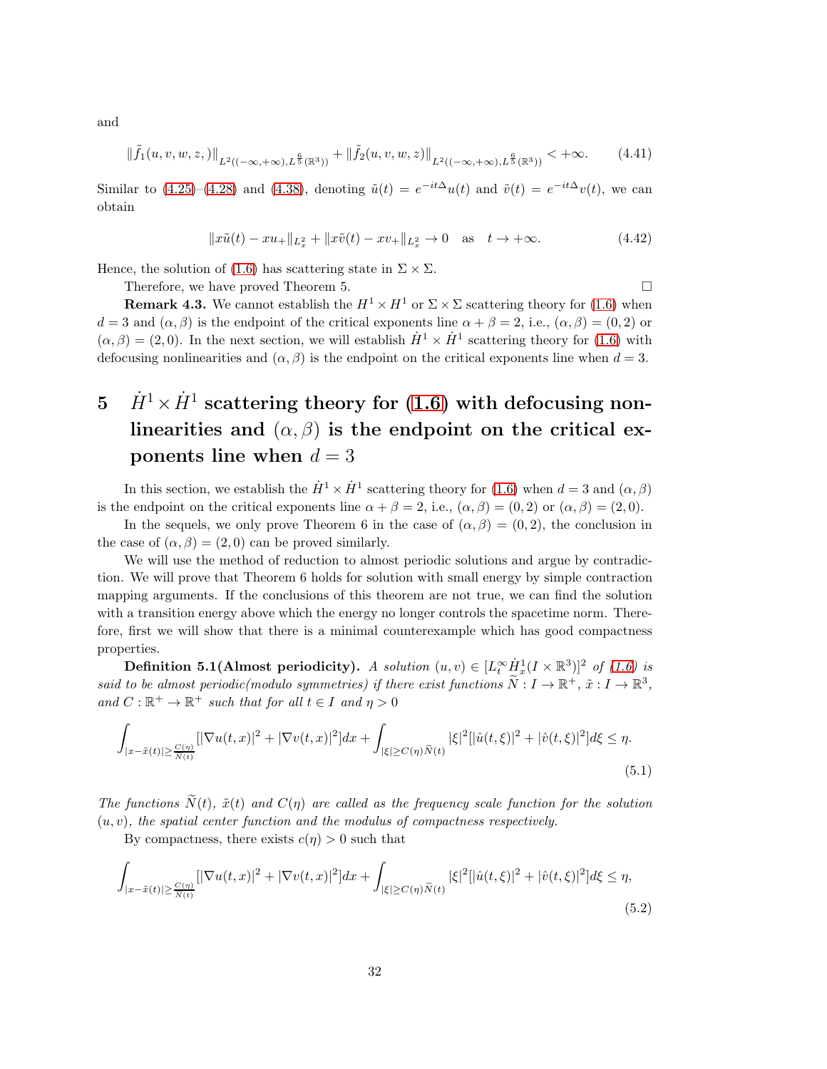and

$$\|\tilde{f}_1(u,v,w,z,)\|_{L^2((-\infty,+\infty),L^{\frac{6}{5}}(\mathbb{R}^3))}+\|\tilde{f}_2(u,v,w,z)\|_{L^2((-\infty,+\infty),L^{\frac{6}{5}}(\mathbb{R}^3))}<+\infty. \tag{4.41}$$

Similar to (4.25)–(4.28) and (4.38), denoting $\tilde{u}(t)=e^{-it\Delta}u(t)$ and $\tilde{v}(t)=e^{-it\Delta}v(t)$, we can obtain

$$\|x\tilde{u}(t)-xu_+\|_{L^2_x}+\|x\tilde{v}(t)-xv_+\|_{L^2_x}\to 0 \quad \text{as} \quad t\to+\infty. \tag{4.42}$$

Hence, the solution of (1.6) has scattering state in $\Sigma\times\Sigma$.

Therefore, we have proved Theorem 5. $\square$

**Remark 4.3.** We cannot establish the $H^1\times H^1$ or $\Sigma\times\Sigma$ scattering theory for (1.6) when $d=3$ and $(\alpha,\beta)$ is the endpoint of the critical exponents line $\alpha+\beta=2$, i.e., $(\alpha,\beta)=(0,2)$ or $(\alpha,\beta)=(2,0)$. In the next section, we will establish $\dot{H}^1\times\dot{H}^1$ scattering theory for (1.6) with defocusing nonlinearities and $(\alpha,\beta)$ is the endpoint on the critical exponents line when $d=3$.

# 5 $\dot{H}^1\times\dot{H}^1$ scattering theory for (1.6) with defocusing nonlinearities and $(\alpha,\beta)$ is the endpoint on the critical exponents line when $d=3$

In this section, we establish the $\dot{H}^1\times\dot{H}^1$ scattering theory for (1.6) when $d=3$ and $(\alpha,\beta)$ is the endpoint on the critical exponents line $\alpha+\beta=2$, i.e., $(\alpha,\beta)=(0,2)$ or $(\alpha,\beta)=(2,0)$.

In the sequels, we only prove Theorem 6 in the case of $(\alpha,\beta)=(0,2)$, the conclusion in the case of $(\alpha,\beta)=(2,0)$ can be proved similarly.

We will use the method of reduction to almost periodic solutions and argue by contradiction. We will prove that Theorem 6 holds for solution with small energy by simple contraction mapping arguments. If the conclusions of this theorem are not true, we can find the solution with a transition energy above which the energy no longer controls the spacetime norm. Therefore, first we will show that there is a minimal counterexample which has good compactness properties.

**Definition 5.1(Almost periodicity).** *A solution $(u,v)\in[L^\infty_t\dot{H}^1_x(I\times\mathbb{R}^3)]^2$ of (1.6) is said to be almost periodic(modulo symmetries) if there exist functions $\widetilde{N}:I\to\mathbb{R}^+$, $\tilde{x}:I\to\mathbb{R}^3$, and $C:\mathbb{R}^+\to\mathbb{R}^+$ such that for all $t\in I$ and $\eta>0$*

$$\int_{|x-\tilde{x}(t)|\geq\frac{C(\eta)}{\widetilde{N}(t)}}[|\nabla u(t,x)|^2+|\nabla v(t,x)|^2]dx+\int_{|\xi|\geq C(\eta)\widetilde{N}(t)}|\xi|^2[|\hat{u}(t,\xi)|^2+|\hat{v}(t,\xi)|^2]d\xi\leq\eta. \tag{5.1}$$

*The functions $\widetilde{N}(t)$, $\tilde{x}(t)$ and $C(\eta)$ are called as the frequency scale function for the solution $(u,v)$, the spatial center function and the modulus of compactness respectively.*

By compactness, there exists $c(\eta)>0$ such that

$$\int_{|x-\tilde{x}(t)|\geq\frac{C(\eta)}{\widetilde{N}(t)}}[|\nabla u(t,x)|^2+|\nabla v(t,x)|^2]dx+\int_{|\xi|\geq C(\eta)\widetilde{N}(t)}|\xi|^2[|\hat{u}(t,\xi)|^2+|\hat{v}(t,\xi)|^2]d\xi\leq\eta, \tag{5.2}$$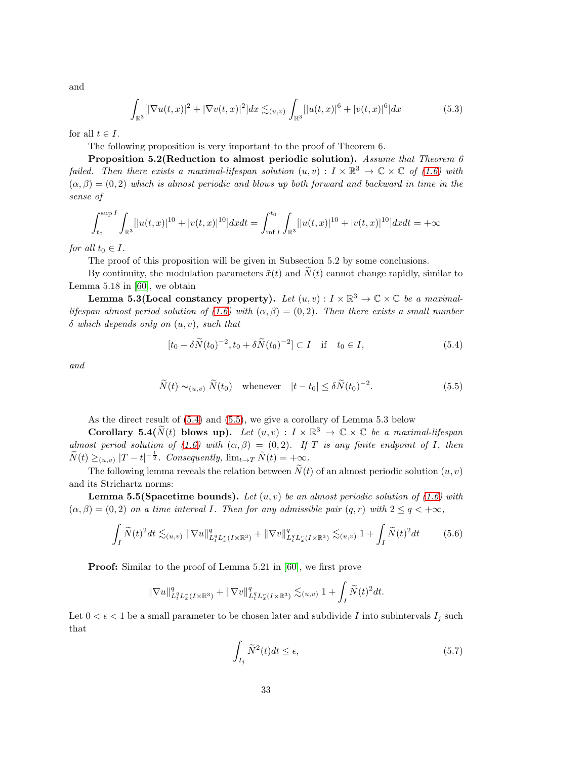and

$$\int_{\mathbb{R}^3}[|\nabla u(t,x)|^2+|\nabla v(t,x)|^2]dx \lesssim_{(u,v)} \int_{\mathbb{R}^3}[|u(t,x)|^6+|v(t,x)|^6]dx \tag{5.3}$$

for all $t \in I$.

The following proposition is very important to the proof of Theorem 6.

**Proposition 5.2(Reduction to almost periodic solution).** *Assume that Theorem 6 failed. Then there exists a maximal-lifespan solution $(u,v) : I \times \mathbb{R}^3 \to \mathbb{C} \times \mathbb{C}$ of (1.6) with $(\alpha, \beta) = (0,2)$ which is almost periodic and blows up both forward and backward in time in the sense of*

$$\int_{t_0}^{\sup I}\int_{\mathbb{R}^3}[|u(t,x)|^{10}+|v(t,x)|^{10}]dxdt = \int_{\inf I}^{t_0}\int_{\mathbb{R}^3}[|u(t,x)|^{10}+|v(t,x)|^{10}]dxdt = +\infty$$

*for all $t_0 \in I$.*

The proof of this proposition will be given in Subsection 5.2 by some conclusions.

By continuity, the modulation parameters $\tilde{x}(t)$ and $\widetilde{N}(t)$ cannot change rapidly, similar to Lemma 5.18 in [60], we obtain

**Lemma 5.3(Local constancy property).** *Let $(u,v) : I \times \mathbb{R}^3 \to \mathbb{C} \times \mathbb{C}$ be a maximal-lifespan almost period solution of (1.6) with $(\alpha, \beta) = (0,2)$. Then there exists a small number $\delta$ which depends only on $(u,v)$, such that*

$$[t_0 - \delta\widetilde{N}(t_0)^{-2}, t_0 + \delta\widetilde{N}(t_0)^{-2}] \subset I \quad \text{if} \quad t_0 \in I, \tag{5.4}$$

*and*

$$\widetilde{N}(t) \sim_{(u,v)} \widetilde{N}(t_0) \quad \text{whenever} \quad |t - t_0| \le \delta\widetilde{N}(t_0)^{-2}. \tag{5.5}$$

As the direct result of (5.4) and (5.5), we give a corollary of Lemma 5.3 below

**Corollary 5.4($\widetilde{N}(t)$ blows up).** *Let $(u,v) : I \times \mathbb{R}^3 \to \mathbb{C} \times \mathbb{C}$ be a maximal-lifespan almost period solution of (1.6) with $(\alpha, \beta) = (0,2)$. If $T$ is any finite endpoint of $I$, then $\widetilde{N}(t) \ge_{(u,v)} |T-t|^{-\frac{1}{2}}$. Consequently, $\lim_{t\to T}\widetilde{N}(t) = +\infty$.*

The following lemma reveals the relation between $\widetilde{N}(t)$ of an almost periodic solution $(u,v)$ and its Strichartz norms:

**Lemma 5.5(Spacetime bounds).** *Let $(u,v)$ be an almost periodic solution of (1.6) with $(\alpha, \beta) = (0,2)$ on a time interval $I$. Then for any admissible pair $(q,r)$ with $2 \le q < +\infty$,*

$$\int_I \widetilde{N}(t)^2dt \lesssim_{(u,v)} \|\nabla u\|^q_{L^q_tL^r_x(I\times\mathbb{R}^3)} + \|\nabla v\|^q_{L^q_tL^r_x(I\times\mathbb{R}^3)} \lesssim_{(u,v)} 1 + \int_I \widetilde{N}(t)^2dt \tag{5.6}$$

**Proof:** Similar to the proof of Lemma 5.21 in [60], we first prove

$$\|\nabla u\|^q_{L^q_tL^r_x(I\times\mathbb{R}^3)} + \|\nabla v\|^q_{L^q_tL^r_x(I\times\mathbb{R}^3)} \lesssim_{(u,v)} 1 + \int_I \widetilde{N}(t)^2dt.$$

Let $0 < \epsilon < 1$ be a small parameter to be chosen later and subdivide $I$ into subintervals $I_j$ such that

$$\int_{I_j}\widetilde{N}^2(t)dt \le \epsilon, \tag{5.7}$$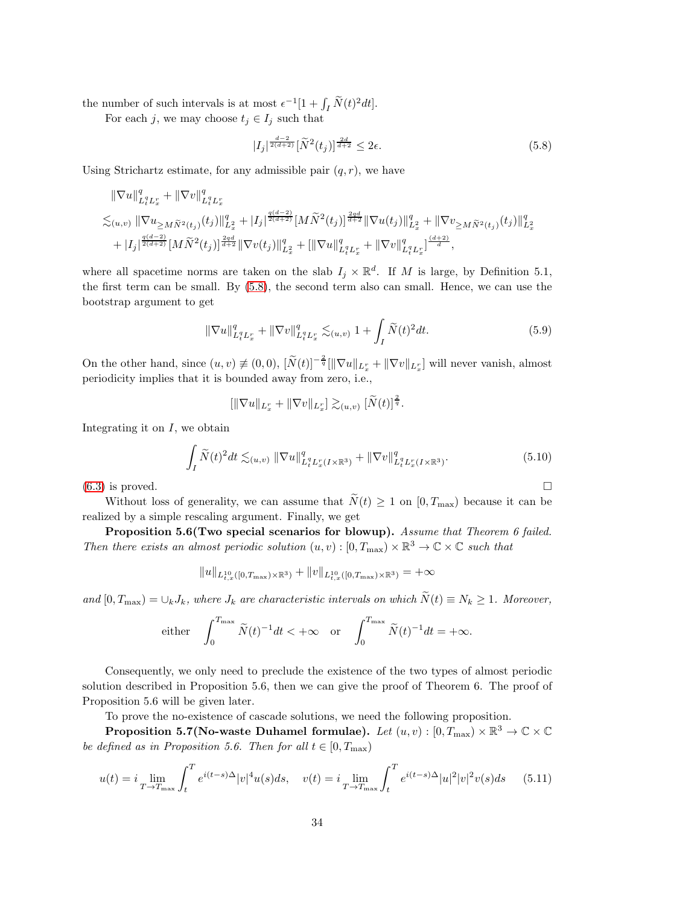the number of such intervals is at most $\epsilon^{-1}[1 + \int_I \widetilde{N}(t)^2 dt]$.

For each $j$, we may choose $t_j \in I_j$ such that

$$|I_j|^{\frac{d-2}{2(d+2)}}[\widetilde{N}^2(t_j)]^{\frac{2d}{d+2}} \leq 2\epsilon. \tag{5.8}$$

Using Strichartz estimate, for any admissible pair $(q, r)$, we have

$$\begin{aligned}
&\|\nabla u\|^q_{L^q_t L^r_x} + \|\nabla v\|^q_{L^q_t L^r_x} \\
&\lesssim_{(u,v)} \|\nabla u_{\geq M\widetilde{N}^2(t_j)}(t_j)\|^q_{L^2_x} + |I_j|^{\frac{q(d-2)}{2(d+2)}}[M\widetilde{N}^2(t_j)]^{\frac{2qd}{d+2}}\|\nabla u(t_j)\|^q_{L^2_x} + \|\nabla v_{\geq M\widetilde{N}^2(t_j)}(t_j)\|^q_{L^2_x} \\
&\quad + |I_j|^{\frac{q(d-2)}{2(d+2)}}[M\widetilde{N}^2(t_j)]^{\frac{2qd}{d+2}}\|\nabla v(t_j)\|^q_{L^2_x} + [\|\nabla u\|^q_{L^q_t L^r_x} + \|\nabla v\|^q_{L^q_t L^r_x}]^{\frac{(d+2)}{d}},
\end{aligned}$$

where all spacetime norms are taken on the slab $I_j \times \mathbb{R}^d$. If $M$ is large, by Definition 5.1, the first term can be small. By (5.8), the second term also can small. Hence, we can use the bootstrap argument to get

$$\|\nabla u\|^q_{L^q_t L^r_x} + \|\nabla v\|^q_{L^q_t L^r_x} \lesssim_{(u,v)} 1 + \int_I \widetilde{N}(t)^2 dt. \tag{5.9}$$

On the other hand, since $(u, v) \not\equiv (0, 0)$, $[\widetilde{N}(t)]^{-\frac{2}{q}}[\|\nabla u\|_{L^r_x} + \|\nabla v\|_{L^r_x}]$ will never vanish, almost periodicity implies that it is bounded away from zero, i.e.,

$$[\|\nabla u\|_{L^r_x} + \|\nabla v\|_{L^r_x}] \gtrsim_{(u,v)} [\widetilde{N}(t)]^{\frac{2}{q}}.$$

Integrating it on $I$, we obtain

$$\int_I \widetilde{N}(t)^2 dt \lesssim_{(u,v)} \|\nabla u\|^q_{L^q_t L^r_x(I\times\mathbb{R}^3)} + \|\nabla v\|^q_{L^q_t L^r_x(I\times\mathbb{R}^3)}. \tag{5.10}$$

(6.3) is proved. □

Without loss of generality, we can assume that $\widetilde{N}(t) \geq 1$ on $[0, T_{\max})$ because it can be realized by a simple rescaling argument. Finally, we get

**Proposition 5.6(Two special scenarios for blowup).** *Assume that Theorem 6 failed. Then there exists an almost periodic solution $(u, v) : [0, T_{\max}) \times \mathbb{R}^3 \to \mathbb{C} \times \mathbb{C}$ such that*

$$\|u\|_{L^{10}_{t,x}([0,T_{\max})\times\mathbb{R}^3)} + \|v\|_{L^{10}_{t,x}([0,T_{\max})\times\mathbb{R}^3)} = +\infty$$

*and $[0, T_{\max}) = \cup_k J_k$, where $J_k$ are characteristic intervals on which $\widetilde{N}(t) \equiv N_k \geq 1$. Moreover,*

$$\text{either} \quad \int_0^{T_{\max}} \widetilde{N}(t)^{-1} dt < +\infty \quad \text{or} \quad \int_0^{T_{\max}} \widetilde{N}(t)^{-1} dt = +\infty.$$

Consequently, we only need to preclude the existence of the two types of almost periodic solution described in Proposition 5.6, then we can give the proof of Theorem 6. The proof of Proposition 5.6 will be given later.

To prove the no-existence of cascade solutions, we need the following proposition.

**Proposition 5.7(No-waste Duhamel formulae).** *Let $(u, v) : [0, T_{\max}) \times \mathbb{R}^3 \to \mathbb{C} \times \mathbb{C}$ be defined as in Proposition 5.6. Then for all $t \in [0, T_{\max})$*

$$u(t) = i \lim_{T\to T_{\max}} \int_t^T e^{i(t-s)\Delta}|v|^4 u(s) ds, \quad v(t) = i \lim_{T\to T_{\max}} \int_t^T e^{i(t-s)\Delta}|u|^2|v|^2 v(s) ds \tag{5.11}$$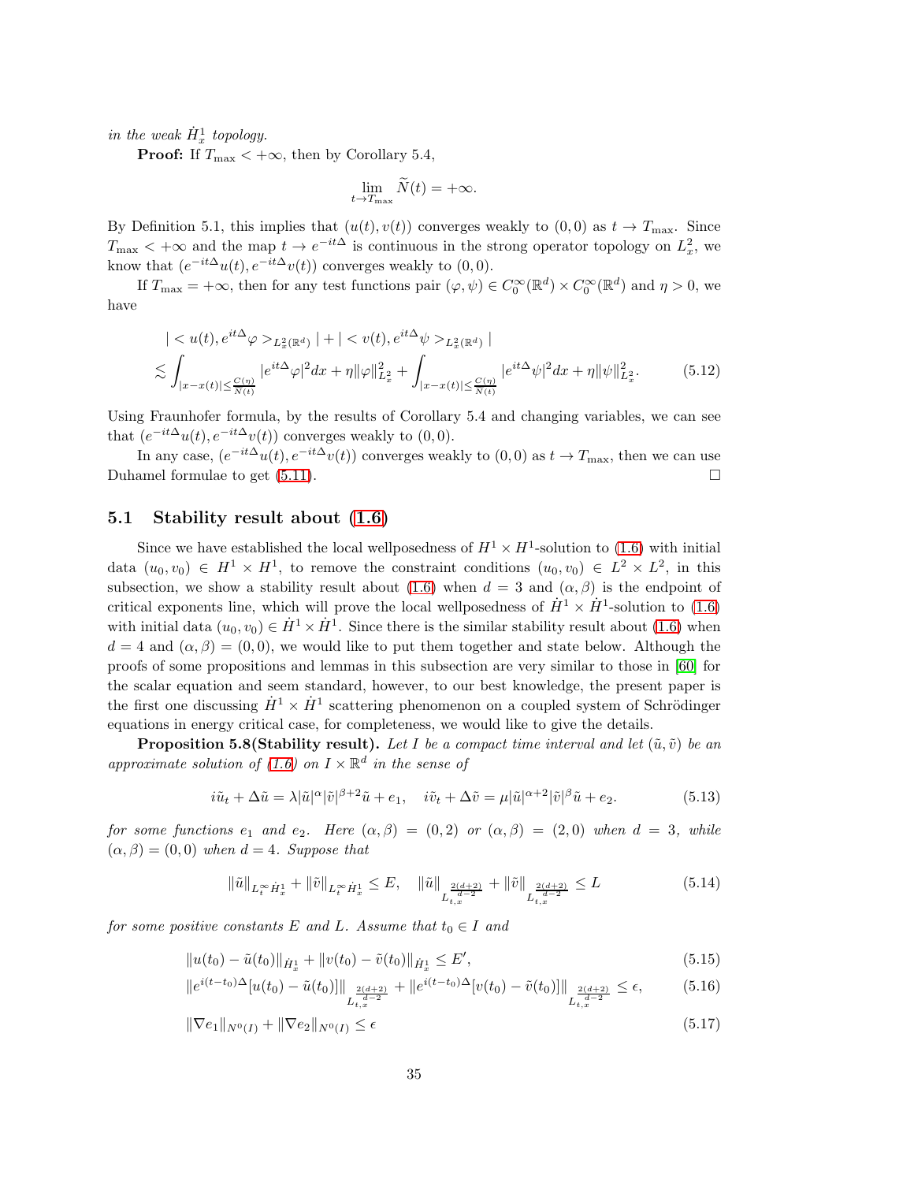*in the weak $\dot{H}^1_x$ topology.*

**Proof:** If $T_{\max} < +\infty$, then by Corollary 5.4,

$$\lim_{t\to T_{\max}} \widetilde{N}(t) = +\infty.$$

By Definition 5.1, this implies that $(u(t), v(t))$ converges weakly to $(0,0)$ as $t \to T_{\max}$. Since $T_{\max} < +\infty$ and the map $t \to e^{-it\Delta}$ is continuous in the strong operator topology on $L^2_x$, we know that $(e^{-it\Delta}u(t), e^{-it\Delta}v(t))$ converges weakly to $(0,0)$.

If $T_{\max} = +\infty$, then for any test functions pair $(\varphi, \psi) \in C_0^\infty(\mathbb{R}^d) \times C_0^\infty(\mathbb{R}^d)$ and $\eta > 0$, we have

$$\begin{aligned}
&| < u(t), e^{it\Delta}\varphi >_{L^2_x(\mathbb{R}^d)} | + | < v(t), e^{it\Delta}\psi >_{L^2_x(\mathbb{R}^d)} | \\
&\lesssim \int_{|x-x(t)|\le \frac{C(\eta)}{N(t)}} |e^{it\Delta}\varphi|^2 dx + \eta \|\varphi\|^2_{L^2_x} + \int_{|x-x(t)|\le \frac{C(\eta)}{N(t)}} |e^{it\Delta}\psi|^2 dx + \eta \|\psi\|^2_{L^2_x}.
\end{aligned} \tag{5.12}$$

Using Fraunhofer formula, by the results of Corollary 5.4 and changing variables, we can see that $(e^{-it\Delta}u(t), e^{-it\Delta}v(t))$ converges weakly to $(0,0)$.

In any case, $(e^{-it\Delta}u(t), e^{-it\Delta}v(t))$ converges weakly to $(0,0)$ as $t \to T_{\max}$, then we can use Duhamel formulae to get (5.11). $\square$

## 5.1 Stability result about (1.6)

Since we have established the local wellposedness of $H^1 \times H^1$-solution to (1.6) with initial data $(u_0, v_0) \in H^1 \times H^1$, to remove the constraint conditions $(u_0, v_0) \in L^2 \times L^2$, in this subsection, we show a stability result about (1.6) when $d = 3$ and $(\alpha, \beta)$ is the endpoint of critical exponents line, which will prove the local wellposedness of $\dot{H}^1 \times \dot{H}^1$-solution to (1.6) with initial data $(u_0, v_0) \in \dot{H}^1 \times \dot{H}^1$. Since there is the similar stability result about (1.6) when $d = 4$ and $(\alpha, \beta) = (0,0)$, we would like to put them together and state below. Although the proofs of some propositions and lemmas in this subsection are very similar to those in [60] for the scalar equation and seem standard, however, to our best knowledge, the present paper is the first one discussing $\dot{H}^1 \times \dot{H}^1$ scattering phenomenon on a coupled system of Schrödinger equations in energy critical case, for completeness, we would like to give the details.

**Proposition 5.8(Stability result).** *Let $I$ be a compact time interval and let $(\tilde{u}, \tilde{v})$ be an approximate solution of (1.6) on $I \times \mathbb{R}^d$ in the sense of*

$$i\tilde{u}_t + \Delta\tilde{u} = \lambda|\tilde{u}|^\alpha|\tilde{v}|^{\beta+2}\tilde{u} + e_1, \quad i\tilde{v}_t + \Delta\tilde{v} = \mu|\tilde{u}|^{\alpha+2}|\tilde{v}|^\beta\tilde{u} + e_2. \tag{5.13}$$

*for some functions $e_1$ and $e_2$. Here $(\alpha, \beta) = (0,2)$ or $(\alpha, \beta) = (2,0)$ when $d = 3$, while $(\alpha, \beta) = (0,0)$ when $d = 4$. Suppose that*

$$\|\tilde{u}\|_{L^\infty_t \dot{H}^1_x} + \|\tilde{v}\|_{L^\infty_t \dot{H}^1_x} \le E, \quad \|\tilde{u}\|_{L^{\frac{2(d+2)}{d-2}}_{t,x}} + \|\tilde{v}\|_{L^{\frac{2(d+2)}{d-2}}_{t,x}} \le L \tag{5.14}$$

*for some positive constants $E$ and $L$. Assume that $t_0 \in I$ and*

$$\|u(t_0) - \tilde{u}(t_0)\|_{\dot{H}^1_x} + \|v(t_0) - \tilde{v}(t_0)\|_{\dot{H}^1_x} \le E', \tag{5.15}$$

$$\|e^{i(t-t_0)\Delta}[u(t_0) - \tilde{u}(t_0)]\|_{L^{\frac{2(d+2)}{d-2}}_{t,x}} + \|e^{i(t-t_0)\Delta}[v(t_0) - \tilde{v}(t_0)]\|_{L^{\frac{2(d+2)}{d-2}}_{t,x}} \le \epsilon, \tag{5.16}$$

$$\|\nabla e_1\|_{N^0(I)} + \|\nabla e_2\|_{N^0(I)} \le \epsilon \tag{5.17}$$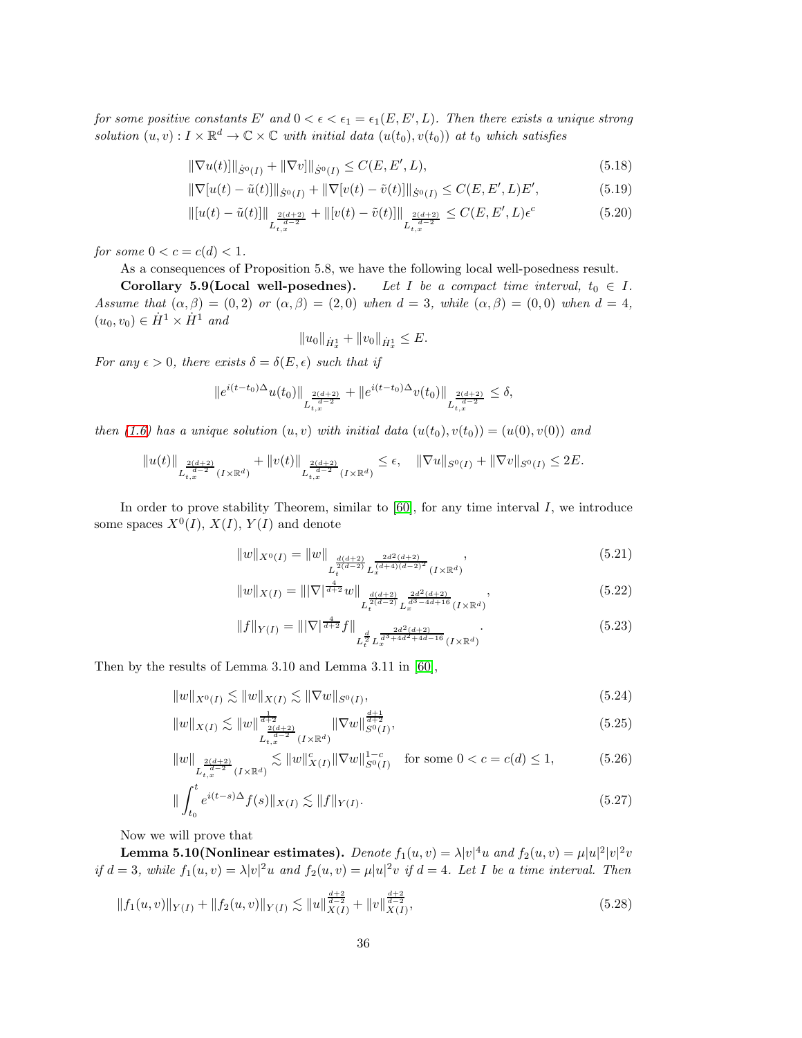*for some positive constants $E'$ and $0 < \epsilon < \epsilon_1 = \epsilon_1(E, E', L)$. Then there exists a unique strong solution $(u, v) : I \times \mathbb{R}^d \to \mathbb{C} \times \mathbb{C}$ with initial data $(u(t_0), v(t_0))$ at $t_0$ which satisfies*

$$\|\nabla u(t)\|_{\dot{S}^0(I)} + \|\nabla v\|_{\dot{S}^0(I)} \le C(E, E', L), \tag{5.18}$$

$$\|\nabla[u(t) - \tilde{u}(t)]\|_{\dot{S}^0(I)} + \|\nabla[v(t) - \tilde{v}(t)]\|_{\dot{S}^0(I)} \le C(E, E', L)E', \tag{5.19}$$

$$\|[u(t) - \tilde{u}(t)]\|_{L_{t,x}^{\frac{2(d+2)}{d-2}}} + \|[v(t) - \tilde{v}(t)]\|_{L_{t,x}^{\frac{2(d+2)}{d-2}}} \le C(E, E', L)\epsilon^c \tag{5.20}$$

*for some $0 < c = c(d) < 1$.*

As a consequences of Proposition 5.8, we have the following local well-posedness result.

**Corollary 5.9(Local well-posednes).** *Let $I$ be a compact time interval, $t_0 \in I$. Assume that $(\alpha, \beta) = (0, 2)$ or $(\alpha, \beta) = (2, 0)$ when $d = 3$, while $(\alpha, \beta) = (0, 0)$ when $d = 4$, $(u_0, v_0) \in \dot{H}^1 \times \dot{H}^1$ and*

$$\|u_0\|_{\dot{H}_x^1} + \|v_0\|_{\dot{H}_x^1} \le E.$$

*For any $\epsilon > 0$, there exists $\delta = \delta(E, \epsilon)$ such that if*

$$\|e^{i(t-t_0)\Delta}u(t_0)\|_{L_{t,x}^{\frac{2(d+2)}{d-2}}} + \|e^{i(t-t_0)\Delta}v(t_0)\|_{L_{t,x}^{\frac{2(d+2)}{d-2}}} \le \delta,$$

*then (1.6) has a unique solution $(u, v)$ with initial data $(u(t_0), v(t_0)) = (u(0), v(0))$ and*

$$\|u(t)\|_{L_{t,x}^{\frac{2(d+2)}{d-2}}(I \times \mathbb{R}^d)} + \|v(t)\|_{L_{t,x}^{\frac{2(d+2)}{d-2}}(I \times \mathbb{R}^d)} \le \epsilon, \quad \|\nabla u\|_{S^0(I)} + \|\nabla v\|_{S^0(I)} \le 2E.$$

In order to prove stability Theorem, similar to [60], for any time interval $I$, we introduce some spaces $X^0(I)$, $X(I)$, $Y(I)$ and denote

$$\|w\|_{X^0(I)} = \|w\|_{L_t^{\frac{d(d+2)}{2(d-2)}} L_x^{\frac{2d^2(d+2)}{(d+4)(d-2)^2}}(I \times \mathbb{R}^d)}, \tag{5.21}$$

$$\|w\|_{X(I)} = \||\nabla|^{\frac{4}{d+2}} w\|_{L_t^{\frac{d(d+2)}{2(d-2)}} L_x^{\frac{2d^2(d+2)}{d^3-4d+16}}(I \times \mathbb{R}^d)}, \tag{5.22}$$

$$\|f\|_{Y(I)} = \||\nabla|^{\frac{4}{d+2}} f\|_{L_t^{\frac{d}{2}} L_x^{\frac{2d^2(d+2)}{d^3+4d^2+4d-16}}(I \times \mathbb{R}^d)}. \tag{5.23}$$

Then by the results of Lemma 3.10 and Lemma 3.11 in [60],

$$\|w\|_{X^0(I)} \lesssim \|w\|_{X(I)} \lesssim \|\nabla w\|_{S^0(I)}, \tag{5.24}$$

$$\|w\|_{X(I)} \lesssim \|w\|^{\frac{1}{d+2}}_{L_{t,x}^{\frac{2(d+2)}{d-2}}(I \times \mathbb{R}^d)} \|\nabla w\|^{\frac{d+1}{d+2}}_{S^0(I)}, \tag{5.25}$$

$$\|w\|_{L_{t,x}^{\frac{2(d+2)}{d-2}}(I \times \mathbb{R}^d)} \lesssim \|w\|^c_{X(I)} \|\nabla w\|^{1-c}_{S^0(I)} \quad \text{for some } 0 < c = c(d) \le 1, \tag{5.26}$$

$$\|\int_{t_0}^t e^{i(t-s)\Delta} f(s)\|_{X(I)} \lesssim \|f\|_{Y(I)}. \tag{5.27}$$

Now we will prove that

**Lemma 5.10(Nonlinear estimates).** *Denote $f_1(u, v) = \lambda |v|^4 u$ and $f_2(u, v) = \mu |u|^2 |v|^2 v$ if $d = 3$, while $f_1(u, v) = \lambda |v|^2 u$ and $f_2(u, v) = \mu |u|^2 v$ if $d = 4$. Let $I$ be a time interval. Then*

$$\|f_1(u, v)\|_{Y(I)} + \|f_2(u, v)\|_{Y(I)} \lesssim \|u\|^{\frac{d+2}{d-2}}_{X(I)} + \|v\|^{\frac{d+2}{d-2}}_{X(I)}, \tag{5.28}$$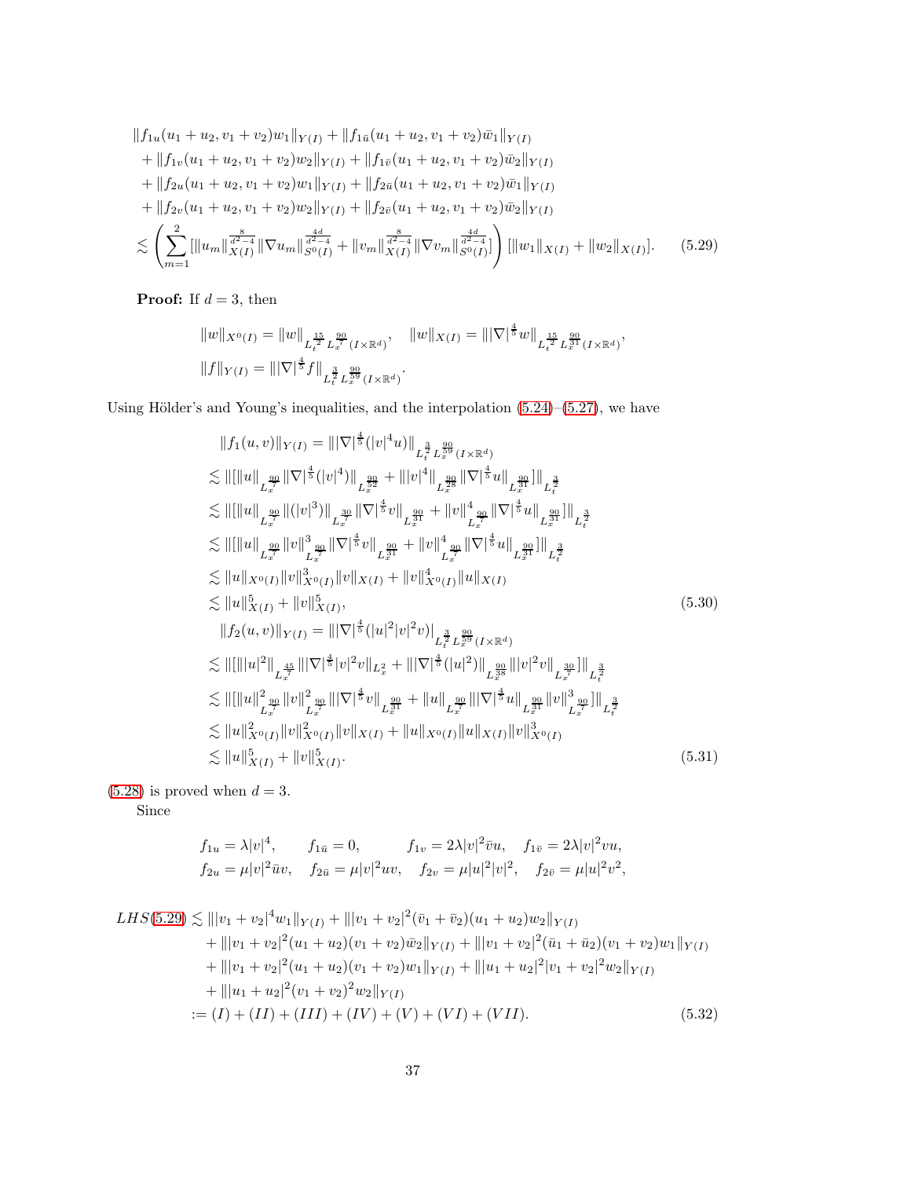$$
\begin{aligned}
&\|f_{1u}(u_1+u_2, v_1+v_2)w_1\|_{Y(I)} + \|f_{1\bar{u}}(u_1+u_2, v_1+v_2)\bar{w}_1\|_{Y(I)} \\
&+ \|f_{1v}(u_1+u_2, v_1+v_2)w_2\|_{Y(I)} + \|f_{1\bar{v}}(u_1+u_2, v_1+v_2)\bar{w}_2\|_{Y(I)} \\
&+ \|f_{2u}(u_1+u_2, v_1+v_2)w_1\|_{Y(I)} + \|f_{2\bar{u}}(u_1+u_2, v_1+v_2)\bar{w}_1\|_{Y(I)} \\
&+ \|f_{2v}(u_1+u_2, v_1+v_2)w_2\|_{Y(I)} + \|f_{2\bar{v}}(u_1+u_2, v_1+v_2)\bar{w}_2\|_{Y(I)} \\
&\lesssim \left(\sum_{m=1}^{2} [\|u_m\|_{X(I)}^{\frac{8}{d^2-4}} \|\nabla u_m\|_{S^0(I)}^{\frac{4d}{d^2-4}} + \|v_m\|_{X(I)}^{\frac{8}{d^2-4}} \|\nabla v_m\|_{S^0(I)}^{\frac{4d}{d^2-4}}]\right) [\|w_1\|_{X(I)} + \|w_2\|_{X(I)}]. \qquad (5.29)
\end{aligned}
$$

**Proof:** If $d = 3$, then

$$
\|w\|_{X^0(I)} = \|w\|_{L_t^{\frac{15}{2}} L_x^{\frac{90}{7}}(I\times\mathbb{R}^d)}, \quad \|w\|_{X(I)} = \||\nabla|^{\frac{4}{5}} w\|_{L_t^{\frac{15}{2}} L_x^{\frac{90}{31}}(I\times\mathbb{R}^d)},
$$
$$
\|f\|_{Y(I)} = \||\nabla|^{\frac{4}{5}} f\|_{L_t^{\frac{3}{2}} L_x^{\frac{90}{59}}(I\times\mathbb{R}^d)}.
$$

Using Hölder's and Young's inequalities, and the interpolation (5.24)–(5.27), we have

$$
\begin{aligned}
&\|f_1(u,v)\|_{Y(I)} = \||\nabla|^{\frac{4}{5}}(|v|^4 u)\|_{L_t^{\frac{3}{2}} L_x^{\frac{90}{59}}(I\times\mathbb{R}^d)} \\
&\lesssim \|[\|u\|_{L_x^{\frac{90}{7}}} \||\nabla|^{\frac{4}{5}}(|v|^4)\|_{L_x^{\frac{90}{52}}} + \||v|^4\|_{L_x^{\frac{90}{28}}} \||\nabla|^{\frac{4}{5}} u\|_{L_x^{\frac{90}{31}}}]\|_{L_t^{\frac{3}{2}}} \\
&\lesssim \|[\|u\|_{L_x^{\frac{90}{7}}} \|(|v|^3)\|_{L_x^{\frac{30}{7}}} \||\nabla|^{\frac{4}{5}} v\|_{L_x^{\frac{90}{31}}} + \|v\|_{L_x^{\frac{90}{7}}}^4 \||\nabla|^{\frac{4}{5}} u\|_{L_x^{\frac{90}{31}}}]\|_{L_t^{\frac{3}{2}}} \\
&\lesssim \|[\|u\|_{L_x^{\frac{90}{7}}} \|v\|_{L_x^{\frac{90}{7}}}^3 \||\nabla|^{\frac{4}{5}} v\|_{L_x^{\frac{90}{31}}} + \|v\|_{L_x^{\frac{90}{7}}}^4 \||\nabla|^{\frac{4}{5}} u\|_{L_x^{\frac{90}{31}}}]\|_{L_t^{\frac{3}{2}}} \\
&\lesssim \|u\|_{X^0(I)} \|v\|_{X^0(I)}^3 \|v\|_{X(I)} + \|v\|_{X^0(I)}^4 \|u\|_{X(I)} \\
&\lesssim \|u\|_{X(I)}^5 + \|v\|_{X(I)}^5, \qquad (5.30) \\
&\|f_2(u,v)\|_{Y(I)} = \||\nabla|^{\frac{4}{5}}(|u|^2|v|^2 v)|_{L_t^{\frac{3}{2}} L_x^{\frac{90}{59}}(I\times\mathbb{R}^d)} \\
&\lesssim \|[\||u|^2\|_{L_x^{\frac{45}{7}}} \||\nabla|^{\frac{4}{5}}|v|^2 v\|_{L_x^2} + \||\nabla|^{\frac{4}{5}}(|u|^2)\|_{L_x^{\frac{90}{38}}} \||v|^2 v\|_{L_x^{\frac{30}{7}}}]\|_{L_t^{\frac{3}{2}}} \\
&\lesssim \|[\|u\|_{L_x^{\frac{90}{7}}}^2 \|v\|_{L_x^{\frac{90}{7}}}^2 \||\nabla|^{\frac{4}{5}} v\|_{L_x^{\frac{90}{31}}} + \|u\|_{L_x^{\frac{90}{7}}} \||\nabla|^{\frac{4}{5}} u\|_{L_x^{\frac{90}{31}}} \|v\|_{L_x^{\frac{90}{7}}}^3]\|_{L_t^{\frac{3}{2}}} \\
&\lesssim \|u\|_{X^0(I)}^2 \|v\|_{X^0(I)}^2 \|v\|_{X(I)} + \|u\|_{X^0(I)} \|u\|_{X(I)} \|v\|_{X^0(I)}^3 \\
&\lesssim \|u\|_{X(I)}^5 + \|v\|_{X(I)}^5. \qquad (5.31)
\end{aligned}
$$

(5.28) is proved when $d = 3$.

Since

$$
\begin{aligned}
&f_{1u} = \lambda|v|^4, \qquad f_{1\bar{u}} = 0, \qquad f_{1v} = 2\lambda|v|^2\bar{v}u, \quad f_{1\bar{v}} = 2\lambda|v|^2 vu, \\
&f_{2u} = \mu|v|^2\bar{u}v, \quad f_{2\bar{u}} = \mu|v|^2 uv, \quad f_{2v} = \mu|u|^2|v|^2, \quad f_{2\bar{v}} = \mu|u|^2 v^2,
\end{aligned}
$$

$$
\begin{aligned}
LHS(5.29) &\lesssim \||v_1+v_2|^4 w_1\|_{Y(I)} + \||v_1+v_2|^2(\bar{v}_1+\bar{v}_2)(u_1+u_2)w_2\|_{Y(I)} \\
&+ \||v_1+v_2|^2(u_1+u_2)(v_1+v_2)\bar{w}_2\|_{Y(I)} + \||v_1+v_2|^2(\bar{u}_1+\bar{u}_2)(v_1+v_2)w_1\|_{Y(I)} \\
&+ \||v_1+v_2|^2(u_1+u_2)(v_1+v_2)w_1\|_{Y(I)} + \||u_1+u_2|^2|v_1+v_2|^2 w_2\|_{Y(I)} \\
&+ \||u_1+u_2|^2(v_1+v_2)^2 w_2\|_{Y(I)} \\
&:= (I) + (II) + (III) + (IV) + (V) + (VI) + (VII). \qquad (5.32)
\end{aligned}
$$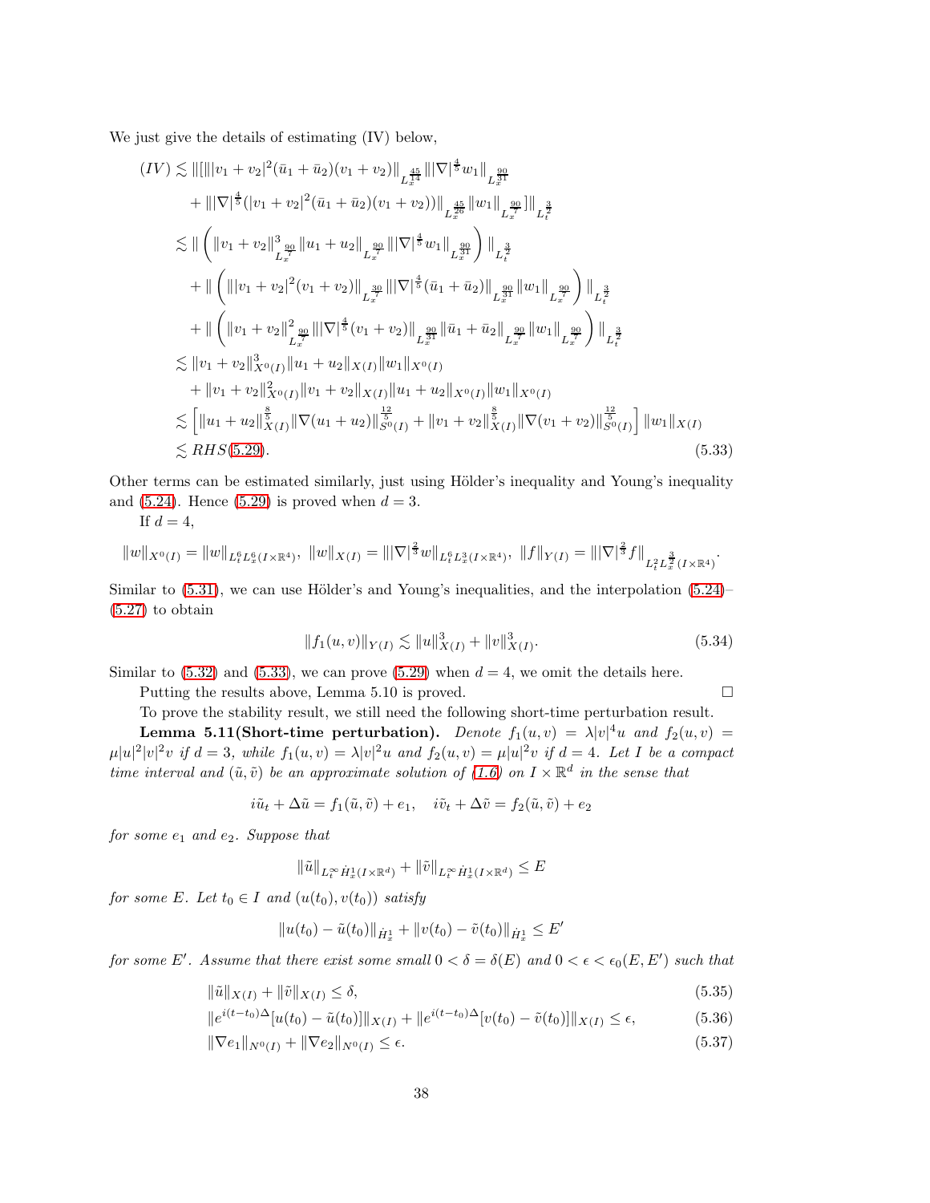We just give the details of estimating (IV) below,

$$
\begin{aligned}
(IV) \lesssim & \, \| [ \| |v_1+v_2|^2(\bar{u}_1+\bar{u}_2)(v_1+v_2) \|_{L_x^{\frac{45}{14}}} \| |\nabla|^{\frac{4}{5}} w_1 \|_{L_x^{\frac{90}{31}}} \\
& + \| |\nabla|^{\frac{4}{5}} (|v_1+v_2|^2(\bar{u}_1+\bar{u}_2)(v_1+v_2)) \|_{L_x^{\frac{45}{26}}} \| w_1 \|_{L_x^{\frac{90}{7}}} ] \|_{L_t^{\frac{3}{2}}} \\
\lesssim & \, \| \left( \|v_1+v_2\|^3_{L_x^{\frac{90}{7}}} \|u_1+u_2\|_{L_x^{\frac{90}{7}}} \| |\nabla|^{\frac{4}{5}} w_1 \|_{L_x^{\frac{90}{31}}} \right) \|_{L_t^{\frac{3}{2}}} \\
& + \| \left( \| |v_1+v_2|^2 (v_1+v_2) \|_{L_x^{\frac{30}{7}}} \| |\nabla|^{\frac{4}{5}} (\bar{u}_1+\bar{u}_2) \|_{L_x^{\frac{90}{31}}} \| w_1 \|_{L_x^{\frac{90}{7}}} \right) \|_{L_t^{\frac{3}{2}}} \\
& + \| \left( \|v_1+v_2\|^2_{L_x^{\frac{90}{7}}} \| |\nabla|^{\frac{4}{5}} (v_1+v_2) \|_{L_x^{\frac{90}{31}}} \| \bar{u}_1+\bar{u}_2 \|_{L_x^{\frac{90}{7}}} \| w_1 \|_{L_x^{\frac{90}{7}}} \right) \|_{L_t^{\frac{3}{2}}} \\
\lesssim & \, \|v_1+v_2\|^3_{X^0(I)} \|u_1+u_2\|_{X(I)} \|w_1\|_{X^0(I)} \\
& + \|v_1+v_2\|^2_{X^0(I)} \|v_1+v_2\|_{X(I)} \|u_1+u_2\|_{X^0(I)} \|w_1\|_{X^0(I)} \\
\lesssim & \left[ \|u_1+u_2\|^{\frac{8}{5}}_{X(I)} \|\nabla(u_1+u_2)\|^{\frac{12}{5}}_{S^0(I)} + \|v_1+v_2\|^{\frac{8}{5}}_{X(I)} \|\nabla(v_1+v_2)\|^{\frac{12}{5}}_{S^0(I)} \right] \|w_1\|_{X(I)} \\
\lesssim & \, RHS(5.29).
\end{aligned}
\tag{5.33}
$$

Other terms can be estimated similarly, just using Hölder's inequality and Young's inequality and (5.24). Hence (5.29) is proved when $d = 3$.

If $d = 4$,

$$
\|w\|_{X^0(I)} = \|w\|_{L_t^6 L_x^6(I\times\mathbb{R}^4)},\ \|w\|_{X(I)} = \| |\nabla|^{\frac{2}{3}} w\|_{L_t^6 L_x^3(I\times\mathbb{R}^4)},\ \|f\|_{Y(I)} = \| |\nabla|^{\frac{2}{3}} f\|_{L_t^2 L_x^{\frac{3}{2}}(I\times\mathbb{R}^4)}.
$$

Similar to (5.31), we can use Hölder's and Young's inequalities, and the interpolation (5.24)–(5.27) to obtain

$$
\|f_1(u,v)\|_{Y(I)} \lesssim \|u\|^3_{X(I)} + \|v\|^3_{X(I)}. \tag{5.34}
$$

Similar to (5.32) and (5.33), we can prove (5.29) when $d = 4$, we omit the details here.

Putting the results above, Lemma 5.10 is proved. □

To prove the stability result, we still need the following short-time perturbation result.

**Lemma 5.11(Short-time perturbation).** *Denote $f_1(u,v) = \lambda |v|^4 u$ and $f_2(u,v) = \mu |u|^2|v|^2 v$ if $d = 3$, while $f_1(u,v) = \lambda |v|^2 u$ and $f_2(u,v) = \mu |u|^2 v$ if $d = 4$. Let $I$ be a compact time interval and $(\tilde{u}, \tilde{v})$ be an approximate solution of (1.6) on $I \times \mathbb{R}^d$ in the sense that*

$$
i\tilde{u}_t + \Delta \tilde{u} = f_1(\tilde{u}, \tilde{v}) + e_1, \quad i\tilde{v}_t + \Delta \tilde{v} = f_2(\tilde{u}, \tilde{v}) + e_2
$$

*for some $e_1$ and $e_2$. Suppose that*

$$
\|\tilde{u}\|_{L_t^\infty \dot{H}_x^1(I\times\mathbb{R}^d)} + \|\tilde{v}\|_{L_t^\infty \dot{H}_x^1(I\times\mathbb{R}^d)} \leq E
$$

*for some $E$. Let $t_0 \in I$ and $(u(t_0), v(t_0))$ satisfy*

$$
\|u(t_0) - \tilde{u}(t_0)\|_{\dot{H}_x^1} + \|v(t_0) - \tilde{v}(t_0)\|_{\dot{H}_x^1} \leq E'
$$

*for some $E'$. Assume that there exist some small $0 < \delta = \delta(E)$ and $0 < \epsilon < \epsilon_0(E, E')$ such that*

$$
\|\tilde{u}\|_{X(I)} + \|\tilde{v}\|_{X(I)} \leq \delta, \tag{5.35}
$$

$$
\|e^{i(t-t_0)\Delta}[u(t_0) - \tilde{u}(t_0)]\|_{X(I)} + \|e^{i(t-t_0)\Delta}[v(t_0) - \tilde{v}(t_0)]\|_{X(I)} \leq \epsilon, \tag{5.36}
$$

$$
\|\nabla e_1\|_{N^0(I)} + \|\nabla e_2\|_{N^0(I)} \leq \epsilon. \tag{5.37}
$$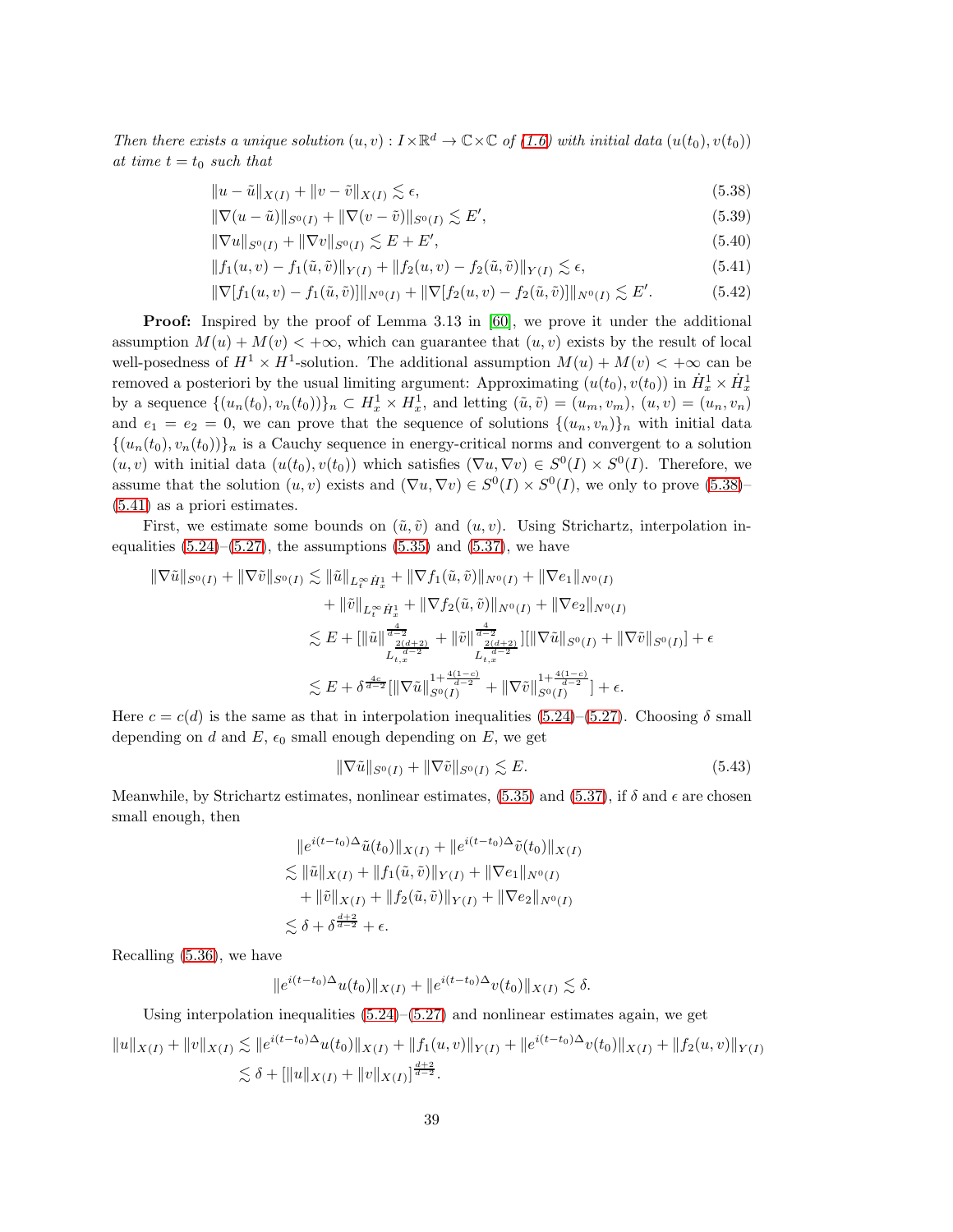*Then there exists a unique solution $(u, v) : I \times \mathbb{R}^d \to \mathbb{C} \times \mathbb{C}$ of (1.6) with initial data $(u(t_0), v(t_0))$ at time $t = t_0$ such that*

$$\|u - \tilde{u}\|_{X(I)} + \|v - \tilde{v}\|_{X(I)} \lesssim \epsilon, \tag{5.38}$$

$$\|\nabla(u - \tilde{u})\|_{S^0(I)} + \|\nabla(v - \tilde{v})\|_{S^0(I)} \lesssim E', \tag{5.39}$$

$$\|\nabla u\|_{S^0(I)} + \|\nabla v\|_{S^0(I)} \lesssim E + E', \tag{5.40}$$

$$\|f_1(u, v) - f_1(\tilde{u}, \tilde{v})\|_{Y(I)} + \|f_2(u, v) - f_2(\tilde{u}, \tilde{v})\|_{Y(I)} \lesssim \epsilon, \tag{5.41}$$

$$\|\nabla[f_1(u, v) - f_1(\tilde{u}, \tilde{v})]\|_{N^0(I)} + \|\nabla[f_2(u, v) - f_2(\tilde{u}, \tilde{v})]\|_{N^0(I)} \lesssim E'. \tag{5.42}$$

**Proof:** Inspired by the proof of Lemma 3.13 in [60], we prove it under the additional assumption $M(u) + M(v) < +\infty$, which can guarantee that $(u, v)$ exists by the result of local well-posedness of $H^1 \times H^1$-solution. The additional assumption $M(u) + M(v) < +\infty$ can be removed a posteriori by the usual limiting argument: Approximating $(u(t_0), v(t_0))$ in $\dot{H}^1_x \times \dot{H}^1_x$ by a sequence $\{(u_n(t_0), v_n(t_0))\}_n \subset H^1_x \times H^1_x$, and letting $(\tilde{u}, \tilde{v}) = (u_m, v_m)$, $(u, v) = (u_n, v_n)$ and $e_1 = e_2 = 0$, we can prove that the sequence of solutions $\{(u_n, v_n)\}_n$ with initial data $\{(u_n(t_0), v_n(t_0))\}_n$ is a Cauchy sequence in energy-critical norms and convergent to a solution $(u, v)$ with initial data $(u(t_0), v(t_0))$ which satisfies $(\nabla u, \nabla v) \in S^0(I) \times S^0(I)$. Therefore, we assume that the solution $(u, v)$ exists and $(\nabla u, \nabla v) \in S^0(I) \times S^0(I)$, we only to prove (5.38)–(5.41) as a priori estimates.

First, we estimate some bounds on $(\tilde{u}, \tilde{v})$ and $(u, v)$. Using Strichartz, interpolation inequalities (5.24)–(5.27), the assumptions (5.35) and (5.37), we have

$$\begin{aligned}
\|\nabla \tilde{u}\|_{S^0(I)} + \|\nabla \tilde{v}\|_{S^0(I)} &\lesssim \|\tilde{u}\|_{L^\infty_t \dot{H}^1_x} + \|\nabla f_1(\tilde{u}, \tilde{v})\|_{N^0(I)} + \|\nabla e_1\|_{N^0(I)} \\
&\quad + \|\tilde{v}\|_{L^\infty_t \dot{H}^1_x} + \|\nabla f_2(\tilde{u}, \tilde{v})\|_{N^0(I)} + \|\nabla e_2\|_{N^0(I)} \\
&\lesssim E + [\|\tilde{u}\|^{\frac{4}{d-2}}_{L^{\frac{2(d+2)}{d-2}}_{t,x}} + \|\tilde{v}\|^{\frac{4}{d-2}}_{L^{\frac{2(d+2)}{d-2}}_{t,x}}][\|\nabla \tilde{u}\|_{S^0(I)} + \|\nabla \tilde{v}\|_{S^0(I)}] + \epsilon \\
&\lesssim E + \delta^{\frac{4c}{d-2}}[\|\nabla \tilde{u}\|^{1+\frac{4(1-c)}{d-2}}_{S^0(I)} + \|\nabla \tilde{v}\|^{1+\frac{4(1-c)}{d-2}}_{S^0(I)}] + \epsilon.
\end{aligned}$$

Here $c = c(d)$ is the same as that in interpolation inequalities (5.24)–(5.27). Choosing $\delta$ small depending on $d$ and $E$, $\epsilon_0$ small enough depending on $E$, we get

$$\|\nabla \tilde{u}\|_{S^0(I)} + \|\nabla \tilde{v}\|_{S^0(I)} \lesssim E. \tag{5.43}$$

Meanwhile, by Strichartz estimates, nonlinear estimates, (5.35) and (5.37), if $\delta$ and $\epsilon$ are chosen small enough, then

$$\begin{aligned}
&\|e^{i(t-t_0)\Delta}\tilde{u}(t_0)\|_{X(I)} + \|e^{i(t-t_0)\Delta}\tilde{v}(t_0)\|_{X(I)} \\
&\lesssim \|\tilde{u}\|_{X(I)} + \|f_1(\tilde{u}, \tilde{v})\|_{Y(I)} + \|\nabla e_1\|_{N^0(I)} \\
&\quad + \|\tilde{v}\|_{X(I)} + \|f_2(\tilde{u}, \tilde{v})\|_{Y(I)} + \|\nabla e_2\|_{N^0(I)} \\
&\lesssim \delta + \delta^{\frac{d+2}{d-2}} + \epsilon.
\end{aligned}$$

Recalling (5.36), we have

$$\|e^{i(t-t_0)\Delta}u(t_0)\|_{X(I)} + \|e^{i(t-t_0)\Delta}v(t_0)\|_{X(I)} \lesssim \delta.$$

Using interpolation inequalities (5.24)–(5.27) and nonlinear estimates again, we get

$$\begin{aligned}
\|u\|_{X(I)} + \|v\|_{X(I)} &\lesssim \|e^{i(t-t_0)\Delta}u(t_0)\|_{X(I)} + \|f_1(u, v)\|_{Y(I)} + \|e^{i(t-t_0)\Delta}v(t_0)\|_{X(I)} + \|f_2(u, v)\|_{Y(I)} \\
&\lesssim \delta + [\|u\|_{X(I)} + \|v\|_{X(I)}]^{\frac{d+2}{d-2}}.
\end{aligned}$$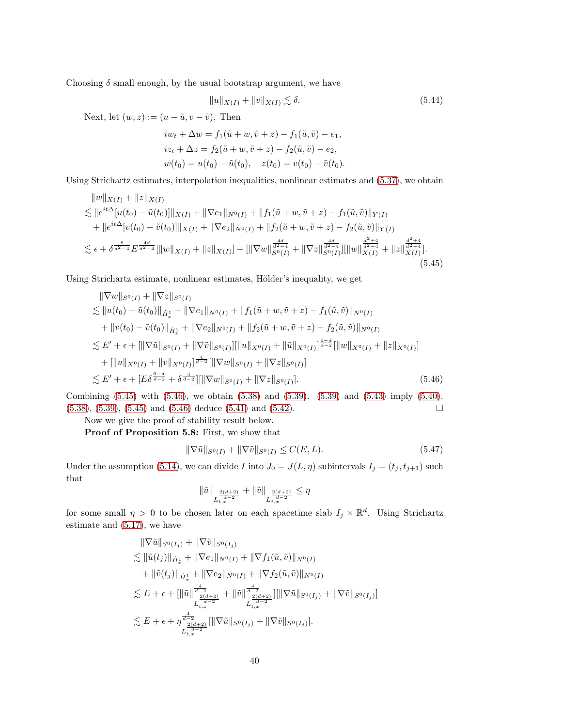Choosing $\delta$ small enough, by the usual bootstrap argument, we have

$$\|u\|_{X(I)} + \|v\|_{X(I)} \lesssim \delta. \tag{5.44}$$

Next, let $(w, z) := (u - \tilde{u}, v - \tilde{v})$. Then

$$\begin{aligned}
&iw_t + \Delta w = f_1(\tilde{u} + w, \tilde{v} + z) - f_1(\tilde{u}, \tilde{v}) - e_1,\\
&iz_t + \Delta z = f_2(\tilde{u} + w, \tilde{v} + z) - f_2(\tilde{u}, \tilde{v}) - e_2,\\
&w(t_0) = u(t_0) - \tilde{u}(t_0), \quad z(t_0) = v(t_0) - \tilde{v}(t_0).
\end{aligned}$$

Using Strichartz estimates, interpolation inequalities, nonlinear estimates and (5.37), we obtain

$$\begin{aligned}
&\|w\|_{X(I)} + \|z\|_{X(I)}\\
&\lesssim \|e^{it\Delta}[u(t_0) - \tilde{u}(t_0)]\|_{X(I)} + \|\nabla e_1\|_{N^0(I)} + \|f_1(\tilde{u} + w, \tilde{v} + z) - f_1(\tilde{u}, \tilde{v})\|_{Y(I)}\\
&\quad + \|e^{it\Delta}[v(t_0) - \tilde{v}(t_0)]\|_{X(I)} + \|\nabla e_2\|_{N^0(I)} + \|f_2(\tilde{u} + w, \tilde{v} + z) - f_2(\tilde{u}, \tilde{v})\|_{Y(I)}\\
&\lesssim \epsilon + \delta^{\frac{8}{d^2-4}} E^{\frac{4d}{d^2-4}}[\|w\|_{X(I)} + \|z\|_{X(I)}] + [\|\nabla w\|_{S^0(I)}^{\frac{4d}{d^2-4}} + \|\nabla z\|_{S^0(I)}^{\frac{4d}{d^2-4}}][\|w\|_{X(I)}^{\frac{d^2+4}{d^2-4}} + \|z\|_{X(I)}^{\frac{d^2+4}{d^2-4}}].
\end{aligned} \tag{5.45}$$

Using Strichartz estimate, nonlinear estimates, Hölder's inequality, we get

$$\begin{aligned}
&\|\nabla w\|_{S^0(I)} + \|\nabla z\|_{S^0(I)}\\
&\lesssim \|u(t_0) - \tilde{u}(t_0)\|_{\dot{H}_x^1} + \|\nabla e_1\|_{N^0(I)} + \|f_1(\tilde{u} + w, \tilde{v} + z) - f_1(\tilde{u}, \tilde{v})\|_{N^0(I)}\\
&\quad + \|v(t_0) - \tilde{v}(t_0)\|_{\dot{H}_x^1} + \|\nabla e_2\|_{N^0(I)} + \|f_2(\tilde{u} + w, \tilde{v} + z) - f_2(\tilde{u}, \tilde{v})\|_{N^0(I)}\\
&\lesssim E' + \epsilon + [\|\nabla \tilde{u}\|_{S^0(I)} + \|\nabla \tilde{v}\|_{S^0(I)}][\|u\|_{X^0(I)} + \|\tilde{u}\|_{X^0(I)}]^{\frac{6-d}{d-2}}[\|w\|_{X^0(I)} + \|z\|_{X^0(I)}]\\
&\quad + [\|u\|_{X^0(I)} + \|v\|_{X^0(I)}]^{\frac{4}{d-2}}[\|\nabla w\|_{S^0(I)} + \|\nabla z\|_{S^0(I)}]\\
&\lesssim E' + \epsilon + [E\delta^{\frac{6-d}{d-2}} + \delta^{\frac{4}{d-2}}][\|\nabla w\|_{S^0(I)} + \|\nabla z\|_{S^0(I)}].
\end{aligned} \tag{5.46}$$

Combining (5.45) with (5.46), we obtain (5.38) and (5.39). (5.39) and (5.43) imply (5.40). (5.38), (5.39), (5.45) and (5.46) deduce (5.41) and (5.42). $\square$

Now we give the proof of stability result below.

**Proof of Proposition 5.8:** First, we show that

$$\|\nabla \tilde{u}\|_{S^0(I)} + \|\nabla \tilde{v}\|_{S^0(I)} \le C(E, L). \tag{5.47}$$

Under the assumption (5.14), we can divide $I$ into $J_0 = J(L, \eta)$ subintervals $I_j = (t_j, t_{j+1})$ such that

$$\|\tilde{u}\|_{L_{t,x}^{\frac{2(d+2)}{d-2}}} + \|\tilde{v}\|_{L_{t,x}^{\frac{2(d+2)}{d-2}}} \le \eta$$

for some small $\eta > 0$ to be chosen later on each spacetime slab $I_j \times \mathbb{R}^d$. Using Strichartz estimate and (5.17), we have

$$\begin{aligned}
&\|\nabla \tilde{u}\|_{S^0(I_j)} + \|\nabla \tilde{v}\|_{S^0(I_j)}\\
&\lesssim \|\tilde{u}(t_j)\|_{\dot{H}_x^1} + \|\nabla e_1\|_{N^0(I)} + \|\nabla f_1(\tilde{u}, \tilde{v})\|_{N^0(I)}\\
&\quad + \|\tilde{v}(t_j)\|_{\dot{H}_x^1} + \|\nabla e_2\|_{N^0(I)} + \|\nabla f_2(\tilde{u}, \tilde{v})\|_{N^0(I)}\\
&\lesssim E + \epsilon + [\|\tilde{u}\|_{L_{t,x}^{\frac{2(d+2)}{d-2}}}^{\frac{4}{d-2}} + \|\tilde{v}\|_{L_{t,x}^{\frac{2(d+2)}{d-2}}}^{\frac{4}{d-2}}][\|\nabla \tilde{u}\|_{S^0(I_j)} + \|\nabla \tilde{v}\|_{S^0(I_j)}]\\
&\lesssim E + \epsilon + \eta_{L_{t,x}^{\frac{2(d+2)}{d-2}}}^{\frac{4}{d-2}}[\|\nabla \tilde{u}\|_{S^0(I_j)} + \|\nabla \tilde{v}\|_{S^0(I_j)}].
\end{aligned}$$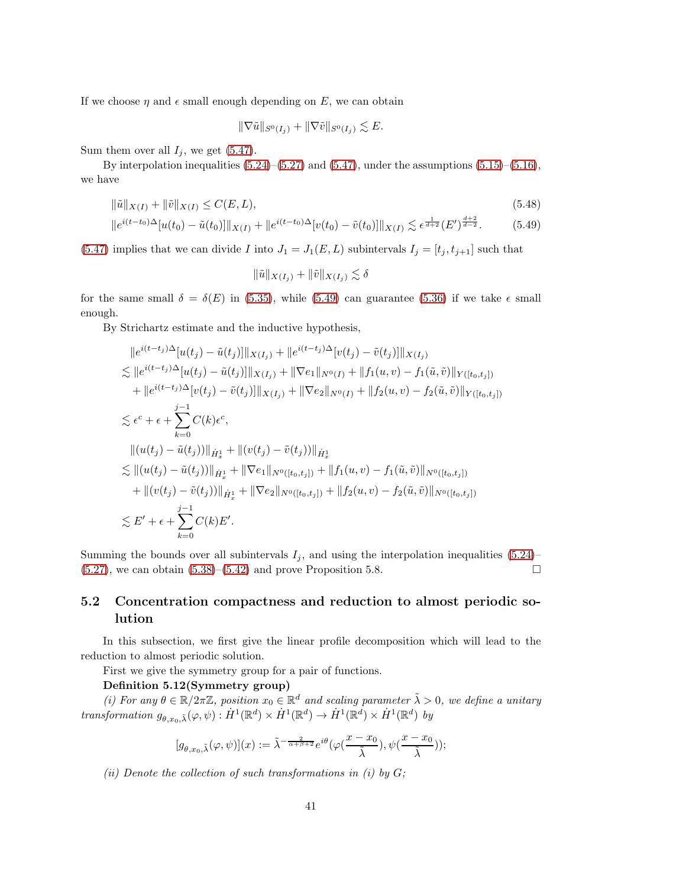If we choose $\eta$ and $\epsilon$ small enough depending on $E$, we can obtain

$$\|\nabla \tilde{u}\|_{S^0(I_j)} + \|\nabla \tilde{v}\|_{S^0(I_j)} \lesssim E.$$

Sum them over all $I_j$, we get (5.47).

By interpolation inequalities (5.24)–(5.27) and (5.47), under the assumptions (5.15)–(5.16), we have

$$\|\tilde{u}\|_{X(I)} + \|\tilde{v}\|_{X(I)} \leq C(E, L), \tag{5.48}$$

$$\|e^{i(t-t_0)\Delta}[u(t_0) - \tilde{u}(t_0)]\|_{X(I)} + \|e^{i(t-t_0)\Delta}[v(t_0) - \tilde{v}(t_0)]\|_{X(I)} \lesssim \epsilon^{\frac{1}{d+2}} (E')^{\frac{d+2}{d-2}}. \tag{5.49}$$

(5.47) implies that we can divide $I$ into $J_1 = J_1(E, L)$ subintervals $I_j = [t_j, t_{j+1}]$ such that

$$\|\tilde{u}\|_{X(I_j)} + \|\tilde{v}\|_{X(I_j)} \lesssim \delta$$

for the same small $\delta = \delta(E)$ in (5.35), while (5.49) can guarantee (5.36) if we take $\epsilon$ small enough.

By Strichartz estimate and the inductive hypothesis,

$$\begin{aligned}
&\|e^{i(t-t_j)\Delta}[u(t_j) - \tilde{u}(t_j)]\|_{X(I_j)} + \|e^{i(t-t_j)\Delta}[v(t_j) - \tilde{v}(t_j)]\|_{X(I_j)} \\
\lesssim\ & \|e^{i(t-t_j)\Delta}[u(t_j) - \tilde{u}(t_j)]\|_{X(I_j)} + \|\nabla e_1\|_{N^0(I)} + \|f_1(u, v) - f_1(\tilde{u}, \tilde{v})\|_{Y([t_0, t_j])} \\
&+ \|e^{i(t-t_j)\Delta}[v(t_j) - \tilde{v}(t_j)]\|_{X(I_j)} + \|\nabla e_2\|_{N^0(I)} + \|f_2(u, v) - f_2(\tilde{u}, \tilde{v})\|_{Y([t_0, t_j])} \\
\lesssim\ & \epsilon^c + \epsilon + \sum_{k=0}^{j-1} C(k)\epsilon^c, \\
&\|(u(t_j) - \tilde{u}(t_j))\|_{\dot{H}^1_x} + \|(v(t_j) - \tilde{v}(t_j))\|_{\dot{H}^1_x} \\
\lesssim\ & \|(u(t_j) - \tilde{u}(t_j))\|_{\dot{H}^1_x} + \|\nabla e_1\|_{N^0([t_0, t_j])} + \|f_1(u, v) - f_1(\tilde{u}, \tilde{v})\|_{N^0([t_0, t_j])} \\
&+ \|(v(t_j) - \tilde{v}(t_j))\|_{\dot{H}^1_x} + \|\nabla e_2\|_{N^0([t_0, t_j])} + \|f_2(u, v) - f_2(\tilde{u}, \tilde{v})\|_{N^0([t_0, t_j])} \\
\lesssim\ & E' + \epsilon + \sum_{k=0}^{j-1} C(k)E'.
\end{aligned}$$

Summing the bounds over all subintervals $I_j$, and using the interpolation inequalities (5.24)–(5.27), we can obtain (5.38)–(5.42) and prove Proposition 5.8. $\square$

## 5.2 Concentration compactness and reduction to almost periodic solution

In this subsection, we first give the linear profile decomposition which will lead to the reduction to almost periodic solution.

First we give the symmetry group for a pair of functions.

**Definition 5.12(Symmetry group)**

*(i) For any $\theta \in \mathbb{R}/2\pi\mathbb{Z}$, position $x_0 \in \mathbb{R}^d$ and scaling parameter $\tilde{\lambda} > 0$, we define a unitary transformation $g_{\theta, x_0, \tilde{\lambda}}(\varphi, \psi) : \dot{H}^1(\mathbb{R}^d) \times \dot{H}^1(\mathbb{R}^d) \to \dot{H}^1(\mathbb{R}^d) \times \dot{H}^1(\mathbb{R}^d)$ by*

$$[g_{\theta, x_0, \tilde{\lambda}}(\varphi, \psi)](x) := \tilde{\lambda}^{-\frac{2}{\alpha+\beta+2}} e^{i\theta} (\varphi(\frac{x - x_0}{\tilde{\lambda}}), \psi(\frac{x - x_0}{\tilde{\lambda}}));$$

*(ii) Denote the collection of such transformations in (i) by $G$;*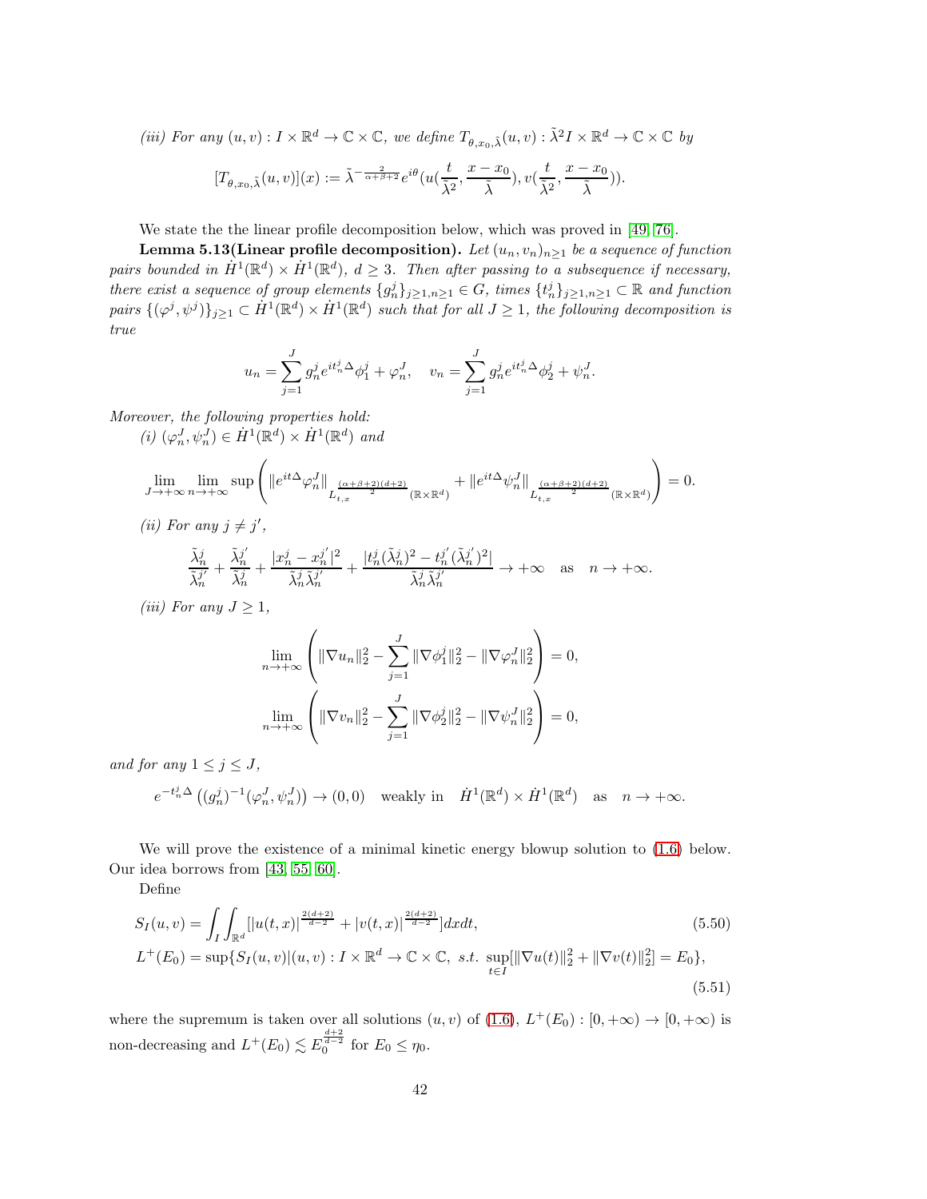*(iii) For any $(u,v): I\times\mathbb{R}^d \to \mathbb{C}\times\mathbb{C}$, we define $T_{\theta,x_0,\tilde{\lambda}}(u,v): \tilde{\lambda}^2 I\times\mathbb{R}^d\to\mathbb{C}\times\mathbb{C}$ by*

$$[T_{\theta,x_0,\tilde{\lambda}}(u,v)](x) := \tilde{\lambda}^{-\frac{2}{\alpha+\beta+2}} e^{i\theta}\Big(u\big(\frac{t}{\tilde{\lambda}^2},\frac{x-x_0}{\tilde{\lambda}}\big), v\big(\frac{t}{\tilde{\lambda}^2},\frac{x-x_0}{\tilde{\lambda}}\big)\Big).$$

We state the the linear profile decomposition below, which was proved in [49, 76].

**Lemma 5.13(Linear profile decomposition).** *Let $(u_n,v_n)_{n\geq 1}$ be a sequence of function pairs bounded in $\dot{H}^1(\mathbb{R}^d)\times\dot{H}^1(\mathbb{R}^d)$, $d\geq 3$. Then after passing to a subsequence if necessary, there exist a sequence of group elements $\{g_n^j\}_{j\geq 1,n\geq 1}\in G$, times $\{t_n^j\}_{j\geq 1,n\geq 1}\subset\mathbb{R}$ and function pairs $\{(\varphi^j,\psi^j)\}_{j\geq 1}\subset\dot{H}^1(\mathbb{R}^d)\times\dot{H}^1(\mathbb{R}^d)$ such that for all $J\geq 1$, the following decomposition is true*

$$u_n=\sum_{j=1}^J g_n^j e^{it_n^j\Delta}\phi_1^j+\varphi_n^J,\quad v_n=\sum_{j=1}^J g_n^j e^{it_n^j\Delta}\phi_2^j+\psi_n^J.$$

*Moreover, the following properties hold:*

*(i) $(\varphi_n^J,\psi_n^J)\in\dot{H}^1(\mathbb{R}^d)\times\dot{H}^1(\mathbb{R}^d)$ and*

$$\lim_{J\to+\infty}\lim_{n\to+\infty}\sup\left(\|e^{it\Delta}\varphi_n^J\|_{L_{t,x}^{\frac{(\alpha+\beta+2)(d+2)}{2}}(\mathbb{R}\times\mathbb{R}^d)}+\|e^{it\Delta}\psi_n^J\|_{L_{t,x}^{\frac{(\alpha+\beta+2)(d+2)}{2}}(\mathbb{R}\times\mathbb{R}^d)}\right)=0.$$

*(ii) For any $j\neq j'$,*

$$\frac{\tilde{\lambda}_n^j}{\tilde{\lambda}_n^{j'}}+\frac{\tilde{\lambda}_n^{j'}}{\tilde{\lambda}_n^j}+\frac{|x_n^j-x_n^{j'}|^2}{\tilde{\lambda}_n^j\tilde{\lambda}_n^{j'}}+\frac{|t_n^j(\tilde{\lambda}_n^j)^2-t_n^{j'}(\tilde{\lambda}_n^{j'})^2|}{\tilde{\lambda}_n^j\tilde{\lambda}_n^{j'}}\to+\infty\quad\text{as}\quad n\to+\infty.$$

*(iii) For any $J\geq 1$,*

$$\lim_{n\to+\infty}\left(\|\nabla u_n\|_2^2-\sum_{j=1}^J\|\nabla\phi_1^j\|_2^2-\|\nabla\varphi_n^J\|_2^2\right)=0,$$
$$\lim_{n\to+\infty}\left(\|\nabla v_n\|_2^2-\sum_{j=1}^J\|\nabla\phi_2^j\|_2^2-\|\nabla\psi_n^J\|_2^2\right)=0,$$

*and for any $1\leq j\leq J$,*

$$e^{-t_n^j\Delta}\left((g_n^j)^{-1}(\varphi_n^J,\psi_n^J)\right)\to(0,0)\quad\text{weakly in}\quad\dot{H}^1(\mathbb{R}^d)\times\dot{H}^1(\mathbb{R}^d)\quad\text{as}\quad n\to+\infty.$$

We will prove the existence of a minimal kinetic energy blowup solution to (1.6) below. Our idea borrows from [43, 55, 60].

Define

$$S_I(u,v)=\int_I\int_{\mathbb{R}^d}[|u(t,x)|^{\frac{2(d+2)}{d-2}}+|v(t,x)|^{\frac{2(d+2)}{d-2}}]dxdt, \tag{5.50}$$

$$L^+(E_0)=\sup\{S_I(u,v)|(u,v):I\times\mathbb{R}^d\to\mathbb{C}\times\mathbb{C},\ s.t.\ \sup_{t\in I}[\|\nabla u(t)\|_2^2+\|\nabla v(t)\|_2^2]=E_0\}, \tag{5.51}$$

where the supremum is taken over all solutions $(u,v)$ of (1.6), $L^+(E_0):[0,+\infty)\to[0,+\infty)$ is non-decreasing and $L^+(E_0)\lesssim E_0^{\frac{d+2}{d-2}}$ for $E_0\leq\eta_0$.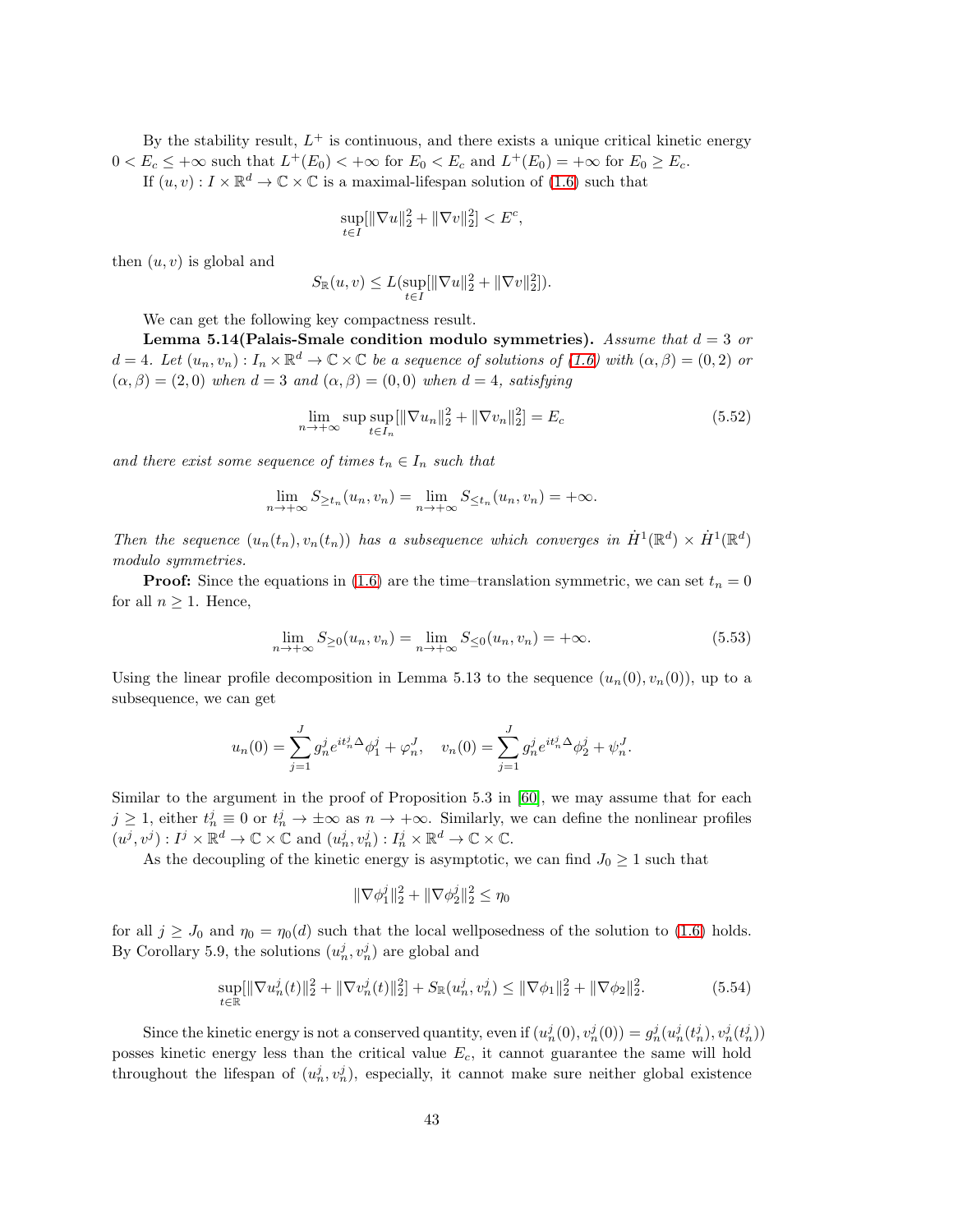By the stability result, $L^+$ is continuous, and there exists a unique critical kinetic energy $0 < E_c \leq +\infty$ such that $L^+(E_0) < +\infty$ for $E_0 < E_c$ and $L^+(E_0) = +\infty$ for $E_0 \geq E_c$.

If $(u, v) : I \times \mathbb{R}^d \to \mathbb{C} \times \mathbb{C}$ is a maximal-lifespan solution of (1.6) such that

$$\sup_{t \in I}[\|\nabla u\|_2^2 + \|\nabla v\|_2^2] < E^c,$$

then $(u, v)$ is global and

$$S_{\mathbb{R}}(u, v) \leq L(\sup_{t \in I}[\|\nabla u\|_2^2 + \|\nabla v\|_2^2]).$$

We can get the following key compactness result.

**Lemma 5.14(Palais-Smale condition modulo symmetries).** *Assume that $d = 3$ or $d = 4$. Let $(u_n, v_n) : I_n \times \mathbb{R}^d \to \mathbb{C} \times \mathbb{C}$ be a sequence of solutions of (1.6) with $(\alpha, \beta) = (0, 2)$ or $(\alpha, \beta) = (2, 0)$ when $d = 3$ and $(\alpha, \beta) = (0, 0)$ when $d = 4$, satisfying*

$$\lim_{n \to +\infty} \sup \sup_{t \in I_n}[\|\nabla u_n\|_2^2 + \|\nabla v_n\|_2^2] = E_c \tag{5.52}$$

*and there exist some sequence of times $t_n \in I_n$ such that*

$$\lim_{n \to +\infty} S_{\geq t_n}(u_n, v_n) = \lim_{n \to +\infty} S_{\leq t_n}(u_n, v_n) = +\infty.$$

*Then the sequence $(u_n(t_n), v_n(t_n))$ has a subsequence which converges in $\dot{H}^1(\mathbb{R}^d) \times \dot{H}^1(\mathbb{R}^d)$ modulo symmetries.*

**Proof:** Since the equations in (1.6) are the time–translation symmetric, we can set $t_n = 0$ for all $n \geq 1$. Hence,

$$\lim_{n \to +\infty} S_{\geq 0}(u_n, v_n) = \lim_{n \to +\infty} S_{\leq 0}(u_n, v_n) = +\infty. \tag{5.53}$$

Using the linear profile decomposition in Lemma 5.13 to the sequence $(u_n(0), v_n(0))$, up to a subsequence, we can get

$$u_n(0) = \sum_{j=1}^{J} g_n^j e^{it_n^j \Delta} \phi_1^j + \varphi_n^J, \quad v_n(0) = \sum_{j=1}^{J} g_n^j e^{it_n^j \Delta} \phi_2^j + \psi_n^J.$$

Similar to the argument in the proof of Proposition 5.3 in [60], we may assume that for each $j \geq 1$, either $t_n^j \equiv 0$ or $t_n^j \to \pm\infty$ as $n \to +\infty$. Similarly, we can define the nonlinear profiles $(u^j, v^j) : I^j \times \mathbb{R}^d \to \mathbb{C} \times \mathbb{C}$ and $(u_n^j, v_n^j) : I_n^j \times \mathbb{R}^d \to \mathbb{C} \times \mathbb{C}$.

As the decoupling of the kinetic energy is asymptotic, we can find $J_0 \geq 1$ such that

$$\|\nabla \phi_1^j\|_2^2 + \|\nabla \phi_2^j\|_2^2 \leq \eta_0$$

for all $j \geq J_0$ and $\eta_0 = \eta_0(d)$ such that the local wellposedness of the solution to (1.6) holds. By Corollary 5.9, the solutions $(u_n^j, v_n^j)$ are global and

$$\sup_{t \in \mathbb{R}}[\|\nabla u_n^j(t)\|_2^2 + \|\nabla v_n^j(t)\|_2^2] + S_{\mathbb{R}}(u_n^j, v_n^j) \leq \|\nabla \phi_1\|_2^2 + \|\nabla \phi_2\|_2^2. \tag{5.54}$$

Since the kinetic energy is not a conserved quantity, even if $(u_n^j(0), v_n^j(0)) = g_n^j(u_n^j(t_n^j), v_n^j(t_n^j))$ posses kinetic energy less than the critical value $E_c$, it cannot guarantee the same will hold throughout the lifespan of $(u_n^j, v_n^j)$, especially, it cannot make sure neither global existence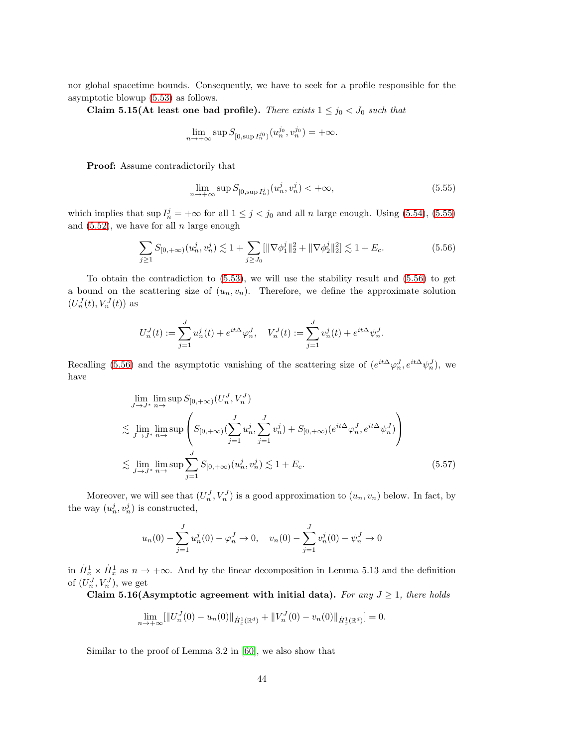nor global spacetime bounds. Consequently, we have to seek for a profile responsible for the asymptotic blowup (5.53) as follows.

**Claim 5.15(At least one bad profile).** *There exists $1 \leq j_0 < J_0$ such that*

$$\lim_{n\to+\infty} \sup S_{[0,\sup I_n^{j_0})}(u_n^{j_0}, v_n^{j_0}) = +\infty.$$

**Proof:** Assume contradictorily that

$$\lim_{n\to+\infty} \sup S_{[0,\sup I_n^{j})}(u_n^{j}, v_n^{j}) < +\infty, \tag{5.55}$$

which implies that $\sup I_n^j = +\infty$ for all $1 \leq j < j_0$ and all $n$ large enough. Using (5.54), (5.55) and (5.52), we have for all $n$ large enough

$$\sum_{j\geq 1} S_{[0,+\infty)}(u_n^j, v_n^j) \lesssim 1 + \sum_{j\geq J_0} [\|\nabla \phi_1^j\|_2^2 + \|\nabla \phi_2^j\|_2^2] \lesssim 1 + E_c. \tag{5.56}$$

To obtain the contradiction to (5.53), we will use the stability result and (5.56) to get a bound on the scattering size of $(u_n, v_n)$. Therefore, we define the approximate solution $(U_n^J(t), V_n^J(t))$ as

$$U_n^J(t) := \sum_{j=1}^{J} u_n^j(t) + e^{it\Delta}\varphi_n^J, \quad V_n^J(t) := \sum_{j=1}^{J} v_n^j(t) + e^{it\Delta}\psi_n^J.$$

Recalling (5.56) and the asymptotic vanishing of the scattering size of $(e^{it\Delta}\varphi_n^J, e^{it\Delta}\psi_n^J)$, we have

$$\begin{aligned}
&\lim_{J\to J^*} \limsup_{n\to} S_{[0,+\infty)}(U_n^J, V_n^J) \\
&\lesssim \lim_{J\to J^*} \limsup_{n\to} \left( S_{[0,+\infty)}\Big(\sum_{j=1}^{J} u_n^j, \sum_{j=1}^{J} v_n^j\Big) + S_{[0,+\infty)}(e^{it\Delta}\varphi_n^J, e^{it\Delta}\psi_n^J) \right) \\
&\lesssim \lim_{J\to J^*} \limsup_{n\to} \sum_{j=1}^{J} S_{[0,+\infty)}(u_n^j, v_n^j) \lesssim 1 + E_c.
\end{aligned} \tag{5.57}$$

Moreover, we will see that $(U_n^J, V_n^J)$ is a good approximation to $(u_n, v_n)$ below. In fact, by the way $(u_n^j, v_n^j)$ is constructed,

$$u_n(0) - \sum_{j=1}^{J} u_n^j(0) - \varphi_n^J \to 0, \quad v_n(0) - \sum_{j=1}^{J} v_n^j(0) - \psi_n^J \to 0$$

in $\dot{H}_x^1 \times \dot{H}_x^1$ as $n \to +\infty$. And by the linear decomposition in Lemma 5.13 and the definition of $(U_n^J, V_n^J)$, we get

**Claim 5.16(Asymptotic agreement with initial data).** *For any $J \geq 1$, there holds*

$$\lim_{n\to+\infty} [\|U_n^J(0) - u_n(0)\|_{\dot{H}_x^1(\mathbb{R}^d)} + \|V_n^J(0) - v_n(0)\|_{\dot{H}_x^1(\mathbb{R}^d)}] = 0.$$

Similar to the proof of Lemma 3.2 in [60], we also show that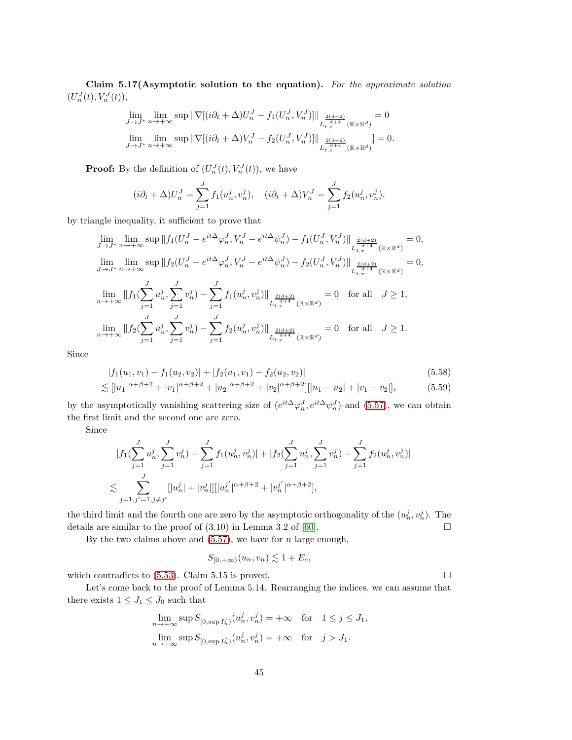**Claim 5.17(Asymptotic solution to the equation).** *For the approximate solution* $(U_n^J(t), V_n^J(t))$,

$$\lim_{J\to J^*}\lim_{n\to+\infty}\sup\|\nabla[(i\partial_t+\Delta)U_n^J - f_1(U_n^J,V_n^J)]\|_{L_{t,x}^{\frac{2(d+2)}{d+4}}(\mathbb{R}\times\mathbb{R}^d)} = 0$$

$$\lim_{J\to J^*}\lim_{n\to+\infty}\sup\|\nabla[(i\partial_t+\Delta)V_n^J - f_2(U_n^J,V_n^J)]\|_{L_{t,x}^{\frac{2(d+2)}{d+4}}(\mathbb{R}\times\mathbb{R}^d)}] = 0.$$

**Proof:** By the definition of $(U_n^J(t), V_n^J(t))$, we have

$$(i\partial_t+\Delta)U_n^J = \sum_{j=1}^J f_1(u_n^j,v_n^j), \quad (i\partial_t+\Delta)V_n^J = \sum_{j=1}^J f_2(u_n^j,v_n^j),$$

by triangle inequality, it sufficient to prove that

$$\lim_{J\to J^*}\lim_{n\to+\infty}\sup\|f_1(U_n^J - e^{it\Delta}\varphi_n^J, V_n^J - e^{it\Delta}\psi_n^J) - f_1(U_n^J,V_n^J)\|_{L_{t,x}^{\frac{2(d+2)}{d+4}}(\mathbb{R}\times\mathbb{R}^d)} = 0,$$

$$\lim_{J\to J^*}\lim_{n\to+\infty}\sup\|f_2(U_n^J - e^{it\Delta}\varphi_n^J, V_n^J - e^{it\Delta}\psi_n^J) - f_1(U_n^J,V_n^J)\|_{L_{t,x}^{\frac{2(d+2)}{d+4}}(\mathbb{R}\times\mathbb{R}^d)} = 0,$$

$$\lim_{n\to+\infty}\|f_1(\sum_{j=1}^J u_n^j, \sum_{j=1}^J v_n^j) - \sum_{j=1}^J f_1(u_n^j,v_n^j)\|_{L_{t,x}^{\frac{2(d+2)}{d+4}}(\mathbb{R}\times\mathbb{R}^d)} = 0 \quad \text{for all} \quad J\geq 1,$$

$$\lim_{n\to+\infty}\|f_2(\sum_{j=1}^J u_n^j, \sum_{j=1}^J v_n^j) - \sum_{j=1}^J f_2(u_n^j,v_n^j)\|_{L_{t,x}^{\frac{2(d+2)}{d+4}}(\mathbb{R}\times\mathbb{R}^d)} = 0 \quad \text{for all} \quad J\geq 1.$$

Since

$$|f_1(u_1,v_1) - f_1(u_2,v_2)| + |f_2(u_1,v_1) - f_2(u_2,v_2)| \tag{5.58}$$
$$\lesssim [|u_1|^{\alpha+\beta+2} + |v_1|^{\alpha+\beta+2} + |u_2|^{\alpha+\beta+2} + |v_2|^{\alpha+\beta+2}][|u_1-u_2| + |v_1-v_2|], \tag{5.59}$$

by the asymptotically vanishing scattering size of $(e^{it\Delta}\varphi_n^J, e^{it\Delta}\psi_n^J)$ and (5.57), we can obtain the first limit and the second one are zero.

Since

$$|f_1(\sum_{j=1}^J u_n^j, \sum_{j=1}^J v_n^j) - \sum_{j=1}^J f_1(u_n^j,v_n^j)| + |f_2(\sum_{j=1}^J u_n^j, \sum_{j=1}^J v_n^j) - \sum_{j=1}^J f_2(u_n^j,v_n^j)|$$
$$\lesssim \sum_{j=1,j'=1,j\neq j'}^J [|u_n^j| + |v_n^j|][|u_n^{j'}|^{\alpha+\beta+2} + |v_n^{j'}|^{\alpha+\beta+2}],$$

the third limit and the fourth one are zero by the asymptotic orthogonality of the $(u_n^j, v_n^j)$. The details are similar to the proof of (3.10) in Lemma 3.2 of [60]. □

By the two claims above and (5.57), we have for $n$ large enough,

$$S_{[0,+\infty)}(u_n,v_n) \lesssim 1 + E_c,$$

which contradicts to (5.53). Claim 5.15 is proved. □

Let's come back to the proof of Lemma 5.14. Rearranging the indices, we can assume that there exists $1\leq J_1\leq J_0$ such that

$$\lim_{n\to+\infty}\sup S_{[0,\sup I_n^j)}(u_n^j,v_n^j) = +\infty \quad \text{for} \quad 1\leq j\leq J_1,$$

$$\lim_{n\to+\infty}\sup S_{[0,\sup I_n^j)}(u_n^j,v_n^j) = +\infty \quad \text{for} \quad j > J_1.$$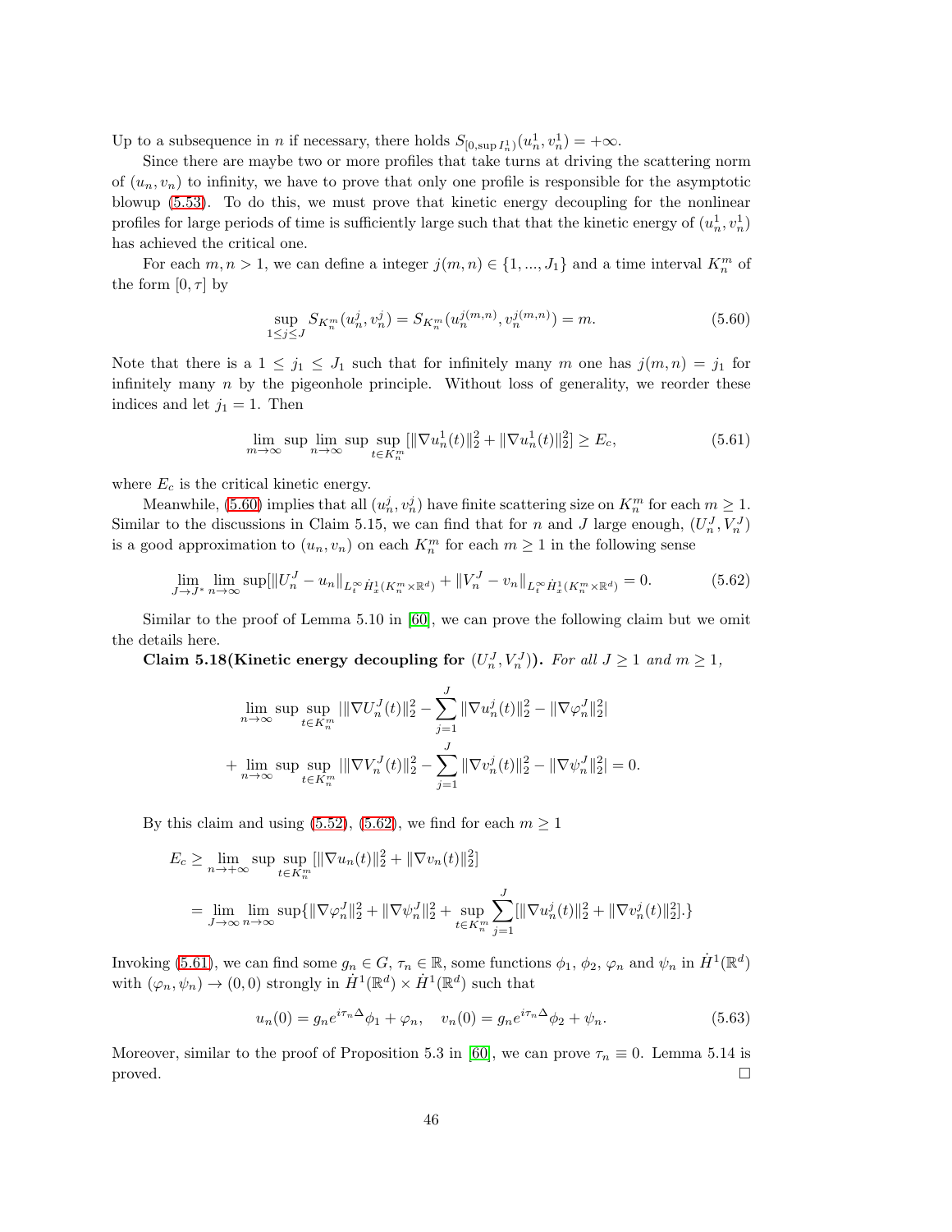Up to a subsequence in $n$ if necessary, there holds $S_{[0,\sup I_n^1)}(u_n^1, v_n^1) = +\infty$.

Since there are maybe two or more profiles that take turns at driving the scattering norm of $(u_n, v_n)$ to infinity, we have to prove that only one profile is responsible for the asymptotic blowup (5.53). To do this, we must prove that kinetic energy decoupling for the nonlinear profiles for large periods of time is sufficiently large such that that the kinetic energy of $(u_n^1, v_n^1)$ has achieved the critical one.

For each $m, n > 1$, we can define a integer $j(m,n) \in \{1, ..., J_1\}$ and a time interval $K_n^m$ of the form $[0, \tau]$ by

$$\sup_{1\leq j\leq J} S_{K_n^m}(u_n^j, v_n^j) = S_{K_n^m}(u_n^{j(m,n)}, v_n^{j(m,n)}) = m. \tag{5.60}$$

Note that there is a $1 \leq j_1 \leq J_1$ such that for infinitely many $m$ one has $j(m,n) = j_1$ for infinitely many $n$ by the pigeonhole principle. Without loss of generality, we reorder these indices and let $j_1 = 1$. Then

$$\lim_{m\to\infty} \sup \lim_{n\to\infty} \sup \sup_{t\in K_n^m} [\|\nabla u_n^1(t)\|_2^2 + \|\nabla u_n^1(t)\|_2^2] \geq E_c, \tag{5.61}$$

where $E_c$ is the critical kinetic energy.

Meanwhile, (5.60) implies that all $(u_n^j, v_n^j)$ have finite scattering size on $K_n^m$ for each $m \geq 1$. Similar to the discussions in Claim 5.15, we can find that for $n$ and $J$ large enough, $(U_n^J, V_n^J)$ is a good approximation to $(u_n, v_n)$ on each $K_n^m$ for each $m \geq 1$ in the following sense

$$\lim_{J\to J^*} \lim_{n\to\infty} \sup [\|U_n^J - u_n\|_{L_t^\infty \dot{H}_x^1(K_n^m\times\mathbb{R}^d)} + \|V_n^J - v_n\|_{L_t^\infty \dot{H}_x^1(K_n^m\times\mathbb{R}^d)} = 0. \tag{5.62}$$

Similar to the proof of Lemma 5.10 in [60], we can prove the following claim but we omit the details here.

**Claim 5.18(Kinetic energy decoupling for $(U_n^J, V_n^J)$).** *For all $J \geq 1$ and $m \geq 1$,*

$$\lim_{n\to\infty} \sup \sup_{t\in K_n^m} |\|\nabla U_n^J(t)\|_2^2 - \sum_{j=1}^J \|\nabla u_n^j(t)\|_2^2 - \|\nabla \varphi_n^J\|_2^2|$$

$$+ \lim_{n\to\infty} \sup \sup_{t\in K_n^m} |\|\nabla V_n^J(t)\|_2^2 - \sum_{j=1}^J \|\nabla v_n^j(t)\|_2^2 - \|\nabla \psi_n^J\|_2^2| = 0.$$

By this claim and using (5.52), (5.62), we find for each $m \geq 1$

$$\begin{aligned}
E_c &\geq \lim_{n\to+\infty} \sup \sup_{t\in K_n^m} [\|\nabla u_n(t)\|_2^2 + \|\nabla v_n(t)\|_2^2] \\
&= \lim_{J\to\infty} \lim_{n\to\infty} \sup\{\|\nabla \varphi_n^J\|_2^2 + \|\nabla \psi_n^J\|_2^2 + \sup_{t\in K_n^m} \sum_{j=1}^J [\|\nabla u_n^j(t)\|_2^2 + \|\nabla v_n^j(t)\|_2^2].\}
\end{aligned}$$

Invoking (5.61), we can find some $g_n \in G$, $\tau_n \in \mathbb{R}$, some functions $\phi_1$, $\phi_2$, $\varphi_n$ and $\psi_n$ in $\dot{H}^1(\mathbb{R}^d)$ with $(\varphi_n, \psi_n) \to (0,0)$ strongly in $\dot{H}^1(\mathbb{R}^d) \times \dot{H}^1(\mathbb{R}^d)$ such that

$$u_n(0) = g_n e^{i\tau_n\Delta}\phi_1 + \varphi_n, \quad v_n(0) = g_n e^{i\tau_n\Delta}\phi_2 + \psi_n. \tag{5.63}$$

Moreover, similar to the proof of Proposition 5.3 in [60], we can prove $\tau_n \equiv 0$. Lemma 5.14 is proved. $\square$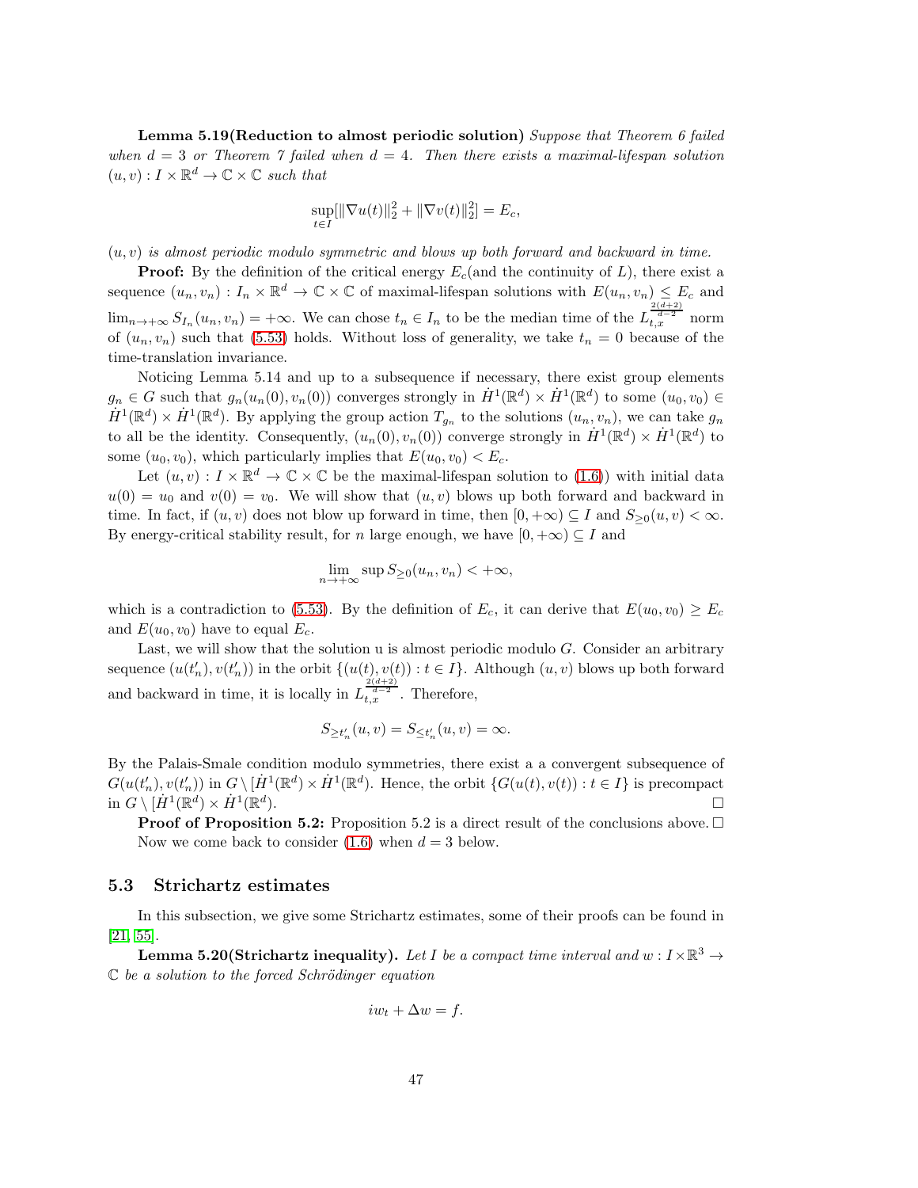**Lemma 5.19(Reduction to almost periodic solution)** *Suppose that Theorem 6 failed when $d=3$ or Theorem 7 failed when $d=4$. Then there exists a maximal-lifespan solution $(u,v): I\times\mathbb{R}^d \to \mathbb{C}\times\mathbb{C}$ such that*

$$\sup_{t\in I}[\|\nabla u(t)\|_2^2 + \|\nabla v(t)\|_2^2] = E_c,$$

*$(u,v)$ is almost periodic modulo symmetric and blows up both forward and backward in time.*

**Proof:** By the definition of the critical energy $E_c$(and the continuity of $L$), there exist a sequence $(u_n,v_n): I_n\times\mathbb{R}^d\to\mathbb{C}\times\mathbb{C}$ of maximal-lifespan solutions with $E(u_n,v_n)\le E_c$ and $\lim_{n\to+\infty} S_{I_n}(u_n,v_n) = +\infty$. We can chose $t_n\in I_n$ to be the median time of the $L_{t,x}^{\frac{2(d+2)}{d-2}}$ norm of $(u_n,v_n)$ such that (5.53) holds. Without loss of generality, we take $t_n=0$ because of the time-translation invariance.

Noticing Lemma 5.14 and up to a subsequence if necessary, there exist group elements $g_n\in G$ such that $g_n(u_n(0),v_n(0))$ converges strongly in $\dot H^1(\mathbb{R}^d)\times\dot H^1(\mathbb{R}^d)$ to some $(u_0,v_0)\in \dot H^1(\mathbb{R}^d)\times\dot H^1(\mathbb{R}^d)$. By applying the group action $T_{g_n}$ to the solutions $(u_n,v_n)$, we can take $g_n$ to all be the identity. Consequently, $(u_n(0),v_n(0))$ converge strongly in $\dot H^1(\mathbb{R}^d)\times\dot H^1(\mathbb{R}^d)$ to some $(u_0,v_0)$, which particularly implies that $E(u_0,v_0)<E_c$.

Let $(u,v): I\times\mathbb{R}^d\to\mathbb{C}\times\mathbb{C}$ be the maximal-lifespan solution to (1.6)) with initial data $u(0)=u_0$ and $v(0)=v_0$. We will show that $(u,v)$ blows up both forward and backward in time. In fact, if $(u,v)$ does not blow up forward in time, then $[0,+\infty)\subseteq I$ and $S_{\ge 0}(u,v)<\infty$. By energy-critical stability result, for $n$ large enough, we have $[0,+\infty)\subseteq I$ and

$$\lim_{n\to+\infty}\sup S_{\ge 0}(u_n,v_n) < +\infty,$$

which is a contradiction to (5.53). By the definition of $E_c$, it can derive that $E(u_0,v_0)\ge E_c$ and $E(u_0,v_0)$ have to equal $E_c$.

Last, we will show that the solution u is almost periodic modulo $G$. Consider an arbitrary sequence $(u(t_n'),v(t_n'))$ in the orbit $\{(u(t),v(t)): t\in I\}$. Although $(u,v)$ blows up both forward and backward in time, it is locally in $L_{t,x}^{\frac{2(d+2)}{d-2}}$. Therefore,

$$S_{\ge t_n'}(u,v) = S_{\le t_n'}(u,v) = \infty.$$

By the Palais-Smale condition modulo symmetries, there exist a a convergent subsequence of $G(u(t_n'),v(t_n'))$ in $G\setminus[\dot H^1(\mathbb{R}^d)\times\dot H^1(\mathbb{R}^d)$. Hence, the orbit $\{G(u(t),v(t)): t\in I\}$ is precompact in $G\setminus[\dot H^1(\mathbb{R}^d)\times\dot H^1(\mathbb{R}^d)$. □

**Proof of Proposition 5.2:** Proposition 5.2 is a direct result of the conclusions above. □

Now we come back to consider (1.6) when $d=3$ below.

### 5.3 Strichartz estimates

In this subsection, we give some Strichartz estimates, some of their proofs can be found in [21, 55].

**Lemma 5.20(Strichartz inequality).** *Let $I$ be a compact time interval and $w: I\times\mathbb{R}^3\to\mathbb{C}$ be a solution to the forced Schrödinger equation*

$$iw_t + \Delta w = f.$$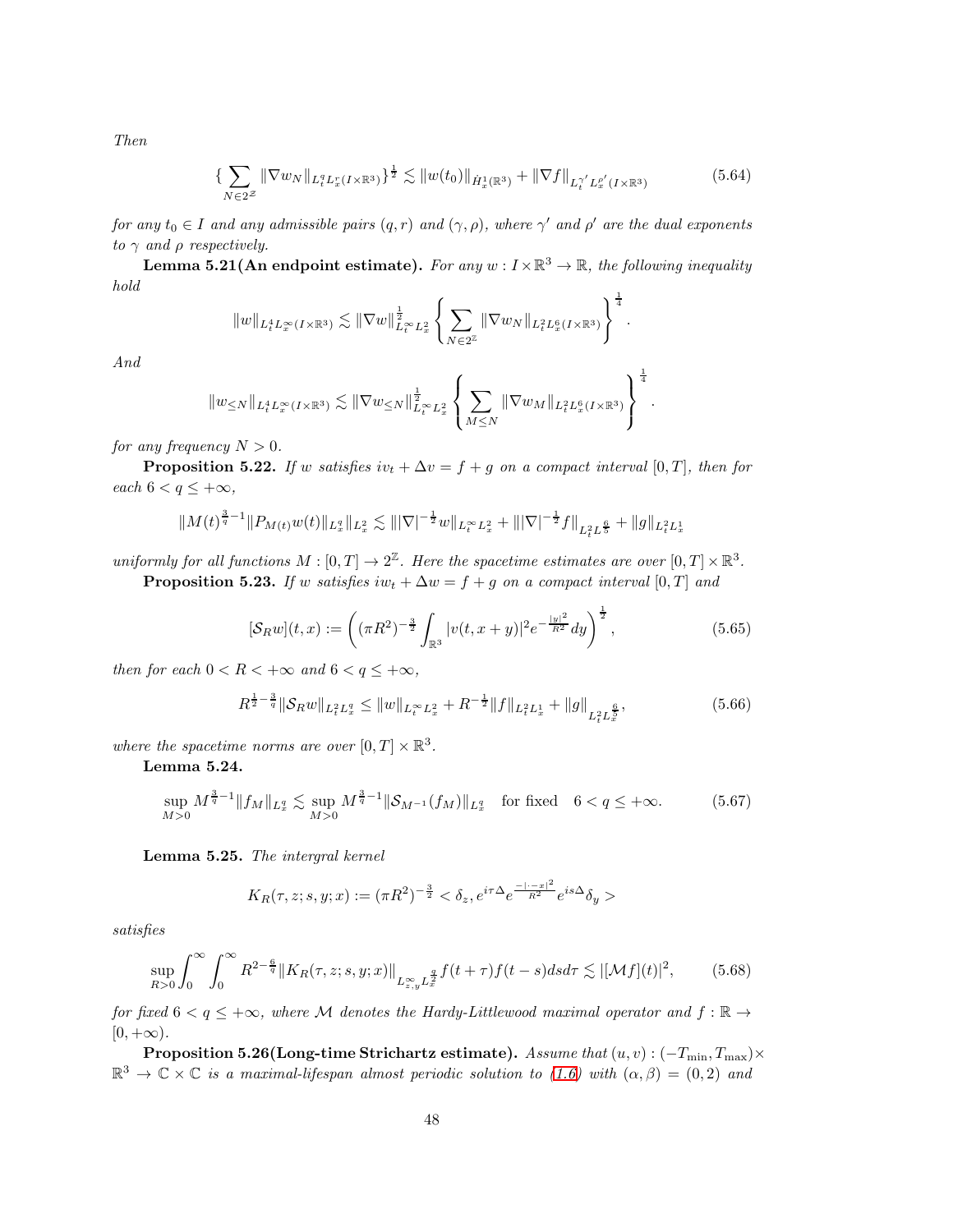*Then*

$$\{\sum_{N\in 2^{\mathbb{Z}}}\|\nabla w_N\|_{L_t^q L_x^r(I\times\mathbb{R}^3)}\}^{\frac{1}{2}} \lesssim \|w(t_0)\|_{\dot{H}_x^1(\mathbb{R}^3)} + \|\nabla f\|_{L_t^{\gamma'} L_x^{\rho'}(I\times\mathbb{R}^3)} \tag{5.64}$$

*for any $t_0 \in I$ and any admissible pairs $(q,r)$ and $(\gamma,\rho)$, where $\gamma'$ and $\rho'$ are the dual exponents to $\gamma$ and $\rho$ respectively.*

**Lemma 5.21(An endpoint estimate).** *For any $w : I\times\mathbb{R}^3 \to \mathbb{R}$, the following inequality hold*

$$\|w\|_{L_t^4 L_x^\infty(I\times\mathbb{R}^3)} \lesssim \|\nabla w\|_{L_t^\infty L_x^2}^{\frac{1}{2}} \left\{\sum_{N\in 2^{\mathbb{Z}}}\|\nabla w_N\|_{L_t^2 L_x^6(I\times\mathbb{R}^3)}\right\}^{\frac{1}{4}}.$$

*And*

$$\|w_{\le N}\|_{L_t^4 L_x^\infty(I\times\mathbb{R}^3)} \lesssim \|\nabla w_{\le N}\|_{L_t^\infty L_x^2}^{\frac{1}{2}} \left\{\sum_{M\le N}\|\nabla w_M\|_{L_t^2 L_x^6(I\times\mathbb{R}^3)}\right\}^{\frac{1}{4}}.$$

*for any frequency $N > 0$.*

**Proposition 5.22.** *If $w$ satisfies $iv_t + \Delta v = f + g$ on a compact interval $[0,T]$, then for each $6 < q \le +\infty$,*

$$\|M(t)^{\frac{3}{q}-1}\|P_{M(t)}w(t)\|_{L_x^q}\|_{L_t^2} \lesssim \||\nabla|^{-\frac{1}{2}}w\|_{L_t^\infty L_x^2} + \||\nabla|^{-\frac{1}{2}}f\|_{L_t^2 L^{\frac{6}{5}}} + \|g\|_{L_t^2 L_x^1}$$

*uniformly for all functions $M : [0,T] \to 2^{\mathbb{Z}}$. Here the spacetime estimates are over $[0,T]\times\mathbb{R}^3$.*

**Proposition 5.23.** *If $w$ satisfies $iw_t + \Delta w = f + g$ on a compact interval $[0,T]$ and*

$$[\mathcal{S}_R w](t,x) := \left((\pi R^2)^{-\frac{3}{2}}\int_{\mathbb{R}^3}|v(t,x+y)|^2 e^{-\frac{|y|^2}{R^2}}dy\right)^{\frac{1}{2}}, \tag{5.65}$$

*then for each $0 < R < +\infty$ and $6 < q \le +\infty$,*

$$R^{\frac{1}{2}-\frac{3}{q}}\|\mathcal{S}_R w\|_{L_t^2 L_x^q} \le \|w\|_{L_t^\infty L_x^2} + R^{-\frac{1}{2}}\|f\|_{L_t^2 L_x^1} + \|g\|_{L_t^2 L_x^{\frac{6}{5}}}, \tag{5.66}$$

*where the spacetime norms are over $[0,T]\times\mathbb{R}^3$.*

**Lemma 5.24.**

$$\sup_{M>0} M^{\frac{3}{q}-1}\|f_M\|_{L_x^q} \lesssim \sup_{M>0} M^{\frac{3}{q}-1}\|\mathcal{S}_{M^{-1}}(f_M)\|_{L_x^q} \quad \text{for fixed} \quad 6 < q \le +\infty. \tag{5.67}$$

**Lemma 5.25.** *The intergral kernel*

$$K_R(\tau,z;s,y;x) := (\pi R^2)^{-\frac{3}{2}} < \delta_z, e^{i\tau\Delta}e^{\frac{-|\cdot-x|^2}{R^2}}e^{is\Delta}\delta_y >$$

*satisfies*

$$\sup_{R>0}\int_0^\infty\int_0^\infty R^{2-\frac{6}{q}}\|K_R(\tau,z;s,y;x)\|_{L_{z,y}^\infty L_x^{\frac{q}{2}}} f(t+\tau)f(t-s)dsd\tau \lesssim |[\mathcal{M}f](t)|^2, \tag{5.68}$$

*for fixed $6 < q \le +\infty$, where $\mathcal{M}$ denotes the Hardy-Littlewood maximal operator and $f : \mathbb{R} \to [0,+\infty)$.*

**Proposition 5.26(Long-time Strichartz estimate).** *Assume that $(u,v) : (-T_{\min}, T_{\max})\times\mathbb{R}^3 \to \mathbb{C}\times\mathbb{C}$ is a maximal-lifespan almost periodic solution to (1.6) with $(\alpha,\beta) = (0,2)$ and*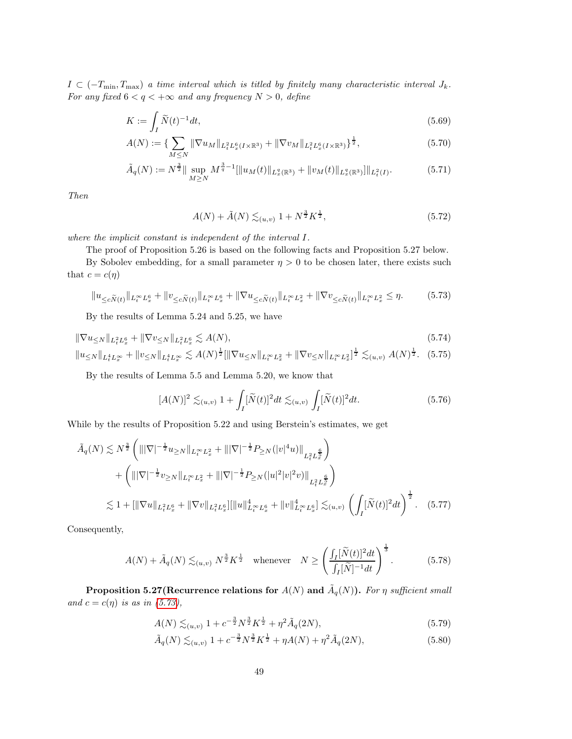*$I \subset (-T_{\min}, T_{\max})$ a time interval which is titled by finitely many characteristic interval $J_k$. For any fixed $6 < q < +\infty$ and any frequency $N > 0$, define*

$$K := \int_I \widetilde{N}(t)^{-1} dt, \tag{5.69}$$

$$A(N) := \{ \sum_{M \le N} \|\nabla u_M\|_{L_t^2 L_x^6 (I\times\mathbb{R}^3)} + \|\nabla v_M\|_{L_t^2 L_x^6 (I\times\mathbb{R}^3)} \}^{\frac{1}{2}}, \tag{5.70}$$

$$\tilde{A}_q(N) := N^{\frac{3}{2}} \| \sup_{M \ge N} M^{\frac{3}{q}-1} [\|u_M(t)\|_{L_x^q(\mathbb{R}^3)} + \|v_M(t)\|_{L_x^q(\mathbb{R}^3)}] \|_{L_t^2(I)}. \tag{5.71}$$

*Then*

$$A(N) + \tilde{A}(N) \lesssim_{(u,v)} 1 + N^{\frac{3}{2}} K^{\frac{1}{2}}, \tag{5.72}$$

*where the implicit constant is independent of the interval $I$.*

The proof of Proposition 5.26 is based on the following facts and Proposition 5.27 below.

By Sobolev embedding, for a small parameter $\eta > 0$ to be chosen later, there exists such that $c = c(\eta)$

$$\|u_{\le c\widetilde{N}(t)}\|_{L_t^\infty L_x^6} + \|v_{\le c\widetilde{N}(t)}\|_{L_t^\infty L_x^6} + \|\nabla u_{\le c\widetilde{N}(t)}\|_{L_t^\infty L_x^2} + \|\nabla v_{\le c\widetilde{N}(t)}\|_{L_t^\infty L_x^2} \le \eta. \tag{5.73}$$

By the results of Lemma 5.24 and 5.25, we have

$$\|\nabla u_{\le N}\|_{L_t^2 L_x^6} + \|\nabla v_{\le N}\|_{L_t^2 L_x^6} \lesssim A(N), \tag{5.74}$$

$$\|u_{\le N}\|_{L_t^4 L_x^\infty} + \|v_{\le N}\|_{L_t^4 L_x^\infty} \lesssim A(N)^{\frac{1}{2}} [\|\nabla u_{\le N}\|_{L_t^\infty L_x^2} + \|\nabla v_{\le N}\|_{L_t^\infty L_x^2}]^{\frac{1}{2}} \lesssim_{(u,v)} A(N)^{\frac{1}{2}}. \tag{5.75}$$

By the results of Lemma 5.5 and Lemma 5.20, we know that

$$[A(N)]^2 \lesssim_{(u,v)} 1 + \int_I [\widetilde{N}(t)]^2 dt \lesssim_{(u,v)} \int_I [\widetilde{N}(t)]^2 dt. \tag{5.76}$$

While by the results of Proposition 5.22 and using Berstein's estimates, we get

$$\begin{aligned}
\tilde{A}_q(N) &\lesssim N^{\frac{3}{2}} \left( \||\nabla|^{-\frac{1}{2}} u_{\ge N}\|_{L_t^\infty L_x^2} + \||\nabla|^{-\frac{1}{2}} P_{\ge N}(|v|^4 u)\|_{L_t^2 L_x^{\frac{6}{5}}} \right) \\
&\quad + \left( \||\nabla|^{-\frac{1}{2}} v_{\ge N}\|_{L_t^\infty L_x^2} + \||\nabla|^{-\frac{1}{2}} P_{\ge N}(|u|^2|v|^2 v)\|_{L_t^2 L_x^{\frac{6}{5}}} \right) \\
&\lesssim 1 + [\|\nabla u\|_{L_t^2 L_x^6} + \|\nabla v\|_{L_t^2 L_x^6}][\|u\|_{L_t^\infty L_x^6}^4 + \|v\|_{L_t^\infty L_x^6}^4] \lesssim_{(u,v)} \left( \int_I [\widetilde{N}(t)]^2 dt \right)^{\frac{1}{2}}.
\end{aligned} \tag{5.77}$$

Consequently,

$$A(N) + \tilde{A}_q(N) \lesssim_{(u,v)} N^{\frac{3}{2}} K^{\frac{1}{2}} \quad \text{whenever} \quad N \ge \left( \frac{\int_I [\widetilde{N}(t)]^2 dt}{\int_I [\widetilde{N}]^{-1} dt} \right)^{\frac{1}{3}}. \tag{5.78}$$

**Proposition 5.27(Recurrence relations for $A(N)$ and $\tilde{A}_q(N)$).** *For $\eta$ sufficient small and $c = c(\eta)$ is as in (5.73),*

$$A(N) \lesssim_{(u,v)} 1 + c^{-\frac{3}{2}} N^{\frac{3}{2}} K^{\frac{1}{2}} + \eta^2 \tilde{A}_q(2N), \tag{5.79}$$

$$\tilde{A}_q(N) \lesssim_{(u,v)} 1 + c^{-\frac{3}{2}} N^{\frac{3}{2}} K^{\frac{1}{2}} + \eta A(N) + \eta^2 \tilde{A}_q(2N), \tag{5.80}$$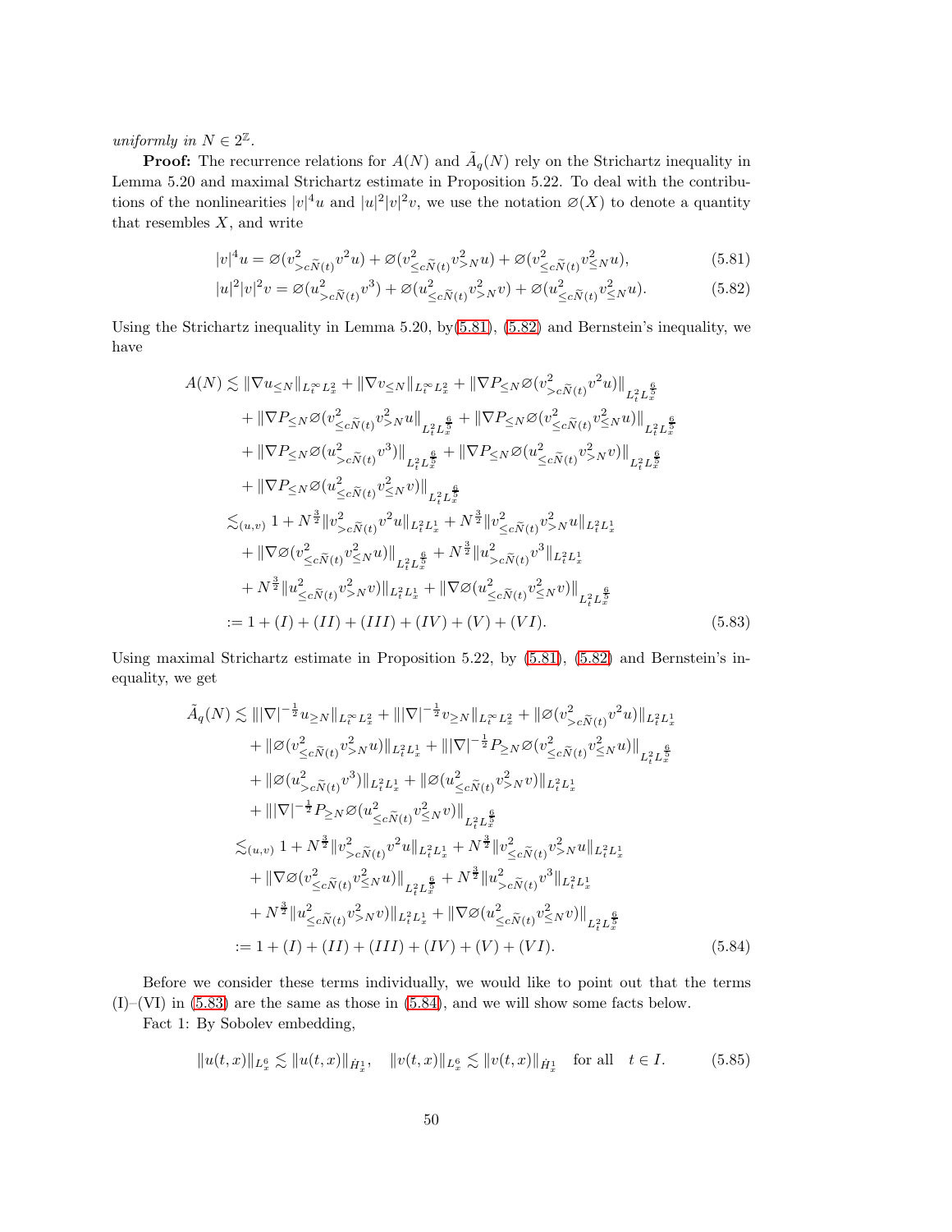*uniformly in* $N \in 2^{\mathbb{Z}}$.

**Proof:** The recurrence relations for $A(N)$ and $\tilde{A}_q(N)$ rely on the Strichartz inequality in Lemma 5.20 and maximal Strichartz estimate in Proposition 5.22. To deal with the contributions of the nonlinearities $|v|^4u$ and $|u|^2|v|^2v$, we use the notation $\varnothing(X)$ to denote a quantity that resembles $X$, and write

$$|v|^4u = \varnothing(v^2_{>c\widetilde{N}(t)}v^2u) + \varnothing(v^2_{\le c\widetilde{N}(t)}v^2_{>N}u) + \varnothing(v^2_{\le c\widetilde{N}(t)}v^2_{\le N}u), \tag{5.81}$$

$$|u|^2|v|^2v = \varnothing(u^2_{>c\widetilde{N}(t)}v^3) + \varnothing(u^2_{\le c\widetilde{N}(t)}v^2_{>N}v) + \varnothing(u^2_{\le c\widetilde{N}(t)}v^2_{\le N}u). \tag{5.82}$$

Using the Strichartz inequality in Lemma 5.20, by(5.81), (5.82) and Bernstein's inequality, we have

$$\begin{aligned}
A(N) \lesssim\ & \|\nabla u_{\le N}\|_{L^\infty_t L^2_x} + \|\nabla v_{\le N}\|_{L^\infty_t L^2_x} + \|\nabla P_{\le N}\varnothing(v^2_{>c\widetilde{N}(t)}v^2u)\|_{L^2_t L^{\frac{6}{5}}_x} \\
&+ \|\nabla P_{\le N}\varnothing(v^2_{\le c\widetilde{N}(t)}v^2_{>N}u\|_{L^2_t L^{\frac{6}{5}}_x} + \|\nabla P_{\le N}\varnothing(v^2_{\le c\widetilde{N}(t)}v^2_{\le N}u)\|_{L^2_t L^{\frac{6}{5}}_x} \\
&+ \|\nabla P_{\le N}\varnothing(u^2_{>c\widetilde{N}(t)}v^3)\|_{L^2_t L^{\frac{6}{5}}_x} + \|\nabla P_{\le N}\varnothing(u^2_{\le c\widetilde{N}(t)}v^2_{>N}v)\|_{L^2_t L^{\frac{6}{5}}_x} \\
&+ \|\nabla P_{\le N}\varnothing(u^2_{\le c\widetilde{N}(t)}v^2_{\le N}v)\|_{L^2_t L^{\frac{6}{5}}_x} \\
\lesssim_{(u,v)}\ & 1 + N^{\frac{3}{2}}\|v^2_{>c\widetilde{N}(t)}v^2u\|_{L^2_t L^1_x} + N^{\frac{3}{2}}\|v^2_{\le c\widetilde{N}(t)}v^2_{>N}u\|_{L^2_t L^1_x} \\
&+ \|\nabla\varnothing(v^2_{\le c\widetilde{N}(t)}v^2_{\le N}u)\|_{L^2_t L^{\frac{6}{5}}_x} + N^{\frac{3}{2}}\|u^2_{>c\widetilde{N}(t)}v^3\|_{L^2_t L^1_x} \\
&+ N^{\frac{3}{2}}\|u^2_{\le c\widetilde{N}(t)}v^2_{>N}v)\|_{L^2_t L^1_x} + \|\nabla\varnothing(u^2_{\le c\widetilde{N}(t)}v^2_{\le N}v)\|_{L^2_t L^{\frac{6}{5}}_x} \\
:=\ & 1 + (I) + (II) + (III) + (IV) + (V) + (VI).
\end{aligned} \tag{5.83}$$

Using maximal Strichartz estimate in Proposition 5.22, by (5.81), (5.82) and Bernstein's inequality, we get

$$\begin{aligned}
\tilde{A}_q(N) \lesssim\ & \||\nabla|^{-\frac{1}{2}}u_{\ge N}\|_{L^\infty_t L^2_x} + \||\nabla|^{-\frac{1}{2}}v_{\ge N}\|_{L^\infty_t L^2_x} + \|\varnothing(v^2_{>c\widetilde{N}(t)}v^2u)\|_{L^2_t L^1_x} \\
&+ \|\varnothing(v^2_{\le c\widetilde{N}(t)}v^2_{>N}u)\|_{L^2_t L^1_x} + \||\nabla|^{-\frac{1}{2}}P_{\ge N}\varnothing(v^2_{\le c\widetilde{N}(t)}v^2_{\le N}u)\|_{L^2_t L^{\frac{6}{5}}_x} \\
&+ \|\varnothing(u^2_{>c\widetilde{N}(t)}v^3)\|_{L^2_t L^1_x} + \|\varnothing(u^2_{\le c\widetilde{N}(t)}v^2_{>N}v)\|_{L^2_t L^1_x} \\
&+ \||\nabla|^{-\frac{1}{2}}P_{\ge N}\varnothing(u^2_{\le c\widetilde{N}(t)}v^2_{\le N}v)\|_{L^2_t L^{\frac{6}{5}}_x} \\
\lesssim_{(u,v)}\ & 1 + N^{\frac{3}{2}}\|v^2_{>c\widetilde{N}(t)}v^2u\|_{L^2_t L^1_x} + N^{\frac{3}{2}}\|v^2_{\le c\widetilde{N}(t)}v^2_{>N}u\|_{L^2_t L^1_x} \\
&+ \|\nabla\varnothing(v^2_{\le c\widetilde{N}(t)}v^2_{\le N}u)\|_{L^2_t L^{\frac{6}{5}}_x} + N^{\frac{3}{2}}\|u^2_{>c\widetilde{N}(t)}v^3\|_{L^2_t L^1_x} \\
&+ N^{\frac{3}{2}}\|u^2_{\le c\widetilde{N}(t)}v^2_{>N}v)\|_{L^2_t L^1_x} + \|\nabla\varnothing(u^2_{\le c\widetilde{N}(t)}v^2_{\le N}v)\|_{L^2_t L^{\frac{6}{5}}_x} \\
:=\ & 1 + (I) + (II) + (III) + (IV) + (V) + (VI).
\end{aligned} \tag{5.84}$$

Before we consider these terms individually, we would like to point out that the terms (I)–(VI) in (5.83) are the same as those in (5.84), and we will show some facts below.

Fact 1: By Sobolev embedding,

$$\|u(t,x)\|_{L^6_x} \lesssim \|u(t,x)\|_{\dot{H}^1_x}, \quad \|v(t,x)\|_{L^6_x} \lesssim \|v(t,x)\|_{\dot{H}^1_x} \quad \text{for all} \quad t \in I. \tag{5.85}$$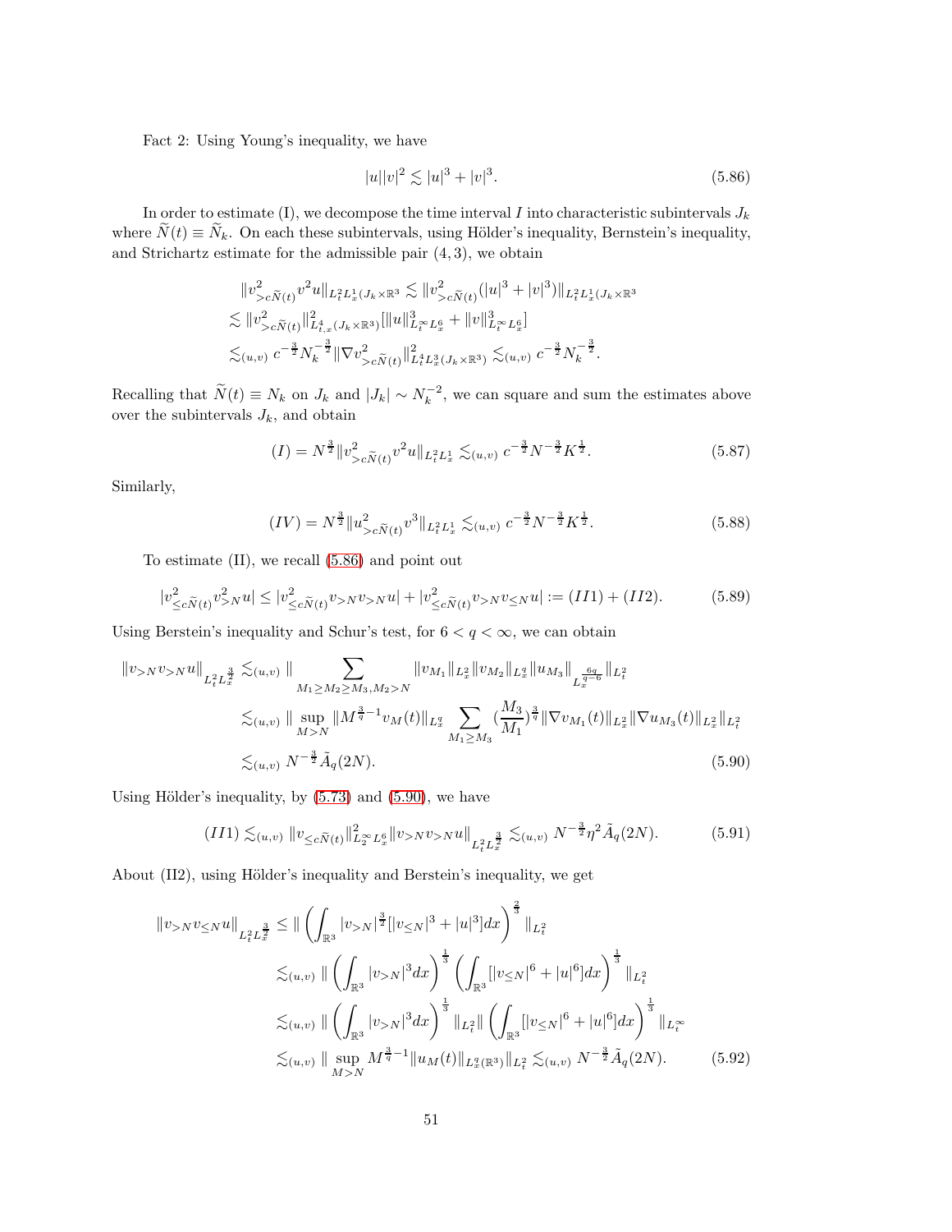Fact 2: Using Young's inequality, we have

$$|u||v|^2 \lesssim |u|^3 + |v|^3. \tag{5.86}$$

In order to estimate (I), we decompose the time interval $I$ into characteristic subintervals $J_k$ where $\widetilde{N}(t) \equiv \widetilde{N}_k$. On each these subintervals, using Hölder's inequality, Bernstein's inequality, and Strichartz estimate for the admissible pair $(4, 3)$, we obtain

$$\begin{aligned}
&\|v^2_{>c\widetilde{N}(t)} v^2 u\|_{L^2_t L^1_x(J_k \times \mathbb{R}^3} \lesssim \|v^2_{>c\widetilde{N}(t)} (|u|^3 + |v|^3)\|_{L^2_t L^1_x(J_k \times \mathbb{R}^3} \\
&\lesssim \|v^2_{>c\widetilde{N}(t)}\|^2_{L^4_{t,x}(J_k \times \mathbb{R}^3)} [\|u\|^3_{L^\infty_t L^6_x} + \|v\|^3_{L^\infty_t L^6_x}] \\
&\lesssim_{(u,v)} c^{-\frac{3}{2}} N_k^{-\frac{3}{2}} \|\nabla v^2_{>c\widetilde{N}(t)}\|^2_{L^4_t L^3_x(J_k \times \mathbb{R}^3)} \lesssim_{(u,v)} c^{-\frac{3}{2}} N_k^{-\frac{3}{2}}.
\end{aligned}$$

Recalling that $\widetilde{N}(t) \equiv N_k$ on $J_k$ and $|J_k| \sim N_k^{-2}$, we can square and sum the estimates above over the subintervals $J_k$, and obtain

$$(I) = N^{\frac{3}{2}} \|v^2_{>c\widetilde{N}(t)} v^2 u\|_{L^2_t L^1_x} \lesssim_{(u,v)} c^{-\frac{3}{2}} N^{-\frac{3}{2}} K^{\frac{1}{2}}. \tag{5.87}$$

Similarly,

$$(IV) = N^{\frac{3}{2}} \|u^2_{>c\widetilde{N}(t)} v^3\|_{L^2_t L^1_x} \lesssim_{(u,v)} c^{-\frac{3}{2}} N^{-\frac{3}{2}} K^{\frac{1}{2}}. \tag{5.88}$$

To estimate (II), we recall (5.86) and point out

$$|v^2_{\leq c\widetilde{N}(t)} v^2_{>N} u| \leq |v^2_{\leq c\widetilde{N}(t)} v_{>N} v_{>N} u| + |v^2_{\leq c\widetilde{N}(t)} v_{>N} v_{\leq N} u| := (II1) + (II2). \tag{5.89}$$

Using Berstein's inequality and Schur's test, for $6 < q < \infty$, we can obtain

$$\begin{aligned}
\|v_{>N} v_{>N} u\|_{L^2_t L^{\frac{3}{2}}_x} &\lesssim_{(u,v)} \| \sum_{M_1 \geq M_2 \geq M_3, M_2 > N} \|v_{M_1}\|_{L^2_x} \|v_{M_2}\|_{L^q_x} \|u_{M_3}\|_{L_x^{\frac{6q}{q-6}}} \|_{L^2_t} \\
&\lesssim_{(u,v)} \| \sup_{M > N} \|M^{\frac{3}{q}-1} v_M(t)\|_{L^q_x} \sum_{M_1 \geq M_3} (\frac{M_3}{M_1})^{\frac{3}{q}} \|\nabla v_{M_1}(t)\|_{L^2_x} \|\nabla u_{M_3}(t)\|_{L^2_x} \|_{L^2_t} \\
&\lesssim_{(u,v)} N^{-\frac{3}{2}} \tilde{A}_q(2N).
\end{aligned} \tag{5.90}$$

Using Hölder's inequality, by (5.73) and (5.90), we have

$$(II1) \lesssim_{(u,v)} \|v_{\leq c\widetilde{N}(t)}\|^2_{L^\infty_2 L^6_x} \|v_{>N} v_{>N} u\|_{L^2_t L^{\frac{3}{2}}_x} \lesssim_{(u,v)} N^{-\frac{3}{2}} \eta^2 \tilde{A}_q(2N). \tag{5.91}$$

About (II2), using Hölder's inequality and Berstein's inequality, we get

$$\begin{aligned}
\|v_{>N} v_{\leq N} u\|_{L^2_t L^{\frac{3}{2}}_x} &\leq \| \left( \int_{\mathbb{R}^3} |v_{>N}|^{\frac{3}{2}} [|v_{\leq N}|^3 + |u|^3] dx \right)^{\frac{2}{3}} \|_{L^2_t} \\
&\lesssim_{(u,v)} \| \left( \int_{\mathbb{R}^3} |v_{>N}|^3 dx \right)^{\frac{1}{3}} \left( \int_{\mathbb{R}^3} [|v_{\leq N}|^6 + |u|^6] dx \right)^{\frac{1}{3}} \|_{L^2_t} \\
&\lesssim_{(u,v)} \| \left( \int_{\mathbb{R}^3} |v_{>N}|^3 dx \right)^{\frac{1}{3}} \|_{L^2_t} \| \left( \int_{\mathbb{R}^3} [|v_{\leq N}|^6 + |u|^6] dx \right)^{\frac{1}{3}} \|_{L^\infty_t} \\
&\lesssim_{(u,v)} \| \sup_{M > N} M^{\frac{3}{q}-1} \|u_M(t)\|_{L^q_x(\mathbb{R}^3)} \|_{L^2_t} \lesssim_{(u,v)} N^{-\frac{3}{2}} \tilde{A}_q(2N).
\end{aligned} \tag{5.92}$$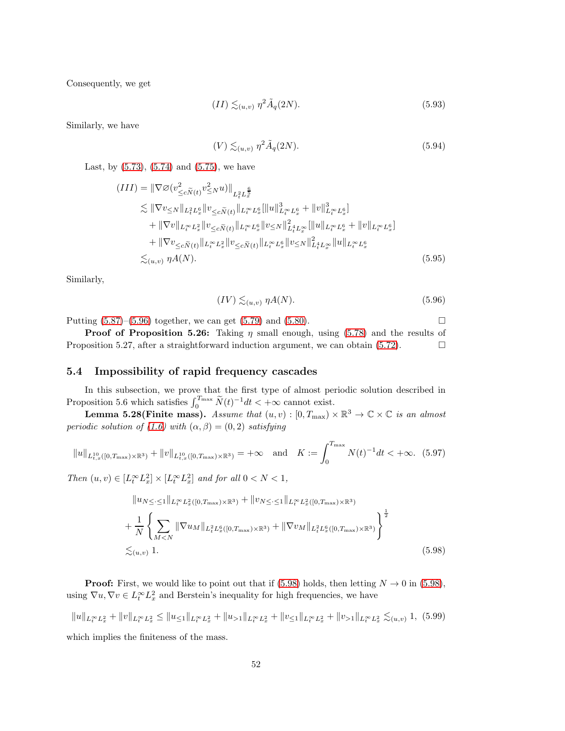Consequently, we get

$$(II) \lesssim_{(u,v)} \eta^2 \tilde{A}_q(2N). \tag{5.93}$$

Similarly, we have

$$(V) \lesssim_{(u,v)} \eta^2 \tilde{A}_q(2N). \tag{5.94}$$

Last, by (5.73), (5.74) and (5.75), we have

$$\begin{aligned}
(III) &= \|\nabla \varnothing (v^2_{\leq c\tilde{N}(t)} v^2_{\leq N} u)\|_{L^2_t L^{\frac{6}{5}}_x} \\
&\lesssim \|\nabla v_{\leq N}\|_{L^2_t L^6_x} \|v_{\leq c\tilde{N}(t)}\|_{L^\infty_t L^6_x} [\|u\|^3_{L^\infty_t L^6_x} + \|v\|^3_{L^\infty_t L^6_x}] \\
&\quad + \|\nabla v\|_{L^\infty_t L^2_x} \|v_{\leq c\tilde{N}(t)}\|_{L^\infty_t L^6_x} \|v_{\leq N}\|^2_{L^4_t L^\infty_x} [\|u\|_{L^\infty_t L^6_x} + \|v\|_{L^\infty_t L^6_x}] \\
&\quad + \|\nabla v_{\leq c\tilde{N}(t)}\|_{L^\infty_t L^2_x} \|v_{\leq c\tilde{N}(t)}\|_{L^\infty_t L^6_x} \|v_{\leq N}\|^2_{L^4_t L^\infty_x} \|u\|_{L^\infty_t L^6_x} \\
&\lesssim_{(u,v)} \eta A(N).
\end{aligned} \tag{5.95}$$

Similarly,

$$(IV) \lesssim_{(u,v)} \eta A(N). \tag{5.96}$$

Putting (5.87)–(5.96) together, we can get (5.79) and (5.80). $\square$

**Proof of Proposition 5.26:** Taking $\eta$ small enough, using (5.78) and the results of Proposition 5.27, after a straightforward induction argument, we can obtain (5.72). $\square$

## 5.4 Impossibility of rapid frequency cascades

In this subsection, we prove that the first type of almost periodic solution described in Proposition 5.6 which satisfies $\int_0^{T_{\max}} \tilde{N}(t)^{-1} dt < +\infty$ cannot exist.

**Lemma 5.28(Finite mass).** *Assume that $(u, v) : [0, T_{\max}) \times \mathbb{R}^3 \to \mathbb{C} \times \mathbb{C}$ is an almost periodic solution of (1.6) with $(\alpha, \beta) = (0, 2)$ satisfying*

$$\|u\|_{L^{10}_{t,x}([0,T_{\max})\times\mathbb{R}^3)} + \|v\|_{L^{10}_{t,x}([0,T_{\max})\times\mathbb{R}^3)} = +\infty \quad \text{and} \quad K := \int_0^{T_{\max}} N(t)^{-1} dt < +\infty. \tag{5.97}$$

*Then $(u, v) \in [L^\infty_t L^2_x] \times [L^\infty_t L^2_x]$ and for all $0 < N < 1$,*

$$\begin{aligned}
&\|u_{N\leq \cdot \leq 1}\|_{L^\infty_t L^2_x([0,T_{\max})\times\mathbb{R}^3)} + \|v_{N\leq \cdot \leq 1}\|_{L^\infty_t L^2_x([0,T_{\max})\times\mathbb{R}^3)} \\
&+ \frac{1}{N} \left\{ \sum_{M<N} \|\nabla u_M\|_{L^2_t L^6_x([0,T_{\max})\times\mathbb{R}^3)} + \|\nabla v_M\|_{L^2_t L^6_x([0,T_{\max})\times\mathbb{R}^3)} \right\}^{\frac{1}{2}} \\
&\lesssim_{(u,v)} 1.
\end{aligned} \tag{5.98}$$

**Proof:** First, we would like to point out that if (5.98) holds, then letting $N \to 0$ in (5.98), using $\nabla u, \nabla v \in L^\infty_t L^2_x$ and Berstein's inequality for high frequencies, we have

$$\|u\|_{L^\infty_t L^2_x} + \|v\|_{L^\infty_t L^2_x} \leq \|u_{\leq 1}\|_{L^\infty_t L^2_x} + \|u_{>1}\|_{L^\infty_t L^2_x} + \|v_{\leq 1}\|_{L^\infty_t L^2_x} + \|v_{>1}\|_{L^\infty_t L^2_x} \lesssim_{(u,v)} 1, \tag{5.99}$$

which implies the finiteness of the mass.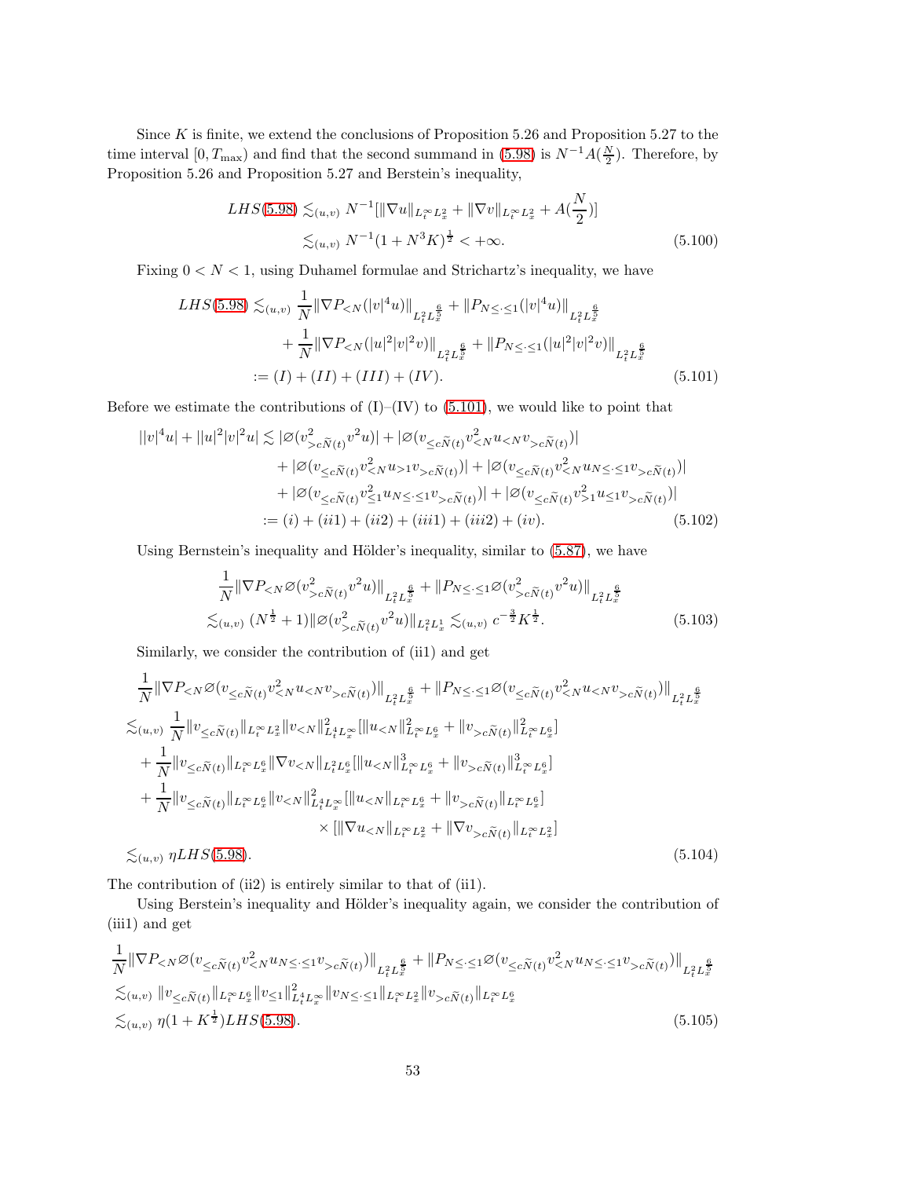Since $K$ is finite, we extend the conclusions of Proposition 5.26 and Proposition 5.27 to the time interval $[0, T_{\max})$ and find that the second summand in (5.98) is $N^{-1}A(\frac{N}{2})$. Therefore, by Proposition 5.26 and Proposition 5.27 and Berstein's inequality,

$$
\begin{aligned}
LHS(5.98) &\lesssim_{(u,v)} N^{-1}[\|\nabla u\|_{L_t^\infty L_x^2} + \|\nabla v\|_{L_t^\infty L_x^2} + A(\frac{N}{2})] \\
&\lesssim_{(u,v)} N^{-1}(1+N^3K)^{\frac{1}{2}} < +\infty. 
\end{aligned}
\tag{5.100}
$$

Fixing $0 < N < 1$, using Duhamel formulae and Strichartz's inequality, we have

$$
\begin{aligned}
LHS(5.98) \lesssim_{(u,v)} & \frac{1}{N}\|\nabla P_{<N}(|v|^4 u)\|_{L_t^2 L_x^{\frac{6}{5}}} + \|P_{N\leq \cdot \leq 1}(|v|^4 u)\|_{L_t^2 L_x^{\frac{6}{5}}} \\
& + \frac{1}{N}\|\nabla P_{<N}(|u|^2|v|^2 v)\|_{L_t^2 L_x^{\frac{6}{5}}} + \|P_{N\leq \cdot \leq 1}(|u|^2|v|^2 v)\|_{L_t^2 L_x^{\frac{6}{5}}} \\
:= & (I) + (II) + (III) + (IV).
\end{aligned}
\tag{5.101}
$$

Before we estimate the contributions of (I)–(IV) to (5.101), we would like to point that

$$
\begin{aligned}
||v|^4 u| + ||u|^2|v|^2 u| \lesssim & |\varnothing(v^2_{>c\widetilde{N}(t)} v^2 u)| + |\varnothing(v_{\leq c\widetilde{N}(t)} v^2_{<N} u_{<N} v_{>c\widetilde{N}(t)})| \\
& + |\varnothing(v_{\leq c\widetilde{N}(t)} v^2_{<N} u_{>1} v_{>c\widetilde{N}(t)})| + |\varnothing(v_{\leq c\widetilde{N}(t)} v^2_{<N} u_{N\leq\cdot\leq 1} v_{>c\widetilde{N}(t)})| \\
& + |\varnothing(v_{\leq c\widetilde{N}(t)} v^2_{\leq 1} u_{N\leq\cdot\leq 1} v_{>c\widetilde{N}(t)})| + |\varnothing(v_{\leq c\widetilde{N}(t)} v^2_{>1} u_{\leq 1} v_{>c\widetilde{N}(t)})| \\
:= & (i) + (ii1) + (ii2) + (iii1) + (iii2) + (iv).
\end{aligned}
\tag{5.102}
$$

Using Bernstein's inequality and Hölder's inequality, similar to (5.87), we have

$$
\begin{aligned}
& \frac{1}{N}\|\nabla P_{<N}\varnothing(v^2_{>c\widetilde{N}(t)} v^2 u)\|_{L_t^2 L_x^{\frac{6}{5}}} + \|P_{N\leq\cdot\leq 1}\varnothing(v^2_{>c\widetilde{N}(t)} v^2 u)\|_{L_t^2 L_x^{\frac{6}{5}}} \\
& \lesssim_{(u,v)} (N^{\frac{1}{2}}+1)\|\varnothing(v^2_{>c\widetilde{N}(t)} v^2 u)\|_{L_t^2 L_x^1} \lesssim_{(u,v)} c^{-\frac{3}{2}} K^{\frac{1}{2}}.
\end{aligned}
\tag{5.103}
$$

Similarly, we consider the contribution of (ii1) and get

$$
\begin{aligned}
& \frac{1}{N}\|\nabla P_{<N}\varnothing(v_{\leq c\widetilde{N}(t)} v^2_{<N} u_{<N} v_{>c\widetilde{N}(t)})\|_{L_t^2 L_x^{\frac{6}{5}}} + \|P_{N\leq\cdot\leq 1}\varnothing(v_{\leq c\widetilde{N}(t)} v^2_{<N} u_{<N} v_{>c\widetilde{N}(t)})\|_{L_t^2 L_x^{\frac{6}{5}}} \\
\lesssim_{(u,v)} & \frac{1}{N}\|v_{\leq c\widetilde{N}(t)}\|_{L_t^\infty L_x^2}\|v_{<N}\|^2_{L_t^4 L_x^\infty}[\|u_{<N}\|^2_{L_t^\infty L_x^6} + \|v_{>c\widetilde{N}(t)}\|^2_{L_t^\infty L_x^6}] \\
& + \frac{1}{N}\|v_{\leq c\widetilde{N}(t)}\|_{L_t^\infty L_x^6}\|\nabla v_{<N}\|_{L_t^2 L_x^6}[\|u_{<N}\|^3_{L_t^\infty L_x^6} + \|v_{>c\widetilde{N}(t)}\|^3_{L_t^\infty L_x^6}] \\
& + \frac{1}{N}\|v_{\leq c\widetilde{N}(t)}\|_{L_t^\infty L_x^6}\|v_{<N}\|^2_{L_t^4 L_x^\infty}[\|u_{<N}\|_{L_t^\infty L_x^6} + \|v_{>c\widetilde{N}(t)}\|_{L_t^\infty L_x^6}] \\
& \qquad\qquad\qquad\qquad \times [\|\nabla u_{<N}\|_{L_t^\infty L_x^2} + \|\nabla v_{>c\widetilde{N}(t)}\|_{L_t^\infty L_x^2}] \\
\lesssim_{(u,v)} & \eta LHS(5.98).
\end{aligned}
\tag{5.104}
$$

The contribution of (ii2) is entirely similar to that of (ii1).

Using Berstein's inequality and Hölder's inequality again, we consider the contribution of (iii1) and get

$$
\begin{aligned}
& \frac{1}{N}\|\nabla P_{<N}\varnothing(v_{\leq c\widetilde{N}(t)} v^2_{<N} u_{N\leq\cdot\leq 1} v_{>c\widetilde{N}(t)})\|_{L_t^2 L_x^{\frac{6}{5}}} + \|P_{N\leq\cdot\leq 1}\varnothing(v_{\leq c\widetilde{N}(t)} v^2_{<N} u_{N\leq\cdot\leq 1} v_{>c\widetilde{N}(t)})\|_{L_t^2 L_x^{\frac{6}{5}}} \\
& \lesssim_{(u,v)} \|v_{\leq c\widetilde{N}(t)}\|_{L_t^\infty L_x^6}\|v_{\leq 1}\|^2_{L_t^4 L_x^\infty}\|v_{N\leq\cdot\leq 1}\|_{L_t^\infty L_x^2}\|v_{>c\widetilde{N}(t)}\|_{L_t^\infty L_x^6} \\
& \lesssim_{(u,v)} \eta(1+K^{\frac{1}{2}})LHS(5.98).
\end{aligned}
\tag{5.105}
$$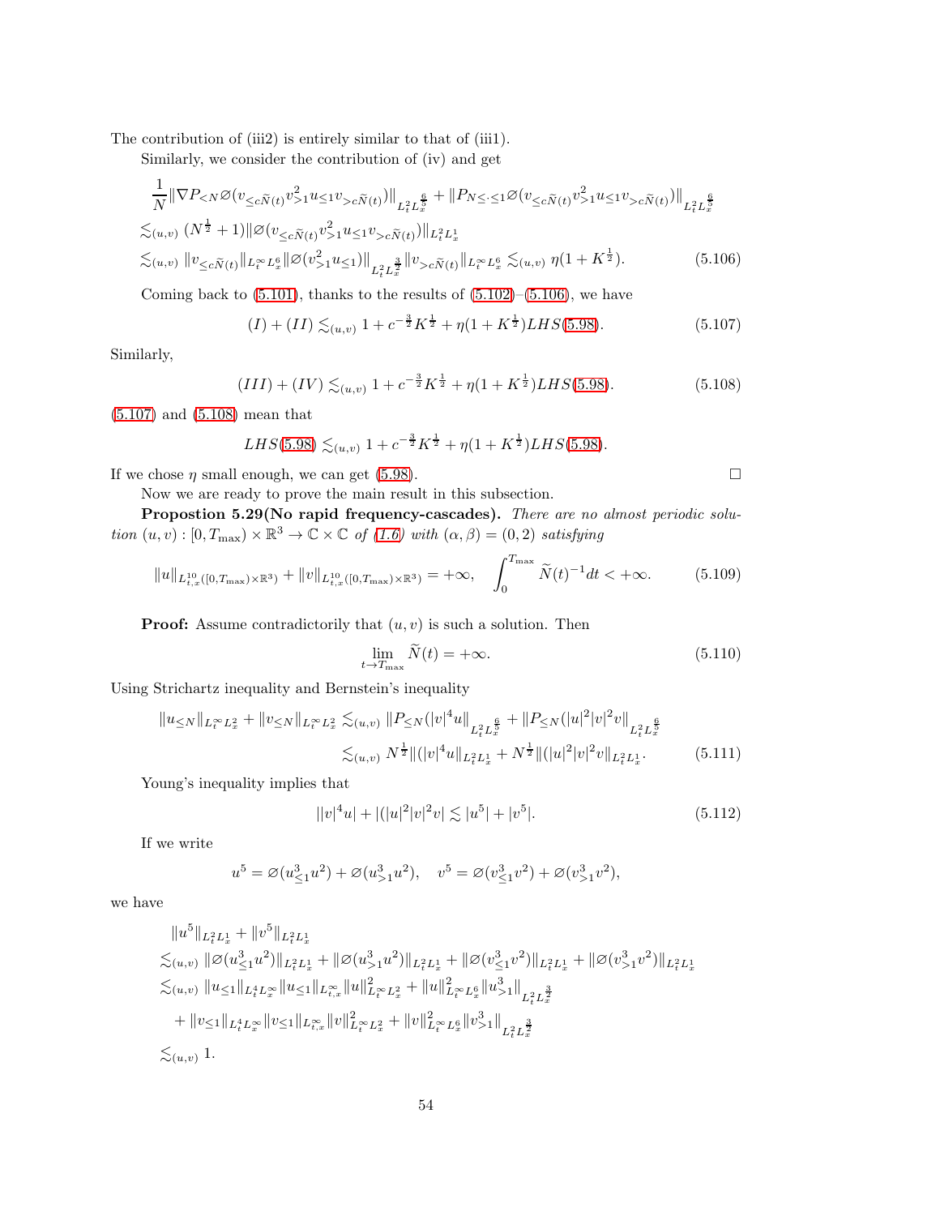The contribution of (iii2) is entirely similar to that of (iii1).

Similarly, we consider the contribution of (iv) and get

$$
\begin{aligned}
&\frac{1}{N}\|\nabla P_{<N}\varnothing(v_{\leq c\widetilde{N}(t)}v_{>1}^2u_{\leq 1}v_{>c\widetilde{N}(t)})\|_{L_t^2L_x^{\frac{6}{5}}} + \|P_{N\leq\cdot\leq 1}\varnothing(v_{\leq c\widetilde{N}(t)}v_{>1}^2u_{\leq 1}v_{>c\widetilde{N}(t)})\|_{L_t^2L_x^{\frac{6}{5}}} \\
&\lesssim_{(u,v)} (N^{\frac{1}{2}}+1)\|\varnothing(v_{\leq c\widetilde{N}(t)}v_{>1}^2u_{\leq 1}v_{>c\widetilde{N}(t)})\|_{L_t^2L_x^1} \\
&\lesssim_{(u,v)} \|v_{\leq c\widetilde{N}(t)}\|_{L_t^\infty L_x^6}\|\varnothing(v_{>1}^2u_{\leq 1})\|_{L_t^2L_x^{\frac{3}{2}}}\|v_{>c\widetilde{N}(t)}\|_{L_t^\infty L_x^6} \lesssim_{(u,v)} \eta(1+K^{\frac{1}{2}}).
\end{aligned}
\tag{5.106}
$$

Coming back to (5.101), thanks to the results of (5.102)–(5.106), we have

$$
(I)+(II) \lesssim_{(u,v)} 1 + c^{-\frac{3}{2}}K^{\frac{1}{2}} + \eta(1+K^{\frac{1}{2}})LHS(5.98). \tag{5.107}
$$

Similarly,

$$
(III)+(IV) \lesssim_{(u,v)} 1 + c^{-\frac{3}{2}}K^{\frac{1}{2}} + \eta(1+K^{\frac{1}{2}})LHS(5.98). \tag{5.108}
$$

(5.107) and (5.108) mean that

$$
LHS(5.98) \lesssim_{(u,v)} 1 + c^{-\frac{3}{2}}K^{\frac{1}{2}} + \eta(1+K^{\frac{1}{2}})LHS(5.98).
$$

If we chose $\eta$ small enough, we can get (5.98). □

Now we are ready to prove the main result in this subsection.

**Propostion 5.29(No rapid frequency-cascades).** *There are no almost periodic solution $(u,v):[0,T_{\max})\times\mathbb{R}^3\to\mathbb{C}\times\mathbb{C}$ of (1.6) with $(\alpha,\beta)=(0,2)$ satisfying*

$$
\|u\|_{L_{t,x}^{10}([0,T_{\max})\times\mathbb{R}^3)} + \|v\|_{L_{t,x}^{10}([0,T_{\max})\times\mathbb{R}^3)} = +\infty, \quad \int_0^{T_{\max}} \widetilde{N}(t)^{-1}dt < +\infty. \tag{5.109}
$$

**Proof:** Assume contradictorily that $(u,v)$ is such a solution. Then

$$
\lim_{t\to T_{\max}} \widetilde{N}(t) = +\infty. \tag{5.110}
$$

Using Strichartz inequality and Bernstein's inequality

$$
\begin{aligned}
\|u_{\leq N}\|_{L_t^\infty L_x^2} + \|v_{\leq N}\|_{L_t^\infty L_x^2} &\lesssim_{(u,v)} \|P_{\leq N}(|v|^4u\|_{L_t^2L_x^{\frac{6}{5}}} + \|P_{\leq N}(|u|^2|v|^2v\|_{L_t^2L_x^{\frac{6}{5}}} \\
&\lesssim_{(u,v)} N^{\frac{1}{2}}\|(|v|^4u\|_{L_t^2L_x^1} + N^{\frac{1}{2}}\|(|u|^2|v|^2v\|_{L_t^2L_x^1}.
\end{aligned}
\tag{5.111}
$$

Young's inequality implies that

$$
||v|^4u| + |(|u|^2|v|^2v| \lesssim |u^5| + |v^5|. \tag{5.112}
$$

If we write

$$
u^5 = \varnothing(u_{\leq 1}^3u^2) + \varnothing(u_{>1}^3u^2), \quad v^5 = \varnothing(v_{\leq 1}^3v^2) + \varnothing(v_{>1}^3v^2),
$$

we have

$$
\begin{aligned}
&\|u^5\|_{L_t^2L_x^1} + \|v^5\|_{L_t^2L_x^1} \\
&\lesssim_{(u,v)} \|\varnothing(u_{\leq 1}^3u^2)\|_{L_t^2L_x^1} + \|\varnothing(u_{>1}^3u^2)\|_{L_t^2L_x^1} + \|\varnothing(v_{\leq 1}^3v^2)\|_{L_t^2L_x^1} + \|\varnothing(v_{>1}^3v^2)\|_{L_t^2L_x^1} \\
&\lesssim_{(u,v)} \|u_{\leq 1}\|_{L_t^4L_x^\infty}\|u_{\leq 1}\|_{L_{t,x}^\infty}\|u\|_{L_t^\infty L_x^2}^2 + \|u\|_{L_t^\infty L_x^6}^2\|u_{>1}^3\|_{L_t^2L_x^{\frac{3}{2}}} \\
&\quad + \|v_{\leq 1}\|_{L_t^4L_x^\infty}\|v_{\leq 1}\|_{L_{t,x}^\infty}\|v\|_{L_t^\infty L_x^2}^2 + \|v\|_{L_t^\infty L_x^6}^2\|v_{>1}^3\|_{L_t^2L_x^{\frac{3}{2}}} \\
&\lesssim_{(u,v)} 1.
\end{aligned}
$$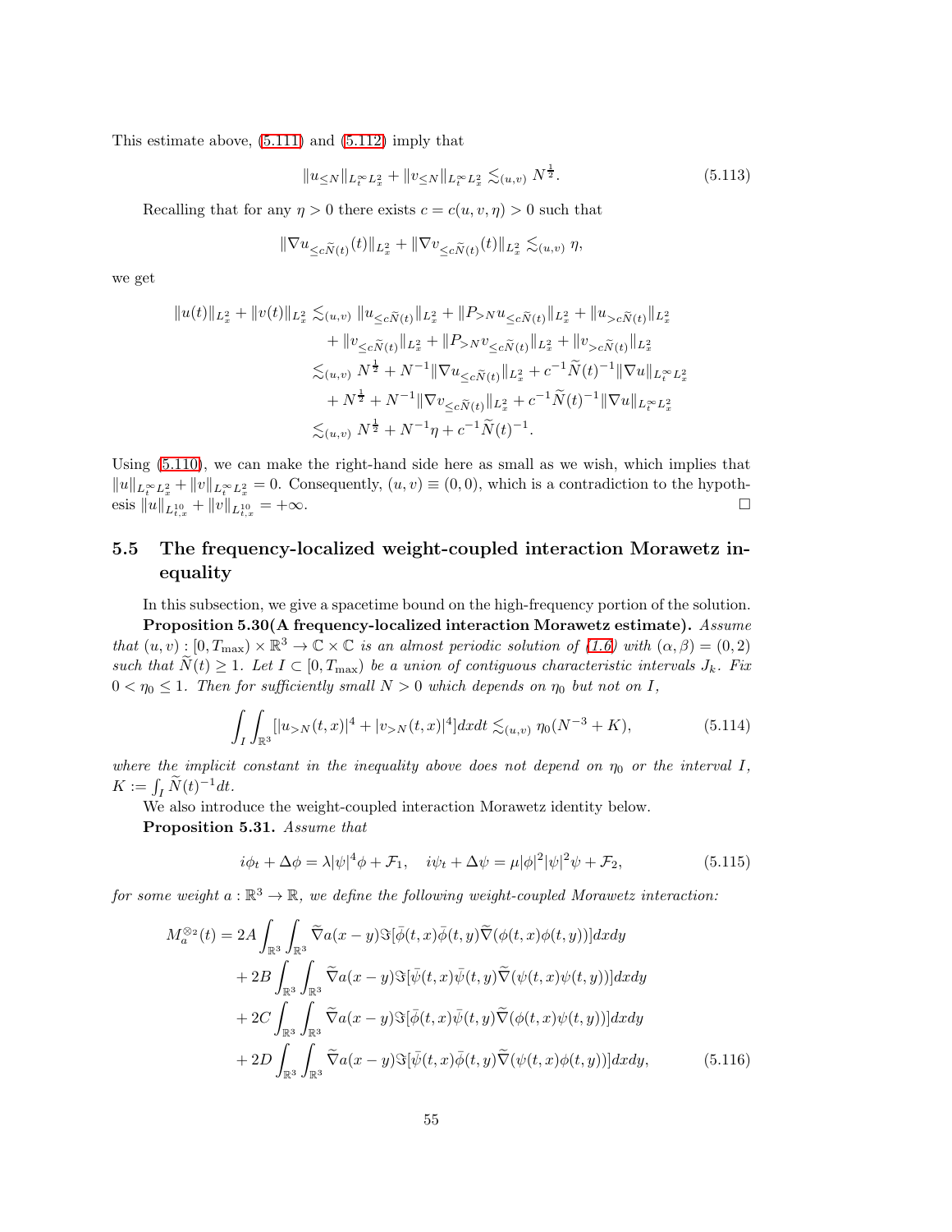This estimate above, (5.111) and (5.112) imply that

$$\|u_{\leq N}\|_{L_t^\infty L_x^2} + \|v_{\leq N}\|_{L_t^\infty L_x^2} \lesssim_{(u,v)} N^{\frac{1}{2}}. \tag{5.113}$$

Recalling that for any $\eta > 0$ there exists $c = c(u, v, \eta) > 0$ such that

$$\|\nabla u_{\leq c\widetilde{N}(t)}(t)\|_{L_x^2} + \|\nabla v_{\leq c\widetilde{N}(t)}(t)\|_{L_x^2} \lesssim_{(u,v)} \eta,$$

we get

$$\begin{aligned}
\|u(t)\|_{L_x^2} + \|v(t)\|_{L_x^2} &\lesssim_{(u,v)} \|u_{\leq c\widetilde{N}(t)}\|_{L_x^2} + \|P_{>N} u_{\leq c\widetilde{N}(t)}\|_{L_x^2} + \|u_{>c\widetilde{N}(t)}\|_{L_x^2} \\
&\quad + \|v_{\leq c\widetilde{N}(t)}\|_{L_x^2} + \|P_{>N} v_{\leq c\widetilde{N}(t)}\|_{L_x^2} + \|v_{>c\widetilde{N}(t)}\|_{L_x^2} \\
&\lesssim_{(u,v)} N^{\frac{1}{2}} + N^{-1}\|\nabla u_{\leq c\widetilde{N}(t)}\|_{L_x^2} + c^{-1}\widetilde{N}(t)^{-1}\|\nabla u\|_{L_t^\infty L_x^2} \\
&\quad + N^{\frac{1}{2}} + N^{-1}\|\nabla v_{\leq c\widetilde{N}(t)}\|_{L_x^2} + c^{-1}\widetilde{N}(t)^{-1}\|\nabla u\|_{L_t^\infty L_x^2} \\
&\lesssim_{(u,v)} N^{\frac{1}{2}} + N^{-1}\eta + c^{-1}\widetilde{N}(t)^{-1}.
\end{aligned}$$

Using (5.110), we can make the right-hand side here as small as we wish, which implies that $\|u\|_{L_t^\infty L_x^2} + \|v\|_{L_t^\infty L_x^2} = 0$. Consequently, $(u, v) \equiv (0, 0)$, which is a contradiction to the hypothesis $\|u\|_{L_{t,x}^{10}} + \|v\|_{L_{t,x}^{10}} = +\infty$. □

## 5.5 The frequency-localized weight-coupled interaction Morawetz inequality

In this subsection, we give a spacetime bound on the high-frequency portion of the solution.

**Proposition 5.30(A frequency-localized interaction Morawetz estimate).** *Assume that $(u, v) : [0, T_{\max}) \times \mathbb{R}^3 \to \mathbb{C} \times \mathbb{C}$ is an almost periodic solution of (1.6) with $(\alpha, \beta) = (0, 2)$ such that $\widetilde{N}(t) \geq 1$. Let $I \subset [0, T_{\max})$ be a union of contiguous characteristic intervals $J_k$. Fix $0 < \eta_0 \leq 1$. Then for sufficiently small $N > 0$ which depends on $\eta_0$ but not on $I$,*

$$\int_I \int_{\mathbb{R}^3} [|u_{>N}(t,x)|^4 + |v_{>N}(t,x)|^4] dx dt \lesssim_{(u,v)} \eta_0 (N^{-3} + K), \tag{5.114}$$

*where the implicit constant in the inequality above does not depend on $\eta_0$ or the interval $I$, $K := \int_I \widetilde{N}(t)^{-1} dt$.*

We also introduce the weight-coupled interaction Morawetz identity below.

**Proposition 5.31.** *Assume that*

$$i\phi_t + \Delta\phi = \lambda|\psi|^4\phi + \mathcal{F}_1, \quad i\psi_t + \Delta\psi = \mu|\phi|^2|\psi|^2\psi + \mathcal{F}_2, \tag{5.115}$$

*for some weight $a : \mathbb{R}^3 \to \mathbb{R}$, we define the following weight-coupled Morawetz interaction:*

$$\begin{aligned}
M_a^{\otimes_2}(t) &= 2A \int_{\mathbb{R}^3} \int_{\mathbb{R}^3} \widetilde{\nabla} a(x-y) \Im[\bar{\phi}(t,x)\bar{\phi}(t,y)\widetilde{\nabla}(\phi(t,x)\phi(t,y))] dx dy \\
&\quad + 2B \int_{\mathbb{R}^3} \int_{\mathbb{R}^3} \widetilde{\nabla} a(x-y) \Im[\bar{\psi}(t,x)\bar{\psi}(t,y)\widetilde{\nabla}(\psi(t,x)\psi(t,y))] dx dy \\
&\quad + 2C \int_{\mathbb{R}^3} \int_{\mathbb{R}^3} \widetilde{\nabla} a(x-y) \Im[\bar{\phi}(t,x)\bar{\psi}(t,y)\widetilde{\nabla}(\phi(t,x)\psi(t,y))] dx dy \\
&\quad + 2D \int_{\mathbb{R}^3} \int_{\mathbb{R}^3} \widetilde{\nabla} a(x-y) \Im[\bar{\psi}(t,x)\bar{\phi}(t,y)\widetilde{\nabla}(\psi(t,x)\phi(t,y))] dx dy,
\end{aligned} \tag{5.116}$$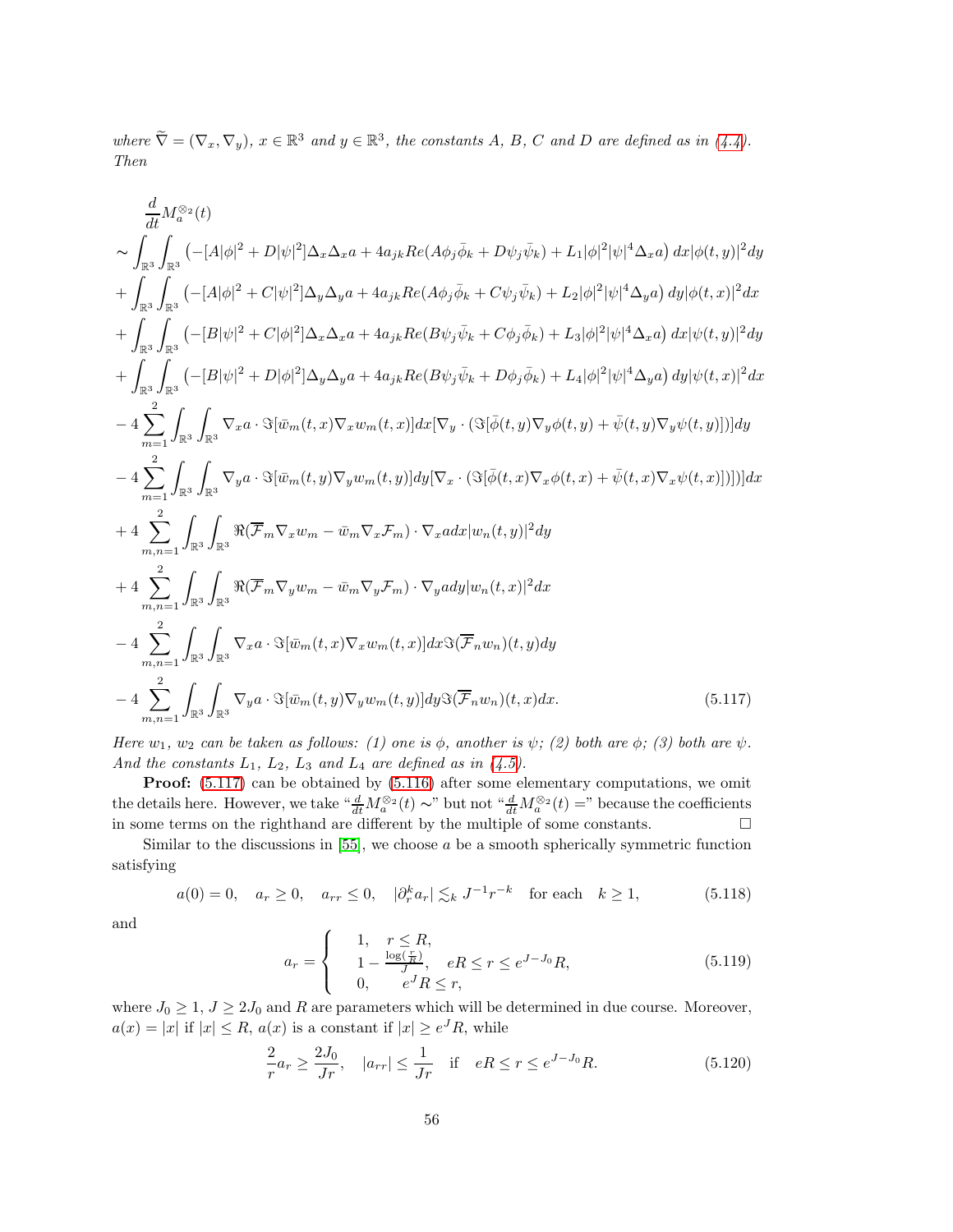*where $\widetilde{\nabla} = (\nabla_x, \nabla_y)$, $x \in \mathbb{R}^3$ and $y \in \mathbb{R}^3$, the constants $A$, $B$, $C$ and $D$ are defined as in (4.4). Then*

$$
\begin{aligned}
&\frac{d}{dt}M_a^{\otimes_2}(t)\\
&\sim \int_{\mathbb{R}^3}\int_{\mathbb{R}^3} \left(-[A|\phi|^2 + D|\psi|^2]\Delta_x\Delta_x a + 4a_{jk}Re(A\phi_j\bar{\phi}_k + D\psi_j\bar{\psi}_k) + L_1|\phi|^2|\psi|^4\Delta_x a\right) dx|\phi(t,y)|^2 dy\\
&+ \int_{\mathbb{R}^3}\int_{\mathbb{R}^3} \left(-[A|\phi|^2 + C|\psi|^2]\Delta_y\Delta_y a + 4a_{jk}Re(A\phi_j\bar{\phi}_k + C\psi_j\bar{\psi}_k) + L_2|\phi|^2|\psi|^4\Delta_y a\right) dy|\phi(t,x)|^2 dx\\
&+ \int_{\mathbb{R}^3}\int_{\mathbb{R}^3} \left(-[B|\psi|^2 + C|\phi|^2]\Delta_x\Delta_x a + 4a_{jk}Re(B\psi_j\bar{\psi}_k + C\phi_j\bar{\phi}_k) + L_3|\phi|^2|\psi|^4\Delta_x a\right) dx|\psi(t,y)|^2 dy\\
&+ \int_{\mathbb{R}^3}\int_{\mathbb{R}^3} \left(-[B|\psi|^2 + D|\phi|^2]\Delta_y\Delta_y a + 4a_{jk}Re(B\psi_j\bar{\psi}_k + D\phi_j\bar{\phi}_k) + L_4|\phi|^2|\psi|^4\Delta_y a\right) dy|\psi(t,x)|^2 dx\\
&- 4\sum_{m=1}^{2}\int_{\mathbb{R}^3}\int_{\mathbb{R}^3} \nabla_x a\cdot \Im[\bar{w}_m(t,x)\nabla_x w_m(t,x)]dx[\nabla_y\cdot(\Im[\bar{\phi}(t,y)\nabla_y\phi(t,y) + \bar{\psi}(t,y)\nabla_y\psi(t,y)])]dy\\
&- 4\sum_{m=1}^{2}\int_{\mathbb{R}^3}\int_{\mathbb{R}^3} \nabla_y a\cdot \Im[\bar{w}_m(t,y)\nabla_y w_m(t,y)]dy[\nabla_x\cdot(\Im[\bar{\phi}(t,x)\nabla_x\phi(t,x) + \bar{\psi}(t,x)\nabla_x\psi(t,x)])]dx\\
&+ 4\sum_{m,n=1}^{2}\int_{\mathbb{R}^3}\int_{\mathbb{R}^3} \Re(\overline{\mathcal{F}}_m\nabla_x w_m - \bar{w}_m\nabla_x\mathcal{F}_m)\cdot\nabla_x a dx|w_n(t,y)|^2 dy\\
&+ 4\sum_{m,n=1}^{2}\int_{\mathbb{R}^3}\int_{\mathbb{R}^3} \Re(\overline{\mathcal{F}}_m\nabla_y w_m - \bar{w}_m\nabla_y\mathcal{F}_m)\cdot\nabla_y a dy|w_n(t,x)|^2 dx\\
&- 4\sum_{m,n=1}^{2}\int_{\mathbb{R}^3}\int_{\mathbb{R}^3} \nabla_x a\cdot\Im[\bar{w}_m(t,x)\nabla_x w_m(t,x)]dx\Im(\overline{\mathcal{F}}_n w_n)(t,y)dy\\
&- 4\sum_{m,n=1}^{2}\int_{\mathbb{R}^3}\int_{\mathbb{R}^3} \nabla_y a\cdot\Im[\bar{w}_m(t,y)\nabla_y w_m(t,y)]dy\Im(\overline{\mathcal{F}}_n w_n)(t,x)dx. \qquad (5.117)
\end{aligned}
$$

*Here $w_1$, $w_2$ can be taken as follows: (1) one is $\phi$, another is $\psi$; (2) both are $\phi$; (3) both are $\psi$. And the constants $L_1$, $L_2$, $L_3$ and $L_4$ are defined as in (4.5).*

**Proof:** (5.117) can be obtained by (5.116) after some elementary computations, we omit the details here. However, we take "$\frac{d}{dt}M_a^{\otimes_2}(t) \sim$" but not "$\frac{d}{dt}M_a^{\otimes_2}(t) =$" because the coefficients in some terms on the righthand are different by the multiple of some constants. $\square$

Similar to the discussions in [55], we choose $a$ be a smooth spherically symmetric function satisfying

$$a(0) = 0, \quad a_r \geq 0, \quad a_{rr} \leq 0, \quad |\partial_r^k a_r| \lesssim_k J^{-1}r^{-k} \quad \text{for each} \quad k \geq 1, \qquad (5.118)$$

and

$$a_r = \begin{cases} 1, & r \leq R,\\ 1 - \frac{\log(\frac{r}{R})}{J}, & eR \leq r \leq e^{J-J_0}R,\\ 0, & e^J R \leq r, \end{cases} \qquad (5.119)$$

where $J_0 \geq 1$, $J \geq 2J_0$ and $R$ are parameters which will be determined in due course. Moreover, $a(x) = |x|$ if $|x| \leq R$, $a(x)$ is a constant if $|x| \geq e^J R$, while

$$\frac{2}{r}a_r \geq \frac{2J_0}{Jr}, \quad |a_{rr}| \leq \frac{1}{Jr} \quad \text{if} \quad eR \leq r \leq e^{J-J_0}R. \qquad (5.120)$$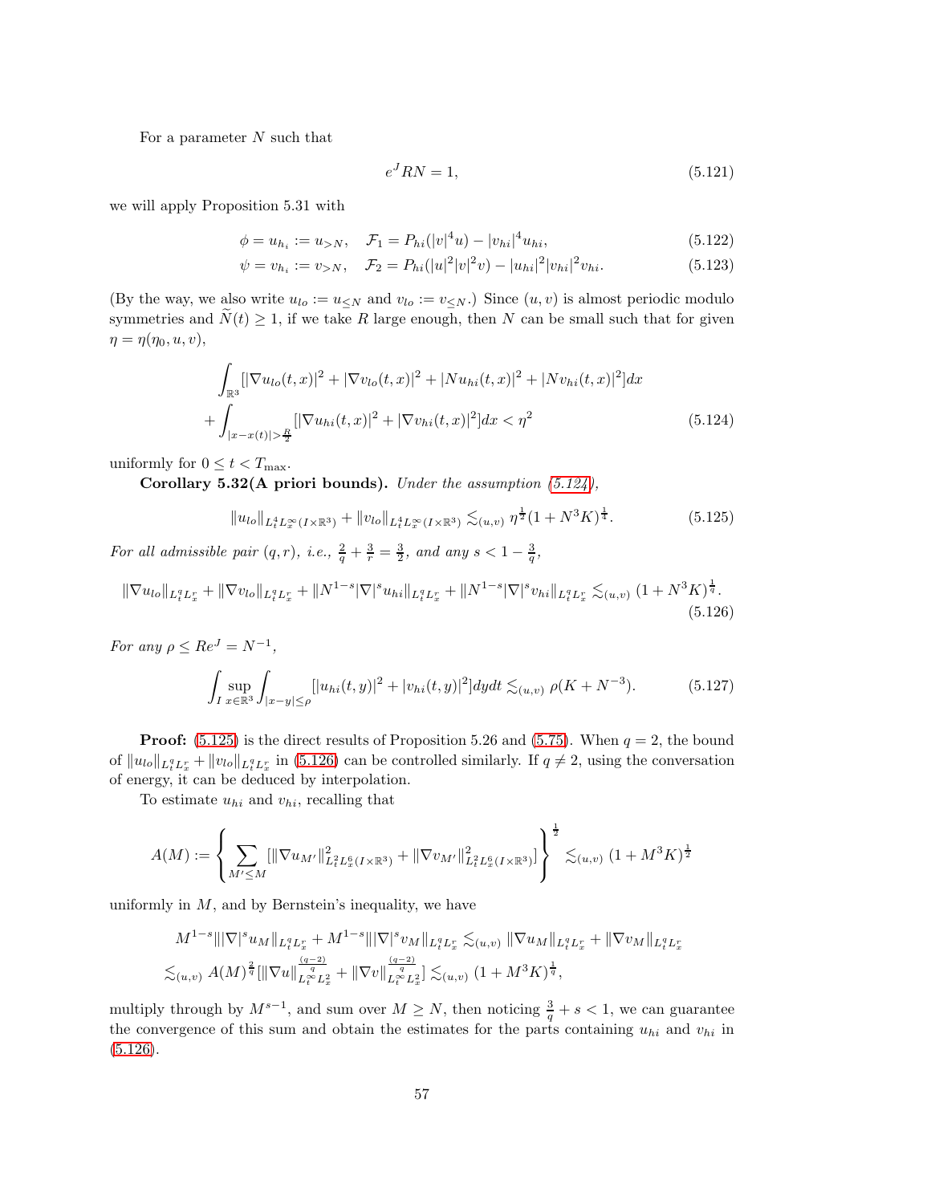For a parameter $N$ such that

$$e^J RN = 1, \tag{5.121}$$

we will apply Proposition 5.31 with

$$\phi = u_{h_i} := u_{>N}, \quad \mathcal{F}_1 = P_{hi}(|v|^4 u) - |v_{hi}|^4 u_{hi}, \tag{5.122}$$

$$\psi = v_{h_i} := v_{>N}, \quad \mathcal{F}_2 = P_{hi}(|u|^2|v|^2 v) - |u_{hi}|^2|v_{hi}|^2 v_{hi}. \tag{5.123}$$

(By the way, we also write $u_{lo} := u_{\leq N}$ and $v_{lo} := v_{\leq N}$.) Since $(u, v)$ is almost periodic modulo symmetries and $\widetilde{N}(t) \geq 1$, if we take $R$ large enough, then $N$ can be small such that for given $\eta = \eta(\eta_0, u, v)$,

$$\begin{aligned}
&\int_{\mathbb{R}^3} [|\nabla u_{lo}(t,x)|^2 + |\nabla v_{lo}(t,x)|^2 + |N u_{hi}(t,x)|^2 + |N v_{hi}(t,x)|^2] dx \\
&+ \int_{|x - x(t)| > \frac{R}{2}} [|\nabla u_{hi}(t,x)|^2 + |\nabla v_{hi}(t,x)|^2] dx < \eta^2
\end{aligned} \tag{5.124}$$

uniformly for $0 \leq t < T_{\max}$.

**Corollary 5.32(A priori bounds).** *Under the assumption (5.124),*

$$\|u_{lo}\|_{L^4_t L^\infty_x(I\times\mathbb{R}^3)} + \|v_{lo}\|_{L^4_t L^\infty_x(I\times\mathbb{R}^3)} \lesssim_{(u,v)} \eta^{\frac{1}{2}}(1 + N^3 K)^{\frac{1}{4}}. \tag{5.125}$$

*For all admissible pair $(q, r)$, i.e., $\frac{2}{q} + \frac{3}{r} = \frac{3}{2}$, and any $s < 1 - \frac{3}{q}$,*

$$\|\nabla u_{lo}\|_{L^q_t L^r_x} + \|\nabla v_{lo}\|_{L^q_t L^r_x} + \|N^{1-s}|\nabla|^s u_{hi}\|_{L^q_t L^r_x} + \|N^{1-s}|\nabla|^s v_{hi}\|_{L^q_t L^r_x} \lesssim_{(u,v)} (1 + N^3 K)^{\frac{1}{q}}. \tag{5.126}$$

*For any $\rho \leq Re^J = N^{-1}$,*

$$\int_I \sup_{x\in\mathbb{R}^3} \int_{|x-y|\leq\rho} [|u_{hi}(t,y)|^2 + |v_{hi}(t,y)|^2] dy dt \lesssim_{(u,v)} \rho(K + N^{-3}). \tag{5.127}$$

**Proof:** (5.125) is the direct results of Proposition 5.26 and (5.75). When $q = 2$, the bound of $\|u_{lo}\|_{L^q_t L^r_x} + \|v_{lo}\|_{L^q_t L^r_x}$ in (5.126) can be controlled similarly. If $q \neq 2$, using the conversation of energy, it can be deduced by interpolation.

To estimate $u_{hi}$ and $v_{hi}$, recalling that

$$A(M) := \left\{ \sum_{M' \leq M} [\|\nabla u_{M'}\|^2_{L^2_t L^6_x(I\times\mathbb{R}^3)} + \|\nabla v_{M'}\|^2_{L^2_t L^6_x(I\times\mathbb{R}^3)}] \right\}^{\frac{1}{2}} \lesssim_{(u,v)} (1 + M^3 K)^{\frac{1}{2}}$$

uniformly in $M$, and by Bernstein's inequality, we have

$$\begin{aligned}
&M^{1-s}\||\nabla|^s u_M\|_{L^q_t L^r_x} + M^{1-s}\||\nabla|^s v_M\|_{L^q_t L^r_x} \lesssim_{(u,v)} \|\nabla u_M\|_{L^q_t L^r_x} + \|\nabla v_M\|_{L^q_t L^r_x} \\
&\lesssim_{(u,v)} A(M)^{\frac{2}{q}} [\|\nabla u\|^{\frac{(q-2)}{q}}_{L^\infty_t L^2_x} + \|\nabla v\|^{\frac{(q-2)}{q}}_{L^\infty_t L^2_x}] \lesssim_{(u,v)} (1 + M^3 K)^{\frac{1}{q}},
\end{aligned}$$

multiply through by $M^{s-1}$, and sum over $M \geq N$, then noticing $\frac{3}{q} + s < 1$, we can guarantee the convergence of this sum and obtain the estimates for the parts containing $u_{hi}$ and $v_{hi}$ in (5.126).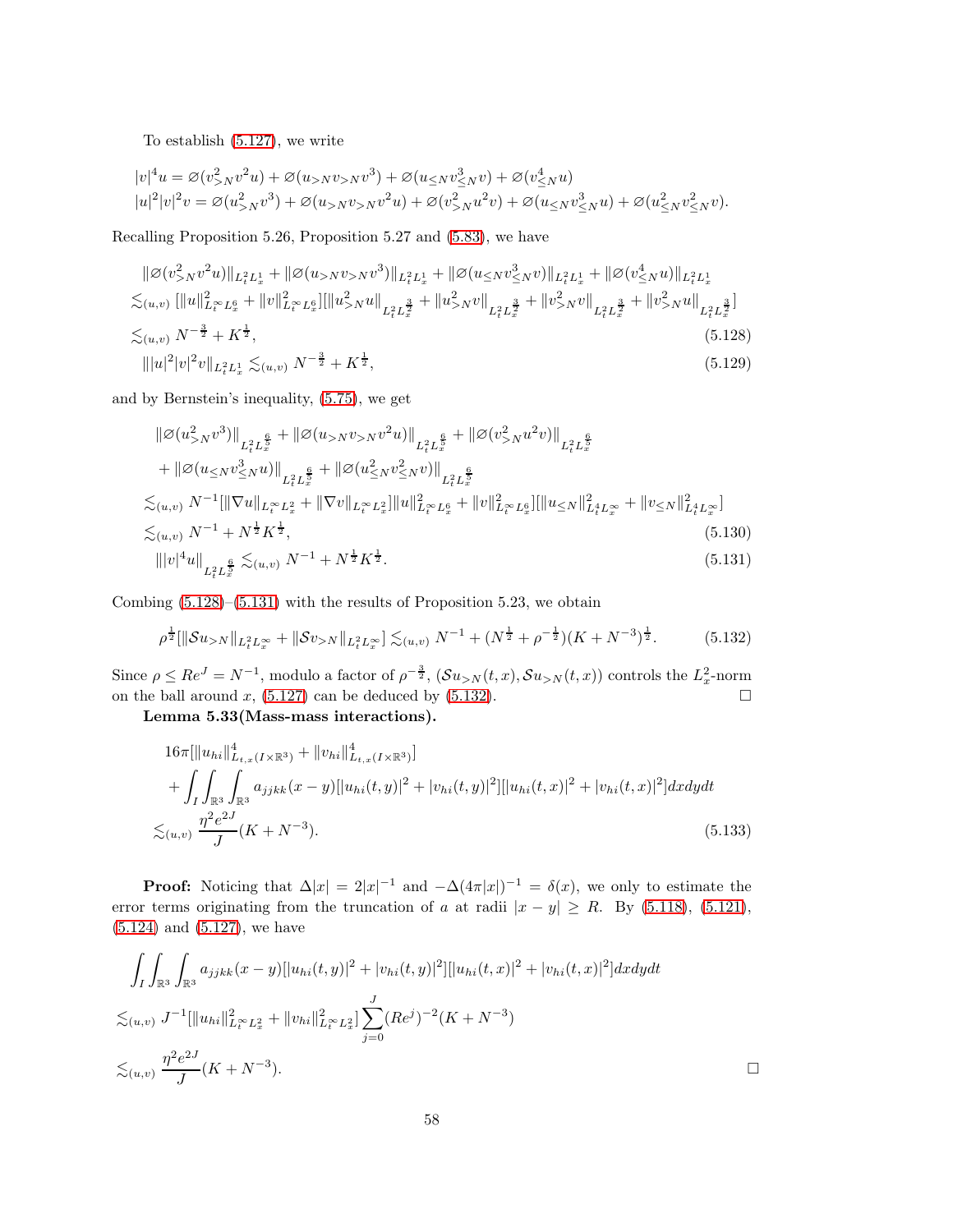To establish (5.127), we write

$$
|v|^4 u = \varnothing(v_{>N}^2 v^2 u) + \varnothing(u_{>N} v_{>N} v^3) + \varnothing(u_{\le N} v_{\le N}^3 v) + \varnothing(v_{\le N}^4 u)
$$
$$
|u|^2|v|^2 v = \varnothing(u_{>N}^2 v^3) + \varnothing(u_{>N} v_{>N} v^2 u) + \varnothing(v_{>N}^2 u^2 v) + \varnothing(u_{\le N} v_{\le N}^3 u) + \varnothing(u_{\le N}^2 v_{\le N}^2 v).
$$

Recalling Proposition 5.26, Proposition 5.27 and (5.83), we have

$$
\begin{aligned}
&\|\varnothing(v_{>N}^2 v^2 u)\|_{L_t^2 L_x^1} + \|\varnothing(u_{>N} v_{>N} v^3)\|_{L_t^2 L_x^1} + \|\varnothing(u_{\le N} v_{\le N}^3 v)\|_{L_t^2 L_x^1} + \|\varnothing(v_{\le N}^4 u)\|_{L_t^2 L_x^1} \\
&\lesssim_{(u,v)} [\|u\|_{L_t^\infty L_x^6}^2 + \|v\|_{L_t^\infty L_x^6}^2][\|u_{>N}^2 u\|_{L_t^2 L_x^{\frac{3}{2}}} + \|u_{>N}^2 v\|_{L_t^2 L_x^{\frac{3}{2}}} + \|v_{>N}^2 v\|_{L_t^2 L_x^{\frac{3}{2}}} + \|v_{>N}^2 u\|_{L_t^2 L_x^{\frac{3}{2}}}] \\
&\lesssim_{(u,v)} N^{-\frac{3}{2}} + K^{\frac{1}{2}}, \qquad (5.128) \\
&\||u|^2|v|^2 v\|_{L_t^2 L_x^1} \lesssim_{(u,v)} N^{-\frac{3}{2}} + K^{\frac{1}{2}}, \qquad (5.129)
\end{aligned}
$$

and by Bernstein's inequality, (5.75), we get

$$
\begin{aligned}
&\|\varnothing(u_{>N}^2 v^3)\|_{L_t^2 L_x^{\frac{6}{5}}} + \|\varnothing(u_{>N} v_{>N} v^2 u)\|_{L_t^2 L_x^{\frac{6}{5}}} + \|\varnothing(v_{>N}^2 u^2 v)\|_{L_t^2 L_x^{\frac{6}{5}}} \\
&\quad + \|\varnothing(u_{\le N} v_{\le N}^3 u)\|_{L_t^2 L_x^{\frac{6}{5}}} + \|\varnothing(u_{\le N}^2 v_{\le N}^2 v)\|_{L_t^2 L_x^{\frac{6}{5}}} \\
&\lesssim_{(u,v)} N^{-1}[\|\nabla u\|_{L_t^\infty L_x^2} + \|\nabla v\|_{L_t^\infty L_x^2}]\|u\|_{L_t^\infty L_x^6}^2 + \|v\|_{L_t^\infty L_x^6}^2][\|u_{\le N}\|_{L_t^4 L_x^\infty}^2 + \|v_{\le N}\|_{L_t^4 L_x^\infty}^2] \\
&\lesssim_{(u,v)} N^{-1} + N^{\frac{1}{2}} K^{\frac{1}{2}}, \qquad (5.130) \\
&\||v|^4 u\|_{L_t^2 L_x^{\frac{6}{5}}} \lesssim_{(u,v)} N^{-1} + N^{\frac{1}{2}} K^{\frac{1}{2}}. \qquad (5.131)
\end{aligned}
$$

Combing (5.128)–(5.131) with the results of Proposition 5.23, we obtain

$$
\rho^{\frac{1}{2}}[\|\mathcal{S}u_{>N}\|_{L_t^2 L_x^\infty} + \|\mathcal{S}v_{>N}\|_{L_t^2 L_x^\infty}] \lesssim_{(u,v)} N^{-1} + (N^{\frac{1}{2}} + \rho^{-\frac{1}{2}})(K + N^{-3})^{\frac{1}{2}}. \qquad (5.132)
$$

Since $\rho \le Re^J = N^{-1}$, modulo a factor of $\rho^{-\frac{3}{2}}$, $(\mathcal{S}u_{>N}(t,x), \mathcal{S}u_{>N}(t,x))$ controls the $L_x^2$-norm on the ball around $x$, (5.127) can be deduced by (5.132). $\square$

**Lemma 5.33(Mass-mass interactions).**

$$
\begin{aligned}
&16\pi[\|u_{hi}\|_{L_{t,x}(I\times\mathbb{R}^3)}^4 + \|v_{hi}\|_{L_{t,x}(I\times\mathbb{R}^3)}^4] \\
&\quad + \int_I \int_{\mathbb{R}^3} \int_{\mathbb{R}^3} a_{jjkk}(x-y)[|u_{hi}(t,y)|^2 + |v_{hi}(t,y)|^2][|u_{hi}(t,x)|^2 + |v_{hi}(t,x)|^2] dxdydt \\
&\lesssim_{(u,v)} \frac{\eta^2 e^{2J}}{J}(K + N^{-3}). \qquad (5.133)
\end{aligned}
$$

**Proof:** Noticing that $\Delta|x| = 2|x|^{-1}$ and $-\Delta(4\pi|x|)^{-1} = \delta(x)$, we only to estimate the error terms originating from the truncation of $a$ at radii $|x-y| \ge R$. By (5.118), (5.121), (5.124) and (5.127), we have

$$
\begin{aligned}
&\int_I \int_{\mathbb{R}^3} \int_{\mathbb{R}^3} a_{jjkk}(x-y)[|u_{hi}(t,y)|^2 + |v_{hi}(t,y)|^2][|u_{hi}(t,x)|^2 + |v_{hi}(t,x)|^2] dxdydt \\
&\lesssim_{(u,v)} J^{-1}[\|u_{hi}\|_{L_t^\infty L_x^2}^2 + \|v_{hi}\|_{L_t^\infty L_x^2}^2] \sum_{j=0}^{J} (Re^j)^{-2}(K + N^{-3}) \\
&\lesssim_{(u,v)} \frac{\eta^2 e^{2J}}{J}(K + N^{-3}).
\end{aligned}
$$

$\square$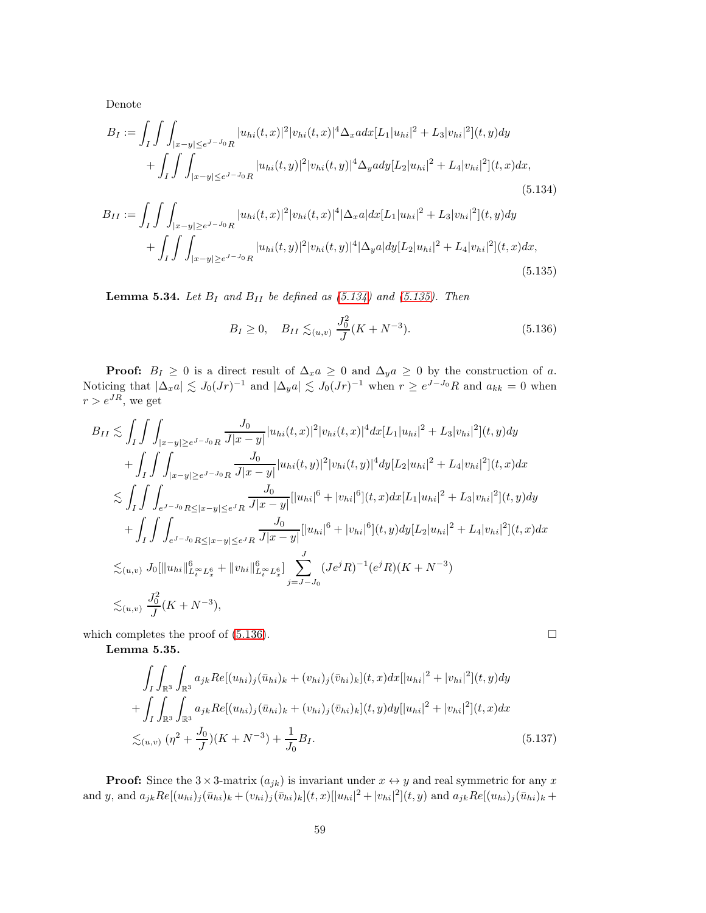Denote

$$
\begin{aligned}
B_I :=& \int_I \int \int_{|x-y|\le e^{J-J_0}R} |u_{hi}(t,x)|^2 |v_{hi}(t,x)|^4 \Delta_x a dx [L_1|u_{hi}|^2 + L_3|v_{hi}|^2](t,y) dy \\
&+ \int_I \int \int_{|x-y|\le e^{J-J_0}R} |u_{hi}(t,y)|^2 |v_{hi}(t,y)|^4 \Delta_y a dy [L_2|u_{hi}|^2 + L_4|v_{hi}|^2](t,x) dx,
\end{aligned}
\tag{5.134}
$$

$$
\begin{aligned}
B_{II} :=& \int_I \int \int_{|x-y|\ge e^{J-J_0}R} |u_{hi}(t,x)|^2 |v_{hi}(t,x)|^4 |\Delta_x a| dx [L_1|u_{hi}|^2 + L_3|v_{hi}|^2](t,y) dy \\
&+ \int_I \int \int_{|x-y|\ge e^{J-J_0}R} |u_{hi}(t,y)|^2 |v_{hi}(t,y)|^4 |\Delta_y a| dy [L_2|u_{hi}|^2 + L_4|v_{hi}|^2](t,x) dx,
\end{aligned}
\tag{5.135}
$$

**Lemma 5.34.** *Let $B_I$ and $B_{II}$ be defined as (5.134) and (5.135). Then*

$$
B_I \ge 0, \quad B_{II} \lesssim_{(u,v)} \frac{J_0^2}{J}(K + N^{-3}). \tag{5.136}
$$

**Proof:** $B_I \ge 0$ is a direct result of $\Delta_x a \ge 0$ and $\Delta_y a \ge 0$ by the construction of $a$. Noticing that $|\Delta_x a| \lesssim J_0 (Jr)^{-1}$ and $|\Delta_y a| \lesssim J_0 (Jr)^{-1}$ when $r \ge e^{J-J_0}R$ and $a_{kk} = 0$ when $r > e^{JR}$, we get

$$
\begin{aligned}
B_{II} \lesssim& \int_I \int \int_{|x-y|\ge e^{J-J_0}R} \frac{J_0}{J|x-y|} |u_{hi}(t,x)|^2 |v_{hi}(t,x)|^4 dx [L_1|u_{hi}|^2 + L_3|v_{hi}|^2](t,y) dy \\
&+ \int_I \int \int_{|x-y|\ge e^{J-J_0}R} \frac{J_0}{J|x-y|} |u_{hi}(t,y)|^2 |v_{hi}(t,y)|^4 dy [L_2|u_{hi}|^2 + L_4|v_{hi}|^2](t,x) dx \\
\lesssim& \int_I \int \int_{e^{J-J_0}R \le |x-y| \le e^J R} \frac{J_0}{J|x-y|} [|u_{hi}|^6 + |v_{hi}|^6](t,x) dx [L_1|u_{hi}|^2 + L_3|v_{hi}|^2](t,y) dy \\
&+ \int_I \int \int_{e^{J-J_0}R \le |x-y| \le e^J R} \frac{J_0}{J|x-y|} [|u_{hi}|^6 + |v_{hi}|^6](t,y) dy [L_2|u_{hi}|^2 + L_4|v_{hi}|^2](t,x) dx \\
\lesssim_{(u,v)}& J_0 [\|u_{hi}\|_{L_t^\infty L_x^6}^6 + \|v_{hi}\|_{L_t^\infty L_x^6}^6] \sum_{j=J-J_0}^{J} (Je^j R)^{-1} (e^j R)(K + N^{-3}) \\
\lesssim_{(u,v)}& \frac{J_0^2}{J}(K + N^{-3}),
\end{aligned}
$$

which completes the proof of (5.136). $\square$

**Lemma 5.35.**

$$
\begin{aligned}
&\int_I \int_{\mathbb{R}^3} \int_{\mathbb{R}^3} a_{jk} Re[(u_{hi})_j (\bar{u}_{hi})_k + (v_{hi})_j (\bar{v}_{hi})_k](t,x) dx [|u_{hi}|^2 + |v_{hi}|^2](t,y) dy \\
&+ \int_I \int_{\mathbb{R}^3} \int_{\mathbb{R}^3} a_{jk} Re[(u_{hi})_j (\bar{u}_{hi})_k + (v_{hi})_j (\bar{v}_{hi})_k](t,y) dy [|u_{hi}|^2 + |v_{hi}|^2](t,x) dx \\
&\lesssim_{(u,v)} (\eta^2 + \frac{J_0}{J})(K + N^{-3}) + \frac{1}{J_0} B_I.
\end{aligned}
\tag{5.137}
$$

**Proof:** Since the $3 \times 3$-matrix $(a_{jk})$ is invariant under $x \leftrightarrow y$ and real symmetric for any $x$ and $y$, and $a_{jk} Re[(u_{hi})_j (\bar{u}_{hi})_k + (v_{hi})_j (\bar{v}_{hi})_k](t,x)[|u_{hi}|^2 + |v_{hi}|^2](t,y)$ and $a_{jk} Re[(u_{hi})_j (\bar{u}_{hi})_k +$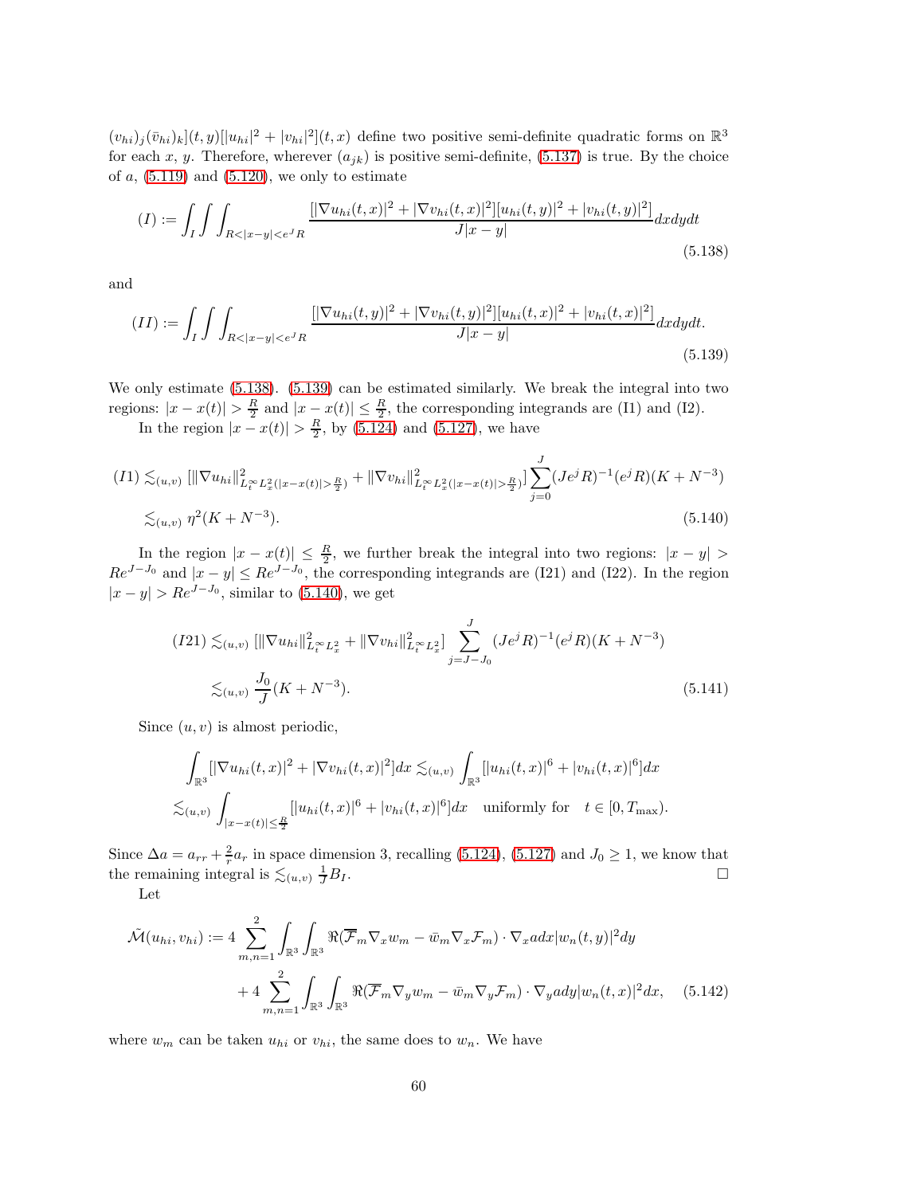$(v_{hi})_j(\bar{v}_{hi})_k](t,y)[|u_{hi}|^2 + |v_{hi}|^2](t,x)$ define two positive semi-definite quadratic forms on $\mathbb{R}^3$ for each $x$, $y$. Therefore, wherever $(a_{jk})$ is positive semi-definite, (5.137) is true. By the choice of $a$, (5.119) and (5.120), we only to estimate

$$(I) := \int_I \int \int_{R<|x-y|<e^J R} \frac{[|\nabla u_{hi}(t,x)|^2 + |\nabla v_{hi}(t,x)|^2][|u_{hi}(t,y)|^2 + |v_{hi}(t,y)|^2]}{J|x-y|} dxdydt \tag{5.138}$$

and

$$(II) := \int_I \int \int_{R<|x-y|<e^J R} \frac{[|\nabla u_{hi}(t,y)|^2 + |\nabla v_{hi}(t,y)|^2][|u_{hi}(t,x)|^2 + |v_{hi}(t,x)|^2]}{J|x-y|} dxdydt. \tag{5.139}$$

We only estimate (5.138). (5.139) can be estimated similarly. We break the integral into two regions: $|x - x(t)| > \frac{R}{2}$ and $|x - x(t)| \le \frac{R}{2}$, the corresponding integrands are (I1) and (I2).

In the region $|x - x(t)| > \frac{R}{2}$, by (5.124) and (5.127), we have

$$\begin{aligned}
(I1) &\lesssim_{(u,v)} [\|\nabla u_{hi}\|^2_{L_t^\infty L_x^2(|x-x(t)|>\frac{R}{2})} + \|\nabla v_{hi}\|^2_{L_t^\infty L_x^2(|x-x(t)|>\frac{R}{2})}] \sum_{j=0}^{J} (Je^j R)^{-1}(e^j R)(K + N^{-3}) \\
&\lesssim_{(u,v)} \eta^2(K + N^{-3}).
\end{aligned} \tag{5.140}$$

In the region $|x - x(t)| \le \frac{R}{2}$, we further break the integral into two regions: $|x - y| > Re^{J-J_0}$ and $|x - y| \le Re^{J-J_0}$, the corresponding integrands are (I21) and (I22). In the region $|x - y| > Re^{J-J_0}$, similar to (5.140), we get

$$\begin{aligned}
(I21) &\lesssim_{(u,v)} [\|\nabla u_{hi}\|^2_{L_t^\infty L_x^2} + \|\nabla v_{hi}\|^2_{L_t^\infty L_x^2}] \sum_{j=J-J_0}^{J} (Je^j R)^{-1}(e^j R)(K + N^{-3}) \\
&\lesssim_{(u,v)} \frac{J_0}{J}(K + N^{-3}).
\end{aligned} \tag{5.141}$$

Since $(u, v)$ is almost periodic,

$$\begin{aligned}
&\int_{\mathbb{R}^3} [|\nabla u_{hi}(t,x)|^2 + |\nabla v_{hi}(t,x)|^2] dx \lesssim_{(u,v)} \int_{\mathbb{R}^3} [|u_{hi}(t,x)|^6 + |v_{hi}(t,x)|^6] dx \\
\lesssim_{(u,v)} &\int_{|x-x(t)|\le\frac{R}{2}} [|u_{hi}(t,x)|^6 + |v_{hi}(t,x)|^6] dx \quad \text{uniformly for} \quad t \in [0, T_{\max}).
\end{aligned}$$

Since $\Delta a = a_{rr} + \frac{2}{r} a_r$ in space dimension 3, recalling (5.124), (5.127) and $J_0 \ge 1$, we know that the remaining integral is $\lesssim_{(u,v)} \frac{1}{J} B_I$. $\square$

Let

$$\begin{aligned}
\tilde{\mathcal{M}}(u_{hi}, v_{hi}) := &\, 4 \sum_{m,n=1}^{2} \int_{\mathbb{R}^3} \int_{\mathbb{R}^3} \Re(\overline{\mathcal{F}}_m \nabla_x w_m - \bar{w}_m \nabla_x \mathcal{F}_m) \cdot \nabla_x a dx |w_n(t,y)|^2 dy \\
&+ 4 \sum_{m,n=1}^{2} \int_{\mathbb{R}^3} \int_{\mathbb{R}^3} \Re(\overline{\mathcal{F}}_m \nabla_y w_m - \bar{w}_m \nabla_y \mathcal{F}_m) \cdot \nabla_y a dy |w_n(t,x)|^2 dx,
\end{aligned} \tag{5.142}$$

where $w_m$ can be taken $u_{hi}$ or $v_{hi}$, the same does to $w_n$. We have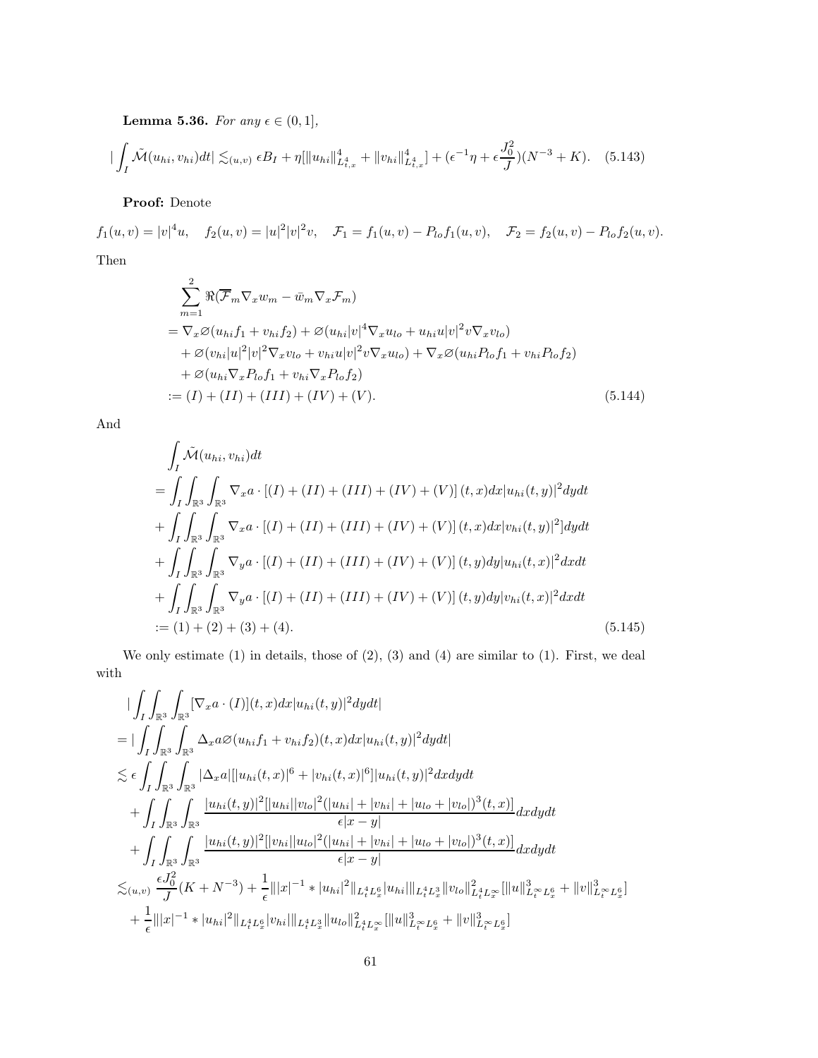**Lemma 5.36.** *For any $\epsilon \in (0,1]$,*

$$
|\int_I \tilde{\mathcal{M}}(u_{hi}, v_{hi})dt| \lesssim_{(u,v)} \epsilon B_I + \eta[\|u_{hi}\|^4_{L^4_{t,x}} + \|v_{hi}\|^4_{L^4_{t,x}}] + (\epsilon^{-1}\eta + \epsilon\frac{J_0^2}{J})(N^{-3} + K). \quad (5.143)
$$

**Proof:** Denote

$$
f_1(u,v) = |v|^4 u, \quad f_2(u,v) = |u|^2|v|^2 v, \quad \mathcal{F}_1 = f_1(u,v) - P_{lo}f_1(u,v), \quad \mathcal{F}_2 = f_2(u,v) - P_{lo}f_2(u,v).
$$

Then

$$
\begin{aligned}
&\sum_{m=1}^{2} \Re(\overline{\mathcal{F}}_m \nabla_x w_m - \bar{w}_m \nabla_x \mathcal{F}_m) \\
&= \nabla_x \varnothing(u_{hi}f_1 + v_{hi}f_2) + \varnothing(u_{hi}|v|^4\nabla_x u_{lo} + u_{hi}u|v|^2 v \nabla_x v_{lo}) \\
&\quad + \varnothing(v_{hi}|u|^2|v|^2\nabla_x v_{lo} + v_{hi}u|v|^2 v\nabla_x u_{lo}) + \nabla_x\varnothing(u_{hi}P_{lo}f_1 + v_{hi}P_{lo}f_2) \\
&\quad + \varnothing(u_{hi}\nabla_x P_{lo}f_1 + v_{hi}\nabla_x P_{lo}f_2) \\
&:= (I) + (II) + (III) + (IV) + (V).
\end{aligned} \quad (5.144)
$$

And

$$
\begin{aligned}
&\int_I \tilde{\mathcal{M}}(u_{hi}, v_{hi})dt \\
&= \int_I \int_{\mathbb{R}^3}\int_{\mathbb{R}^3} \nabla_x a \cdot [(I) + (II) + (III) + (IV) + (V)](t,x)dx|u_{hi}(t,y)|^2 dydt \\
&+ \int_I \int_{\mathbb{R}^3}\int_{\mathbb{R}^3} \nabla_x a \cdot [(I) + (II) + (III) + (IV) + (V)](t,x)dx|v_{hi}(t,y)|^2] dydt \\
&+ \int_I \int_{\mathbb{R}^3}\int_{\mathbb{R}^3} \nabla_y a \cdot [(I) + (II) + (III) + (IV) + (V)](t,y)dy|u_{hi}(t,x)|^2 dxdt \\
&+ \int_I \int_{\mathbb{R}^3}\int_{\mathbb{R}^3} \nabla_y a \cdot [(I) + (II) + (III) + (IV) + (V)](t,y)dy|v_{hi}(t,x)|^2 dxdt \\
&:= (1) + (2) + (3) + (4).
\end{aligned} \quad (5.145)
$$

We only estimate (1) in details, those of (2), (3) and (4) are similar to (1). First, we deal with

$$
\begin{aligned}
&|\int_I \int_{\mathbb{R}^3}\int_{\mathbb{R}^3} [\nabla_x a \cdot (I)](t,x)dx|u_{hi}(t,y)|^2 dydt| \\
&= |\int_I \int_{\mathbb{R}^3}\int_{\mathbb{R}^3} \Delta_x a \varnothing(u_{hi}f_1 + v_{hi}f_2)(t,x)dx|u_{hi}(t,y)|^2 dydt| \\
&\lesssim \epsilon \int_I \int_{\mathbb{R}^3}\int_{\mathbb{R}^3} |\Delta_x a|[|u_{hi}(t,x)|^6 + |v_{hi}(t,x)|^6]|u_{hi}(t,y)|^2 dxdydt \\
&\quad + \int_I \int_{\mathbb{R}^3}\int_{\mathbb{R}^3} \frac{|u_{hi}(t,y)|^2[|u_{hi}||v_{lo}|^2(|u_{hi}| + |v_{hi}| + |u_{lo} + |v_{lo}|)^3(t,x)]}{\epsilon|x-y|} dxdydt \\
&\quad + \int_I \int_{\mathbb{R}^3}\int_{\mathbb{R}^3} \frac{|u_{hi}(t,y)|^2[|v_{hi}||u_{lo}|^2(|u_{hi}| + |v_{hi}| + |u_{lo} + |v_{lo}|)^3(t,x)]}{\epsilon|x-y|} dxdydt \\
&\lesssim_{(u,v)} \frac{\epsilon J_0^2}{J}(K + N^{-3}) + \frac{1}{\epsilon}\||x|^{-1} * |u_{hi}|^2\|_{L^4_t L^6_x} |u_{hi}|\|_{L^4_t L^3_x} \|v_{lo}\|^2_{L^4_t L^\infty_x}[\|u\|^3_{L^\infty_t L^6_x} + \|v\|^3_{L^\infty_t L^6_x}] \\
&\quad + \frac{1}{\epsilon}\||x|^{-1} * |u_{hi}|^2\|_{L^4_t L^6_x} |v_{hi}|\|_{L^4_t L^3_x} \|u_{lo}\|^2_{L^4_t L^\infty_x}[\|u\|^3_{L^\infty_t L^6_x} + \|v\|^3_{L^\infty_t L^6_x}]
\end{aligned}
$$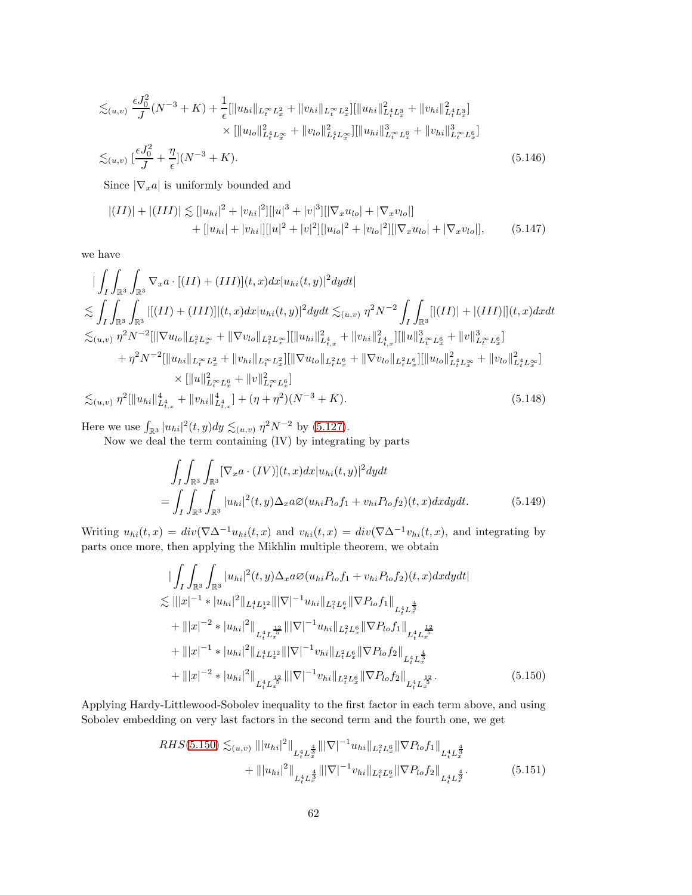$$
\begin{aligned}
&\lesssim_{(u,v)} \frac{\epsilon J_0^2}{J}(N^{-3}+K) + \frac{1}{\epsilon}[\|u_{hi}\|_{L_t^\infty L_x^2} + \|v_{hi}\|_{L_t^\infty L_x^2}][\|u_{hi}\|^2_{L_t^4 L_x^3} + \|v_{hi}\|^2_{L_t^4 L_x^3}] \\
&\qquad\qquad \times [\|u_{lo}\|^2_{L_t^4 L_x^\infty} + \|v_{lo}\|^2_{L_t^4 L_x^\infty}][\|u_{hi}\|^3_{L_t^\infty L_x^6} + \|v_{hi}\|^3_{L_t^\infty L_x^6}] \\
&\lesssim_{(u,v)} [\frac{\epsilon J_0^2}{J} + \frac{\eta}{\epsilon}](N^{-3}+K). \qquad (5.146)
\end{aligned}
$$

Since $|\nabla_x a|$ is uniformly bounded and

$$
\begin{aligned}
|(II)| + |(III)| \lesssim\; & [|u_{hi}|^2 + |v_{hi}|^2][|u|^3 + |v|^3][|\nabla_x u_{lo}| + |\nabla_x v_{lo}|] \\
& + [|u_{hi}| + |v_{hi}|][|u|^2 + |v|^2][|u_{lo}|^2 + |v_{lo}|^2][|\nabla_x u_{lo}| + |\nabla_x v_{lo}|], \qquad (5.147)
\end{aligned}
$$

we have

$$
\begin{aligned}
&|\int_I\int_{\mathbb{R}^3}\int_{\mathbb{R}^3} \nabla_x a\cdot[(II)+(III)](t,x)dx|u_{hi}(t,y)|^2dydt| \\
&\lesssim \int_I\int_{\mathbb{R}^3}\int_{\mathbb{R}^3} |[(II)+(III)]|(t,x)dx|u_{hi}(t,y)|^2dydt \lesssim_{(u,v)} \eta^2 N^{-2}\int_I\int_{\mathbb{R}^3}[|(II)|+|(III)|](t,x)dxdt \\
&\lesssim_{(u,v)} \eta^2 N^{-2}[\|\nabla u_{lo}\|_{L_t^2 L_x^\infty} + \|\nabla v_{lo}\|_{L_t^2 L_x^\infty}][\|u_{hi}\|^2_{L^4_{t,x}} + \|v_{hi}\|^2_{L^4_{t,x}}][\|u\|^3_{L_t^\infty L_x^6} + \|v\|^3_{L_t^\infty L_x^6}] \\
&\quad + \eta^2 N^{-2}[\|u_{hi}\|_{L_t^\infty L_x^2} + \|v_{hi}\|_{L_t^\infty L_x^2}][\|\nabla u_{lo}\|_{L_t^2 L_x^6} + \|\nabla v_{lo}\|_{L_t^2 L_x^6}][\|u_{lo}\|^2_{L_t^4 L_x^\infty} + \|v_{lo}\|^2_{L_t^4 L_x^\infty}] \\
&\qquad\quad \times [\|u\|^2_{L_t^\infty L_x^6} + \|v\|^2_{L_t^\infty L_x^6}] \\
&\lesssim_{(u,v)} \eta^2[\|u_{hi}\|^4_{L^4_{t,x}} + \|v_{hi}\|^4_{L^4_{t,x}}] + (\eta+\eta^2)(N^{-3}+K). \qquad (5.148)
\end{aligned}
$$

Here we use $\int_{\mathbb{R}^3}|u_{hi}|^2(t,y)dy \lesssim_{(u,v)} \eta^2 N^{-2}$ by (5.127).

Now we deal the term containing (IV) by integrating by parts

$$
\begin{aligned}
&\int_I\int_{\mathbb{R}^3}\int_{\mathbb{R}^3}[\nabla_x a\cdot(IV)](t,x)dx|u_{hi}(t,y)|^2dydt \\
&= \int_I\int_{\mathbb{R}^3}\int_{\mathbb{R}^3}|u_{hi}|^2(t,y)\Delta_x a\varnothing(u_{hi}P_{lo}f_1 + v_{hi}P_{lo}f_2)(t,x)dxdydt. \qquad (5.149)
\end{aligned}
$$

Writing $u_{hi}(t,x) = div(\nabla\Delta^{-1}u_{hi}(t,x)$ and $v_{hi}(t,x) = div(\nabla\Delta^{-1}v_{hi}(t,x)$, and integrating by parts once more, then applying the Mikhlin multiple theorem, we obtain

$$
\begin{aligned}
&|\int_I\int_{\mathbb{R}^3}\int_{\mathbb{R}^3}|u_{hi}|^2(t,y)\Delta_x a\varnothing(u_{hi}P_{lo}f_1 + v_{hi}P_{lo}f_2)(t,x)dxdydt| \\
&\lesssim \||x|^{-1}*|u_{hi}|^2\|_{L_t^4 L_x^{12}}\||\nabla|^{-1}u_{hi}\|_{L_t^2 L_x^6}\|\nabla P_{lo}f_1\|_{L_t^4 L_x^{\frac{4}{3}}} \\
&\quad + \||x|^{-2}*|u_{hi}|^2\|_{L_t^4 L_x^{\frac{12}{5}}}\||\nabla|^{-1}u_{hi}\|_{L_t^2 L_x^6}\|\nabla P_{lo}f_1\|_{L_t^4 L_x^{\frac{12}{5}}} \\
&\quad + \||x|^{-1}*|u_{hi}|^2\|_{L_t^4 L_x^{12}}\||\nabla|^{-1}v_{hi}\|_{L_t^2 L_x^6}\|\nabla P_{lo}f_2\|_{L_t^4 L_x^{\frac{4}{3}}} \\
&\quad + \||x|^{-2}*|u_{hi}|^2\|_{L_t^4 L_x^{\frac{12}{5}}}\||\nabla|^{-1}v_{hi}\|_{L_t^2 L_x^6}\|\nabla P_{lo}f_2\|_{L_t^4 L_x^{\frac{12}{5}}}. \qquad (5.150)
\end{aligned}
$$

Applying Hardy-Littlewood-Sobolev inequality to the first factor in each term above, and using Sobolev embedding on very last factors in the second term and the fourth one, we get

$$
\begin{aligned}
RHS(5.150) \lesssim_{(u,v)}\; & \||u_{hi}|^2\|_{L_t^4 L_x^{\frac{4}{3}}}\||\nabla|^{-1}u_{hi}\|_{L_t^2 L_x^6}\|\nabla P_{lo}f_1\|_{L_t^4 L_x^{\frac{4}{3}}} \\
& + \||u_{hi}|^2\|_{L_t^4 L_x^{\frac{4}{3}}}\||\nabla|^{-1}v_{hi}\|_{L_t^2 L_x^6}\|\nabla P_{lo}f_2\|_{L_t^4 L_x^{\frac{4}{3}}}. \qquad (5.151)
\end{aligned}
$$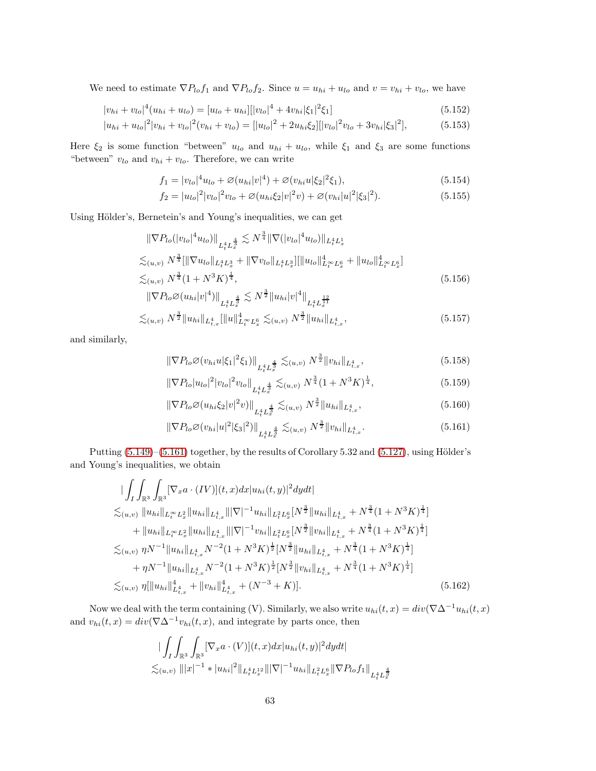We need to estimate $\nabla P_{lo} f_1$ and $\nabla P_{lo} f_2$. Since $u = u_{hi} + u_{lo}$ and $v = v_{hi} + v_{lo}$, we have

$$|v_{hi} + v_{lo}|^4 (u_{hi} + u_{lo}) = [u_{lo} + u_{hi}][|v_{lo}|^4 + 4v_{hi}|\xi_1|^2\xi_1] \tag{5.152}$$

$$|u_{hi} + u_{lo}|^2|v_{hi} + v_{lo}|^2(v_{hi} + v_{lo}) = [|u_{lo}|^2 + 2u_{hi}\xi_2][|v_{lo}|^2 v_{lo} + 3v_{hi}|\xi_3|^2], \tag{5.153}$$

Here $\xi_2$ is some function "between" $u_{lo}$ and $u_{hi} + u_{lo}$, while $\xi_1$ and $\xi_3$ are some functions "between" $v_{lo}$ and $v_{hi} + v_{lo}$. Therefore, we can write

$$f_1 = |v_{lo}|^4 u_{lo} + \varnothing(u_{hi}|v|^4) + \varnothing(v_{hi} u|\xi_2|^2\xi_1), \tag{5.154}$$

$$f_2 = |u_{lo}|^2|v_{lo}|^2 v_{lo} + \varnothing(u_{hi}\xi_2|v|^2 v) + \varnothing(v_{hi}|u|^2|\xi_3|^2). \tag{5.155}$$

Using Hölder's, Bernetein's and Young's inequalities, we can get

$$\begin{aligned}
&\|\nabla P_{lo}(|v_{lo}|^4 u_{lo})\|_{L_t^4 L_x^{\frac{4}{3}}} \lesssim N^{\frac{3}{4}} \|\nabla(|v_{lo}|^4 u_{lo})\|_{L_t^4 L_x^1} \\
&\lesssim_{(u,v)} N^{\frac{3}{4}}[\|\nabla u_{lo}\|_{L_t^4 L_x^3} + \|\nabla v_{lo}\|_{L_t^4 L_x^3}][\|u_{lo}\|^4_{L_t^\infty L_x^6} + \|u_{lo}\|^4_{L_t^\infty L_x^6}] \\
&\lesssim_{(u,v)} N^{\frac{3}{4}}(1 + N^3 K)^{\frac{1}{4}},
\end{aligned} \tag{5.156}$$

$$\begin{aligned}
&\|\nabla P_{lo}\varnothing(u_{hi}|v|^4)\|_{L_t^4 L_x^{\frac{4}{3}}} \lesssim N^{\frac{3}{2}} \|u_{hi}|v|^4\|_{L_t^4 L_x^{\frac{12}{11}}} \\
&\lesssim_{(u,v)} N^{\frac{3}{2}} \|u_{hi}\|_{L^4_{t,x}} [\|u\|^4_{L_t^\infty L_x^6} \lesssim_{(u,v)} N^{\frac{3}{2}} \|u_{hi}\|_{L^4_{t,x}},
\end{aligned} \tag{5.157}$$

and similarly,

$$\|\nabla P_{lo}\varnothing(v_{hi} u|\xi_1|^2\xi_1)\|_{L_t^4 L_x^{\frac{4}{3}}} \lesssim_{(u,v)} N^{\frac{3}{2}} \|v_{hi}\|_{L^4_{t,x}}, \tag{5.158}$$

$$\|\nabla P_{lo}|u_{lo}|^2|v_{lo}|^2 v_{lo}\|_{L_t^4 L_x^{\frac{4}{3}}} \lesssim_{(u,v)} N^{\frac{3}{4}}(1 + N^3 K)^{\frac{1}{4}}, \tag{5.159}$$

$$\|\nabla P_{lo}\varnothing(u_{hi}\xi_2|v|^2 v)\|_{L_t^4 L_x^{\frac{4}{3}}} \lesssim_{(u,v)} N^{\frac{3}{2}} \|u_{hi}\|_{L^4_{t,x}}, \tag{5.160}$$

$$\|\nabla P_{lo}\varnothing(v_{hi}|u|^2|\xi_3|^2)\|_{L_t^4 L_x^{\frac{4}{3}}} \lesssim_{(u,v)} N^{\frac{3}{2}} \|v_{hi}\|_{L^4_{t,x}}. \tag{5.161}$$

Putting (5.149)–(5.161) together, by the results of Corollary 5.32 and (5.127), using Hölder's and Young's inequalities, we obtain

$$\begin{aligned}
&\left|\int_I \int_{\mathbb{R}^3} \int_{\mathbb{R}^3} [\nabla_x a \cdot (IV)](t,x) dx |u_{hi}(t,y)|^2 dy dt\right| \\
&\lesssim_{(u,v)} \|u_{hi}\|_{L_t^\infty L_x^2} \|u_{hi}\|_{L^4_{t,x}} \||\nabla|^{-1} u_{hi}\|_{L_t^2 L_x^6} [N^{\frac{3}{2}} \|u_{hi}\|_{L^4_{t,x}} + N^{\frac{3}{4}}(1 + N^3 K)^{\frac{1}{4}}] \\
&\quad + \|u_{hi}\|_{L_t^\infty L_x^2} \|u_{hi}\|_{L^4_{t,x}} \||\nabla|^{-1} v_{hi}\|_{L_t^2 L_x^6} [N^{\frac{3}{2}} \|v_{hi}\|_{L^4_{t,x}} + N^{\frac{3}{4}}(1 + N^3 K)^{\frac{1}{4}}] \\
&\lesssim_{(u,v)} \eta N^{-1} \|u_{hi}\|_{L^4_{t,x}} N^{-2}(1 + N^3 K)^{\frac{1}{2}} [N^{\frac{3}{2}} \|u_{hi}\|_{L^4_{t,x}} + N^{\frac{3}{4}}(1 + N^3 K)^{\frac{1}{4}}] \\
&\quad + \eta N^{-1} \|u_{hi}\|_{L^4_{t,x}} N^{-2}(1 + N^3 K)^{\frac{1}{2}} [N^{\frac{3}{2}} \|v_{hi}\|_{L^4_{t,x}} + N^{\frac{3}{4}}(1 + N^3 K)^{\frac{1}{4}}] \\
&\lesssim_{(u,v)} \eta[\|u_{hi}\|^4_{L^4_{t,x}} + \|v_{hi}\|^4_{L^4_{t,x}} + (N^{-3} + K)].
\end{aligned} \tag{5.162}$$

Now we deal with the term containing (V). Similarly, we also write $u_{hi}(t,x) = div(\nabla\Delta^{-1} u_{hi}(t,x)$ and $v_{hi}(t,x) = div(\nabla\Delta^{-1} v_{hi}(t,x)$, and integrate by parts once, then

$$\begin{aligned}
&\left|\int_I \int_{\mathbb{R}^3} \int_{\mathbb{R}^3} [\nabla_x a \cdot (V)](t,x) dx |u_{hi}(t,y)|^2 dy dt\right| \\
&\lesssim_{(u,v)} \||x|^{-1} * |u_{hi}|^2\|_{L_t^4 L_x^{12}} \||\nabla|^{-1} u_{hi}\|_{L_t^2 L_x^6} \|\nabla P_{lo} f_1\|_{L_t^4 L_x^{\frac{4}{3}}}
\end{aligned}$$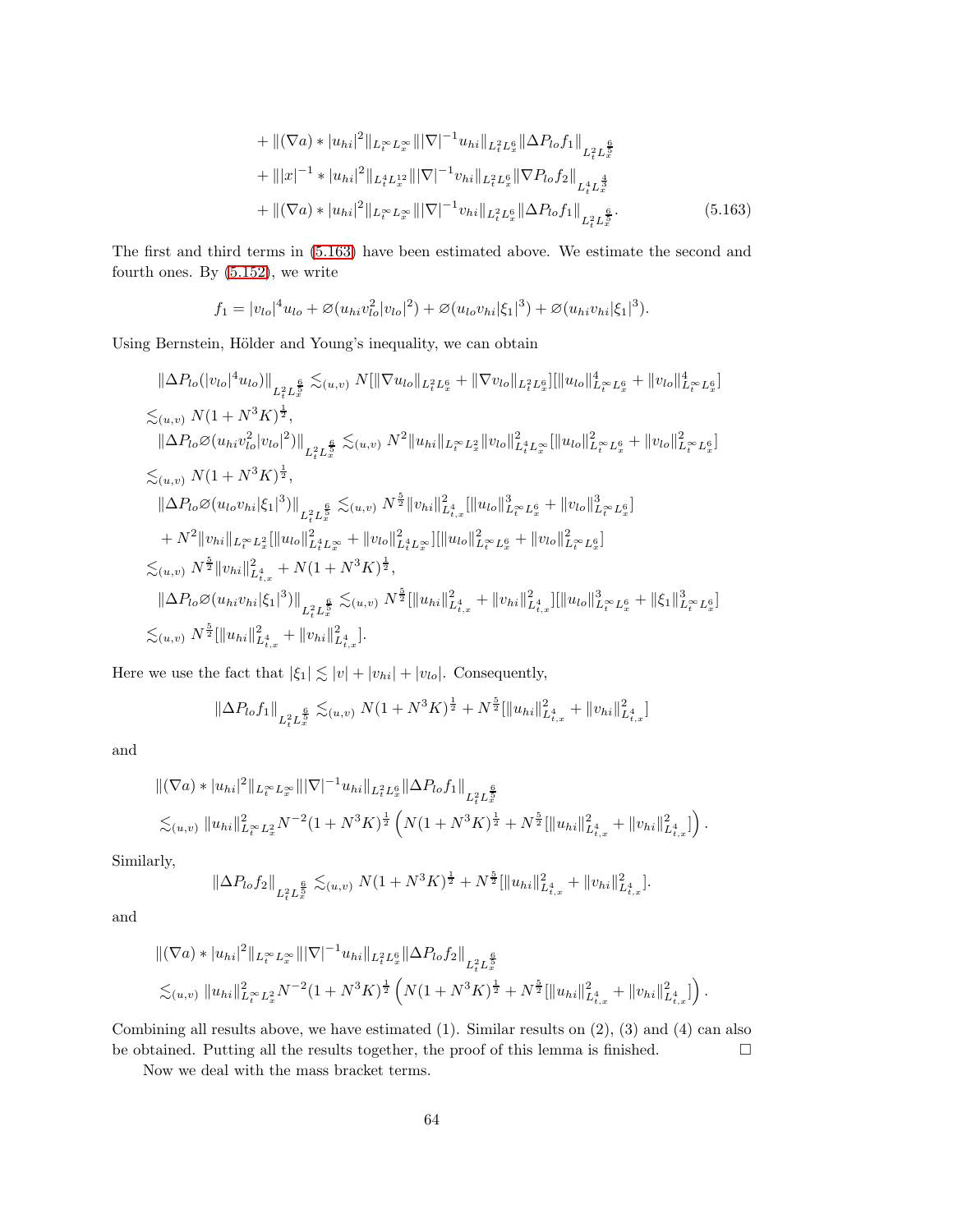$$
\begin{aligned}
&+ \|(\nabla a) * |u_{hi}|^2\|_{L_t^\infty L_x^\infty} \||\nabla|^{-1} u_{hi}\|_{L_t^2 L_x^6} \|\Delta P_{lo} f_1\|_{L_t^2 L_x^{\frac{6}{5}}} \\
&+ \||x|^{-1} * |u_{hi}|^2\|_{L_t^4 L_x^{12}} \||\nabla|^{-1} v_{hi}\|_{L_t^2 L_x^6} \|\nabla P_{lo} f_2\|_{L_t^4 L_x^{\frac{4}{3}}} \\
&+ \|(\nabla a) * |u_{hi}|^2\|_{L_t^\infty L_x^\infty} \||\nabla|^{-1} v_{hi}\|_{L_t^2 L_x^6} \|\Delta P_{lo} f_1\|_{L_t^2 L_x^{\frac{6}{5}}}. \qquad (5.163)
\end{aligned}
$$

The first and third terms in (5.163) have been estimated above. We estimate the second and fourth ones. By (5.152), we write

$$
f_1 = |v_{lo}|^4 u_{lo} + \varnothing(u_{hi} v_{lo}^2 |v_{lo}|^2) + \varnothing(u_{lo} v_{hi} |\xi_1|^3) + \varnothing(u_{hi} v_{hi} |\xi_1|^3).
$$

Using Bernstein, Hölder and Young's inequality, we can obtain

$$
\begin{aligned}
&\|\Delta P_{lo}(|v_{lo}|^4 u_{lo})\|_{L_t^2 L_x^{\frac{6}{5}}} \lesssim_{(u,v)} N[\|\nabla u_{lo}\|_{L_t^2 L_x^6} + \|\nabla v_{lo}\|_{L_t^2 L_x^6}][\|u_{lo}\|_{L_t^\infty L_x^6}^4 + \|v_{lo}\|_{L_t^\infty L_x^6}^4] \\
&\lesssim_{(u,v)} N(1 + N^3 K)^{\frac{1}{2}}, \\
&\|\Delta P_{lo} \varnothing(u_{hi} v_{lo}^2 |v_{lo}|^2)\|_{L_t^2 L_x^{\frac{6}{5}}} \lesssim_{(u,v)} N^2 \|u_{hi}\|_{L_t^\infty L_x^2} \|v_{lo}\|_{L_t^4 L_x^\infty}^2 [\|u_{lo}\|_{L_t^\infty L_x^6}^2 + \|v_{lo}\|_{L_t^\infty L_x^6}^2] \\
&\lesssim_{(u,v)} N(1 + N^3 K)^{\frac{1}{2}}, \\
&\|\Delta P_{lo} \varnothing(u_{lo} v_{hi} |\xi_1|^3)\|_{L_t^2 L_x^{\frac{6}{5}}} \lesssim_{(u,v)} N^{\frac{5}{2}} \|v_{hi}\|_{L_{t,x}^4}^2 [\|u_{lo}\|_{L_t^\infty L_x^6}^3 + \|v_{lo}\|_{L_t^\infty L_x^6}^3] \\
&\quad + N^2 \|v_{hi}\|_{L_t^\infty L_x^2} [\|u_{lo}\|_{L_t^4 L_x^\infty}^2 + \|v_{lo}\|_{L_t^4 L_x^\infty}^2][\|u_{lo}\|_{L_t^\infty L_x^6}^2 + \|v_{lo}\|_{L_t^\infty L_x^6}^2] \\
&\lesssim_{(u,v)} N^{\frac{5}{2}} \|v_{hi}\|_{L_{t,x}^4}^2 + N(1 + N^3 K)^{\frac{1}{2}}, \\
&\|\Delta P_{lo} \varnothing(u_{hi} v_{hi} |\xi_1|^3)\|_{L_t^2 L_x^{\frac{6}{5}}} \lesssim_{(u,v)} N^{\frac{5}{2}} [\|u_{hi}\|_{L_{t,x}^4}^2 + \|v_{hi}\|_{L_{t,x}^4}^2][\|u_{lo}\|_{L_t^\infty L_x^6}^3 + \|\xi_1\|_{L_t^\infty L_x^6}^3] \\
&\lesssim_{(u,v)} N^{\frac{5}{2}} [\|u_{hi}\|_{L_{t,x}^4}^2 + \|v_{hi}\|_{L_{t,x}^4}^2].
\end{aligned}
$$

Here we use the fact that $|\xi_1| \lesssim |v| + |v_{hi}| + |v_{lo}|$. Consequently,

$$
\|\Delta P_{lo} f_1\|_{L_t^2 L_x^{\frac{6}{5}}} \lesssim_{(u,v)} N(1 + N^3 K)^{\frac{1}{2}} + N^{\frac{5}{2}} [\|u_{hi}\|_{L_{t,x}^4}^2 + \|v_{hi}\|_{L_{t,x}^4}^2]
$$

and

$$
\begin{aligned}
&\|(\nabla a) * |u_{hi}|^2\|_{L_t^\infty L_x^\infty} \||\nabla|^{-1} u_{hi}\|_{L_t^2 L_x^6} \|\Delta P_{lo} f_1\|_{L_t^2 L_x^{\frac{6}{5}}} \\
&\lesssim_{(u,v)} \|u_{hi}\|_{L_t^\infty L_x^2}^2 N^{-2} (1 + N^3 K)^{\frac{1}{2}} \left( N(1 + N^3 K)^{\frac{1}{2}} + N^{\frac{5}{2}} [\|u_{hi}\|_{L_{t,x}^4}^2 + \|v_{hi}\|_{L_{t,x}^4}^2] \right).
\end{aligned}
$$

Similarly,

$$
\|\Delta P_{lo} f_2\|_{L_t^2 L_x^{\frac{6}{5}}} \lesssim_{(u,v)} N(1 + N^3 K)^{\frac{1}{2}} + N^{\frac{5}{2}} [\|u_{hi}\|_{L_{t,x}^4}^2 + \|v_{hi}\|_{L_{t,x}^4}^2].
$$

and

$$
\begin{aligned}
&\|(\nabla a) * |u_{hi}|^2\|_{L_t^\infty L_x^\infty} \||\nabla|^{-1} u_{hi}\|_{L_t^2 L_x^6} \|\Delta P_{lo} f_2\|_{L_t^2 L_x^{\frac{6}{5}}} \\
&\lesssim_{(u,v)} \|u_{hi}\|_{L_t^\infty L_x^2}^2 N^{-2} (1 + N^3 K)^{\frac{1}{2}} \left( N(1 + N^3 K)^{\frac{1}{2}} + N^{\frac{5}{2}} [\|u_{hi}\|_{L_{t,x}^4}^2 + \|v_{hi}\|_{L_{t,x}^4}^2] \right).
\end{aligned}
$$

Combining all results above, we have estimated (1). Similar results on (2), (3) and (4) can also be obtained. Putting all the results together, the proof of this lemma is finished. $\square$

Now we deal with the mass bracket terms.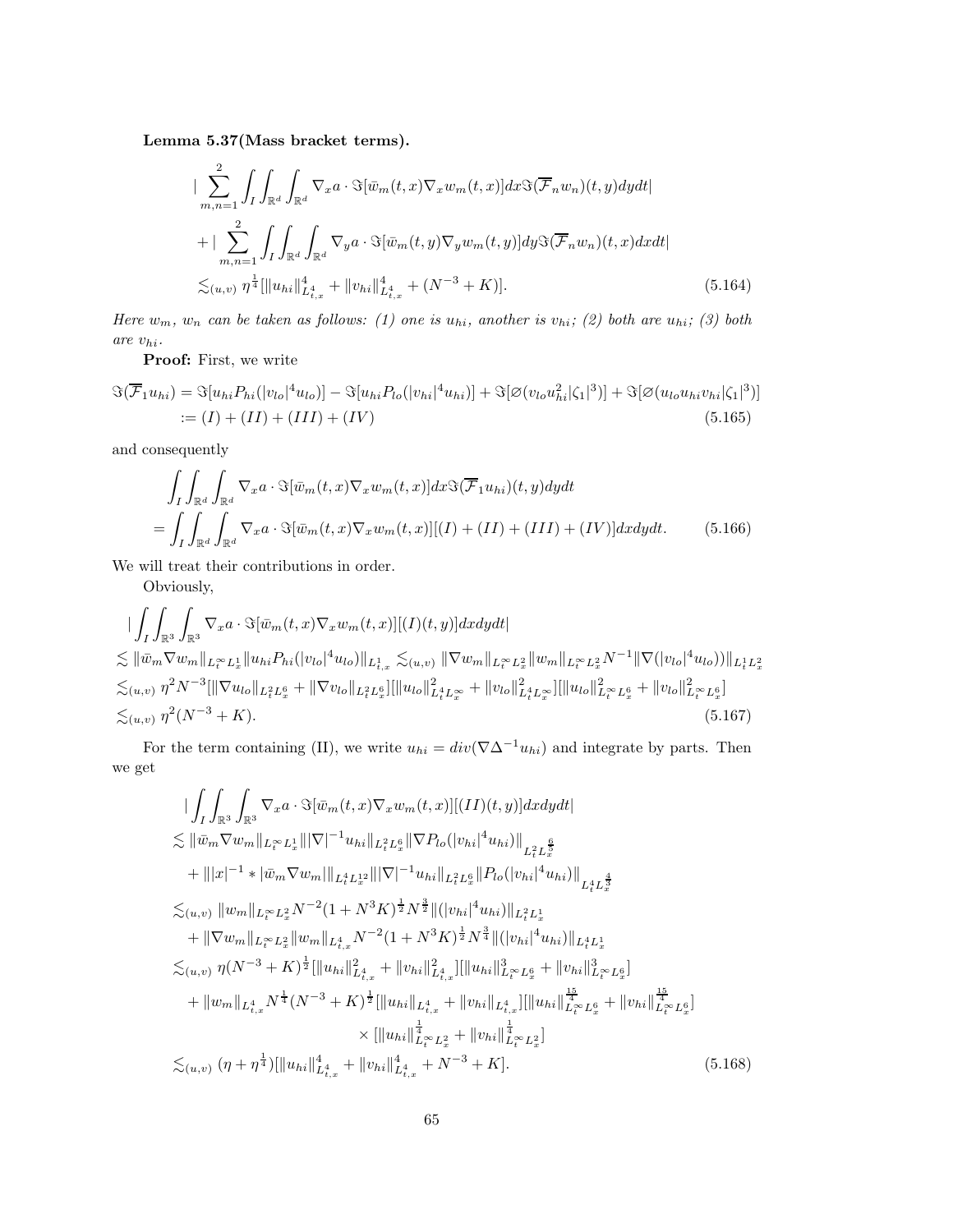**Lemma 5.37(Mass bracket terms).**

$$
\begin{aligned}
&|\sum_{m,n=1}^{2}\int_I\int_{\mathbb{R}^d}\int_{\mathbb{R}^d}\nabla_x a\cdot\Im[\bar{w}_m(t,x)\nabla_x w_m(t,x)]dx\Im(\overline{\mathcal{F}}_n w_n)(t,y)dydt|\\
&+|\sum_{m,n=1}^{2}\int_I\int_{\mathbb{R}^d}\int_{\mathbb{R}^d}\nabla_y a\cdot\Im[\bar{w}_m(t,y)\nabla_y w_m(t,y)]dy\Im(\overline{\mathcal{F}}_n w_n)(t,x)dxdt|\\
&\lesssim_{(u,v)}\eta^{\frac14}[\|u_{hi}\|_{L^4_{t,x}}^4+\|v_{hi}\|_{L^4_{t,x}}^4+(N^{-3}+K)].
\end{aligned}\tag{5.164}
$$

*Here $w_m$, $w_n$ can be taken as follows: (1) one is $u_{hi}$, another is $v_{hi}$; (2) both are $u_{hi}$; (3) both are $v_{hi}$.*

**Proof:** First, we write

$$
\begin{aligned}
\Im(\overline{\mathcal{F}}_1 u_{hi})&=\Im[u_{hi}P_{hi}(|v_{lo}|^4u_{lo})]-\Im[u_{hi}P_{lo}(|v_{hi}|^4u_{hi})]+\Im[\varnothing(v_{lo}u_{hi}^2|\zeta_1|^3)]+\Im[\varnothing(u_{lo}u_{hi}v_{hi}|\zeta_1|^3)]\\
&:=(I)+(II)+(III)+(IV)
\end{aligned}\tag{5.165}
$$

and consequently

$$
\begin{aligned}
&\int_I\int_{\mathbb{R}^d}\int_{\mathbb{R}^d}\nabla_x a\cdot\Im[\bar{w}_m(t,x)\nabla_x w_m(t,x)]dx\Im(\overline{\mathcal{F}}_1 u_{hi})(t,y)dydt\\
=&\int_I\int_{\mathbb{R}^d}\int_{\mathbb{R}^d}\nabla_x a\cdot\Im[\bar{w}_m(t,x)\nabla_x w_m(t,x)][(I)+(II)+(III)+(IV)]dxdydt.
\end{aligned}\tag{5.166}
$$

We will treat their contributions in order.

Obviously,

$$
\begin{aligned}
&|\int_I\int_{\mathbb{R}^3}\int_{\mathbb{R}^3}\nabla_x a\cdot\Im[\bar{w}_m(t,x)\nabla_x w_m(t,x)][(I)(t,y)]dxdydt|\\
\lesssim&\|\bar{w}_m\nabla w_m\|_{L^\infty_t L^1_x}\|u_{hi}P_{hi}(|v_{lo}|^4u_{lo})\|_{L^1_{t,x}}\lesssim_{(u,v)}\|\nabla w_m\|_{L^\infty_t L^2_x}\|w_m\|_{L^\infty_t L^2_x}N^{-1}\|\nabla(|v_{lo}|^4u_{lo}))\|_{L^1_t L^2_x}\\
\lesssim_{(u,v)}&\eta^2N^{-3}[\|\nabla u_{lo}\|_{L^2_tL^6_x}+\|\nabla v_{lo}\|_{L^2_tL^6_x}][\|u_{lo}\|^2_{L^4_tL^\infty_x}+\|v_{lo}\|^2_{L^4_tL^\infty_x}][\|u_{lo}\|^2_{L^\infty_tL^6_x}+\|v_{lo}\|^2_{L^\infty_tL^6_x}]\\
\lesssim_{(u,v)}&\eta^2(N^{-3}+K).
\end{aligned}\tag{5.167}
$$

For the term containing (II), we write $u_{hi}=div(\nabla\Delta^{-1}u_{hi})$ and integrate by parts. Then we get

$$
\begin{aligned}
&|\int_I\int_{\mathbb{R}^3}\int_{\mathbb{R}^3}\nabla_x a\cdot\Im[\bar{w}_m(t,x)\nabla_x w_m(t,x)][(II)(t,y)]dxdydt|\\
\lesssim&\|\bar{w}_m\nabla w_m\|_{L^\infty_tL^1_x}\||\nabla|^{-1}u_{hi}\|_{L^2_tL^6_x}\|\nabla P_{lo}(|v_{hi}|^4u_{hi})\|_{L^2_tL^{\frac65}_x}\\
&+\||x|^{-1}*|\bar{w}_m\nabla w_m|\|_{L^4_tL^{12}_x}\||\nabla|^{-1}u_{hi}\|_{L^2_tL^6_x}\|P_{lo}(|v_{hi}|^4u_{hi})\|_{L^4_tL^{\frac43}_x}\\
\lesssim_{(u,v)}&\|w_m\|_{L^\infty_tL^2_x}N^{-2}(1+N^3K)^{\frac12}N^{\frac32}\|(|v_{hi}|^4u_{hi})\|_{L^2_tL^1_x}\\
&+\|\nabla w_m\|_{L^\infty_tL^2_x}\|w_m\|_{L^4_{t,x}}N^{-2}(1+N^3K)^{\frac12}N^{\frac34}\|(|v_{hi}|^4u_{hi})\|_{L^4_tL^1_x}\\
\lesssim_{(u,v)}&\eta(N^{-3}+K)^{\frac12}[\|u_{hi}\|^2_{L^4_{t,x}}+\|v_{hi}\|^2_{L^4_{t,x}}][\|u_{hi}\|^3_{L^\infty_tL^6_x}+\|v_{hi}\|^3_{L^\infty_tL^6_x}]\\
&+\|w_m\|_{L^4_{t,x}}N^{\frac14}(N^{-3}+K)^{\frac12}[\|u_{hi}\|_{L^4_{t,x}}+\|v_{hi}\|_{L^4_{t,x}}][\|u_{hi}\|^{\frac{15}{4}}_{L^\infty_tL^6_x}+\|v_{hi}\|^{\frac{15}{4}}_{L^\infty_tL^6_x}]\\
&\qquad\times[\|u_{hi}\|^{\frac14}_{L^\infty_tL^2_x}+\|v_{hi}\|^{\frac14}_{L^\infty_tL^2_x}]\\
\lesssim_{(u,v)}&(\eta+\eta^{\frac14})[\|u_{hi}\|^4_{L^4_{t,x}}+\|v_{hi}\|^4_{L^4_{t,x}}+N^{-3}+K].
\end{aligned}\tag{5.168}
$$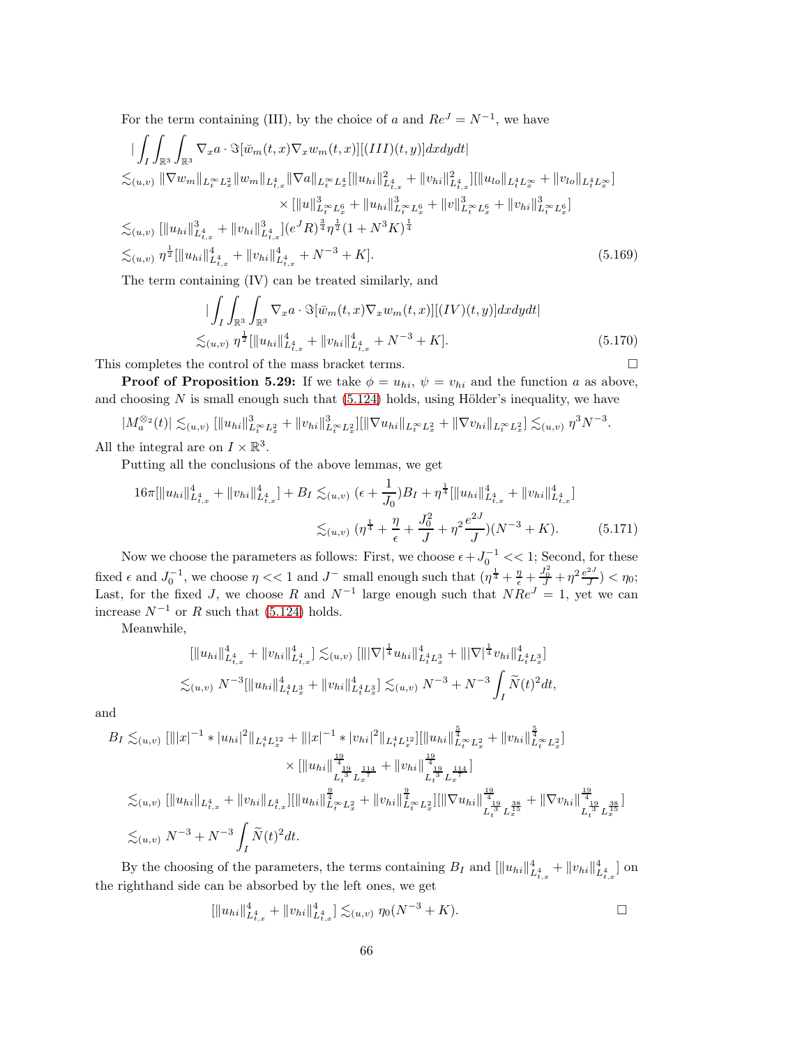For the term containing (III), by the choice of $a$ and $Re^J = N^{-1}$, we have

$$
\begin{aligned}
&|\int_I\int_{\mathbb{R}^3}\int_{\mathbb{R}^3} \nabla_x a\cdot \Im[\bar{w}_m(t,x)\nabla_x w_m(t,x)][(III)(t,y)]dxdydt|\\
&\lesssim_{(u,v)} \|\nabla w_m\|_{L_t^\infty L_x^2}\|w_m\|_{L_{t,x}^4}\|\nabla a\|_{L_t^\infty L_x^4}[\|u_{hi}\|^2_{L^4_{t,x}}+\|v_{hi}\|^2_{L^4_{t,x}}][\|u_{lo}\|_{L_t^4L_x^\infty}+\|v_{lo}\|_{L_t^4L_x^\infty}]\\
&\qquad\qquad \times[\|u\|^3_{L_t^\infty L_x^6}+\|u_{hi}\|^3_{L_t^\infty L_x^6}+\|v\|^3_{L_t^\infty L_x^6}+\|v_{hi}\|^3_{L_t^\infty L_x^6}]\\
&\lesssim_{(u,v)} [\|u_{hi}\|^3_{L^4_{t,x}}+\|v_{hi}\|^3_{L^4_{t,x}}](e^JR)^{\frac34}\eta^{\frac12}(1+N^3K)^{\frac14}\\
&\lesssim_{(u,v)} \eta^{\frac12}[\|u_{hi}\|^4_{L^4_{t,x}}+\|v_{hi}\|^4_{L^4_{t,x}}+N^{-3}+K]. 
\end{aligned}\tag{5.169}
$$

The term containing (IV) can be treated similarly, and

$$
\begin{aligned}
&|\int_I\int_{\mathbb{R}^3}\int_{\mathbb{R}^3} \nabla_x a\cdot \Im[\bar{w}_m(t,x)\nabla_x w_m(t,x)][(IV)(t,y)]dxdydt|\\
&\lesssim_{(u,v)} \eta^{\frac12}[\|u_{hi}\|^4_{L^4_{t,x}}+\|v_{hi}\|^4_{L^4_{t,x}}+N^{-3}+K].
\end{aligned}\tag{5.170}
$$

This completes the control of the mass bracket terms. □

**Proof of Proposition 5.29:** If we take $\phi = u_{hi}$, $\psi = v_{hi}$ and the function $a$ as above, and choosing $N$ is small enough such that (5.124) holds, using Hölder's inequality, we have

$$
|M_a^{\otimes_2}(t)| \lesssim_{(u,v)} [\|u_{hi}\|^3_{L_t^\infty L_x^2}+\|v_{hi}\|^3_{L_t^\infty L_x^2}][\|\nabla u_{hi}\|_{L_t^\infty L_x^2}+\|\nabla v_{hi}\|_{L_t^\infty L_x^2}] \lesssim_{(u,v)} \eta^3 N^{-3}.
$$

All the integral are on $I\times\mathbb{R}^3$.

Putting all the conclusions of the above lemmas, we get

$$
\begin{aligned}
16\pi[\|u_{hi}\|^4_{L^4_{t,x}}+\|v_{hi}\|^4_{L^4_{t,x}}]+B_I &\lesssim_{(u,v)} (\epsilon+\frac{1}{J_0})B_I+\eta^{\frac14}[\|u_{hi}\|^4_{L^4_{t,x}}+\|v_{hi}\|^4_{L^4_{t,x}}]\\
&\lesssim_{(u,v)} (\eta^{\frac14}+\frac{\eta}{\epsilon}+\frac{J_0^2}{J}+\eta^2\frac{e^{2J}}{J})(N^{-3}+K).
\end{aligned}\tag{5.171}
$$

Now we choose the parameters as follows: First, we choose $\epsilon + J_0^{-1} << 1$; Second, for these fixed $\epsilon$ and $J_0^{-1}$, we choose $\eta << 1$ and $J^-$ small enough such that $(\eta^{\frac14}+\frac{\eta}{\epsilon}+\frac{J_0^2}{J}+\eta^2\frac{e^{2J}}{J}) < \eta_0$; Last, for the fixed $J$, we choose $R$ and $N^{-1}$ large enough such that $NRe^J = 1$, yet we can increase $N^{-1}$ or $R$ such that (5.124) holds.

Meanwhile,

$$
\begin{aligned}
[\|u_{hi}\|^4_{L^4_{t,x}}+\|v_{hi}\|^4_{L^4_{t,x}}] &\lesssim_{(u,v)} [\||\nabla|^{\frac14}u_{hi}\|^4_{L_t^4L_x^3}+\||\nabla|^{\frac14}v_{hi}\|^4_{L_t^4L_x^3}]\\
&\lesssim_{(u,v)} N^{-3}[\|u_{hi}\|^4_{L_t^4L_x^3}+\|v_{hi}\|^4_{L_t^4L_x^3}] \lesssim_{(u,v)} N^{-3}+N^{-3}\int_I \widetilde{N}(t)^2dt,
\end{aligned}
$$

and

$$
\begin{aligned}
B_I &\lesssim_{(u,v)} [\||x|^{-1}*|u_{hi}|^2\|_{L_t^4L_x^{12}}+\||x|^{-1}*|v_{hi}|^2\|_{L_t^4L_x^{12}}][\|u_{hi}\|^{\frac54}_{L_t^\infty L_x^2}+\|v_{hi}\|^{\frac54}_{L_t^\infty L_x^2}]\\
&\qquad\times[\|u_{hi}\|^{\frac{19}{4}}_{L_t^{\frac{19}{3}}L_x^{\frac{114}{7}}}+\|v_{hi}\|^{\frac{19}{4}}_{L_t^{\frac{19}{3}}L_x^{\frac{114}{7}}}]\\
&\lesssim_{(u,v)} [\|u_{hi}\|_{L^4_{t,x}}+\|v_{hi}\|_{L^4_{t,x}}][\|u_{hi}\|^{\frac94}_{L_t^\infty L_x^2}+\|v_{hi}\|^{\frac94}_{L_t^\infty L_x^2}][\|\nabla u_{hi}\|^{\frac{19}{4}}_{L_t^{\frac{19}{3}}L_x^{\frac{38}{15}}}+\|\nabla v_{hi}\|^{\frac{19}{4}}_{L_t^{\frac{19}{3}}L_x^{\frac{38}{15}}}]\\
&\lesssim_{(u,v)} N^{-3}+N^{-3}\int_I \widetilde{N}(t)^2dt.
\end{aligned}
$$

By the choosing of the parameters, the terms containing $B_I$ and $[\|u_{hi}\|^4_{L^4_{t,x}}+\|v_{hi}\|^4_{L^4_{t,x}}]$ on the righthand side can be absorbed by the left ones, we get

$$
[\|u_{hi}\|^4_{L^4_{t,x}}+\|v_{hi}\|^4_{L^4_{t,x}}] \lesssim_{(u,v)} \eta_0(N^{-3}+K). \qquad \square
$$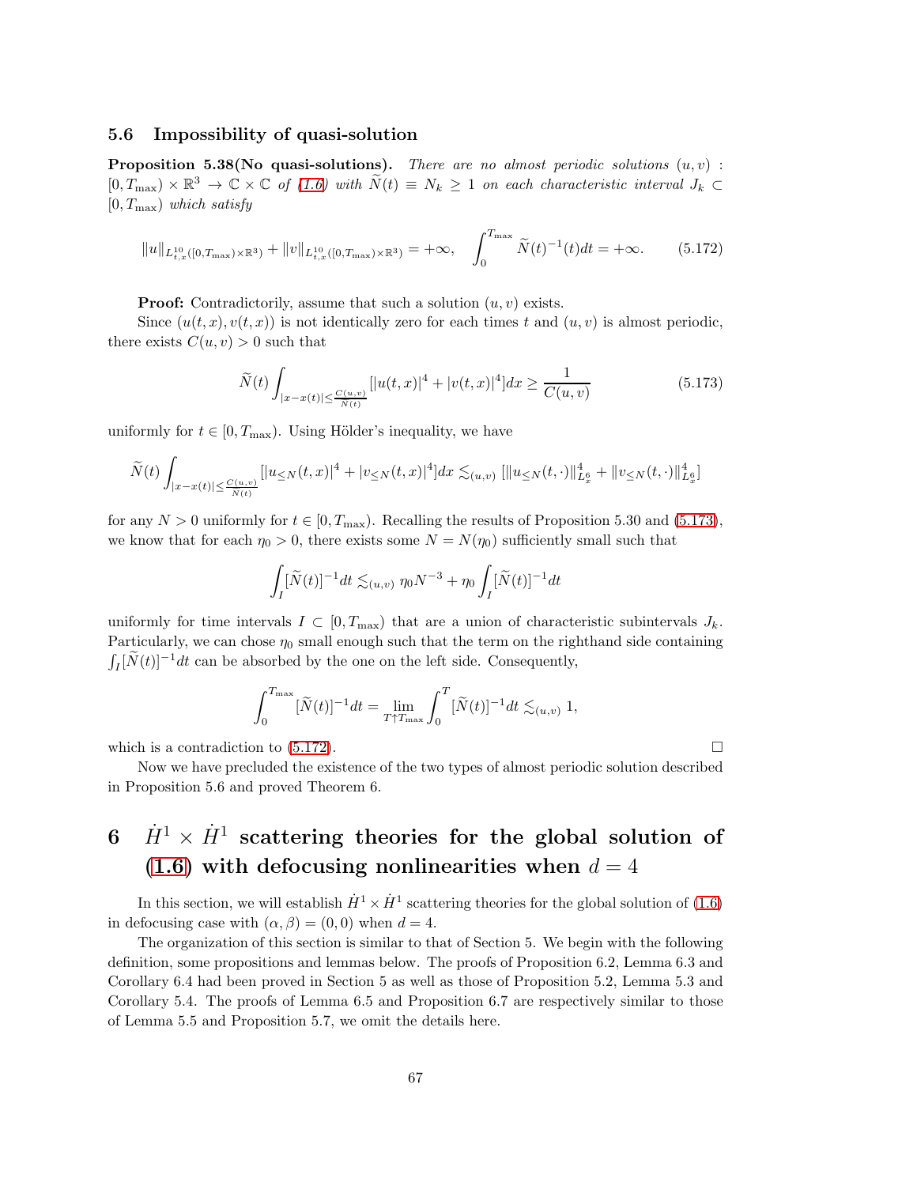### 5.6 Impossibility of quasi-solution

**Proposition 5.38(No quasi-solutions).** *There are no almost periodic solutions $(u,v) : [0,T_{\max}) \times \mathbb{R}^3 \to \mathbb{C} \times \mathbb{C}$ of (1.6) with $\widetilde{N}(t) \equiv N_k \geq 1$ on each characteristic interval $J_k \subset [0,T_{\max})$ which satisfy*

$$
\|u\|_{L^{10}_{t,x}([0,T_{\max})\times\mathbb{R}^3)} + \|v\|_{L^{10}_{t,x}([0,T_{\max})\times\mathbb{R}^3)} = +\infty, \quad \int_0^{T_{\max}} \widetilde{N}(t)^{-1}(t)dt = +\infty. \tag{5.172}
$$

**Proof:** Contradictorily, assume that such a solution $(u,v)$ exists.

Since $(u(t,x), v(t,x))$ is not identically zero for each times $t$ and $(u,v)$ is almost periodic, there exists $C(u,v) > 0$ such that

$$
\widetilde{N}(t) \int_{|x-x(t)| \leq \frac{C(u,v)}{\widetilde{N}(t)}} [|u(t,x)|^4 + |v(t,x)|^4] dx \geq \frac{1}{C(u,v)} \tag{5.173}
$$

uniformly for $t \in [0,T_{\max})$. Using Hölder's inequality, we have

$$
\widetilde{N}(t) \int_{|x-x(t)| \leq \frac{C(u,v)}{\widetilde{N}(t)}} [|u_{\leq N}(t,x)|^4 + |v_{\leq N}(t,x)|^4] dx \lesssim_{(u,v)} [\|u_{\leq N}(t,\cdot)\|^4_{L^6_x} + \|v_{\leq N}(t,\cdot)\|^4_{L^6_x}]
$$

for any $N > 0$ uniformly for $t \in [0,T_{\max})$. Recalling the results of Proposition 5.30 and (5.173), we know that for each $\eta_0 > 0$, there exists some $N = N(\eta_0)$ sufficiently small such that

$$
\int_I [\widetilde{N}(t)]^{-1} dt \lesssim_{(u,v)} \eta_0 N^{-3} + \eta_0 \int_I [\widetilde{N}(t)]^{-1} dt
$$

uniformly for time intervals $I \subset [0,T_{\max})$ that are a union of characteristic subintervals $J_k$. Particularly, we can chose $\eta_0$ small enough such that the term on the righthand side containing $\int_I [\widetilde{N}(t)]^{-1} dt$ can be absorbed by the one on the left side. Consequently,

$$
\int_0^{T_{\max}} [\widetilde{N}(t)]^{-1} dt = \lim_{T \uparrow T_{\max}} \int_0^T [\widetilde{N}(t)]^{-1} dt \lesssim_{(u,v)} 1,
$$

which is a contradiction to (5.172). □

Now we have precluded the existence of the two types of almost periodic solution described in Proposition 5.6 and proved Theorem 6.

## 6 $\dot{H}^1 \times \dot{H}^1$ scattering theories for the global solution of (1.6) with defocusing nonlinearities when $d = 4$

In this section, we will establish $\dot{H}^1 \times \dot{H}^1$ scattering theories for the global solution of (1.6) in defocusing case with $(\alpha, \beta) = (0,0)$ when $d = 4$.

The organization of this section is similar to that of Section 5. We begin with the following definition, some propositions and lemmas below. The proofs of Proposition 6.2, Lemma 6.3 and Corollary 6.4 had been proved in Section 5 as well as those of Proposition 5.2, Lemma 5.3 and Corollary 5.4. The proofs of Lemma 6.5 and Proposition 6.7 are respectively similar to those of Lemma 5.5 and Proposition 5.7, we omit the details here.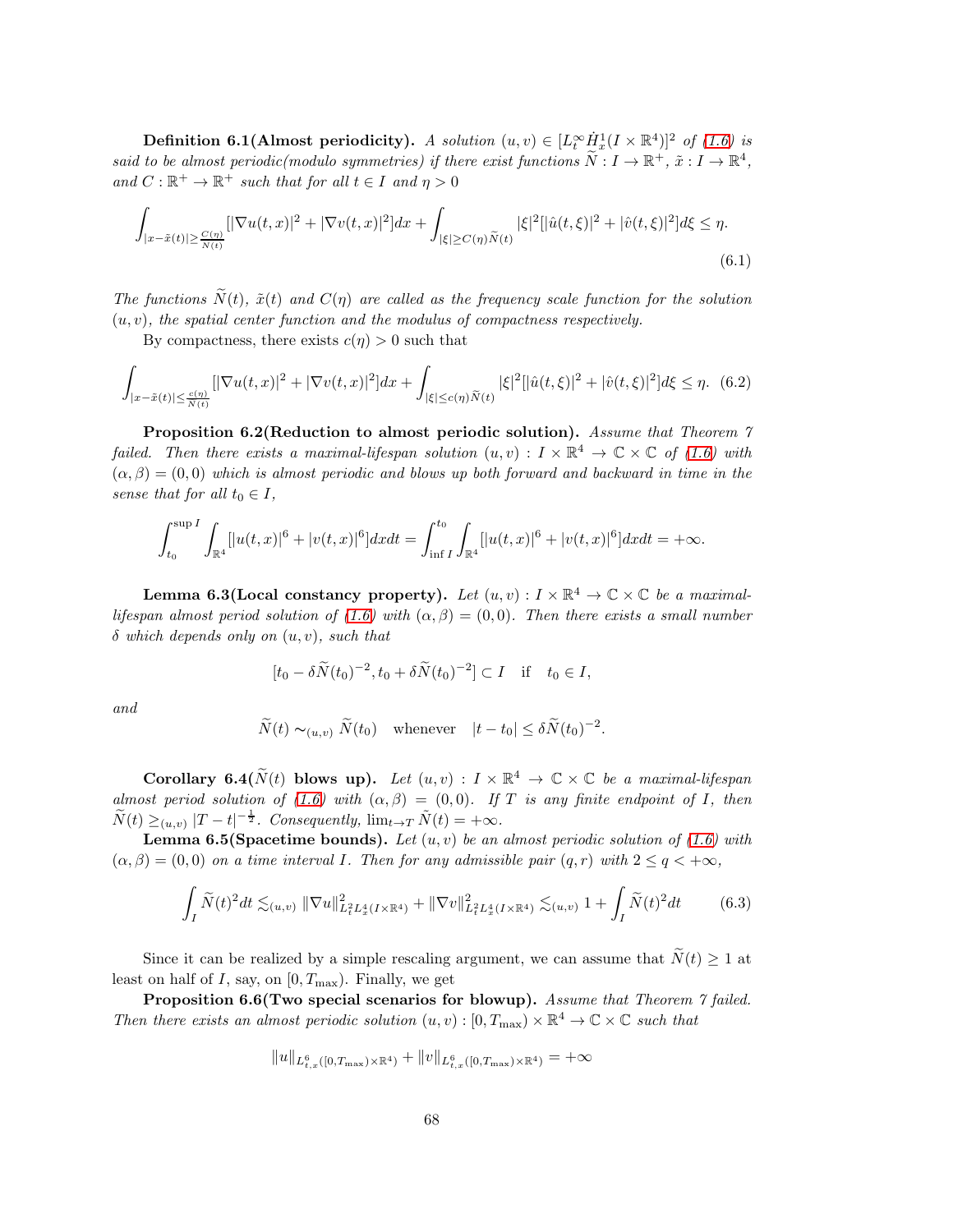**Definition 6.1(Almost periodicity).** *A solution $(u,v) \in [L_t^\infty \dot{H}_x^1(I\times\mathbb{R}^4)]^2$ of (1.6) is said to be almost periodic(modulo symmetries) if there exist functions $\widetilde{N}: I \to \mathbb{R}^+$, $\tilde{x}: I \to \mathbb{R}^4$, and $C: \mathbb{R}^+ \to \mathbb{R}^+$ such that for all $t \in I$ and $\eta > 0$*

$$\int_{|x-\tilde{x}(t)|\geq \frac{C(\eta)}{\widetilde{N}(t)}} [|\nabla u(t,x)|^2 + |\nabla v(t,x)|^2]dx + \int_{|\xi|\geq C(\eta)\widetilde{N}(t)} |\xi|^2[|\hat{u}(t,\xi)|^2 + |\hat{v}(t,\xi)|^2 d\xi \leq \eta. \tag{6.1}$$

*The functions $\widetilde{N}(t)$, $\tilde{x}(t)$ and $C(\eta)$ are called as the frequency scale function for the solution $(u,v)$, the spatial center function and the modulus of compactness respectively.*

By compactness, there exists $c(\eta) > 0$ such that

$$\int_{|x-\tilde{x}(t)|\leq \frac{c(\eta)}{\widetilde{N}(t)}} [|\nabla u(t,x)|^2 + |\nabla v(t,x)|^2]dx + \int_{|\xi|\leq c(\eta)\widetilde{N}(t)} |\xi|^2[|\hat{u}(t,\xi)|^2 + |\hat{v}(t,\xi)|^2 d\xi \leq \eta. \tag{6.2}$$

**Proposition 6.2(Reduction to almost periodic solution).** *Assume that Theorem 7 failed. Then there exists a maximal-lifespan solution $(u,v): I \times \mathbb{R}^4 \to \mathbb{C}\times\mathbb{C}$ of (1.6) with $(\alpha,\beta) = (0,0)$ which is almost periodic and blows up both forward and backward in time in the sense that for all $t_0 \in I$,*

$$\int_{t_0}^{\sup I}\int_{\mathbb{R}^4}[|u(t,x)|^6 + |v(t,x)|^6]dxdt = \int_{\inf I}^{t_0}\int_{\mathbb{R}^4}[|u(t,x)|^6 + |v(t,x)|^6]dxdt = +\infty.$$

**Lemma 6.3(Local constancy property).** *Let $(u,v): I\times\mathbb{R}^4 \to \mathbb{C}\times\mathbb{C}$ be a maximal-lifespan almost period solution of (1.6) with $(\alpha,\beta) = (0,0)$. Then there exists a small number $\delta$ which depends only on $(u,v)$, such that*

$$[t_0 - \delta\widetilde{N}(t_0)^{-2}, t_0 + \delta\widetilde{N}(t_0)^{-2}] \subset I \quad \text{if} \quad t_0 \in I,$$

*and*

$$\widetilde{N}(t) \sim_{(u,v)} \widetilde{N}(t_0) \quad \text{whenever} \quad |t - t_0| \leq \delta\widetilde{N}(t_0)^{-2}.$$

**Corollary 6.4($\widetilde{N}(t)$ blows up).** *Let $(u,v): I\times\mathbb{R}^4 \to \mathbb{C}\times\mathbb{C}$ be a maximal-lifespan almost period solution of (1.6) with $(\alpha,\beta) = (0,0)$. If $T$ is any finite endpoint of $I$, then $\widetilde{N}(t) \geq_{(u,v)} |T-t|^{-\frac{1}{2}}$. Consequently, $\lim_{t\to T}\widetilde{N}(t) = +\infty$.*

**Lemma 6.5(Spacetime bounds).** *Let $(u,v)$ be an almost periodic solution of (1.6) with $(\alpha,\beta) = (0,0)$ on a time interval $I$. Then for any admissible pair $(q,r)$ with $2 \leq q < +\infty$,*

$$\int_I \widetilde{N}(t)^2 dt \lesssim_{(u,v)} \|\nabla u\|^2_{L_t^2 L_x^4(I\times\mathbb{R}^4)} + \|\nabla v\|^2_{L_t^2 L_x^4(I\times\mathbb{R}^4)} \lesssim_{(u,v)} 1 + \int_I \widetilde{N}(t)^2 dt \tag{6.3}$$

Since it can be realized by a simple rescaling argument, we can assume that $\widetilde{N}(t) \geq 1$ at least on half of $I$, say, on $[0, T_{\max})$. Finally, we get

**Proposition 6.6(Two special scenarios for blowup).** *Assume that Theorem 7 failed. Then there exists an almost periodic solution $(u,v): [0,T_{\max})\times\mathbb{R}^4 \to \mathbb{C}\times\mathbb{C}$ such that*

$$\|u\|_{L^6_{t,x}([0,T_{\max})\times\mathbb{R}^4)} + \|v\|_{L^6_{t,x}([0,T_{\max})\times\mathbb{R}^4)} = +\infty$$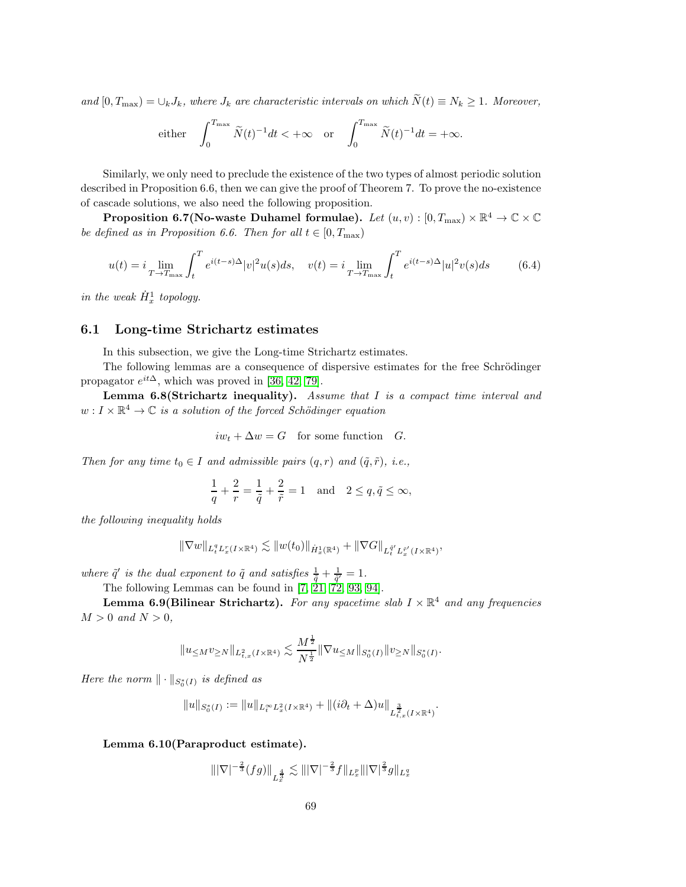*and* $[0, T_{\max}) = \cup_k J_k$*, where* $J_k$ *are characteristic intervals on which* $\widetilde{N}(t) \equiv N_k \geq 1$*. Moreover,*

$$\text{either} \quad \int_0^{T_{\max}} \widetilde{N}(t)^{-1} dt < +\infty \quad \text{or} \quad \int_0^{T_{\max}} \widetilde{N}(t)^{-1} dt = +\infty.$$

Similarly, we only need to preclude the existence of the two types of almost periodic solution described in Proposition 6.6, then we can give the proof of Theorem 7. To prove the no-existence of cascade solutions, we also need the following proposition.

**Proposition 6.7(No-waste Duhamel formulae).** *Let* $(u, v) : [0, T_{\max}) \times \mathbb{R}^4 \to \mathbb{C} \times \mathbb{C}$ *be defined as in Proposition 6.6. Then for all* $t \in [0, T_{\max})$

$$u(t) = i \lim_{T \to T_{\max}} \int_t^T e^{i(t-s)\Delta} |v|^2 u(s) ds, \quad v(t) = i \lim_{T \to T_{\max}} \int_t^T e^{i(t-s)\Delta} |u|^2 v(s) ds \tag{6.4}$$

*in the weak* $\dot{H}_x^1$ *topology.*

## 6.1 Long-time Strichartz estimates

In this subsection, we give the Long-time Strichartz estimates.

The following lemmas are a consequence of dispersive estimates for the free Schrödinger propagator $e^{it\Delta}$, which was proved in [36, 42, 79].

**Lemma 6.8(Strichartz inequality).** *Assume that* $I$ *is a compact time interval and* $w : I \times \mathbb{R}^4 \to \mathbb{C}$ *is a solution of the forced Schödinger equation*

$$iw_t + \Delta w = G \quad \text{for some function} \quad G.$$

*Then for any time* $t_0 \in I$ *and admissible pairs* $(q, r)$ *and* $(\tilde{q}, \tilde{r})$*, i.e.,*

$$\frac{1}{q} + \frac{2}{r} = \frac{1}{\tilde{q}} + \frac{2}{\tilde{r}} = 1 \quad \text{and} \quad 2 \leq q, \tilde{q} \leq \infty,$$

*the following inequality holds*

$$\|\nabla w\|_{L_t^q L_x^r (I \times \mathbb{R}^4)} \lesssim \|w(t_0)\|_{\dot{H}_x^1(\mathbb{R}^4)} + \|\nabla G\|_{L_t^{\tilde{q}'} L_x^{\tilde{r}'} (I \times \mathbb{R}^4)},$$

*where* $\tilde{q}'$ *is the dual exponent to* $\tilde{q}$ *and satisfies* $\frac{1}{\tilde{q}} + \frac{1}{\tilde{q}'} = 1$*.*

The following Lemmas can be found in [7, 21, 72, 93, 94].

**Lemma 6.9(Bilinear Strichartz).** *For any spacetime slab* $I \times \mathbb{R}^4$ *and any frequencies* $M > 0$ *and* $N > 0$*,*

$$\|u_{\leq M} v_{\geq N}\|_{L_{t,x}^2(I \times \mathbb{R}^4)} \lesssim \frac{M^{\frac{1}{2}}}{N^{\frac{1}{2}}} \|\nabla u_{\leq M}\|_{S_0^*(I)} \|v_{\geq N}\|_{S_0^*(I)}.$$

*Here the norm* $\|\cdot\|_{S_0^*(I)}$ *is defined as*

$$\|u\|_{S_0^*(I)} := \|u\|_{L_t^\infty L_x^2(I \times \mathbb{R}^4)} + \|(i\partial_t + \Delta)u\|_{L_{t,x}^{\frac{3}{2}}(I \times \mathbb{R}^4)}.$$

**Lemma 6.10(Paraproduct estimate).**

$$\||\nabla|^{-\frac{2}{3}}(fg)\|_{L_x^{\frac{4}{3}}} \lesssim \||\nabla|^{-\frac{2}{3}} f\|_{L_x^p} \||\nabla|^{\frac{2}{3}} g\|_{L_x^q}$$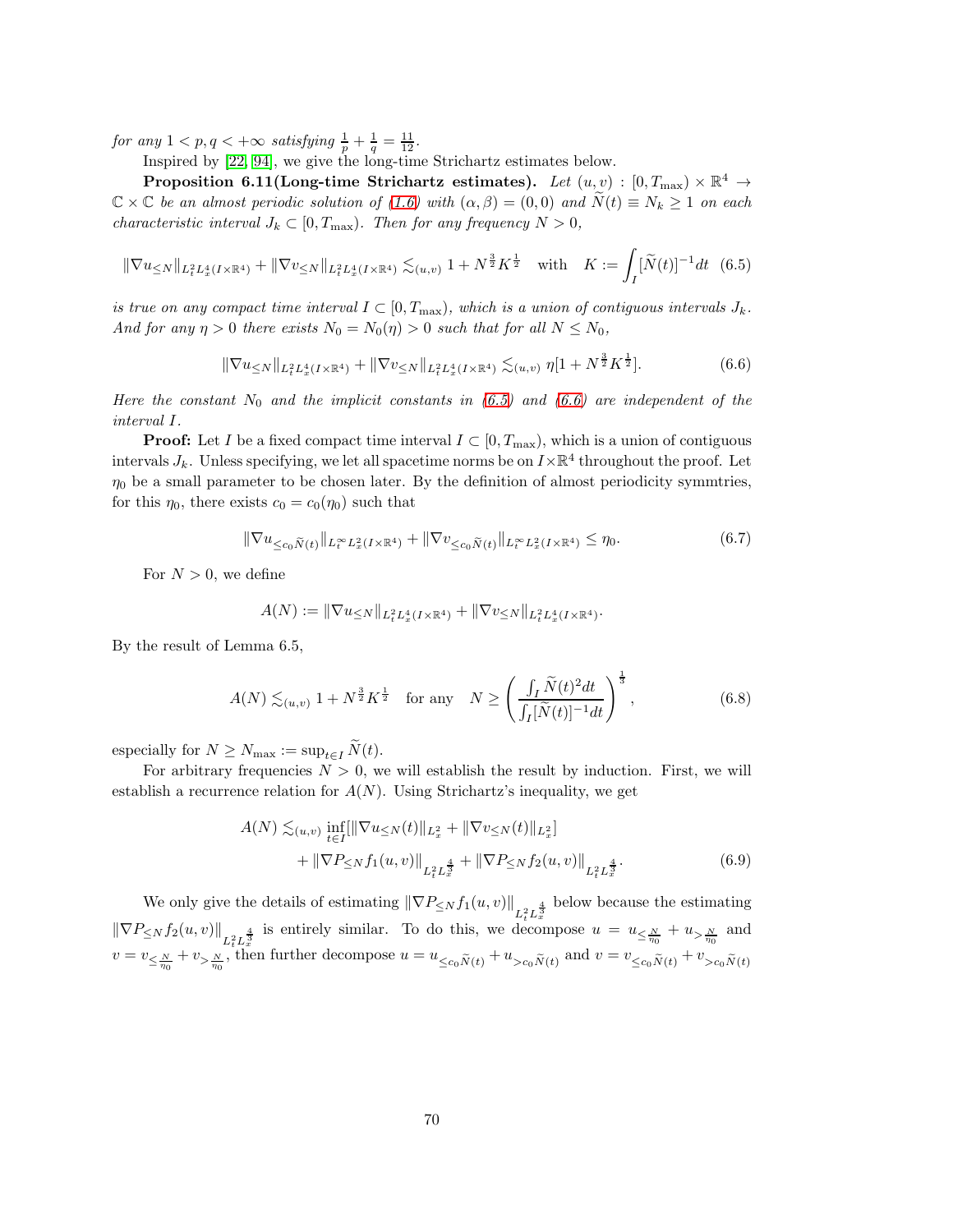*for any* $1 < p, q < +\infty$ *satisfying* $\frac{1}{p} + \frac{1}{q} = \frac{11}{12}$.

Inspired by [22, 94], we give the long-time Strichartz estimates below.

**Proposition 6.11(Long-time Strichartz estimates).** *Let* $(u, v) : [0, T_{\max}) \times \mathbb{R}^4 \to \mathbb{C} \times \mathbb{C}$ *be an almost periodic solution of (1.6) with* $(\alpha, \beta) = (0, 0)$ *and* $\widetilde{N}(t) \equiv N_k \geq 1$ *on each characteristic interval* $J_k \subset [0, T_{\max})$. *Then for any frequency* $N > 0$,

$$\|\nabla u_{\leq N}\|_{L_t^2 L_x^4(I \times \mathbb{R}^4)} + \|\nabla v_{\leq N}\|_{L_t^2 L_x^4(I \times \mathbb{R}^4)} \lesssim_{(u,v)} 1 + N^{\frac{3}{2}} K^{\frac{1}{2}} \quad \text{with} \quad K := \int_I [\widetilde{N}(t)]^{-1} dt \quad (6.5)$$

*is true on any compact time interval* $I \subset [0, T_{\max})$, *which is a union of contiguous intervals* $J_k$. *And for any* $\eta > 0$ *there exists* $N_0 = N_0(\eta) > 0$ *such that for all* $N \leq N_0$,

$$\|\nabla u_{\leq N}\|_{L_t^2 L_x^4(I \times \mathbb{R}^4)} + \|\nabla v_{\leq N}\|_{L_t^2 L_x^4(I \times \mathbb{R}^4)} \lesssim_{(u,v)} \eta[1 + N^{\frac{3}{2}} K^{\frac{1}{2}}]. \quad (6.6)$$

*Here the constant* $N_0$ *and the implicit constants in (6.5) and (6.6) are independent of the interval* $I$.

**Proof:** Let $I$ be a fixed compact time interval $I \subset [0, T_{\max})$, which is a union of contiguous intervals $J_k$. Unless specifying, we let all spacetime norms be on $I \times \mathbb{R}^4$ throughout the proof. Let $\eta_0$ be a small parameter to be chosen later. By the definition of almost periodicity symmtries, for this $\eta_0$, there exists $c_0 = c_0(\eta_0)$ such that

$$\|\nabla u_{\leq c_0 \widetilde{N}(t)}\|_{L_t^\infty L_x^2(I \times \mathbb{R}^4)} + \|\nabla v_{\leq c_0 \widetilde{N}(t)}\|_{L_t^\infty L_x^2(I \times \mathbb{R}^4)} \leq \eta_0. \quad (6.7)$$

For $N > 0$, we define

$$A(N) := \|\nabla u_{\leq N}\|_{L_t^2 L_x^4(I \times \mathbb{R}^4)} + \|\nabla v_{\leq N}\|_{L_t^2 L_x^4(I \times \mathbb{R}^4)}.$$

By the result of Lemma 6.5,

$$A(N) \lesssim_{(u,v)} 1 + N^{\frac{3}{2}} K^{\frac{1}{2}} \quad \text{for any} \quad N \geq \left( \frac{\int_I \widetilde{N}(t)^2 dt}{\int_I [\widetilde{N}(t)]^{-1} dt} \right)^{\frac{1}{3}}, \quad (6.8)$$

especially for $N \geq N_{\max} := \sup_{t \in I} \widetilde{N}(t)$.

For arbitrary frequencies $N > 0$, we will establish the result by induction. First, we will establish a recurrence relation for $A(N)$. Using Strichartz's inequality, we get

$$\begin{aligned} A(N) \lesssim_{(u,v)} & \inf_{t \in I} [\|\nabla u_{\leq N}(t)\|_{L_x^2} + \|\nabla v_{\leq N}(t)\|_{L_x^2}] \\ & + \|\nabla P_{\leq N} f_1(u, v)\|_{L_t^2 L_x^{\frac{4}{3}}} + \|\nabla P_{\leq N} f_2(u, v)\|_{L_t^2 L_x^{\frac{4}{3}}}. \end{aligned} \quad (6.9)$$

We only give the details of estimating $\|\nabla P_{\leq N} f_1(u, v)\|_{L_t^2 L_x^{\frac{4}{3}}}$ below because the estimating $\|\nabla P_{\leq N} f_2(u, v)\|_{L_t^2 L_x^{\frac{4}{3}}}$ is entirely similar. To do this, we decompose $u = u_{\leq \frac{N}{\eta_0}} + u_{> \frac{N}{\eta_0}}$ and $v = v_{\leq \frac{N}{\eta_0}} + v_{> \frac{N}{\eta_0}}$, then further decompose $u = u_{\leq c_0 \widetilde{N}(t)} + u_{> c_0 \widetilde{N}(t)}$ and $v = v_{\leq c_0 \widetilde{N}(t)} + v_{> c_0 \widetilde{N}(t)}$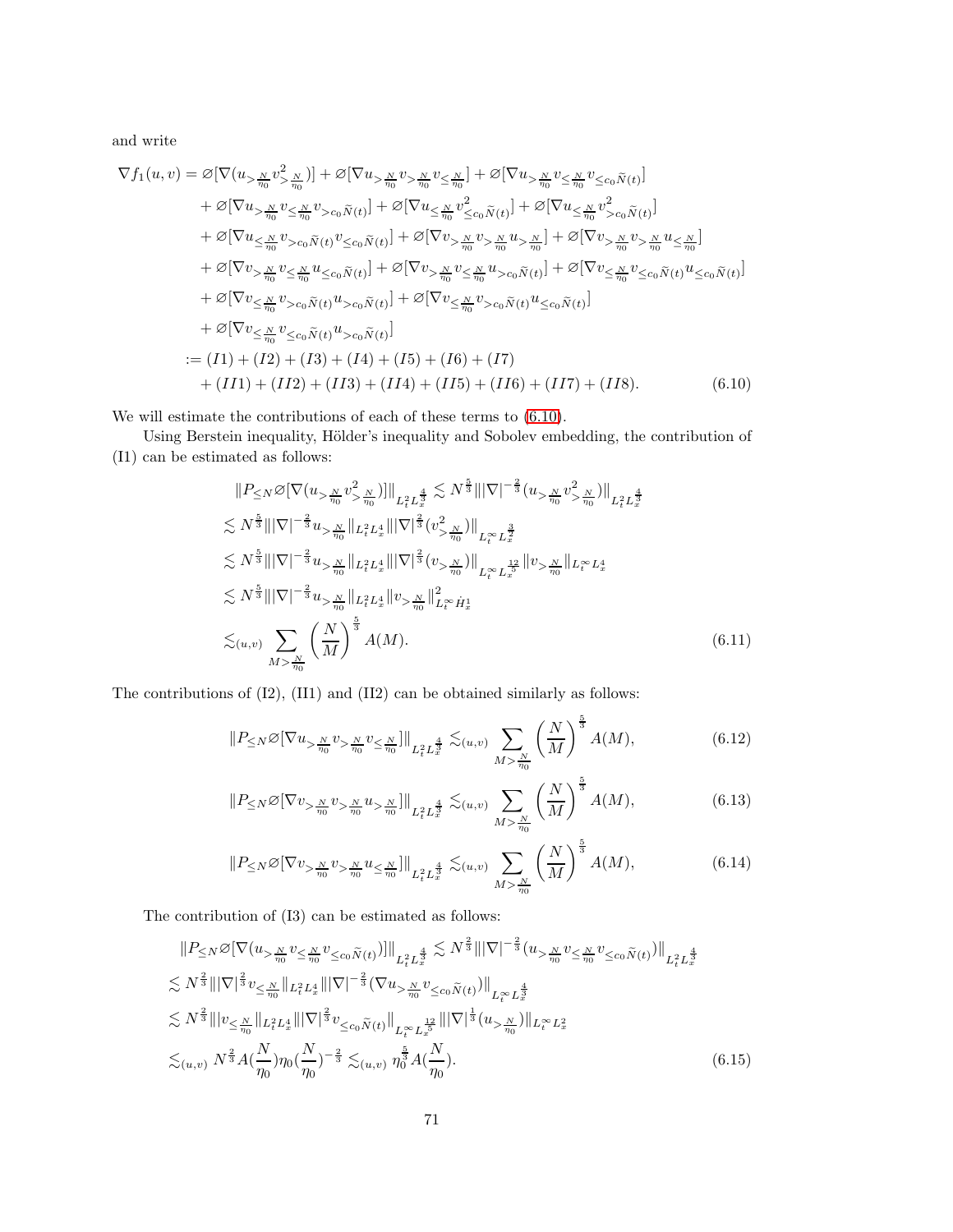and write

$$
\begin{aligned}
\nabla f_1(u,v) &= \varnothing[\nabla(u_{>\frac{N}{\eta_0}} v^2_{>\frac{N}{\eta_0}})] + \varnothing[\nabla u_{>\frac{N}{\eta_0}} v_{>\frac{N}{\eta_0}} v_{\le\frac{N}{\eta_0}}] + \varnothing[\nabla u_{>\frac{N}{\eta_0}} v_{\le\frac{N}{\eta_0}} v_{\le c_0\widetilde{N}(t)}] \\
&+ \varnothing[\nabla u_{>\frac{N}{\eta_0}} v_{\le\frac{N}{\eta_0}} v_{>c_0\widetilde{N}(t)}] + \varnothing[\nabla u_{\le\frac{N}{\eta_0}} v^2_{\le c_0\widetilde{N}(t)}] + \varnothing[\nabla u_{\le\frac{N}{\eta_0}} v^2_{>c_0\widetilde{N}(t)}] \\
&+ \varnothing[\nabla u_{\le\frac{N}{\eta_0}} v_{>c_0\widetilde{N}(t)} v_{\le c_0\widetilde{N}(t)}] + \varnothing[\nabla v_{>\frac{N}{\eta_0}} v_{>\frac{N}{\eta_0}} u_{>\frac{N}{\eta_0}}] + \varnothing[\nabla v_{>\frac{N}{\eta_0}} v_{>\frac{N}{\eta_0}} u_{\le\frac{N}{\eta_0}}] \\
&+ \varnothing[\nabla v_{>\frac{N}{\eta_0}} v_{\le\frac{N}{\eta_0}} u_{\le c_0\widetilde{N}(t)}] + \varnothing[\nabla v_{>\frac{N}{\eta_0}} v_{\le\frac{N}{\eta_0}} u_{>c_0\widetilde{N}(t)}] + \varnothing[\nabla v_{\le\frac{N}{\eta_0}} v_{\le c_0\widetilde{N}(t)} u_{\le c_0\widetilde{N}(t)}] \\
&+ \varnothing[\nabla v_{\le\frac{N}{\eta_0}} v_{>c_0\widetilde{N}(t)} u_{>c_0\widetilde{N}(t)}] + \varnothing[\nabla v_{\le\frac{N}{\eta_0}} v_{>c_0\widetilde{N}(t)} u_{\le c_0\widetilde{N}(t)}] \\
&+ \varnothing[\nabla v_{\le\frac{N}{\eta_0}} v_{\le c_0\widetilde{N}(t)} u_{>c_0\widetilde{N}(t)}] \\
&:= (I1) + (I2) + (I3) + (I4) + (I5) + (I6) + (I7) \\
&\quad + (II1) + (II2) + (II3) + (II4) + (II5) + (II6) + (II7) + (II8). \qquad (6.10)
\end{aligned}
$$

We will estimate the contributions of each of these terms to (6.10).

Using Berstein inequality, Hölder's inequality and Sobolev embedding, the contribution of (I1) can be estimated as follows:

$$
\begin{aligned}
&\|P_{\le N}\varnothing[\nabla(u_{>\frac{N}{\eta_0}} v^2_{>\frac{N}{\eta_0}})]\|_{L^2_t L^{\frac{4}{3}}_x} \lesssim N^{\frac{5}{3}} \||\nabla|^{-\frac{2}{3}}(u_{>\frac{N}{\eta_0}} v^2_{>\frac{N}{\eta_0}})\|_{L^2_t L^{\frac{4}{3}}_x} \\
&\lesssim N^{\frac{5}{3}} \||\nabla|^{-\frac{2}{3}} u_{>\frac{N}{\eta_0}}\|_{L^2_t L^4_x} \||\nabla|^{\frac{2}{3}}(v^2_{>\frac{N}{\eta_0}})\|_{L^\infty_t L^{\frac{3}{2}}_x} \\
&\lesssim N^{\frac{5}{3}} \||\nabla|^{-\frac{2}{3}} u_{>\frac{N}{\eta_0}}\|_{L^2_t L^4_x} \||\nabla|^{\frac{2}{3}}(v_{>\frac{N}{\eta_0}})\|_{L^\infty_t L^{\frac{12}{5}}_x} \|v_{>\frac{N}{\eta_0}}\|_{L^\infty_t L^4_x} \\
&\lesssim N^{\frac{5}{3}} \||\nabla|^{-\frac{2}{3}} u_{>\frac{N}{\eta_0}}\|_{L^2_t L^4_x} \|v_{>\frac{N}{\eta_0}}\|^2_{L^\infty_t \dot{H}^1_x} \\
&\lesssim_{(u,v)} \sum_{M>\frac{N}{\eta_0}} \left(\frac{N}{M}\right)^{\frac{5}{3}} A(M). \qquad (6.11)
\end{aligned}
$$

The contributions of (I2), (II1) and (II2) can be obtained similarly as follows:

$$
\|P_{\le N}\varnothing[\nabla u_{>\frac{N}{\eta_0}} v_{>\frac{N}{\eta_0}} v_{\le\frac{N}{\eta_0}}]\|_{L^2_t L^{\frac{4}{3}}_x} \lesssim_{(u,v)} \sum_{M>\frac{N}{\eta_0}} \left(\frac{N}{M}\right)^{\frac{5}{3}} A(M), \qquad (6.12)
$$

$$
\|P_{\le N}\varnothing[\nabla v_{>\frac{N}{\eta_0}} v_{>\frac{N}{\eta_0}} u_{>\frac{N}{\eta_0}}]\|_{L^2_t L^{\frac{4}{3}}_x} \lesssim_{(u,v)} \sum_{M>\frac{N}{\eta_0}} \left(\frac{N}{M}\right)^{\frac{5}{3}} A(M), \qquad (6.13)
$$

$$
\|P_{\le N}\varnothing[\nabla v_{>\frac{N}{\eta_0}} v_{>\frac{N}{\eta_0}} u_{\le\frac{N}{\eta_0}}]\|_{L^2_t L^{\frac{4}{3}}_x} \lesssim_{(u,v)} \sum_{M>\frac{N}{\eta_0}} \left(\frac{N}{M}\right)^{\frac{5}{3}} A(M), \qquad (6.14)
$$

The contribution of (I3) can be estimated as follows:

$$
\begin{aligned}
&\|P_{\le N}\varnothing[\nabla(u_{>\frac{N}{\eta_0}} v_{\le\frac{N}{\eta_0}} v_{\le c_0\widetilde{N}(t)})]\|_{L^2_t L^{\frac{4}{3}}_x} \lesssim N^{\frac{2}{3}} \||\nabla|^{-\frac{2}{3}}(u_{>\frac{N}{\eta_0}} v_{\le\frac{N}{\eta_0}} v_{\le c_0\widetilde{N}(t)})\|_{L^2_t L^{\frac{4}{3}}_x} \\
&\lesssim N^{\frac{2}{3}} \||\nabla|^{\frac{2}{3}} v_{\le\frac{N}{\eta_0}}\|_{L^2_t L^4_x} \||\nabla|^{-\frac{2}{3}}(\nabla u_{>\frac{N}{\eta_0}} v_{\le c_0\widetilde{N}(t)})\|_{L^\infty_t L^{\frac{4}{3}}_x} \\
&\lesssim N^{\frac{2}{3}} \||v_{\le\frac{N}{\eta_0}}\|_{L^2_t L^4_x} \||\nabla|^{\frac{2}{3}} v_{\le c_0\widetilde{N}(t)}\|_{L^\infty_t L^{\frac{12}{5}}_x} \||\nabla|^{\frac{1}{3}}(u_{>\frac{N}{\eta_0}})\|_{L^\infty_t L^2_x} \\
&\lesssim_{(u,v)} N^{\frac{2}{3}} A(\frac{N}{\eta_0})\eta_0(\frac{N}{\eta_0})^{-\frac{2}{3}} \lesssim_{(u,v)} \eta_0^{\frac{5}{3}} A(\frac{N}{\eta_0}). \qquad (6.15)
\end{aligned}
$$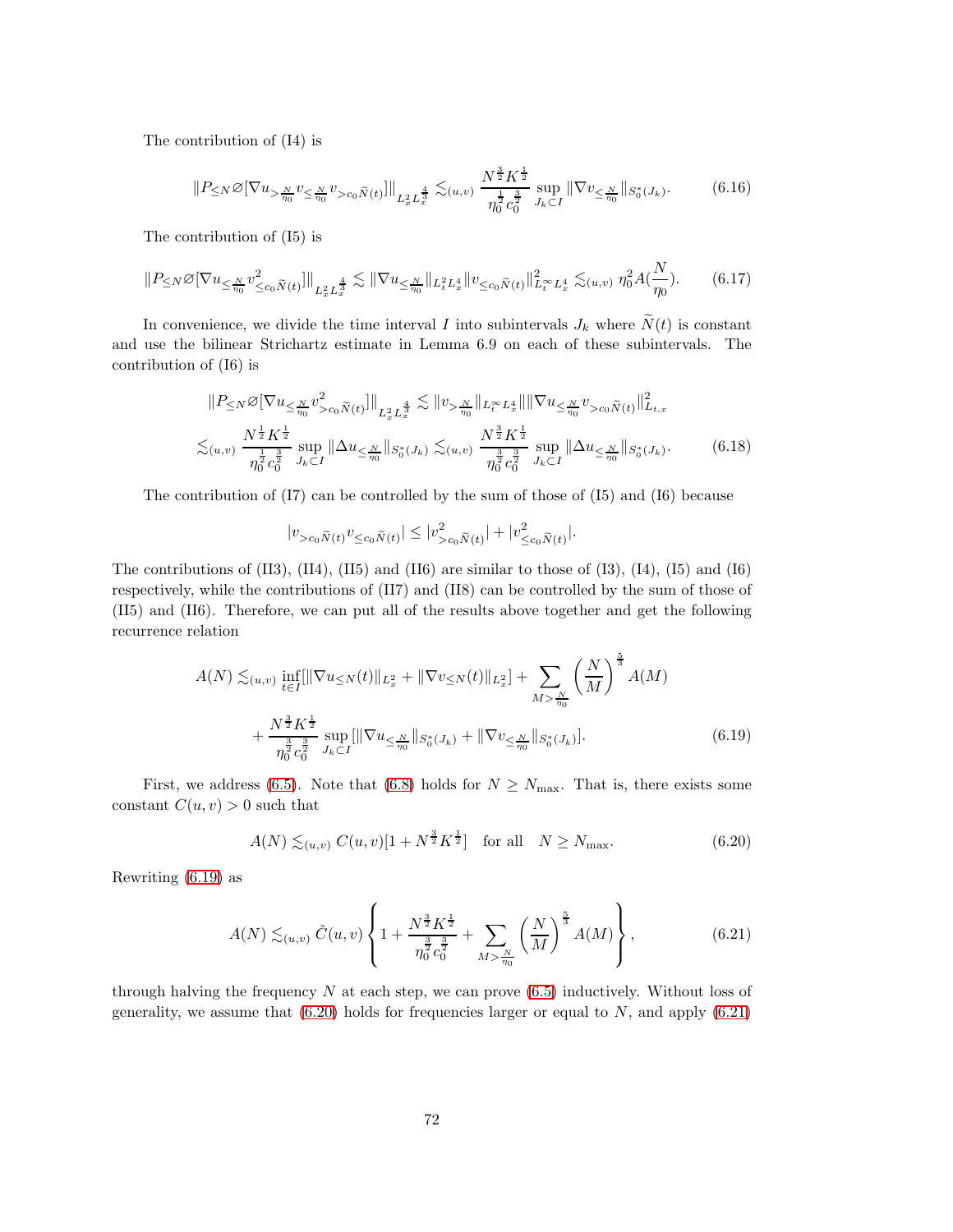The contribution of (I4) is

$$\|P_{\leq N}\varnothing[\nabla u_{>\frac{N}{\eta_0}} v_{\leq \frac{N}{\eta_0}} v_{>c_0\widetilde{N}(t)}]\|_{L_x^2 L_x^{\frac{4}{3}}} \lesssim_{(u,v)} \frac{N^{\frac{3}{2}} K^{\frac{1}{2}}}{\eta_0^{\frac{1}{2}} c_0^{\frac{3}{2}}} \sup_{J_k \subset I} \|\nabla v_{\leq \frac{N}{\eta_0}}\|_{S_0^*(J_k)}. \tag{6.16}$$

The contribution of (I5) is

$$\|P_{\leq N}\varnothing[\nabla u_{\leq \frac{N}{\eta_0}} v^2_{\leq c_0\widetilde{N}(t)}]\|_{L_x^2 L_x^{\frac{4}{3}}} \lesssim \|\nabla u_{\leq \frac{N}{\eta_0}}\|_{L_t^2 L_x^4} \|v_{\leq c_0 \widetilde{N}(t)}\|^2_{L_t^\infty L_x^4} \lesssim_{(u,v)} \eta_0^2 A(\frac{N}{\eta_0}). \tag{6.17}$$

In convenience, we divide the time interval $I$ into subintervals $J_k$ where $\widetilde{N}(t)$ is constant and use the bilinear Strichartz estimate in Lemma 6.9 on each of these subintervals. The contribution of (I6) is

$$\begin{aligned}
&\|P_{\leq N}\varnothing[\nabla u_{\leq \frac{N}{\eta_0}} v^2_{>c_0\widetilde{N}(t)}]\|_{L_x^2 L_x^{\frac{4}{3}}} \lesssim \|v_{>\frac{N}{\eta_0}}\|_{L_t^\infty L_x^4} \| |\nabla u_{\leq \frac{N}{\eta_0}} v_{>c_0\widetilde{N}(t)}\|^2_{L_{t,x}} \\
\lesssim_{(u,v)}\ & \frac{N^{\frac{1}{2}} K^{\frac{1}{2}}}{\eta_0^{\frac{1}{2}} c_0^{\frac{3}{2}}} \sup_{J_k \subset I} \|\Delta u_{\leq \frac{N}{\eta_0}}\|_{S_0^*(J_k)} \lesssim_{(u,v)} \frac{N^{\frac{3}{2}} K^{\frac{1}{2}}}{\eta_0^{\frac{3}{2}} c_0^{\frac{3}{2}}} \sup_{J_k \subset I} \|\Delta u_{\leq \frac{N}{\eta_0}}\|_{S_0^*(J_k)}.
\end{aligned} \tag{6.18}$$

The contribution of (I7) can be controlled by the sum of those of (I5) and (I6) because

$$|v_{>c_0\widetilde{N}(t)} v_{\leq c_0\widetilde{N}(t)}| \leq |v^2_{>c_0\widetilde{N}(t)}| + |v^2_{\leq c_0\widetilde{N}(t)}|.$$

The contributions of (II3), (II4), (II5) and (II6) are similar to those of (I3), (I4), (I5) and (I6) respectively, while the contributions of (II7) and (II8) can be controlled by the sum of those of (II5) and (II6). Therefore, we can put all of the results above together and get the following recurrence relation

$$\begin{aligned}
A(N) \lesssim_{(u,v)} &\inf_{t \in I}[\|\nabla u_{\leq N}(t)\|_{L_x^2} + \|\nabla v_{\leq N}(t)\|_{L_x^2}] + \sum_{M > \frac{N}{\eta_0}} \left(\frac{N}{M}\right)^{\frac{5}{3}} A(M) \\
&+ \frac{N^{\frac{3}{2}} K^{\frac{1}{2}}}{\eta_0^{\frac{3}{2}} c_0^{\frac{3}{2}}} \sup_{J_k \subset I} [\|\nabla u_{\leq \frac{N}{\eta_0}}\|_{S_0^*(J_k)} + \|\nabla v_{\leq \frac{N}{\eta_0}}\|_{S_0^*(J_k)}].
\end{aligned} \tag{6.19}$$

First, we address (6.5). Note that (6.8) holds for $N \geq N_{\max}$. That is, there exists some constant $C(u,v) > 0$ such that

$$A(N) \lesssim_{(u,v)} C(u,v)[1 + N^{\frac{3}{2}} K^{\frac{1}{2}}] \quad \text{for all} \quad N \geq N_{\max}. \tag{6.20}$$

Rewriting (6.19) as

$$A(N) \lesssim_{(u,v)} \tilde{C}(u,v) \left\{ 1 + \frac{N^{\frac{3}{2}} K^{\frac{1}{2}}}{\eta_0^{\frac{3}{2}} c_0^{\frac{3}{2}}} + \sum_{M > \frac{N}{\eta_0}} \left(\frac{N}{M}\right)^{\frac{5}{3}} A(M) \right\}, \tag{6.21}$$

through halving the frequency $N$ at each step, we can prove (6.5) inductively. Without loss of generality, we assume that (6.20) holds for frequencies larger or equal to $N$, and apply (6.21)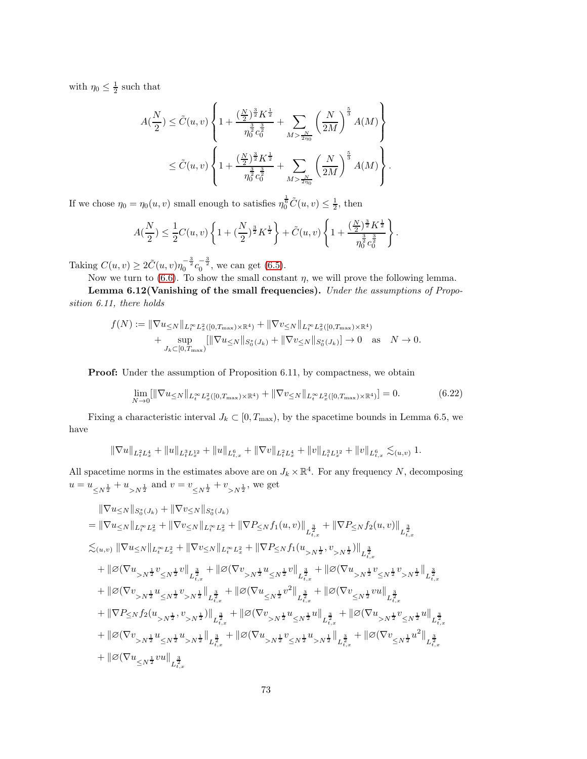with $\eta_0 \le \frac{1}{2}$ such that

$$
\begin{aligned}
A(\frac{N}{2}) &\le \tilde{C}(u,v)\left\{1 + \frac{(\frac{N}{2})^{\frac{3}{2}}K^{\frac{1}{2}}}{\eta_0^{\frac{3}{2}}c_0^{\frac{3}{2}}} + \sum_{M > \frac{N}{2\eta_0}} \left(\frac{N}{2M}\right)^{\frac{5}{3}} A(M)\right\} \\
&\le \tilde{C}(u,v)\left\{1 + \frac{(\frac{N}{2})^{\frac{3}{2}}K^{\frac{1}{2}}}{\eta_0^{\frac{3}{2}}c_0^{\frac{3}{2}}} + \sum_{M > \frac{N}{2\eta_0}} \left(\frac{N}{2M}\right)^{\frac{5}{3}} A(M)\right\}.
\end{aligned}
$$

If we chose $\eta_0 = \eta_0(u,v)$ small enough to satisfies $\eta_0^{\frac{1}{6}}\tilde{C}(u,v) \le \frac{1}{2}$, then

$$
A(\frac{N}{2}) \le \frac{1}{2}C(u,v)\left\{1 + (\frac{N}{2})^{\frac{3}{2}}K^{\frac{1}{2}}\right\} + \tilde{C}(u,v)\left\{1 + \frac{(\frac{N}{2})^{\frac{3}{2}}K^{\frac{1}{2}}}{\eta_0^{\frac{3}{2}}c_0^{\frac{3}{2}}}\right\}.
$$

Taking $C(u,v) \ge 2\tilde{C}(u,v)\eta_0^{-\frac{3}{2}}c_0^{-\frac{3}{2}}$, we can get (6.5).

Now we turn to (6.6). To show the small constant $\eta$, we will prove the following lemma.

**Lemma 6.12(Vanishing of the small frequencies).** *Under the assumptions of Proposition 6.11, there holds*

$$
\begin{aligned}
f(N) := &\|\nabla u_{\le N}\|_{L_t^\infty L_x^2([0,T_{\max})\times\mathbb{R}^4)} + \|\nabla v_{\le N}\|_{L_t^\infty L_x^2([0,T_{\max})\times\mathbb{R}^4)} \\
&+ \sup_{J_k \subset [0,T_{\max})} [\|\nabla u_{\le N}\|_{S_0^*(J_k)} + \|\nabla v_{\le N}\|_{S_0^*(J_k)}] \to 0 \quad \text{as} \quad N \to 0.
\end{aligned}
$$

**Proof:** Under the assumption of Proposition 6.11, by compactness, we obtain

$$
\lim_{N\to 0}[\|\nabla u_{\le N}\|_{L_t^\infty L_x^2([0,T_{\max})\times\mathbb{R}^4)} + \|\nabla v_{\le N}\|_{L_t^\infty L_x^2([0,T_{\max})\times\mathbb{R}^4)}] = 0. \tag{6.22}
$$

Fixing a characteristic interval $J_k \subset [0, T_{\max})$, by the spacetime bounds in Lemma 6.5, we have

$$
\|\nabla u\|_{L_t^2 L_x^4} + \|u\|_{L_t^3 L_x^{12}} + \|u\|_{L_{t,x}^6} + \|\nabla v\|_{L_t^2 L_x^4} + \|v\|_{L_t^3 L_x^{12}} + \|v\|_{L_{t,x}^6} \lesssim_{(u,v)} 1.
$$

All spacetime norms in the estimates above are on $J_k \times \mathbb{R}^4$. For any frequency $N$, decomposing $u = u_{\le N^{\frac{1}{2}}} + u_{> N^{\frac{1}{2}}}$ and $v = v_{\le N^{\frac{1}{2}}} + v_{> N^{\frac{1}{2}}}$, we get

$$
\begin{aligned}
&\|\nabla u_{\le N}\|_{S_0^*(J_k)} + \|\nabla v_{\le N}\|_{S_0^*(J_k)} \\
&= \|\nabla u_{\le N}\|_{L_t^\infty L_x^2} + \|\nabla v_{\le N}\|_{L_t^\infty L_x^2} + \|\nabla P_{\le N} f_1(u,v)\|_{L_{t,x}^{\frac{3}{2}}} + \|\nabla P_{\le N} f_2(u,v)\|_{L_{t,x}^{\frac{3}{2}}} \\
&\lesssim_{(u,v)} \|\nabla u_{\le N}\|_{L_t^\infty L_x^2} + \|\nabla v_{\le N}\|_{L_t^\infty L_x^2} + \|\nabla P_{\le N} f_1(u_{>N^{\frac{1}{2}}}, v_{>N^{\frac{1}{2}}})\|_{L_{t,x}^{\frac{3}{2}}} \\
&\quad + \|\varnothing(\nabla u_{>N^{\frac{1}{2}}} v_{\le N^{\frac{1}{2}}} v\|_{L_{t,x}^{\frac{3}{2}}} + \|\varnothing(\nabla v_{>N^{\frac{1}{2}}} u_{\le N^{\frac{1}{2}}} v\|_{L_{t,x}^{\frac{3}{2}}} + \|\varnothing(\nabla u_{>N^{\frac{1}{2}}} v_{\le N^{\frac{1}{2}}} v_{>N^{\frac{1}{2}}}\|_{L_{t,x}^{\frac{3}{2}}} \\
&\quad + \|\varnothing(\nabla v_{>N^{\frac{1}{2}}} u_{\le N^{\frac{1}{2}}} v_{>N^{\frac{1}{2}}}\|_{L_{t,x}^{\frac{3}{2}}} + \|\varnothing(\nabla u_{\le N^{\frac{1}{2}}} v^2\|_{L_{t,x}^{\frac{3}{2}}} + \|\varnothing(\nabla v_{\le N^{\frac{1}{2}}} vu\|_{L_{t,x}^{\frac{3}{2}}} \\
&\quad + \|\nabla P_{\le N} f_2(u_{>N^{\frac{1}{2}}}, v_{>N^{\frac{1}{2}}})\|_{L_{t,x}^{\frac{3}{2}}} + \|\varnothing(\nabla v_{>N^{\frac{1}{2}}} u_{\le N^{\frac{1}{2}}} u\|_{L_{t,x}^{\frac{3}{2}}} + \|\varnothing(\nabla u_{>N^{\frac{1}{2}}} v_{\le N^{\frac{1}{2}}} u\|_{L_{t,x}^{\frac{3}{2}}} \\
&\quad + \|\varnothing(\nabla v_{>N^{\frac{1}{2}}} u_{\le N^{\frac{1}{2}}} u_{>N^{\frac{1}{2}}}\|_{L_{t,x}^{\frac{3}{2}}} + \|\varnothing(\nabla u_{>N^{\frac{1}{2}}} v_{\le N^{\frac{1}{2}}} u_{>N^{\frac{1}{2}}}\|_{L_{t,x}^{\frac{3}{2}}} + \|\varnothing(\nabla v_{\le N^{\frac{1}{2}}} u^2\|_{L_{t,x}^{\frac{3}{2}}} \\
&\quad + \|\varnothing(\nabla u_{\le N^{\frac{1}{2}}} vu\|_{L_{t,x}^{\frac{3}{2}}}
\end{aligned}
$$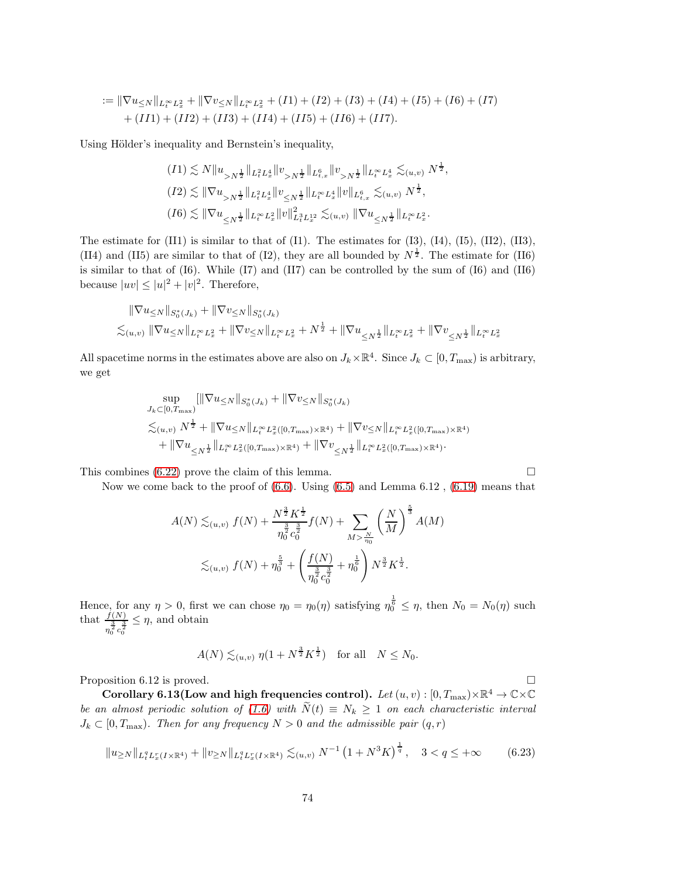$$
\begin{aligned}
:= &\|\nabla u_{\leq N}\|_{L_t^\infty L_x^2} + \|\nabla v_{\leq N}\|_{L_t^\infty L_x^2} + (I1) + (I2) + (I3) + (I4) + (I5) + (I6) + (I7) \\
&+ (II1) + (II2) + (II3) + (II4) + (II5) + (II6) + (II7).
\end{aligned}
$$

Using Hölder's inequality and Bernstein's inequality,

$$
\begin{aligned}
(I1) &\lesssim N \|u_{>N^{\frac{1}{2}}}\|_{L_t^2 L_x^4} \|v_{>N^{\frac{1}{2}}}\|_{L_{t,x}^6} \|v_{>N^{\frac{1}{2}}}\|_{L_t^\infty L_x^4} \lesssim_{(u,v)} N^{\frac{1}{2}}, \\
(I2) &\lesssim \|\nabla u_{>N^{\frac{1}{2}}}\|_{L_t^2 L_x^4} \|v_{\leq N^{\frac{1}{2}}}\|_{L_t^\infty L_x^4} \|v\|_{L_{t,x}^6} \lesssim_{(u,v)} N^{\frac{1}{2}}, \\
(I6) &\lesssim \|\nabla u_{\leq N^{\frac{1}{2}}}\|_{L_t^\infty L_x^2} \|v\|_{L_t^3 L_x^{12}}^2 \lesssim_{(u,v)} \|\nabla u_{\leq N^{\frac{1}{2}}}\|_{L_t^\infty L_x^2}.
\end{aligned}
$$

The estimate for (II1) is similar to that of (I1). The estimates for (I3), (I4), (I5), (II2), (II3), (II4) and (II5) are similar to that of (I2), they are all bounded by $N^{\frac{1}{2}}$. The estimate for (II6) is similar to that of (I6). While (I7) and (II7) can be controlled by the sum of (I6) and (II6) because $|uv| \leq |u|^2 + |v|^2$. Therefore,

$$
\begin{aligned}
&\|\nabla u_{\leq N}\|_{S_0^*(J_k)} + \|\nabla v_{\leq N}\|_{S_0^*(J_k)} \\
\lesssim_{(u,v)} &\|\nabla u_{\leq N}\|_{L_t^\infty L_x^2} + \|\nabla v_{\leq N}\|_{L_t^\infty L_x^2} + N^{\frac{1}{2}} + \|\nabla u_{\leq N^{\frac{1}{2}}}\|_{L_t^\infty L_x^2} + \|\nabla v_{\leq N^{\frac{1}{2}}}\|_{L_t^\infty L_x^2}
\end{aligned}
$$

All spacetime norms in the estimates above are also on $J_k \times \mathbb{R}^4$. Since $J_k \subset [0, T_{\max})$ is arbitrary, we get

$$
\begin{aligned}
&\sup_{J_k \subset [0,T_{\max})} [\|\nabla u_{\leq N}\|_{S_0^*(J_k)} + \|\nabla v_{\leq N}\|_{S_0^*(J_k)}) \\
\lesssim_{(u,v)} &N^{\frac{1}{2}} + \|\nabla u_{\leq N}\|_{L_t^\infty L_x^2([0,T_{\max}) \times \mathbb{R}^4)} + \|\nabla v_{\leq N}\|_{L_t^\infty L_x^2([0,T_{\max}) \times \mathbb{R}^4)} \\
&+ \|\nabla u_{\leq N^{\frac{1}{2}}}\|_{L_t^\infty L_x^2([0,T_{\max}) \times \mathbb{R}^4)} + \|\nabla v_{\leq N^{\frac{1}{2}}}\|_{L_t^\infty L_x^2([0,T_{\max}) \times \mathbb{R}^4)}.
\end{aligned}
$$

This combines (6.22) prove the claim of this lemma. □

Now we come back to the proof of (6.6). Using (6.5) and Lemma 6.12 , (6.19) means that

$$
\begin{aligned}
A(N) &\lesssim_{(u,v)} f(N) + \frac{N^{\frac{3}{2}} K^{\frac{1}{2}}}{\eta_0^{\frac{3}{2}} c_0^{\frac{3}{2}}} f(N) + \sum_{M > \frac{N}{\eta_0}} \left(\frac{N}{M}\right)^{\frac{5}{3}} A(M) \\
&\lesssim_{(u,v)} f(N) + \eta_0^{\frac{5}{3}} + \left(\frac{f(N)}{\eta_0^{\frac{3}{2}} c_0^{\frac{3}{2}}} + \eta_0^{\frac{1}{6}}\right) N^{\frac{3}{2}} K^{\frac{1}{2}}.
\end{aligned}
$$

Hence, for any $\eta > 0$, first we can chose $\eta_0 = \eta_0(\eta)$ satisfying $\eta_0^{\frac{1}{6}} \leq \eta$, then $N_0 = N_0(\eta)$ such that $\frac{f(N)}{\eta_0^{\frac{3}{2}} c_0^{\frac{3}{2}}} \leq \eta$, and obtain

$$
A(N) \lesssim_{(u,v)} \eta (1 + N^{\frac{3}{2}} K^{\frac{1}{2}}) \quad \text{for all} \quad N \leq N_0.
$$

Proposition 6.12 is proved. □

**Corollary 6.13(Low and high frequencies control).** *Let $(u, v) : [0, T_{\max}) \times \mathbb{R}^4 \to \mathbb{C} \times \mathbb{C}$ be an almost periodic solution of (1.6) with $\widetilde{N}(t) \equiv N_k \geq 1$ on each characteristic interval $J_k \subset [0, T_{\max})$. Then for any frequency $N > 0$ and the admissible pair $(q, r)$*

$$
\|u_{\geq N}\|_{L_t^q L_x^r(I \times \mathbb{R}^4)} + \|v_{\geq N}\|_{L_t^q L_x^r(I \times \mathbb{R}^4)} \lesssim_{(u,v)} N^{-1} \left(1 + N^3 K\right)^{\frac{1}{q}}, \quad 3 < q \leq +\infty \tag{6.23}
$$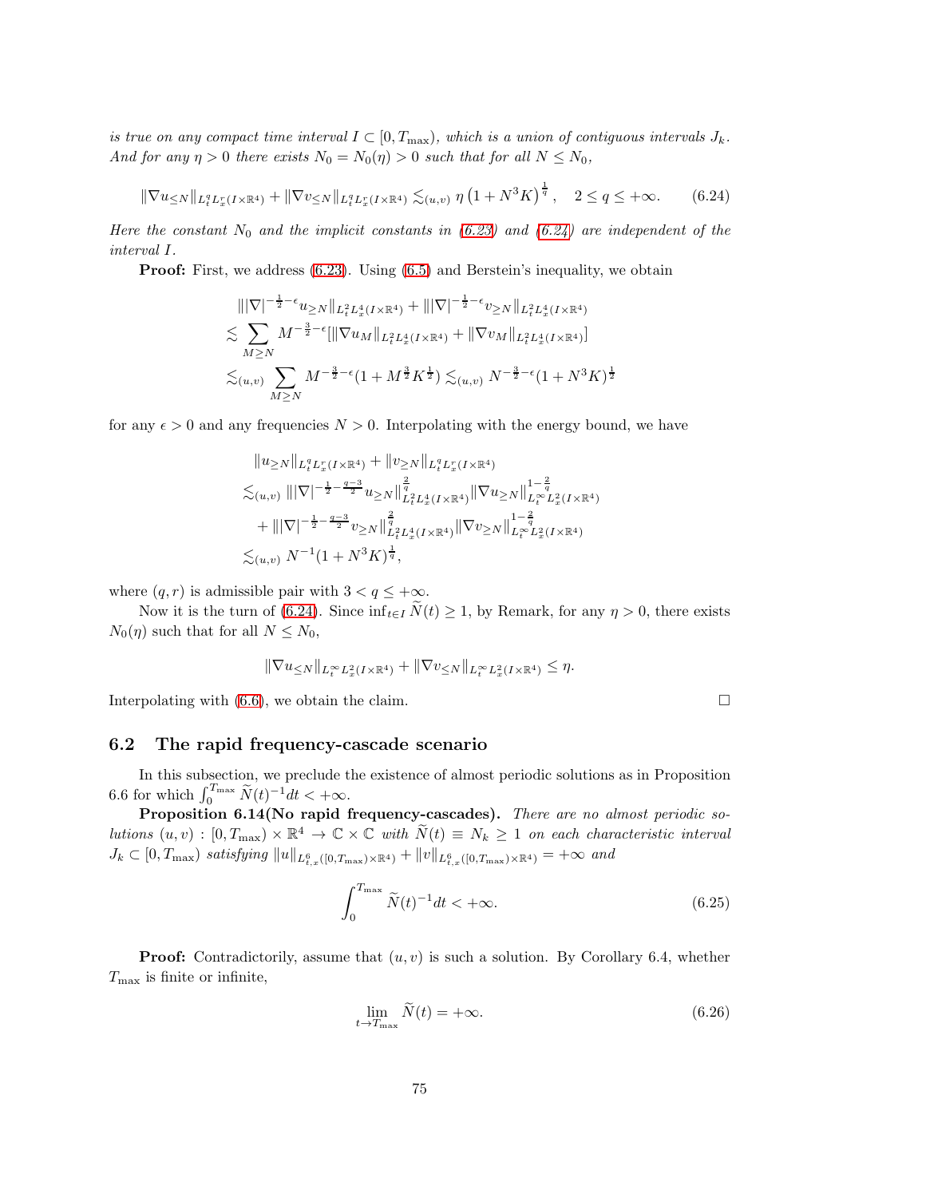*is true on any compact time interval $I \subset [0, T_{\max})$, which is a union of contiguous intervals $J_k$. And for any $\eta > 0$ there exists $N_0 = N_0(\eta) > 0$ such that for all $N \leq N_0$,*

$$\|\nabla u_{\leq N}\|_{L_t^q L_x^r(I\times\mathbb{R}^4)} + \|\nabla v_{\leq N}\|_{L_t^q L_x^r(I\times\mathbb{R}^4)} \lesssim_{(u,v)} \eta\left(1 + N^3 K\right)^{\frac{1}{q}}, \quad 2 \leq q \leq +\infty. \tag{6.24}$$

*Here the constant $N_0$ and the implicit constants in (6.23) and (6.24) are independent of the interval $I$.*

**Proof:** First, we address (6.23). Using (6.5) and Berstein's inequality, we obtain

$$\begin{aligned}
&\||\nabla|^{-\frac{1}{2}-\epsilon} u_{\geq N}\|_{L_t^2 L_x^4(I\times\mathbb{R}^4)} + \||\nabla|^{-\frac{1}{2}-\epsilon} v_{\geq N}\|_{L_t^2 L_x^4(I\times\mathbb{R}^4)} \\
\lesssim& \sum_{M \geq N} M^{-\frac{3}{2}-\epsilon}[\|\nabla u_M\|_{L_t^2 L_x^4(I\times\mathbb{R}^4)} + \|\nabla v_M\|_{L_t^2 L_x^4(I\times\mathbb{R}^4)}] \\
\lesssim_{(u,v)}& \sum_{M\geq N} M^{-\frac{3}{2}-\epsilon}(1 + M^{\frac{3}{2}} K^{\frac{1}{2}}) \lesssim_{(u,v)} N^{-\frac{3}{2}-\epsilon}(1 + N^3 K)^{\frac{1}{2}}
\end{aligned}$$

for any $\epsilon > 0$ and any frequencies $N > 0$. Interpolating with the energy bound, we have

$$\begin{aligned}
&\|u_{\geq N}\|_{L_t^q L_x^r(I\times\mathbb{R}^4)} + \|v_{\geq N}\|_{L_t^q L_x^r(I\times\mathbb{R}^4)} \\
\lesssim_{(u,v)}& \||\nabla|^{-\frac{1}{2}-\frac{q-3}{2}} u_{\geq N}\|_{L_t^2 L_x^4(I\times\mathbb{R}^4)}^{\frac{2}{q}} \|\nabla u_{\geq N}\|_{L_t^\infty L_x^2(I\times\mathbb{R}^4)}^{1-\frac{2}{q}} \\
&+ \||\nabla|^{-\frac{1}{2}-\frac{q-3}{2}} v_{\geq N}\|_{L_t^2 L_x^4(I\times\mathbb{R}^4)}^{\frac{2}{q}} \|\nabla v_{\geq N}\|_{L_t^\infty L_x^2(I\times\mathbb{R}^4)}^{1-\frac{2}{q}} \\
\lesssim_{(u,v)}& N^{-1}(1 + N^3 K)^{\frac{1}{q}},
\end{aligned}$$

where $(q, r)$ is admissible pair with $3 < q \leq +\infty$.

Now it is the turn of (6.24). Since $\inf_{t\in I} \widetilde{N}(t) \geq 1$, by Remark, for any $\eta > 0$, there exists $N_0(\eta)$ such that for all $N \leq N_0$,

$$\|\nabla u_{\leq N}\|_{L_t^\infty L_x^2(I\times\mathbb{R}^4)} + \|\nabla v_{\leq N}\|_{L_t^\infty L_x^2(I\times\mathbb{R}^4)} \leq \eta.$$

Interpolating with (6.6), we obtain the claim. $\square$

## 6.2 The rapid frequency-cascade scenario

In this subsection, we preclude the existence of almost periodic solutions as in Proposition 6.6 for which $\int_0^{T_{\max}} \widetilde{N}(t)^{-1} dt < +\infty$.

**Proposition 6.14(No rapid frequency-cascades).** *There are no almost periodic solutions $(u, v) : [0, T_{\max}) \times \mathbb{R}^4 \to \mathbb{C} \times \mathbb{C}$ with $\widetilde{N}(t) \equiv N_k \geq 1$ on each characteristic interval $J_k \subset [0, T_{\max})$ satisfying $\|u\|_{L^6_{t,x}([0,T_{\max})\times\mathbb{R}^4)} + \|v\|_{L^6_{t,x}([0,T_{\max})\times\mathbb{R}^4)} = +\infty$ and*

$$\int_0^{T_{\max}} \widetilde{N}(t)^{-1} dt < +\infty. \tag{6.25}$$

**Proof:** Contradictorily, assume that $(u, v)$ is such a solution. By Corollary 6.4, whether $T_{\max}$ is finite or infinite,

$$\lim_{t\to T_{\max}} \widetilde{N}(t) = +\infty. \tag{6.26}$$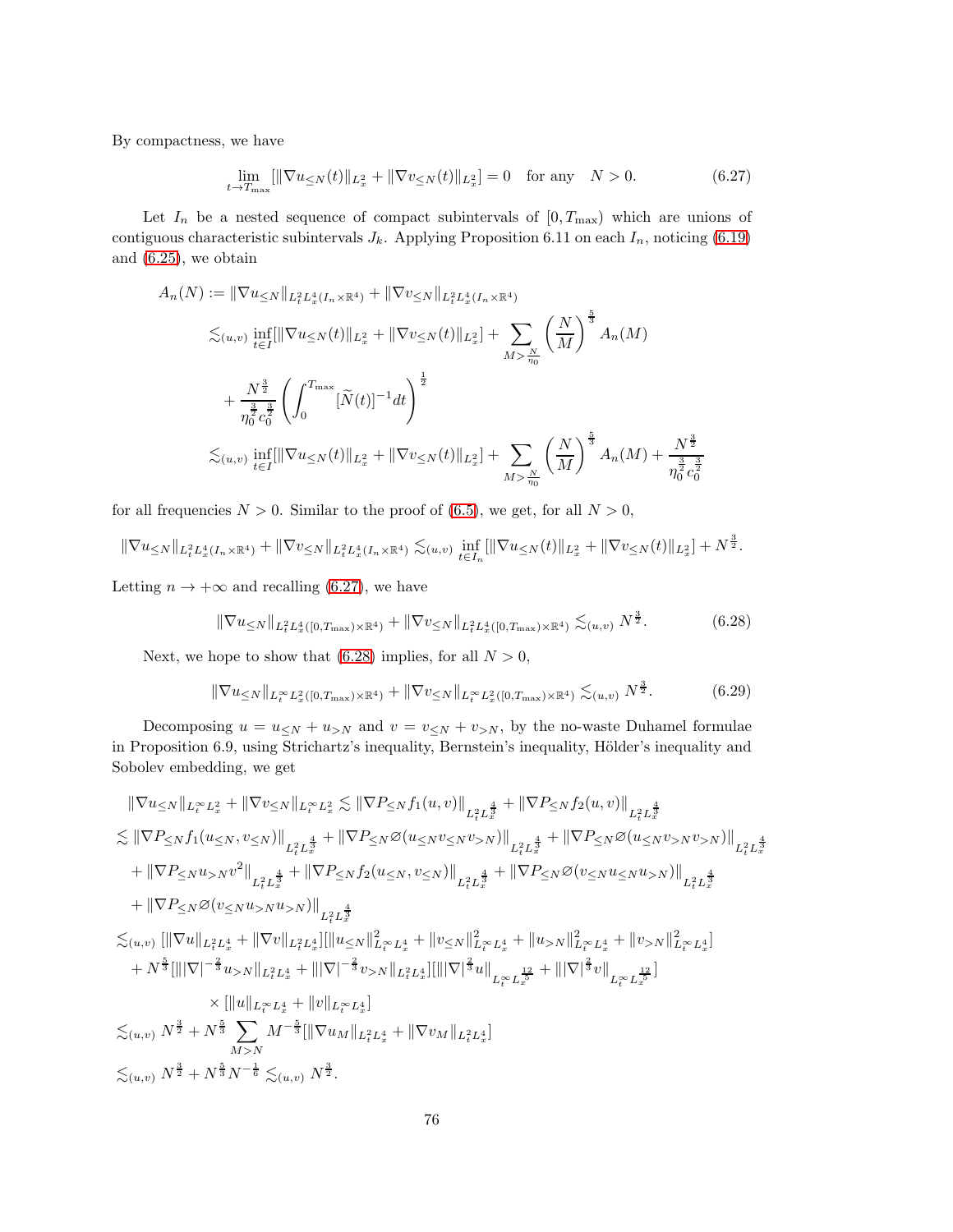By compactness, we have

$$\lim_{t\to T_{\max}} [\|\nabla u_{\leq N}(t)\|_{L^2_x} + \|\nabla v_{\leq N}(t)\|_{L^2_x}] = 0 \quad \text{for any} \quad N > 0. \tag{6.27}$$

Let $I_n$ be a nested sequence of compact subintervals of $[0, T_{\max})$ which are unions of contiguous characteristic subintervals $J_k$. Applying Proposition 6.11 on each $I_n$, noticing (6.19) and (6.25), we obtain

$$\begin{aligned}
A_n(N) &:= \|\nabla u_{\leq N}\|_{L^2_t L^4_x(I_n\times\mathbb{R}^4)} + \|\nabla v_{\leq N}\|_{L^2_t L^4_x(I_n\times\mathbb{R}^4)} \\
&\lesssim_{(u,v)} \inf_{t\in I}[\|\nabla u_{\leq N}(t)\|_{L^2_x} + \|\nabla v_{\leq N}(t)\|_{L^2_x}] + \sum_{M>\frac{N}{\eta_0}} \left(\frac{N}{M}\right)^{\frac{5}{3}} A_n(M) \\
&\quad + \frac{N^{\frac{3}{2}}}{\eta_0^{\frac{3}{2}} c_0^{\frac{3}{2}}} \left(\int_0^{T_{\max}} [\widetilde{N}(t)]^{-1} dt\right)^{\frac{1}{2}} \\
&\lesssim_{(u,v)} \inf_{t\in I}[\|\nabla u_{\leq N}(t)\|_{L^2_x} + \|\nabla v_{\leq N}(t)\|_{L^2_x}] + \sum_{M>\frac{N}{\eta_0}} \left(\frac{N}{M}\right)^{\frac{5}{3}} A_n(M) + \frac{N^{\frac{3}{2}}}{\eta_0^{\frac{3}{2}} c_0^{\frac{3}{2}}}
\end{aligned}$$

for all frequencies $N > 0$. Similar to the proof of (6.5), we get, for all $N > 0$,

$$\|\nabla u_{\leq N}\|_{L^2_t L^4_x(I_n\times\mathbb{R}^4)} + \|\nabla v_{\leq N}\|_{L^2_t L^4_x(I_n\times\mathbb{R}^4)} \lesssim_{(u,v)} \inf_{t\in I_n}[\|\nabla u_{\leq N}(t)\|_{L^2_x} + \|\nabla v_{\leq N}(t)\|_{L^2_x}] + N^{\frac{3}{2}}.$$

Letting $n \to +\infty$ and recalling (6.27), we have

$$\|\nabla u_{\leq N}\|_{L^2_t L^4_x([0,T_{\max})\times\mathbb{R}^4)} + \|\nabla v_{\leq N}\|_{L^2_t L^4_x([0,T_{\max})\times\mathbb{R}^4)} \lesssim_{(u,v)} N^{\frac{3}{2}}. \tag{6.28}$$

Next, we hope to show that (6.28) implies, for all $N > 0$,

$$\|\nabla u_{\leq N}\|_{L^\infty_t L^2_x([0,T_{\max})\times\mathbb{R}^4)} + \|\nabla v_{\leq N}\|_{L^\infty_t L^2_x([0,T_{\max})\times\mathbb{R}^4)} \lesssim_{(u,v)} N^{\frac{3}{2}}. \tag{6.29}$$

Decomposing $u = u_{\leq N} + u_{>N}$ and $v = v_{\leq N} + v_{>N}$, by the no-waste Duhamel formulae in Proposition 6.9, using Strichartz's inequality, Bernstein's inequality, Hölder's inequality and Sobolev embedding, we get

$$\begin{aligned}
&\|\nabla u_{\leq N}\|_{L^\infty_t L^2_x} + \|\nabla v_{\leq N}\|_{L^\infty_t L^2_x} \lesssim \|\nabla P_{\leq N} f_1(u,v)\|_{L^2_t L^{\frac{4}{3}}_x} + \|\nabla P_{\leq N} f_2(u,v)\|_{L^2_t L^{\frac{4}{3}}_x} \\
\lesssim{}& \|\nabla P_{\leq N} f_1(u_{\leq N}, v_{\leq N})\|_{L^2_t L^{\frac{4}{3}}_x} + \|\nabla P_{\leq N} \varnothing(u_{\leq N} v_{\leq N} v_{>N})\|_{L^2_t L^{\frac{4}{3}}_x} + \|\nabla P_{\leq N} \varnothing(u_{\leq N} v_{>N} v_{>N})\|_{L^2_t L^{\frac{4}{3}}_x} \\
&+ \|\nabla P_{\leq N} u_{>N} v^2\|_{L^2_t L^{\frac{4}{3}}_x} + \|\nabla P_{\leq N} f_2(u_{\leq N}, v_{\leq N})\|_{L^2_t L^{\frac{4}{3}}_x} + \|\nabla P_{\leq N} \varnothing(v_{\leq N} u_{\leq N} u_{>N})\|_{L^2_t L^{\frac{4}{3}}_x} \\
&+ \|\nabla P_{\leq N} \varnothing(v_{\leq N} u_{>N} u_{>N})\|_{L^2_t L^{\frac{4}{3}}_x} \\
\lesssim_{(u,v)}{}& [\|\nabla u\|_{L^2_t L^4_x} + \|\nabla v\|_{L^2_t L^4_x}][\|u_{\leq N}\|^2_{L^\infty_t L^4_x} + \|v_{\leq N}\|^2_{L^\infty_t L^4_x} + \|u_{>N}\|^2_{L^\infty_t L^4_x} + \|v_{>N}\|^2_{L^\infty_t L^4_x}] \\
&+ N^{\frac{5}{3}}[\||\nabla|^{-\frac{2}{3}} u_{>N}\|_{L^2_t L^4_x} + \||\nabla|^{-\frac{2}{3}} v_{>N}\|_{L^2_t L^4_x}][\||\nabla|^{\frac{2}{3}} u\|_{L^\infty_t L^{\frac{12}{5}}_x} + \||\nabla|^{\frac{2}{3}} v\|_{L^\infty_t L^{\frac{12}{5}}_x}] \\
&\qquad \times [\|u\|_{L^\infty_t L^4_x} + \|v\|_{L^\infty_t L^4_x}] \\
\lesssim_{(u,v)}{}& N^{\frac{3}{2}} + N^{\frac{5}{3}} \sum_{M>N} M^{-\frac{5}{3}} [\|\nabla u_M\|_{L^2_t L^4_x} + \|\nabla v_M\|_{L^2_t L^4_x}] \\
\lesssim_{(u,v)}{}& N^{\frac{3}{2}} + N^{\frac{5}{3}} N^{-\frac{1}{6}} \lesssim_{(u,v)} N^{\frac{3}{2}}.
\end{aligned}$$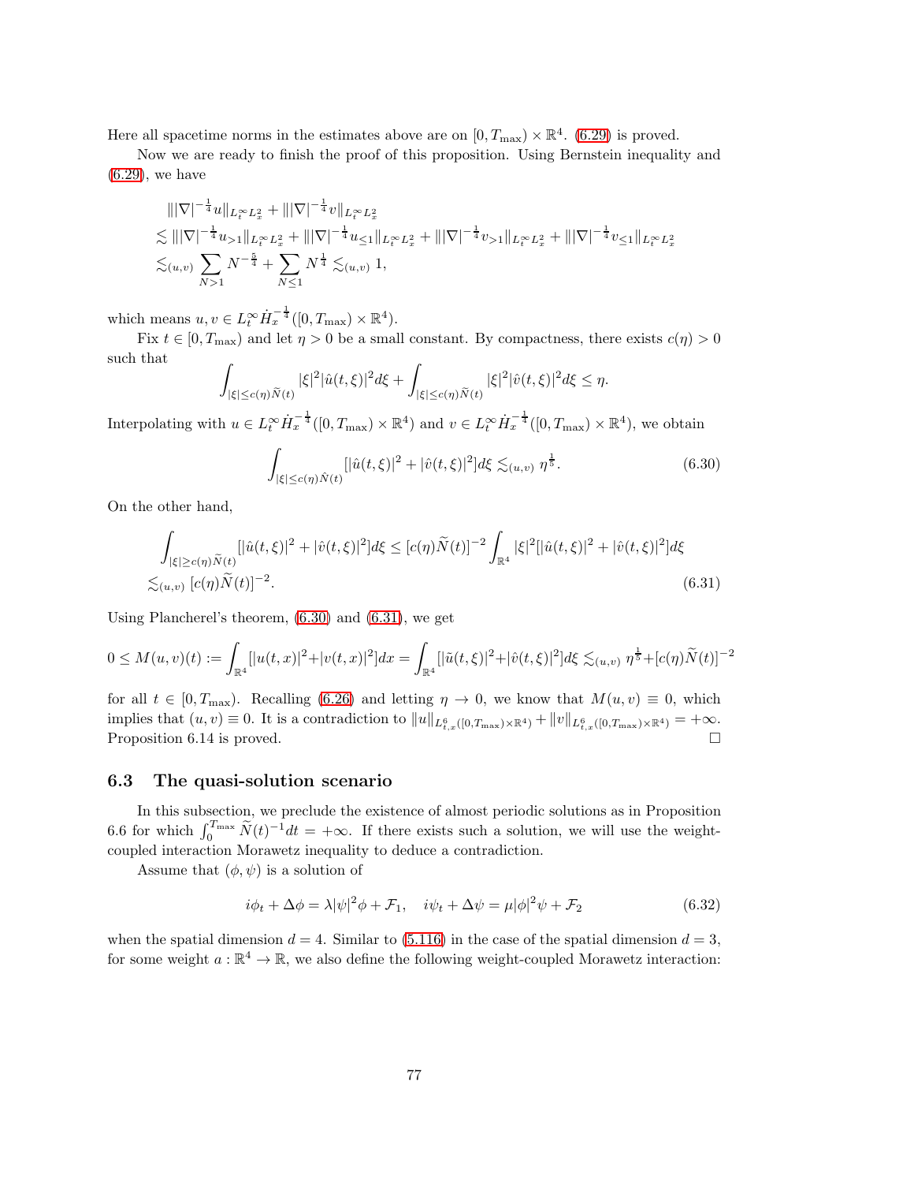Here all spacetime norms in the estimates above are on $[0, T_{\max}) \times \mathbb{R}^4$. (6.29) is proved.

Now we are ready to finish the proof of this proposition. Using Bernstein inequality and (6.29), we have

$$
\begin{aligned}
&\||\nabla|^{-\frac{1}{4}} u\|_{L_t^\infty L_x^2} + \||\nabla|^{-\frac{1}{4}} v\|_{L_t^\infty L_x^2} \\
&\lesssim \||\nabla|^{-\frac{1}{4}} u_{>1}\|_{L_t^\infty L_x^2} + \||\nabla|^{-\frac{1}{4}} u_{\leq 1}\|_{L_t^\infty L_x^2} + \||\nabla|^{-\frac{1}{4}} v_{>1}\|_{L_t^\infty L_x^2} + \||\nabla|^{-\frac{1}{4}} v_{\leq 1}\|_{L_t^\infty L_x^2} \\
&\lesssim_{(u,v)} \sum_{N>1} N^{-\frac{5}{4}} + \sum_{N\leq 1} N^{\frac{1}{4}} \lesssim_{(u,v)} 1,
\end{aligned}
$$

which means $u, v \in L_t^\infty \dot{H}_x^{-\frac{1}{4}}([0, T_{\max}) \times \mathbb{R}^4)$.

Fix $t \in [0, T_{\max})$ and let $\eta > 0$ be a small constant. By compactness, there exists $c(\eta) > 0$ such that

$$
\int_{|\xi| \leq c(\eta)\widetilde{N}(t)} |\xi|^2 |\hat{u}(t,\xi)|^2 d\xi + \int_{|\xi| \leq c(\eta)\widetilde{N}(t)} |\xi|^2 |\hat{v}(t,\xi)|^2 d\xi \leq \eta.
$$

Interpolating with $u \in L_t^\infty \dot{H}_x^{-\frac{1}{4}}([0, T_{\max}) \times \mathbb{R}^4)$ and $v \in L_t^\infty \dot{H}_x^{-\frac{1}{4}}([0, T_{\max}) \times \mathbb{R}^4)$, we obtain

$$
\int_{|\xi| \leq c(\eta)\hat{N}(t)} [|\hat{u}(t,\xi)|^2 + |\hat{v}(t,\xi)|^2] d\xi \lesssim_{(u,v)} \eta^{\frac{1}{5}}. \tag{6.30}
$$

On the other hand,

$$
\begin{aligned}
&\int_{|\xi| \geq c(\eta)\widetilde{N}(t)} [|\hat{u}(t,\xi)|^2 + |\hat{v}(t,\xi)|^2] d\xi \leq [c(\eta)\widetilde{N}(t)]^{-2} \int_{\mathbb{R}^4} |\xi|^2 [|\hat{u}(t,\xi)|^2 + |\hat{v}(t,\xi)|^2] d\xi \\
&\lesssim_{(u,v)} [c(\eta)\widetilde{N}(t)]^{-2}.
\end{aligned} \tag{6.31}
$$

Using Plancherel's theorem, (6.30) and (6.31), we get

$$
0 \leq M(u,v)(t) := \int_{\mathbb{R}^4} [|u(t,x)|^2 + |v(t,x)|^2] dx = \int_{\mathbb{R}^4} [|\tilde{u}(t,\xi)|^2 + |\hat{v}(t,\xi)|^2] d\xi \lesssim_{(u,v)} \eta^{\frac{1}{5}} + [c(\eta)\widetilde{N}(t)]^{-2}
$$

for all $t \in [0, T_{\max})$. Recalling (6.26) and letting $\eta \to 0$, we know that $M(u,v) \equiv 0$, which implies that $(u,v) \equiv 0$. It is a contradiction to $\|u\|_{L_{t,x}^6([0,T_{\max}) \times \mathbb{R}^4)} + \|v\|_{L_{t,x}^6([0,T_{\max}) \times \mathbb{R}^4)} = +\infty$. Proposition 6.14 is proved. $\square$

### 6.3 The quasi-solution scenario

In this subsection, we preclude the existence of almost periodic solutions as in Proposition 6.6 for which $\int_0^{T_{\max}} \widetilde{N}(t)^{-1} dt = +\infty$. If there exists such a solution, we will use the weight-coupled interaction Morawetz inequality to deduce a contradiction.

Assume that $(\phi, \psi)$ is a solution of

$$
i\phi_t + \Delta\phi = \lambda |\psi|^2 \phi + \mathcal{F}_1, \quad i\psi_t + \Delta\psi = \mu |\phi|^2 \psi + \mathcal{F}_2 \tag{6.32}
$$

when the spatial dimension $d = 4$. Similar to (5.116) in the case of the spatial dimension $d = 3$, for some weight $a : \mathbb{R}^4 \to \mathbb{R}$, we also define the following weight-coupled Morawetz interaction: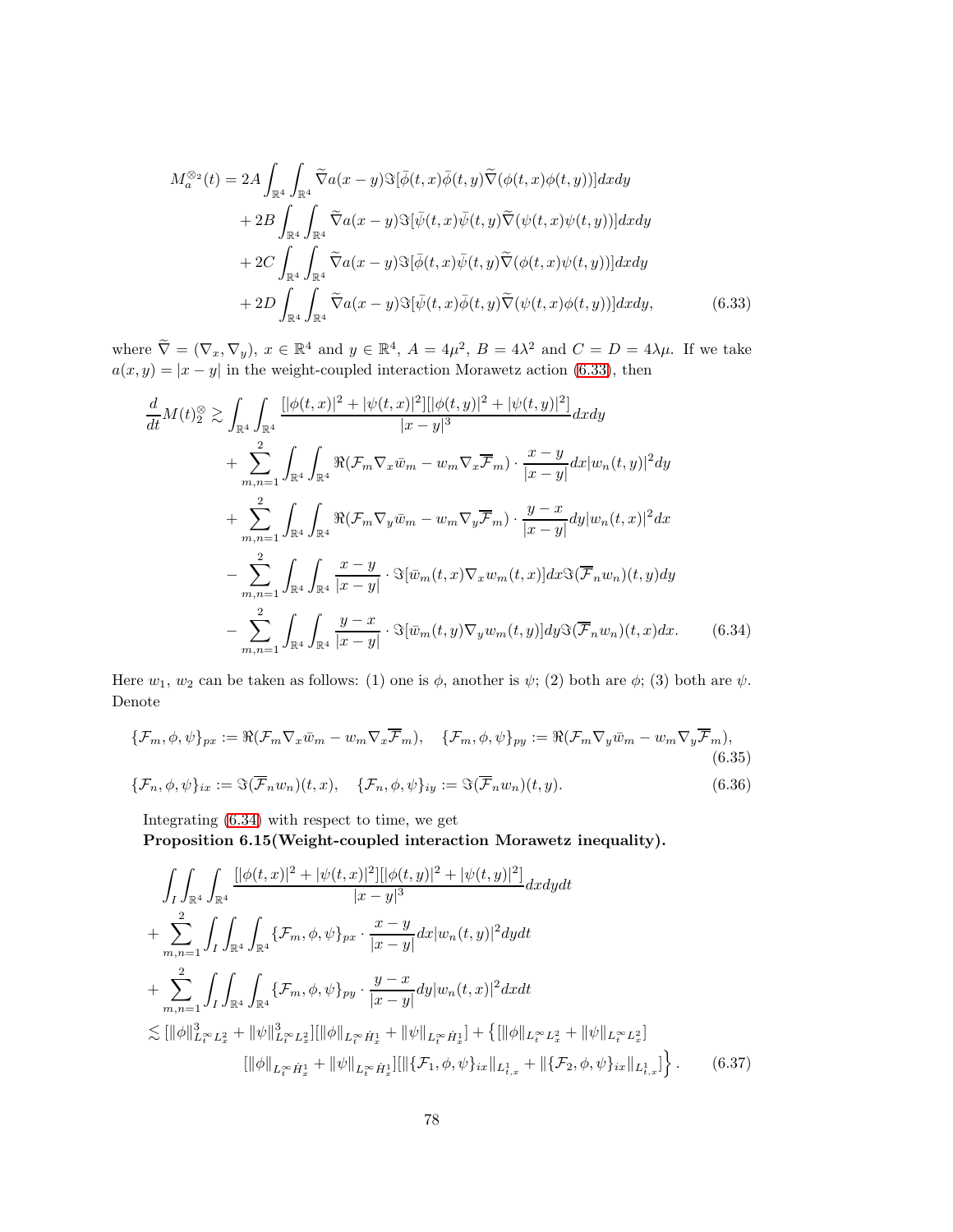$$
\begin{aligned}
M_a^{\otimes_2}(t) &= 2A \int_{\mathbb{R}^4} \int_{\mathbb{R}^4} \widetilde{\nabla} a(x-y) \Im[\bar{\phi}(t,x)\bar{\phi}(t,y)\widetilde{\nabla}(\phi(t,x)\phi(t,y))]dxdy \\
&+ 2B \int_{\mathbb{R}^4} \int_{\mathbb{R}^4} \widetilde{\nabla} a(x-y) \Im[\bar{\psi}(t,x)\bar{\psi}(t,y)\widetilde{\nabla}(\psi(t,x)\psi(t,y))]dxdy \\
&+ 2C \int_{\mathbb{R}^4} \int_{\mathbb{R}^4} \widetilde{\nabla} a(x-y) \Im[\bar{\phi}(t,x)\bar{\psi}(t,y)\widetilde{\nabla}(\phi(t,x)\psi(t,y))]dxdy \\
&+ 2D \int_{\mathbb{R}^4} \int_{\mathbb{R}^4} \widetilde{\nabla} a(x-y) \Im[\bar{\psi}(t,x)\bar{\phi}(t,y)\widetilde{\nabla}(\psi(t,x)\phi(t,y))]dxdy, \qquad (6.33)
\end{aligned}
$$

where $\widetilde{\nabla} = (\nabla_x, \nabla_y)$, $x \in \mathbb{R}^4$ and $y \in \mathbb{R}^4$, $A = 4\mu^2$, $B = 4\lambda^2$ and $C = D = 4\lambda\mu$. If we take $a(x,y) = |x-y|$ in the weight-coupled interaction Morawetz action (6.33), then

$$
\begin{aligned}
\frac{d}{dt} M(t)_2^{\otimes} &\gtrsim \int_{\mathbb{R}^4} \int_{\mathbb{R}^4} \frac{[|\phi(t,x)|^2 + |\psi(t,x)|^2][|\phi(t,y)|^2 + |\psi(t,y)|^2]}{|x-y|^3} dxdy \\
&+ \sum_{m,n=1}^{2} \int_{\mathbb{R}^4} \int_{\mathbb{R}^4} \Re(\mathcal{F}_m \nabla_x \bar{w}_m - w_m \nabla_x \overline{\mathcal{F}}_m) \cdot \frac{x-y}{|x-y|} dx |w_n(t,y)|^2 dy \\
&+ \sum_{m,n=1}^{2} \int_{\mathbb{R}^4} \int_{\mathbb{R}^4} \Re(\mathcal{F}_m \nabla_y \bar{w}_m - w_m \nabla_y \overline{\mathcal{F}}_m) \cdot \frac{y-x}{|x-y|} dy |w_n(t,x)|^2 dx \\
&- \sum_{m,n=1}^{2} \int_{\mathbb{R}^4} \int_{\mathbb{R}^4} \frac{x-y}{|x-y|} \cdot \Im[\bar{w}_m(t,x) \nabla_x w_m(t,x)] dx \Im(\overline{\mathcal{F}}_n w_n)(t,y) dy \\
&- \sum_{m,n=1}^{2} \int_{\mathbb{R}^4} \int_{\mathbb{R}^4} \frac{y-x}{|x-y|} \cdot \Im[\bar{w}_m(t,y) \nabla_y w_m(t,y)] dy \Im(\overline{\mathcal{F}}_n w_n)(t,x) dx. \qquad (6.34)
\end{aligned}
$$

Here $w_1$, $w_2$ can be taken as follows: (1) one is $\phi$, another is $\psi$; (2) both are $\phi$; (3) both are $\psi$. Denote

$$
\{\mathcal{F}_m, \phi, \psi\}_{px} := \Re(\mathcal{F}_m \nabla_x \bar{w}_m - w_m \nabla_x \overline{\mathcal{F}}_m), \quad \{\mathcal{F}_m, \phi, \psi\}_{py} := \Re(\mathcal{F}_m \nabla_y \bar{w}_m - w_m \nabla_y \overline{\mathcal{F}}_m), \qquad (6.35)
$$

$$
\{\mathcal{F}_n, \phi, \psi\}_{ix} := \Im(\overline{\mathcal{F}}_n w_n)(t,x), \quad \{\mathcal{F}_n, \phi, \psi\}_{iy} := \Im(\overline{\mathcal{F}}_n w_n)(t,y). \qquad (6.36)
$$

Integrating (6.34) with respect to time, we get

**Proposition 6.15(Weight-coupled interaction Morawetz inequality).**

$$
\begin{aligned}
&\int_I \int_{\mathbb{R}^4} \int_{\mathbb{R}^4} \frac{[|\phi(t,x)|^2 + |\psi(t,x)|^2][|\phi(t,y)|^2 + |\psi(t,y)|^2]}{|x-y|^3} dxdydt \\
&+ \sum_{m,n=1}^{2} \int_I \int_{\mathbb{R}^4} \int_{\mathbb{R}^4} \{\mathcal{F}_m, \phi, \psi\}_{px} \cdot \frac{x-y}{|x-y|} dx |w_n(t,y)|^2 dydt \\
&+ \sum_{m,n=1}^{2} \int_I \int_{\mathbb{R}^4} \int_{\mathbb{R}^4} \{\mathcal{F}_m, \phi, \psi\}_{py} \cdot \frac{y-x}{|x-y|} dy |w_n(t,x)|^2 dxdt \\
&\lesssim [\|\phi\|^3_{L_t^\infty L_x^2} + \|\psi\|^3_{L_t^\infty L_x^2}][\|\phi\|_{L_t^\infty \dot{H}_x^1} + \|\psi\|_{L_t^\infty \dot{H}_x^1}] + \big\{ [\|\phi\|_{L_t^\infty L_x^2} + \|\psi\|_{L_t^\infty L_x^2}] \\
&\qquad [\|\phi\|_{L_t^\infty \dot{H}_x^1} + \|\psi\|_{L_t^\infty \dot{H}_x^1}][\|\{\mathcal{F}_1, \phi, \psi\}_{ix}\|_{L^1_{t,x}} + \|\{\mathcal{F}_2, \phi, \psi\}_{ix}\|_{L^1_{t,x}}] \big\}. \qquad (6.37)
\end{aligned}
$$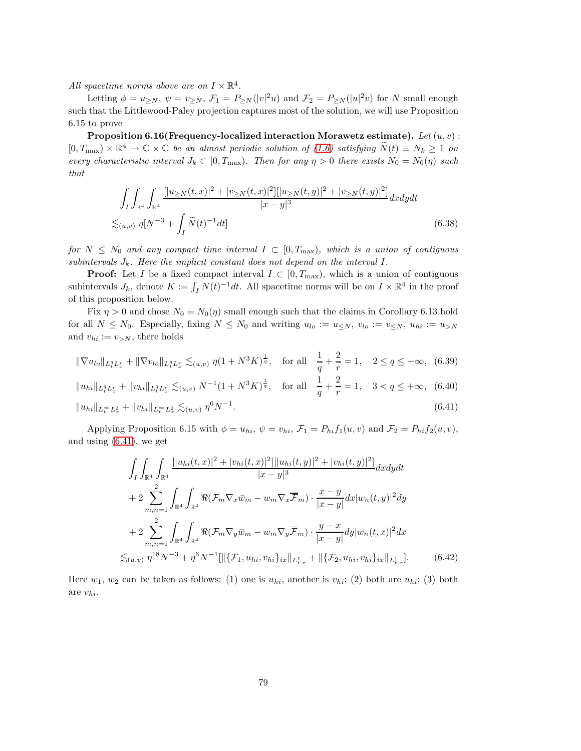*All spacetime norms above are on $I \times \mathbb{R}^4$.*

Letting $\phi = u_{\geq N}$, $\psi = v_{\geq N}$, $\mathcal{F}_1 = P_{\geq N}(|v|^2 u)$ and $\mathcal{F}_2 = P_{\geq N}(|u|^2 v)$ for $N$ small enough such that the Littlewood-Paley projection captures most of the solution, we will use Proposition 6.15 to prove

**Proposition 6.16(Frequency-localized interaction Morawetz estimate).** *Let $(u, v) : [0, T_{\max}) \times \mathbb{R}^4 \to \mathbb{C} \times \mathbb{C}$ be an almost periodic solution of (1.6) satisfying $\widetilde{N}(t) \equiv N_k \geq 1$ on every characteristic interval $J_k \subset [0, T_{\max})$. Then for any $\eta > 0$ there exists $N_0 = N_0(\eta)$ such that*

$$
\begin{aligned}
&\int_I \int_{\mathbb{R}^4} \int_{\mathbb{R}^4} \frac{[|u_{\geq N}(t,x)|^2 + |v_{\geq N}(t,x)|^2][|u_{\geq N}(t,y)|^2 + |v_{\geq N}(t,y)|^2]}{|x-y|^3} dxdydt \\
&\lesssim_{(u,v)} \eta [N^{-3} + \int_I \widetilde{N}(t)^{-1} dt] \qquad (6.38)
\end{aligned}
$$

*for $N \leq N_0$ and any compact time interval $I \subset [0, T_{\max})$, which is a union of contiguous subintervals $J_k$. Here the implicit constant does not depend on the interval $I$.*

**Proof:** Let $I$ be a fixed compact interval $I \subset [0, T_{\max})$, which is a union of contiguous subintervals $J_k$, denote $K := \int_I N(t)^{-1} dt$. All spacetime norms will be on $I \times \mathbb{R}^4$ in the proof of this proposition below.

Fix $\eta > 0$ and chose $N_0 = N_0(\eta)$ small enough such that the claims in Corollary 6.13 hold for all $N \leq N_0$. Especially, fixing $N \leq N_0$ and writing $u_{lo} := u_{\leq N}$, $v_{lo} := v_{\leq N}$, $u_{hi} := u_{>N}$ and $v_{hi} := v_{>N}$, there holds

$$
\|\nabla u_{lo}\|_{L_t^q L_x^r} + \|\nabla v_{lo}\|_{L_t^q L_x^r} \lesssim_{(u,v)} \eta (1 + N^3 K)^{\frac{1}{q}}, \quad \text{for all} \quad \frac{1}{q} + \frac{2}{r} = 1, \quad 2 \leq q \leq +\infty, \quad (6.39)
$$

$$
\|u_{hi}\|_{L_t^q L_x^r} + \|v_{hi}\|_{L_t^q L_x^r} \lesssim_{(u,v)} N^{-1} (1 + N^3 K)^{\frac{1}{q}}, \quad \text{for all} \quad \frac{1}{q} + \frac{2}{r} = 1, \quad 3 < q \leq +\infty, \quad (6.40)
$$

$$
\|u_{hi}\|_{L_t^\infty L_x^2} + \|v_{hi}\|_{L_t^\infty L_x^2} \lesssim_{(u,v)} \eta^6 N^{-1}. \quad (6.41)
$$

Applying Proposition 6.15 with $\phi = u_{hi}$, $\psi = v_{hi}$, $\mathcal{F}_1 = P_{hi} f_1(u, v)$ and $\mathcal{F}_2 = P_{hi} f_2(u, v)$, and using (6.41), we get

$$
\begin{aligned}
&\int_I \int_{\mathbb{R}^4} \int_{\mathbb{R}^4} \frac{[|u_{hi}(t,x)|^2 + |v_{hi}(t,x)|^2][|u_{hi}(t,y)|^2 + |v_{hi}(t,y)|^2]}{|x-y|^3} dxdydt \\
&+ 2 \sum_{m,n=1}^{2} \int_{\mathbb{R}^4} \int_{\mathbb{R}^4} \Re(\mathcal{F}_m \nabla_x \bar{w}_m - w_m \nabla_x \overline{\mathcal{F}}_m) \cdot \frac{x-y}{|x-y|} dx |w_n(t,y)|^2 dy \\
&+ 2 \sum_{m,n=1}^{2} \int_{\mathbb{R}^4} \int_{\mathbb{R}^4} \Re(\mathcal{F}_m \nabla_y \bar{w}_m - w_m \nabla_y \overline{\mathcal{F}}_m) \cdot \frac{y-x}{|x-y|} dy |w_n(t,x)|^2 dx \\
&\lesssim_{(u,v)} \eta^{18} N^{-3} + \eta^6 N^{-1} [\|\{\mathcal{F}_1, u_{hi}, v_{hi}\}_{ix}\|_{L^1_{t,x}} + \|\{\mathcal{F}_2, u_{hi}, v_{hi}\}_{ix}\|_{L^1_{t,x}}]. \qquad (6.42)
\end{aligned}
$$

Here $w_1$, $w_2$ can be taken as follows: (1) one is $u_{hi}$, another is $v_{hi}$; (2) both are $u_{hi}$; (3) both are $v_{hi}$.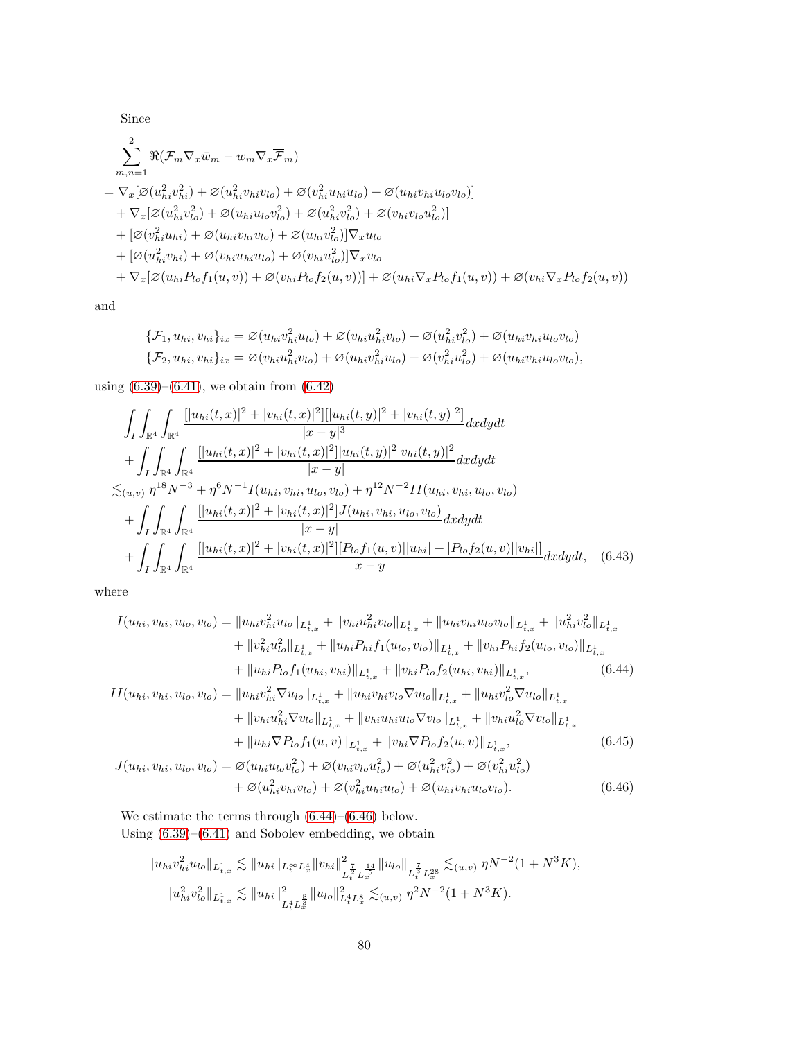Since

$$
\begin{aligned}
&\sum_{m,n=1}^{2} \Re(\mathcal{F}_m \nabla_x \bar{w}_m - w_m \nabla_x \overline{\mathcal{F}}_m) \\
&= \nabla_x[\varnothing(u_{hi}^2 v_{hi}^2) + \varnothing(u_{hi}^2 v_{hi} v_{lo}) + \varnothing(v_{hi}^2 u_{hi} u_{lo}) + \varnothing(u_{hi} v_{hi} u_{lo} v_{lo})] \\
&\quad + \nabla_x[\varnothing(u_{hi}^2 v_{lo}^2) + \varnothing(u_{hi} u_{lo} v_{lo}^2) + \varnothing(u_{hi}^2 v_{lo}^2) + \varnothing(v_{hi} v_{lo} u_{lo}^2)] \\
&\quad + [\varnothing(v_{hi}^2 u_{hi}) + \varnothing(u_{hi} v_{hi} v_{lo}) + \varnothing(u_{hi} v_{lo}^2)]\nabla_x u_{lo} \\
&\quad + [\varnothing(u_{hi}^2 v_{hi}) + \varnothing(v_{hi} u_{hi} u_{lo}) + \varnothing(v_{hi} u_{lo}^2)]\nabla_x v_{lo} \\
&\quad + \nabla_x[\varnothing(u_{hi} P_{lo} f_1(u,v)) + \varnothing(v_{hi} P_{lo} f_2(u,v))] + \varnothing(u_{hi} \nabla_x P_{lo} f_1(u,v)) + \varnothing(v_{hi} \nabla_x P_{lo} f_2(u,v))
\end{aligned}
$$

and

$$
\begin{aligned}
\{\mathcal{F}_1, u_{hi}, v_{hi}\}_{ix} &= \varnothing(u_{hi} v_{hi}^2 u_{lo}) + \varnothing(v_{hi} u_{hi}^2 v_{lo}) + \varnothing(u_{hi}^2 v_{lo}^2) + \varnothing(u_{hi} v_{hi} u_{lo} v_{lo}) \\
\{\mathcal{F}_2, u_{hi}, v_{hi}\}_{ix} &= \varnothing(v_{hi} u_{hi}^2 v_{lo}) + \varnothing(u_{hi} v_{hi}^2 u_{lo}) + \varnothing(v_{hi}^2 u_{lo}^2) + \varnothing(u_{hi} v_{hi} u_{lo} v_{lo}),
\end{aligned}
$$

using (6.39)–(6.41), we obtain from (6.42)

$$
\begin{aligned}
&\int_I \int_{\mathbb{R}^4} \int_{\mathbb{R}^4} \frac{[|u_{hi}(t,x)|^2 + |v_{hi}(t,x)|^2][|u_{hi}(t,y)|^2 + |v_{hi}(t,y)|^2]}{|x-y|^3} dxdydt \\
&+ \int_I \int_{\mathbb{R}^4} \int_{\mathbb{R}^4} \frac{[|u_{hi}(t,x)|^2 + |v_{hi}(t,x)|^2]|u_{hi}(t,y)|^2 |v_{hi}(t,y)|^2}{|x-y|} dxdydt \\
&\lesssim_{(u,v)} \eta^{18} N^{-3} + \eta^6 N^{-1} I(u_{hi}, v_{hi}, u_{lo}, v_{lo}) + \eta^{12} N^{-2} II(u_{hi}, v_{hi}, u_{lo}, v_{lo}) \\
&+ \int_I \int_{\mathbb{R}^4} \int_{\mathbb{R}^4} \frac{[|u_{hi}(t,x)|^2 + |v_{hi}(t,x)|^2] J(u_{hi}, v_{hi}, u_{lo}, v_{lo})}{|x-y|} dxdydt \\
&+ \int_I \int_{\mathbb{R}^4} \int_{\mathbb{R}^4} \frac{[|u_{hi}(t,x)|^2 + |v_{hi}(t,x)|^2][P_{lo} f_1(u,v)||u_{hi}| + |P_{lo} f_2(u,v)||v_{hi}|]}{|x-y|} dxdydt, \quad (6.43)
\end{aligned}
$$

where

$$
\begin{aligned}
I(u_{hi}, v_{hi}, u_{lo}, v_{lo}) &= \|u_{hi} v_{hi}^2 u_{lo}\|_{L^1_{t,x}} + \|v_{hi} u_{hi}^2 v_{lo}\|_{L^1_{t,x}} + \|u_{hi} v_{hi} u_{lo} v_{lo}\|_{L^1_{t,x}} + \|u_{hi}^2 v_{lo}^2\|_{L^1_{t,x}} \\
&\quad + \|v_{hi}^2 u_{lo}^2\|_{L^1_{t,x}} + \|u_{hi} P_{hi} f_1(u_{lo}, v_{lo})\|_{L^1_{t,x}} + \|v_{hi} P_{hi} f_2(u_{lo}, v_{lo})\|_{L^1_{t,x}} \\
&\quad + \|u_{hi} P_{lo} f_1(u_{hi}, v_{hi})\|_{L^1_{t,x}} + \|v_{hi} P_{lo} f_2(u_{hi}, v_{hi})\|_{L^1_{t,x}}, \qquad (6.44) \\
II(u_{hi}, v_{hi}, u_{lo}, v_{lo}) &= \|u_{hi} v_{hi}^2 \nabla u_{lo}\|_{L^1_{t,x}} + \|u_{hi} v_{hi} v_{lo} \nabla u_{lo}\|_{L^1_{t,x}} + \|u_{hi} v_{lo}^2 \nabla u_{lo}\|_{L^1_{t,x}} \\
&\quad + \|v_{hi} u_{hi}^2 \nabla v_{lo}\|_{L^1_{t,x}} + \|v_{hi} u_{hi} u_{lo} \nabla v_{lo}\|_{L^1_{t,x}} + \|v_{hi} u_{lo}^2 \nabla v_{lo}\|_{L^1_{t,x}} \\
&\quad + \|u_{hi} \nabla P_{lo} f_1(u,v)\|_{L^1_{t,x}} + \|v_{hi} \nabla P_{lo} f_2(u,v)\|_{L^1_{t,x}}, \qquad (6.45) \\
J(u_{hi}, v_{hi}, u_{lo}, v_{lo}) &= \varnothing(u_{hi} u_{lo} v_{lo}^2) + \varnothing(v_{hi} v_{lo} u_{lo}^2) + \varnothing(u_{hi}^2 v_{lo}^2) + \varnothing(v_{hi}^2 u_{lo}^2) \\
&\quad + \varnothing(u_{hi}^2 v_{hi} v_{lo}) + \varnothing(v_{hi}^2 u_{hi} u_{lo}) + \varnothing(u_{hi} v_{hi} u_{lo} v_{lo}). \qquad (6.46)
\end{aligned}
$$

We estimate the terms through (6.44)–(6.46) below.

Using (6.39)–(6.41) and Sobolev embedding, we obtain

$$
\begin{aligned}
\|u_{hi} v_{hi}^2 u_{lo}\|_{L^1_{t,x}} &\lesssim \|u_{hi}\|_{L_t^\infty L_x^4} \|v_{hi}\|^2_{L_t^{\frac{7}{2}} L_x^{\frac{14}{5}}} \|u_{lo}\|_{L_t^{\frac{7}{3}} L_x^{28}} \lesssim_{(u,v)} \eta N^{-2}(1 + N^3 K), \\
\|u_{hi}^2 v_{lo}^2\|_{L^1_{t,x}} &\lesssim \|u_{hi}\|^2_{L_t^4 L_x^{\frac{8}{3}}} \|u_{lo}\|^2_{L_t^4 L_x^8} \lesssim_{(u,v)} \eta^2 N^{-2}(1 + N^3 K).
\end{aligned}
$$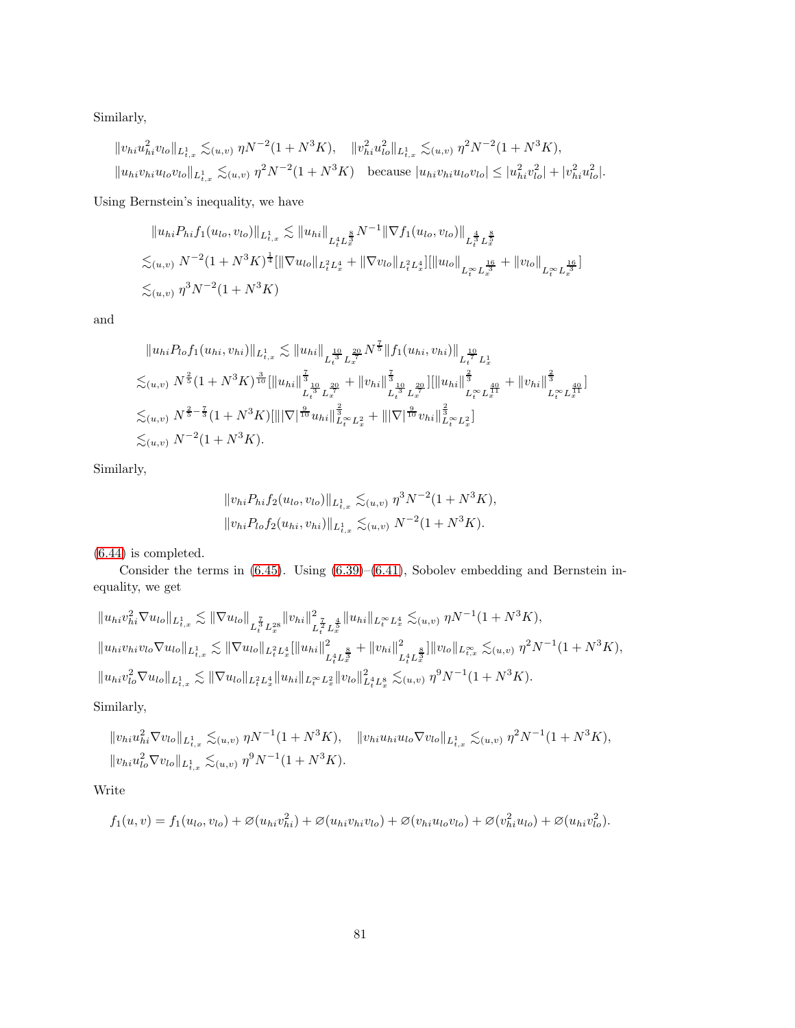Similarly,

$$\|v_{hi}u_{hi}^2 v_{lo}\|_{L^1_{t,x}} \lesssim_{(u,v)} \eta N^{-2}(1+N^3K), \quad \|v_{hi}^2 u_{lo}^2\|_{L^1_{t,x}} \lesssim_{(u,v)} \eta^2 N^{-2}(1+N^3K),$$

$$\|u_{hi}v_{hi}u_{lo}v_{lo}\|_{L^1_{t,x}} \lesssim_{(u,v)} \eta^2 N^{-2}(1+N^3K) \quad \text{because } |u_{hi}v_{hi}u_{lo}v_{lo}| \le |u_{hi}^2 v_{lo}^2| + |v_{hi}^2 u_{lo}^2|.$$

Using Bernstein's inequality, we have

$$\begin{aligned}
&\|u_{hi}P_{hi}f_1(u_{lo},v_{lo})\|_{L^1_{t,x}} \lesssim \|u_{hi}\|_{L^4_t L^{\frac{8}{3}}_x} N^{-1} \|\nabla f_1(u_{lo},v_{lo})\|_{L^{\frac{4}{3}}_t L^{\frac{8}{5}}_x} \\
&\lesssim_{(u,v)} N^{-2}(1+N^3K)^{\frac{1}{4}} [\|\nabla u_{lo}\|_{L^2_t L^4_x} + \|\nabla v_{lo}\|_{L^2_t L^4_x}][\|u_{lo}\|_{L^\infty_t L^{\frac{16}{3}}_x} + \|v_{lo}\|_{L^\infty_t L^{\frac{16}{3}}_x}] \\
&\lesssim_{(u,v)} \eta^3 N^{-2}(1+N^3K)
\end{aligned}$$

and

$$\begin{aligned}
&\|u_{hi}P_{lo}f_1(u_{hi},v_{hi})\|_{L^1_{t,x}} \lesssim \|u_{hi}\|_{L^{\frac{10}{3}}_t L^{\frac{20}{7}}_x} N^{\frac{7}{5}} \|f_1(u_{hi},v_{hi})\|_{L^{\frac{10}{7}}_t L^1_x} \\
&\lesssim_{(u,v)} N^{\frac{2}{5}}(1+N^3K)^{\frac{3}{10}} [\|u_{hi}\|^{\frac{7}{3}}_{L^{\frac{10}{3}}_t L^{\frac{20}{7}}_x} + \|v_{hi}\|^{\frac{7}{3}}_{L^{\frac{10}{3}}_t L^{\frac{20}{7}}_x}][\|u_{hi}\|^{\frac{2}{3}}_{L^\infty_t L^{\frac{40}{11}}_x} + \|v_{hi}\|^{\frac{2}{3}}_{L^\infty_t L^{\frac{40}{11}}_x}] \\
&\lesssim_{(u,v)} N^{\frac{2}{5}-\frac{7}{3}}(1+N^3K)[\||\nabla|^{\frac{9}{10}}u_{hi}\|^{\frac{2}{3}}_{L^\infty_t L^2_x} + \||\nabla|^{\frac{9}{10}}v_{hi}\|^{\frac{2}{3}}_{L^\infty_t L^2_x}] \\
&\lesssim_{(u,v)} N^{-2}(1+N^3K).
\end{aligned}$$

Similarly,

$$\begin{aligned}
&\|v_{hi}P_{hi}f_2(u_{lo},v_{lo})\|_{L^1_{t,x}} \lesssim_{(u,v)} \eta^3 N^{-2}(1+N^3K), \\
&\|v_{hi}P_{lo}f_2(u_{hi},v_{hi})\|_{L^1_{t,x}} \lesssim_{(u,v)} N^{-2}(1+N^3K).
\end{aligned}$$

(6.44) is completed.

Consider the terms in (6.45). Using (6.39)–(6.41), Sobolev embedding and Bernstein inequality, we get

$$\begin{aligned}
&\|u_{hi}v_{hi}^2\nabla u_{lo}\|_{L^1_{t,x}} \lesssim \|\nabla u_{lo}\|_{L^{\frac{7}{3}}_t L^{28}_x} \|v_{hi}\|^2_{L^{\frac{7}{2}}_t L^{\frac{4}{5}}_x} \|u_{hi}\|_{L^\infty_t L^4_x} \lesssim_{(u,v)} \eta N^{-1}(1+N^3K), \\
&\|u_{hi}v_{hi}v_{lo}\nabla u_{lo}\|_{L^1_{t,x}} \lesssim \|\nabla u_{lo}\|_{L^2_t L^4_x}[\|u_{hi}\|^2_{L^4_t L^{\frac{8}{3}}_x} + \|v_{hi}\|^2_{L^4_t L^{\frac{8}{3}}_x}]\|v_{lo}\|_{L^\infty_{t,x}} \lesssim_{(u,v)} \eta^2 N^{-1}(1+N^3K), \\
&\|u_{hi}v_{lo}^2\nabla u_{lo}\|_{L^1_{t,x}} \lesssim \|\nabla u_{lo}\|_{L^2_t L^4_x}\|u_{hi}\|_{L^\infty_t L^2_x}\|v_{lo}\|^2_{L^4_t L^8_x} \lesssim_{(u,v)} \eta^9 N^{-1}(1+N^3K).
\end{aligned}$$

Similarly,

$$\|v_{hi}u_{hi}^2\nabla v_{lo}\|_{L^1_{t,x}} \lesssim_{(u,v)} \eta N^{-1}(1+N^3K), \quad \|v_{hi}u_{hi}u_{lo}\nabla v_{lo}\|_{L^1_{t,x}} \lesssim_{(u,v)} \eta^2 N^{-1}(1+N^3K),$$

$$\|v_{hi}u_{lo}^2\nabla v_{lo}\|_{L^1_{t,x}} \lesssim_{(u,v)} \eta^9 N^{-1}(1+N^3K).$$

Write

$$f_1(u,v) = f_1(u_{lo},v_{lo}) + \varnothing(u_{hi}v_{hi}^2) + \varnothing(u_{hi}v_{hi}v_{lo}) + \varnothing(v_{hi}u_{lo}v_{lo}) + \varnothing(v_{hi}^2 u_{lo}) + \varnothing(u_{hi}v_{lo}^2).$$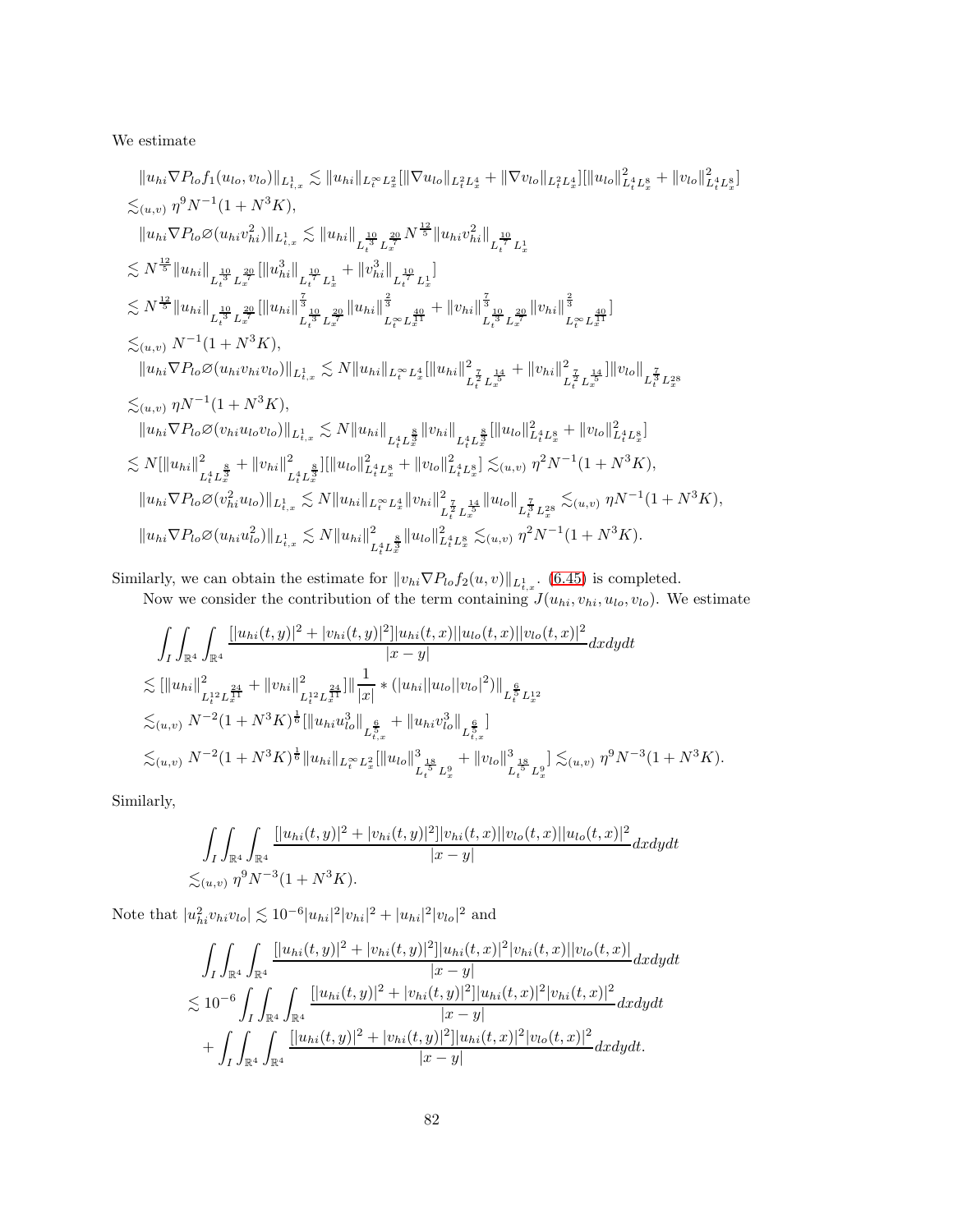We estimate

$$
\begin{aligned}
&\|u_{hi}\nabla P_{lo} f_1(u_{lo},v_{lo})\|_{L^1_{t,x}} \lesssim \|u_{hi}\|_{L^\infty_t L^2_x}[\|\nabla u_{lo}\|_{L^2_t L^4_x}+\|\nabla v_{lo}\|_{L^2_t L^4_x}][\|u_{lo}\|^2_{L^4_t L^8_x}+\|v_{lo}\|^2_{L^4_t L^8_x}]\\
&\lesssim_{(u,v)} \eta^9 N^{-1}(1+N^3K),\\
&\|u_{hi}\nabla P_{lo}\varnothing(u_{hi}v_{hi}^2)\|_{L^1_{t,x}} \lesssim \|u_{hi}\|_{L^{\frac{10}{3}}_t L^{\frac{20}{7}}_x} N^{\frac{12}{5}}\|u_{hi}v_{hi}^2\|_{L^{\frac{10}{7}}_t L^1_x}\\
&\lesssim N^{\frac{12}{5}}\|u_{hi}\|_{L^{\frac{10}{3}}_t L^{\frac{20}{7}}_x}[\|u_{hi}^3\|_{L^{\frac{10}{7}}_t L^1_x}+\|v_{hi}^3\|_{L^{\frac{10}{7}}_t L^1_x}]\\
&\lesssim N^{\frac{12}{5}}\|u_{hi}\|_{L^{\frac{10}{3}}_t L^{\frac{20}{7}}_x}[\|u_{hi}\|^{\frac{7}{3}}_{L^{\frac{10}{3}}_t L^{\frac{20}{7}}_x}\|u_{hi}\|^{\frac{2}{3}}_{L^\infty_t L^{\frac{40}{11}}_x}+\|v_{hi}\|^{\frac{7}{3}}_{L^{\frac{10}{3}}_t L^{\frac{20}{7}}_x}\|v_{hi}\|^{\frac{2}{3}}_{L^\infty_t L^{\frac{40}{11}}_x}]\\
&\lesssim_{(u,v)} N^{-1}(1+N^3K),\\
&\|u_{hi}\nabla P_{lo}\varnothing(u_{hi}v_{hi}v_{lo})\|_{L^1_{t,x}} \lesssim N\|u_{hi}\|_{L^\infty_t L^4_x}[\|u_{hi}\|^2_{L^{\frac{7}{2}}_t L^{\frac{14}{5}}_x}+\|v_{hi}\|^2_{L^{\frac{7}{2}}_t L^{\frac{14}{5}}_x}]\|v_{lo}\|_{L^{\frac{7}{3}}_t L^{28}_x}\\
&\lesssim_{(u,v)} \eta N^{-1}(1+N^3K),\\
&\|u_{hi}\nabla P_{lo}\varnothing(v_{hi}u_{lo}v_{lo})\|_{L^1_{t,x}} \lesssim N\|u_{hi}\|_{L^4_t L^{\frac{8}{3}}_x}\|v_{hi}\|_{L^4_t L^{\frac{8}{3}}_x}[\|u_{lo}\|^2_{L^4_t L^8_x}+\|v_{lo}\|^2_{L^4_t L^8_x}]\\
&\lesssim N[\|u_{hi}\|^2_{L^4_t L^{\frac{8}{3}}_x}+\|v_{hi}\|^2_{L^4_t L^{\frac{8}{3}}_x}][\|u_{lo}\|^2_{L^4_t L^8_x}+\|v_{lo}\|^2_{L^4_t L^8_x}] \lesssim_{(u,v)} \eta^2 N^{-1}(1+N^3K),\\
&\|u_{hi}\nabla P_{lo}\varnothing(v_{hi}^2 u_{lo})\|_{L^1_{t,x}} \lesssim N\|u_{hi}\|_{L^\infty_t L^4_x}\|v_{hi}\|^2_{L^{\frac{7}{2}}_t L^{\frac{14}{5}}_x}\|u_{lo}\|_{L^{\frac{7}{3}}_t L^{28}_x} \lesssim_{(u,v)} \eta N^{-1}(1+N^3K),\\
&\|u_{hi}\nabla P_{lo}\varnothing(u_{hi}u_{lo}^2)\|_{L^1_{t,x}} \lesssim N\|u_{hi}\|^2_{L^4_t L^{\frac{8}{3}}_x}\|u_{lo}\|^2_{L^4_t L^8_x} \lesssim_{(u,v)} \eta^2 N^{-1}(1+N^3K).
\end{aligned}
$$

Similarly, we can obtain the estimate for $\|v_{hi}\nabla P_{lo} f_2(u,v)\|_{L^1_{t,x}}$. (6.45) is completed.

Now we consider the contribution of the term containing $J(u_{hi},v_{hi},u_{lo},v_{lo})$. We estimate

$$
\begin{aligned}
&\int_I\int_{\mathbb{R}^4}\int_{\mathbb{R}^4}\frac{[|u_{hi}(t,y)|^2+|v_{hi}(t,y)|^2]|u_{hi}(t,x)||u_{lo}(t,x)||v_{lo}(t,x)|^2}{|x-y|}dxdydt\\
&\lesssim [\|u_{hi}\|^2_{L^{12}_t L^{\frac{24}{11}}_x}+\|v_{hi}\|^2_{L^{12}_t L^{\frac{24}{11}}_x}]\|\frac{1}{|x|}*(|u_{hi}||u_{lo}||v_{lo}|^2)\|_{L^{\frac{6}{5}}_t L^{12}_x}\\
&\lesssim_{(u,v)} N^{-2}(1+N^3K)^{\frac{1}{6}}[\|u_{hi}u_{lo}^3\|_{L^{\frac{6}{5}}_{t,x}}+\|u_{hi}v_{lo}^3\|_{L^{\frac{6}{5}}_{t,x}}]\\
&\lesssim_{(u,v)} N^{-2}(1+N^3K)^{\frac{1}{6}}\|u_{hi}\|_{L^\infty_t L^2_x}[\|u_{lo}\|^3_{L^{\frac{18}{5}}_t L^9_x}+\|v_{lo}\|^3_{L^{\frac{18}{5}}_t L^9_x}] \lesssim_{(u,v)} \eta^9 N^{-3}(1+N^3K).
\end{aligned}
$$

Similarly,

$$
\begin{aligned}
&\int_I\int_{\mathbb{R}^4}\int_{\mathbb{R}^4}\frac{[|u_{hi}(t,y)|^2+|v_{hi}(t,y)|^2]|v_{hi}(t,x)||v_{lo}(t,x)||u_{lo}(t,x)|^2}{|x-y|}dxdydt\\
&\lesssim_{(u,v)} \eta^9 N^{-3}(1+N^3K).
\end{aligned}
$$

Note that $|u_{hi}^2 v_{hi} v_{lo}| \lesssim 10^{-6}|u_{hi}|^2|v_{hi}|^2+|u_{hi}|^2|v_{lo}|^2$ and

$$
\begin{aligned}
&\int_I\int_{\mathbb{R}^4}\int_{\mathbb{R}^4}\frac{[|u_{hi}(t,y)|^2+|v_{hi}(t,y)|^2]|u_{hi}(t,x)|^2|v_{hi}(t,x)||v_{lo}(t,x)|}{|x-y|}dxdydt\\
&\lesssim 10^{-6}\int_I\int_{\mathbb{R}^4}\int_{\mathbb{R}^4}\frac{[|u_{hi}(t,y)|^2+|v_{hi}(t,y)|^2]|u_{hi}(t,x)|^2|v_{hi}(t,x)|^2}{|x-y|}dxdydt\\
&\quad+\int_I\int_{\mathbb{R}^4}\int_{\mathbb{R}^4}\frac{[|u_{hi}(t,y)|^2+|v_{hi}(t,y)|^2]|u_{hi}(t,x)|^2|v_{lo}(t,x)|^2}{|x-y|}dxdydt.
\end{aligned}
$$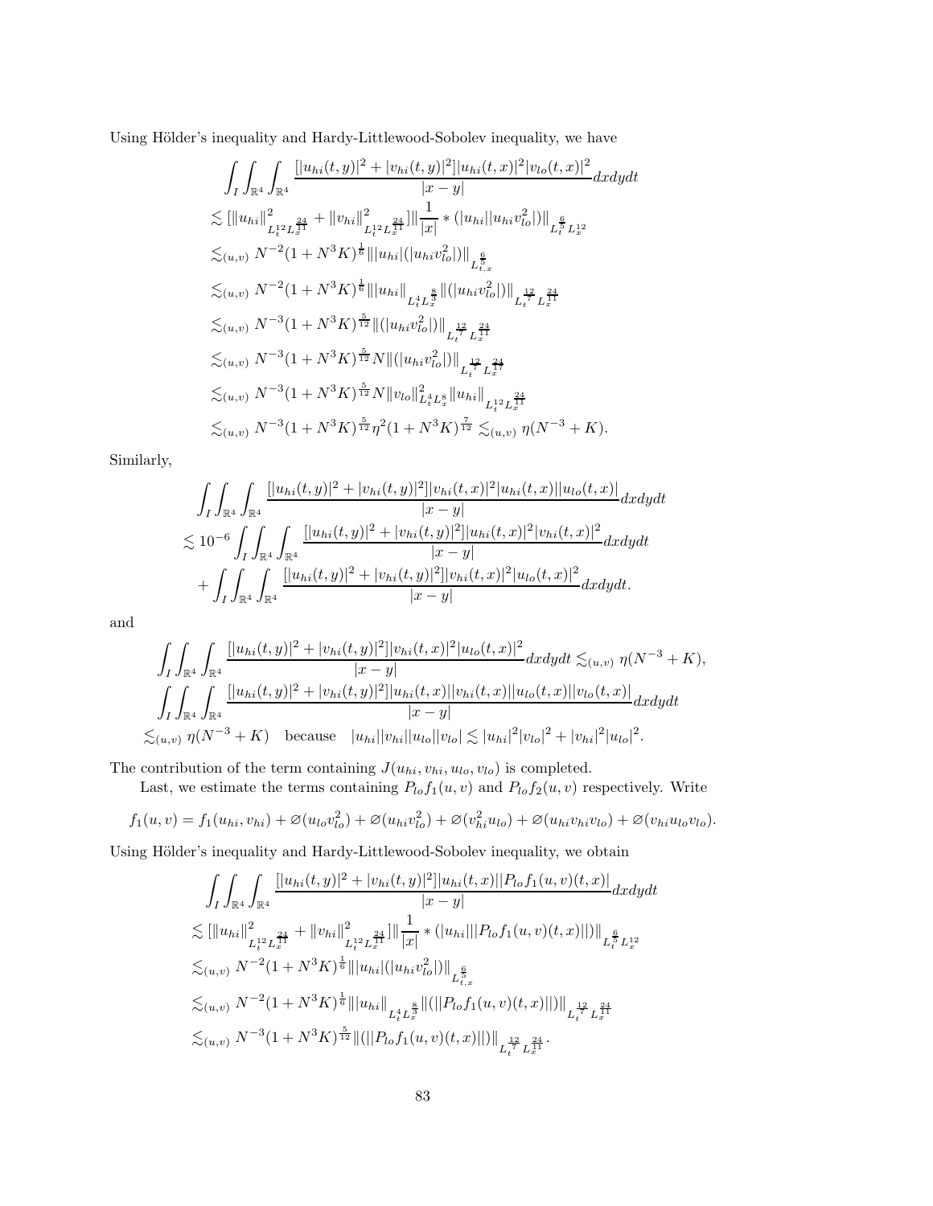Using Hölder's inequality and Hardy-Littlewood-Sobolev inequality, we have

$$
\begin{aligned}
&\int_I \int_{\mathbb{R}^4} \int_{\mathbb{R}^4} \frac{[|u_{hi}(t,y)|^2 + |v_{hi}(t,y)|^2]|u_{hi}(t,x)|^2|v_{lo}(t,x)|^2}{|x-y|} dxdydt \\
&\lesssim [\|u_{hi}\|^2_{L_t^{12}L_x^{\frac{24}{11}}} + \|v_{hi}\|^2_{L_t^{12}L_x^{\frac{24}{11}}}] \| \frac{1}{|x|} * (|u_{hi}||u_{hi}v_{lo}^2|)\|_{L_t^{\frac{6}{5}}L_x^{12}} \\
&\lesssim_{(u,v)} N^{-2}(1+N^3K)^{\frac{1}{6}} \| |u_{hi}|(|u_{hi}v_{lo}^2|)\|_{L_{t,x}^{\frac{6}{5}}} \\
&\lesssim_{(u,v)} N^{-2}(1+N^3K)^{\frac{1}{6}} \| u_{hi}\|_{L_t^4 L_x^{\frac{8}{3}}} \|(|u_{hi}v_{lo}^2|)\|_{L_t^{\frac{12}{7}}L_x^{\frac{24}{11}}} \\
&\lesssim_{(u,v)} N^{-3}(1+N^3K)^{\frac{5}{12}} \|(|u_{hi}v_{lo}^2|)\|_{L_t^{\frac{12}{7}}L_x^{\frac{24}{11}}} \\
&\lesssim_{(u,v)} N^{-3}(1+N^3K)^{\frac{5}{12}} N \|(|u_{hi}v_{lo}^2|)\|_{L_t^{\frac{12}{7}}L_x^{\frac{24}{17}}} \\
&\lesssim_{(u,v)} N^{-3}(1+N^3K)^{\frac{5}{12}} N \|v_{lo}\|^2_{L_t^4L_x^8} \|u_{hi}\|_{L_t^{12}L_x^{\frac{24}{11}}} \\
&\lesssim_{(u,v)} N^{-3}(1+N^3K)^{\frac{5}{12}} \eta^2 (1+N^3K)^{\frac{7}{12}} \lesssim_{(u,v)} \eta(N^{-3}+K).
\end{aligned}
$$

Similarly,

$$
\begin{aligned}
&\int_I \int_{\mathbb{R}^4} \int_{\mathbb{R}^4} \frac{[|u_{hi}(t,y)|^2 + |v_{hi}(t,y)|^2]|v_{hi}(t,x)|^2|u_{hi}(t,x)||u_{lo}(t,x)|}{|x-y|} dxdydt \\
&\lesssim 10^{-6} \int_I \int_{\mathbb{R}^4} \int_{\mathbb{R}^4} \frac{[|u_{hi}(t,y)|^2 + |v_{hi}(t,y)|^2]|u_{hi}(t,x)|^2|v_{hi}(t,x)|^2}{|x-y|} dxdydt \\
&\quad + \int_I \int_{\mathbb{R}^4} \int_{\mathbb{R}^4} \frac{[|u_{hi}(t,y)|^2 + |v_{hi}(t,y)|^2]|v_{hi}(t,x)|^2|u_{lo}(t,x)|^2}{|x-y|} dxdydt.
\end{aligned}
$$

and

$$
\begin{aligned}
&\int_I \int_{\mathbb{R}^4} \int_{\mathbb{R}^4} \frac{[|u_{hi}(t,y)|^2 + |v_{hi}(t,y)|^2]|v_{hi}(t,x)|^2|u_{lo}(t,x)|^2}{|x-y|} dxdydt \lesssim_{(u,v)} \eta(N^{-3}+K), \\
&\int_I \int_{\mathbb{R}^4} \int_{\mathbb{R}^4} \frac{[|u_{hi}(t,y)|^2 + |v_{hi}(t,y)|^2]|u_{hi}(t,x)||v_{hi}(t,x)||u_{lo}(t,x)||v_{lo}(t,x)|}{|x-y|} dxdydt \\
&\lesssim_{(u,v)} \eta(N^{-3}+K) \quad \text{because} \quad |u_{hi}||v_{hi}||u_{lo}||v_{lo}| \lesssim |u_{hi}|^2|v_{lo}|^2 + |v_{hi}|^2|u_{lo}|^2.
\end{aligned}
$$

The contribution of the term containing $J(u_{hi}, v_{hi}, u_{lo}, v_{lo})$ is completed.

Last, we estimate the terms containing $P_{lo}f_1(u,v)$ and $P_{lo}f_2(u,v)$ respectively. Write

$$
f_1(u,v) = f_1(u_{hi}, v_{hi}) + \varnothing(u_{lo}v_{lo}^2) + \varnothing(u_{hi}v_{lo}^2) + \varnothing(v_{hi}^2 u_{lo}) + \varnothing(u_{hi}v_{hi}v_{lo}) + \varnothing(v_{hi}u_{lo}v_{lo}).
$$

Using Hölder's inequality and Hardy-Littlewood-Sobolev inequality, we obtain

$$
\begin{aligned}
&\int_I \int_{\mathbb{R}^4} \int_{\mathbb{R}^4} \frac{[|u_{hi}(t,y)|^2 + |v_{hi}(t,y)|^2]|u_{hi}(t,x)||P_{lo}f_1(u,v)(t,x)|}{|x-y|} dxdydt \\
&\lesssim [\|u_{hi}\|^2_{L_t^{12}L_x^{\frac{24}{11}}} + \|v_{hi}\|^2_{L_t^{12}L_x^{\frac{24}{11}}}] \| \frac{1}{|x|} * (|u_{hi}|||P_{lo}f_1(u,v)(t,x)||)\|_{L_t^{\frac{6}{5}}L_x^{12}} \\
&\lesssim_{(u,v)} N^{-2}(1+N^3K)^{\frac{1}{6}} \| |u_{hi}|(|u_{hi}v_{lo}^2|)\|_{L_{t,x}^{\frac{6}{5}}} \\
&\lesssim_{(u,v)} N^{-2}(1+N^3K)^{\frac{1}{6}} \| u_{hi}\|_{L_t^4 L_x^{\frac{8}{3}}} \|(||P_{lo}f_1(u,v)(t,x)||)\|_{L_t^{\frac{12}{7}}L_x^{\frac{24}{11}}} \\
&\lesssim_{(u,v)} N^{-3}(1+N^3K)^{\frac{5}{12}} \|(||P_{lo}f_1(u,v)(t,x)||)\|_{L_t^{\frac{12}{7}}L_x^{\frac{24}{11}}}.
\end{aligned}
$$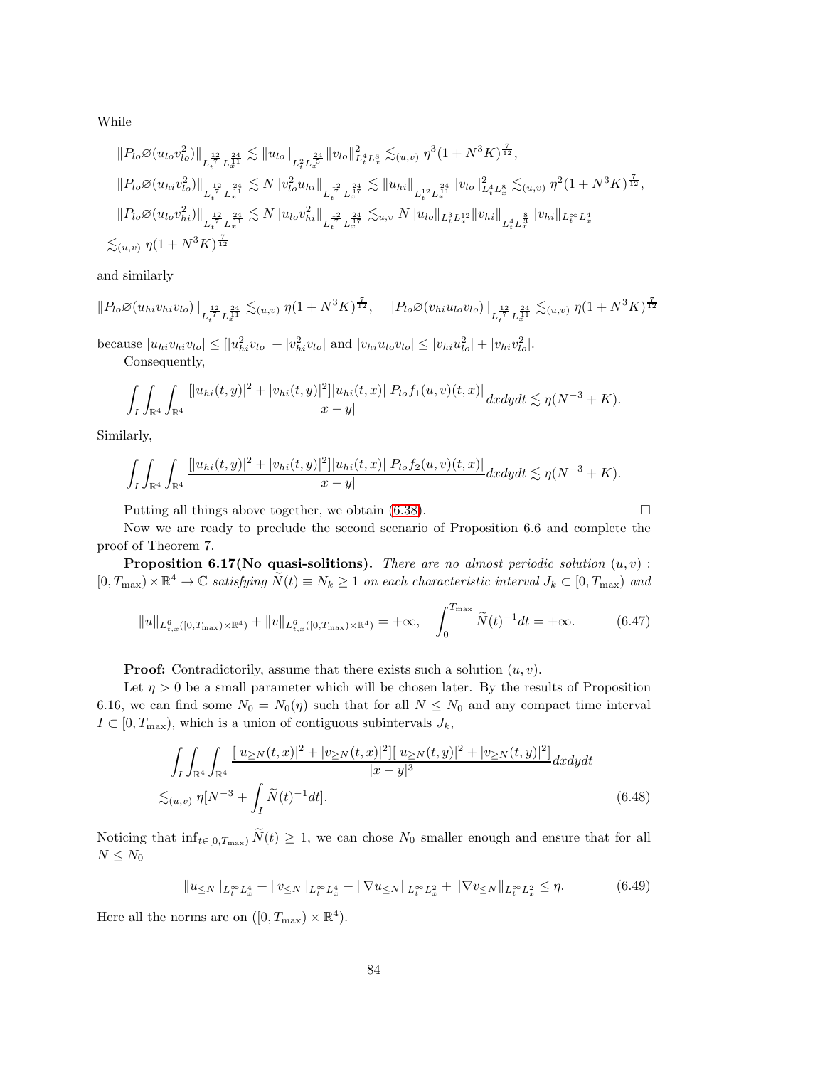While

$$
\begin{aligned}
&\|P_{lo}\varnothing(u_{lo}v_{lo}^2)\|_{L_t^{\frac{12}{7}}L_x^{\frac{24}{11}}} \lesssim \|u_{lo}\|_{L_t^2L_x^{\frac{24}{5}}}\|v_{lo}\|^2_{L_t^4L_x^8} \lesssim_{(u,v)} \eta^3(1+N^3K)^{\frac{7}{12}},\\
&\|P_{lo}\varnothing(u_{hi}v_{lo}^2)\|_{L_t^{\frac{12}{7}}L_x^{\frac{24}{11}}} \lesssim N\|v_{lo}^2u_{hi}\|_{L_t^{\frac{12}{7}}L_x^{\frac{24}{17}}} \lesssim \|u_{hi}\|_{L_t^{12}L_x^{\frac{24}{11}}}\|v_{lo}\|^2_{L_t^4L_x^8} \lesssim_{(u,v)} \eta^2(1+N^3K)^{\frac{7}{12}},\\
&\|P_{lo}\varnothing(u_{lo}v_{hi}^2)\|_{L_t^{\frac{12}{7}}L_x^{\frac{24}{11}}} \lesssim N\|u_{lo}v_{hi}^2\|_{L_t^{\frac{12}{7}}L_x^{\frac{24}{17}}} \lesssim_{u,v} N\|u_{lo}\|_{L_t^3L_x^{12}}\|v_{hi}\|_{L_t^4L_x^{\frac{8}{3}}}\|v_{hi}\|_{L_t^\infty L_x^4}\\
&\lesssim_{(u,v)} \eta(1+N^3K)^{\frac{7}{12}}
\end{aligned}
$$

and similarly

$$
\|P_{lo}\varnothing(u_{hi}v_{hi}v_{lo})\|_{L_t^{\frac{12}{7}}L_x^{\frac{24}{11}}} \lesssim_{(u,v)} \eta(1+N^3K)^{\frac{7}{12}}, \quad \|P_{lo}\varnothing(v_{hi}u_{lo}v_{lo})\|_{L_t^{\frac{12}{7}}L_x^{\frac{24}{11}}} \lesssim_{(u,v)} \eta(1+N^3K)^{\frac{7}{12}}
$$

because $|u_{hi}v_{hi}v_{lo}| \le [|u_{hi}^2v_{lo}| + |v_{hi}^2v_{lo}|$ and $|v_{hi}u_{lo}v_{lo}| \le |v_{hi}u_{lo}^2| + |v_{hi}v_{lo}^2|$.

Consequently,

$$
\int_I\int_{\mathbb{R}^4}\int_{\mathbb{R}^4}\frac{[|u_{hi}(t,y)|^2+|v_{hi}(t,y)|^2]|u_{hi}(t,x)||P_{lo}f_1(u,v)(t,x)|}{|x-y|}dxdydt \lesssim \eta(N^{-3}+K).
$$

Similarly,

$$
\int_I\int_{\mathbb{R}^4}\int_{\mathbb{R}^4}\frac{[|u_{hi}(t,y)|^2+|v_{hi}(t,y)|^2]|u_{hi}(t,x)||P_{lo}f_2(u,v)(t,x)|}{|x-y|}dxdydt \lesssim \eta(N^{-3}+K).
$$

Putting all things above together, we obtain (6.38). $\square$

Now we are ready to preclude the second scenario of Proposition 6.6 and complete the proof of Theorem 7.

**Proposition 6.17(No quasi-solitions).** *There are no almost periodic solution $(u,v)$ : $[0,T_{\max})\times\mathbb{R}^4\to\mathbb{C}$ satisfying $\widetilde{N}(t)\equiv N_k\ge 1$ on each characteristic interval $J_k\subset[0,T_{\max})$ and*

$$
\|u\|_{L^6_{t,x}([0,T_{\max})\times\mathbb{R}^4)}+\|v\|_{L^6_{t,x}([0,T_{\max})\times\mathbb{R}^4)}=+\infty, \quad \int_0^{T_{\max}}\widetilde{N}(t)^{-1}dt=+\infty. \tag{6.47}
$$

**Proof:** Contradictorily, assume that there exists such a solution $(u,v)$.

Let $\eta>0$ be a small parameter which will be chosen later. By the results of Proposition 6.16, we can find some $N_0=N_0(\eta)$ such that for all $N\le N_0$ and any compact time interval $I\subset[0,T_{\max})$, which is a union of contiguous subintervals $J_k$,

$$
\begin{aligned}
&\int_I\int_{\mathbb{R}^4}\int_{\mathbb{R}^4}\frac{[|u_{\ge N}(t,x)|^2+|v_{\ge N}(t,x)|^2][|u_{\ge N}(t,y)|^2+|v_{\ge N}(t,y)|^2]}{|x-y|^3}dxdydt\\
&\lesssim_{(u,v)} \eta[N^{-3}+\int_I\widetilde{N}(t)^{-1}dt].
\end{aligned} \tag{6.48}
$$

Noticing that $\inf_{t\in[0,T_{\max})}\widetilde{N}(t)\ge 1$, we can chose $N_0$ smaller enough and ensure that for all $N\le N_0$

$$
\|u_{\le N}\|_{L_t^\infty L_x^4}+\|v_{\le N}\|_{L_t^\infty L_x^4}+\|\nabla u_{\le N}\|_{L_t^\infty L_x^2}+\|\nabla v_{\le N}\|_{L_t^\infty L_x^2}\le\eta. \tag{6.49}
$$

Here all the norms are on $([0,T_{\max})\times\mathbb{R}^4)$.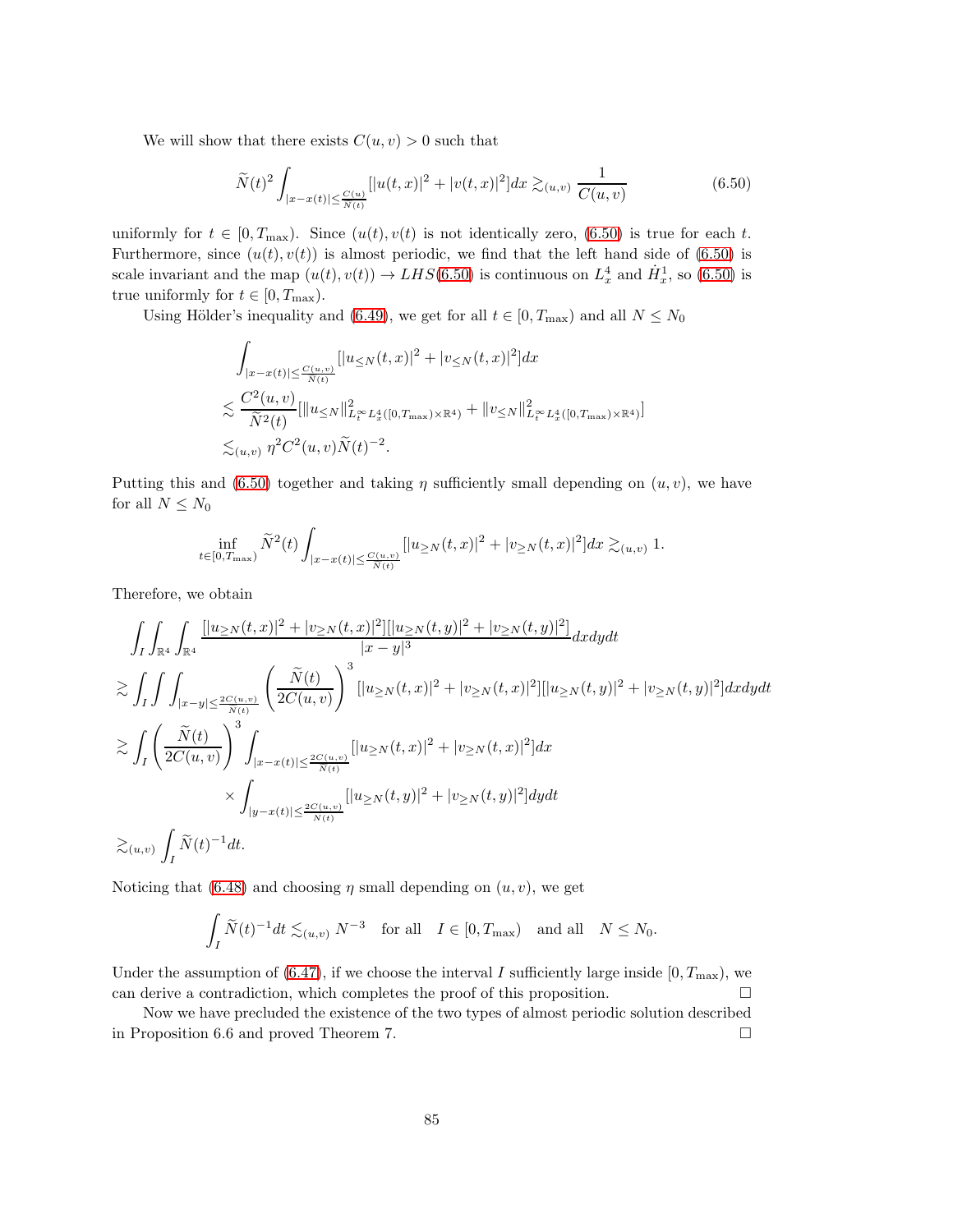We will show that there exists $C(u,v) > 0$ such that

$$\widetilde{N}(t)^2 \int_{|x-x(t)|\leq \frac{C(u)}{N(t)}} [|u(t,x)|^2 + |v(t,x)|^2]dx \gtrsim_{(u,v)} \frac{1}{C(u,v)} \tag{6.50}$$

uniformly for $t \in [0, T_{\max})$. Since $(u(t), v(t)$ is not identically zero, (6.50) is true for each $t$. Furthermore, since $(u(t), v(t))$ is almost periodic, we find that the left hand side of (6.50) is scale invariant and the map $(u(t), v(t)) \to LHS(6.50)$ is continuous on $L^4_x$ and $\dot{H}^1_x$, so (6.50) is true uniformly for $t \in [0, T_{\max})$.

Using Hölder's inequality and (6.49), we get for all $t \in [0, T_{\max})$ and all $N \leq N_0$

$$\begin{aligned}
&\int_{|x-x(t)|\leq \frac{C(u,v)}{N(t)}} [|u_{\leq N}(t,x)|^2 + |v_{\leq N}(t,x)|^2]dx \\
&\lesssim \frac{C^2(u,v)}{\widetilde{N}^2(t)} [\|u_{\leq N}\|^2_{L^\infty_t L^4_x([0,T_{\max})\times\mathbb{R}^4)} + \|v_{\leq N}\|^2_{L^\infty_t L^4_x([0,T_{\max})\times\mathbb{R}^4)}] \\
&\lesssim_{(u,v)} \eta^2 C^2(u,v)\widetilde{N}(t)^{-2}.
\end{aligned}$$

Putting this and (6.50) together and taking $\eta$ sufficiently small depending on $(u,v)$, we have for all $N \leq N_0$

$$\inf_{t\in[0,T_{\max})} \widetilde{N}^2(t) \int_{|x-x(t)|\leq \frac{C(u,v)}{N(t)}} [|u_{\geq N}(t,x)|^2 + |v_{\geq N}(t,x)|^2]dx \gtrsim_{(u,v)} 1.$$

Therefore, we obtain

$$\begin{aligned}
&\int_I \int_{\mathbb{R}^4} \int_{\mathbb{R}^4} \frac{[|u_{\geq N}(t,x)|^2 + |v_{\geq N}(t,x)|^2][|u_{\geq N}(t,y)|^2 + |v_{\geq N}(t,y)|^2]}{|x-y|^3} dxdydt \\
&\gtrsim \int_I \int \int_{|x-y|\leq \frac{2C(u,v)}{N(t)}} \left(\frac{\widetilde{N}(t)}{2C(u,v)}\right)^3 [|u_{\geq N}(t,x)|^2 + |v_{\geq N}(t,x)|^2][|u_{\geq N}(t,y)|^2 + |v_{\geq N}(t,y)|^2]dxdydt \\
&\gtrsim \int_I \left(\frac{\widetilde{N}(t)}{2C(u,v)}\right)^3 \int_{|x-x(t)|\leq \frac{2C(u,v)}{N(t)}} [|u_{\geq N}(t,x)|^2 + |v_{\geq N}(t,x)|^2]dx \\
&\qquad\qquad \times \int_{|y-x(t)|\leq \frac{2C(u,v)}{N(t)}} [|u_{\geq N}(t,y)|^2 + |v_{\geq N}(t,y)|^2]dydt \\
&\gtrsim_{(u,v)} \int_I \widetilde{N}(t)^{-1}dt.
\end{aligned}$$

Noticing that (6.48) and choosing $\eta$ small depending on $(u,v)$, we get

$$\int_I \widetilde{N}(t)^{-1}dt \lesssim_{(u,v)} N^{-3} \quad \text{for all} \quad I \in [0, T_{\max}) \quad \text{and all} \quad N \leq N_0.$$

Under the assumption of (6.47), if we choose the interval $I$ sufficiently large inside $[0, T_{\max})$, we can derive a contradiction, which completes the proof of this proposition. □

Now we have precluded the existence of the two types of almost periodic solution described in Proposition 6.6 and proved Theorem 7. □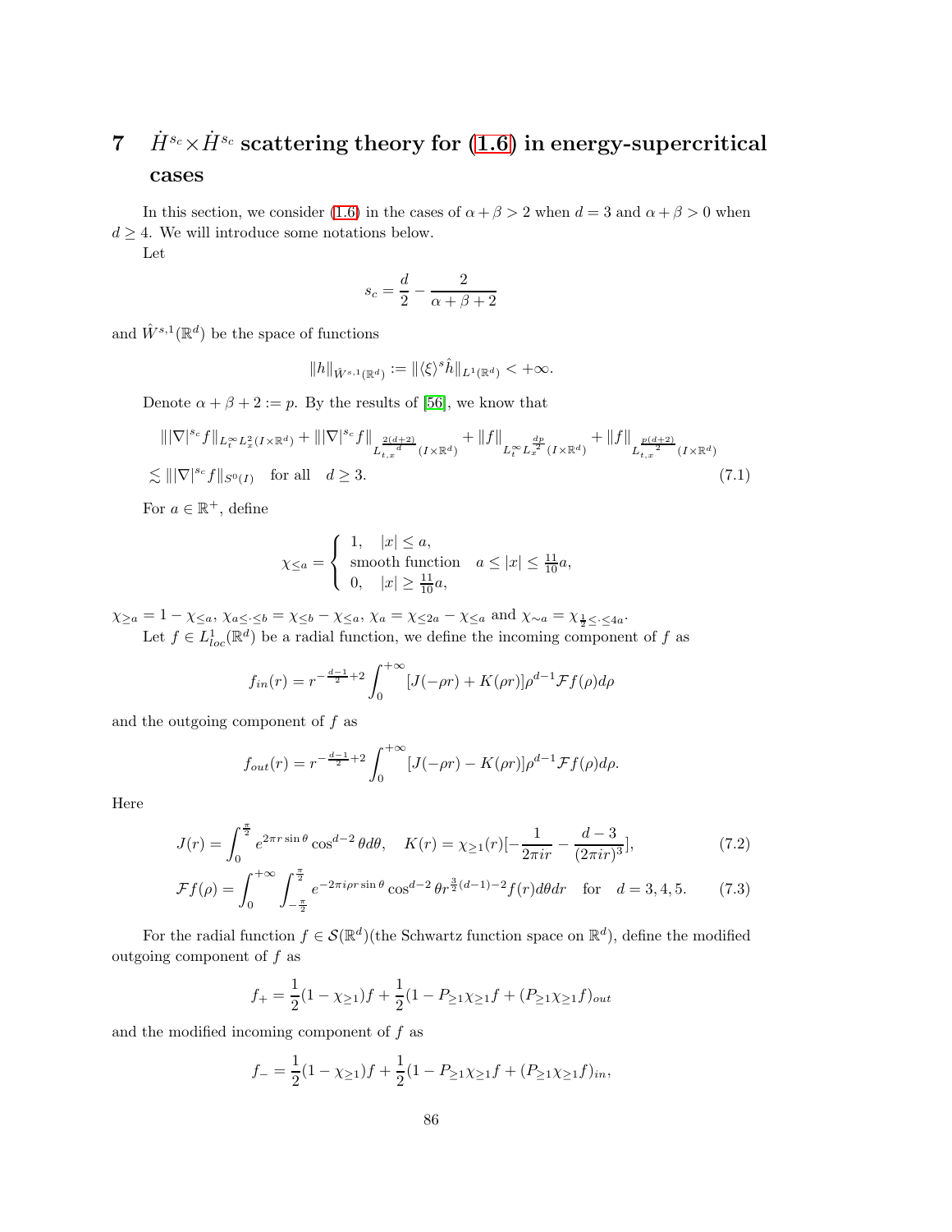# 7 $\dot{H}^{s_c}\times\dot{H}^{s_c}$ scattering theory for (1.6) in energy-supercritical cases

In this section, we consider (1.6) in the cases of $\alpha+\beta>2$ when $d=3$ and $\alpha+\beta>0$ when $d\geq 4$. We will introduce some notations below.

Let

$$s_c=\frac{d}{2}-\frac{2}{\alpha+\beta+2}$$

and $\hat{W}^{s,1}(\mathbb{R}^d)$ be the space of functions

$$\|h\|_{\hat{W}^{s,1}(\mathbb{R}^d)}:=\|\langle\xi\rangle^s\hat{h}\|_{L^1(\mathbb{R}^d)}<+\infty.$$

Denote $\alpha+\beta+2:=p$. By the results of [56], we know that

$$\begin{aligned}
&\||\nabla|^{s_c}f\|_{L_t^\infty L_x^2(I\times\mathbb{R}^d)}+\||\nabla|^{s_c}f\|_{L_{t,x}^{\frac{2(d+2)}{d}}(I\times\mathbb{R}^d)}+\|f\|_{L_t^\infty L_x^{\frac{dp}{2}}(I\times\mathbb{R}^d)}+\|f\|_{L_{t,x}^{\frac{p(d+2)}{2}}(I\times\mathbb{R}^d)}\\
&\lesssim\||\nabla|^{s_c}f\|_{S^0(I)}\quad\text{for all}\quad d\geq 3. \qquad (7.1)
\end{aligned}$$

For $a\in\mathbb{R}^+$, define

$$\chi_{\leq a}=\begin{cases}1, & |x|\leq a,\\ \text{smooth function} & a\leq|x|\leq\frac{11}{10}a,\\ 0, & |x|\geq\frac{11}{10}a,\end{cases}$$

$\chi_{\geq a}=1-\chi_{\leq a}$, $\chi_{a\leq\cdot\leq b}=\chi_{\leq b}-\chi_{\leq a}$, $\chi_a=\chi_{\leq 2a}-\chi_{\leq a}$ and $\chi_{\sim a}=\chi_{\frac{1}{2}\leq\cdot\leq 4a}$.

Let $f\in L^1_{loc}(\mathbb{R}^d)$ be a radial function, we define the incoming component of $f$ as

$$f_{in}(r)=r^{-\frac{d-1}{2}+2}\int_0^{+\infty}[J(-\rho r)+K(\rho r)]\rho^{d-1}\mathcal{F}f(\rho)d\rho$$

and the outgoing component of $f$ as

$$f_{out}(r)=r^{-\frac{d-1}{2}+2}\int_0^{+\infty}[J(-\rho r)-K(\rho r)]\rho^{d-1}\mathcal{F}f(\rho)d\rho.$$

Here

$$J(r)=\int_0^{\frac{\pi}{2}}e^{2\pi r\sin\theta}\cos^{d-2}\theta d\theta,\quad K(r)=\chi_{\geq 1}(r)[-\frac{1}{2\pi ir}-\frac{d-3}{(2\pi ir)^3}], \qquad (7.2)$$

$$\mathcal{F}f(\rho)=\int_0^{+\infty}\int_{-\frac{\pi}{2}}^{\frac{\pi}{2}}e^{-2\pi i\rho r\sin\theta}\cos^{d-2}\theta r^{\frac{3}{2}(d-1)-2}f(r)d\theta dr\quad\text{for}\quad d=3,4,5. \qquad (7.3)$$

For the radial function $f\in\mathcal{S}(\mathbb{R}^d)$(the Schwartz function space on $\mathbb{R}^d$), define the modified outgoing component of $f$ as

$$f_+=\frac{1}{2}(1-\chi_{\geq 1})f+\frac{1}{2}(1-P_{\geq 1}\chi_{\geq 1}f+(P_{\geq 1}\chi_{\geq 1}f)_{out}$$

and the modified incoming component of $f$ as

$$f_-=\frac{1}{2}(1-\chi_{\geq 1})f+\frac{1}{2}(1-P_{\geq 1}\chi_{\geq 1}f+(P_{\geq 1}\chi_{\geq 1}f)_{in},$$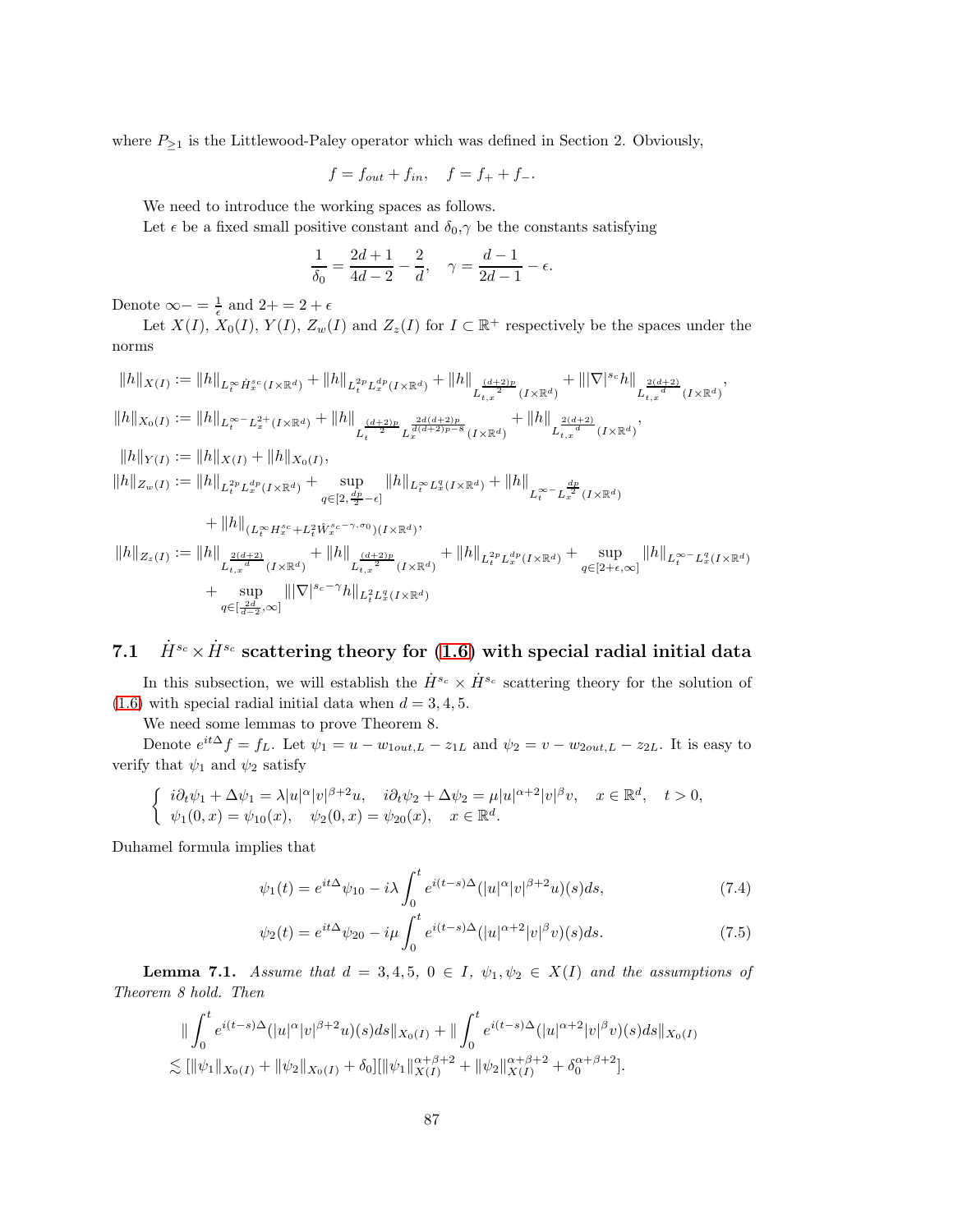where $P_{\geq 1}$ is the Littlewood-Paley operator which was defined in Section 2. Obviously,

$$f = f_{out} + f_{in}, \quad f = f_+ + f_-.$$

We need to introduce the working spaces as follows.

Let $\epsilon$ be a fixed small positive constant and $\delta_0$,$\gamma$ be the constants satisfying

$$\frac{1}{\delta_0} = \frac{2d+1}{4d-2} - \frac{2}{d}, \quad \gamma = \frac{d-1}{2d-1} - \epsilon.$$

Denote $\infty- = \frac{1}{\epsilon}$ and $2+ = 2+\epsilon$

Let $X(I)$, $X_0(I)$, $Y(I)$, $Z_w(I)$ and $Z_z(I)$ for $I \subset \mathbb{R}^+$ respectively be the spaces under the norms

$$\|h\|_{X(I)} := \|h\|_{L_t^\infty \dot{H}_x^{s_c}(I\times\mathbb{R}^d)} + \|h\|_{L_t^{2p} L_x^{dp}(I\times\mathbb{R}^d)} + \|h\|_{L_{t,x}^{\frac{(d+2)p}{2}}(I\times\mathbb{R}^d)} + \||\nabla|^{s_c} h\|_{L_{t,x}^{\frac{2(d+2)}{d}}(I\times\mathbb{R}^d)},$$

$$\|h\|_{X_0(I)} := \|h\|_{L_t^{\infty-} L_x^{2+}(I\times\mathbb{R}^d)} + \|h\|_{L_t^{\frac{(d+2)p}{2}} L_x^{\frac{2d(d+2)p}{d(d+2)p-8}}(I\times\mathbb{R}^d)} + \|h\|_{L_{t,x}^{\frac{2(d+2)}{d}}(I\times\mathbb{R}^d)},$$

$$\|h\|_{Y(I)} := \|h\|_{X(I)} + \|h\|_{X_0(I)},$$

$$\|h\|_{Z_w(I)} := \|h\|_{L_t^{2p} L_x^{dp}(I\times\mathbb{R}^d)} + \sup_{q\in[2,\frac{dp}{2}-\epsilon]} \|h\|_{L_t^\infty L_x^q(I\times\mathbb{R}^d)} + \|h\|_{L_t^{\infty-} L_x^{\frac{dp}{2}}(I\times\mathbb{R}^d)}$$
$$+ \|h\|_{(L_t^\infty H_x^{s_c} + L_t^2 \hat{W}_x^{s_c-\gamma,\sigma_0})(I\times\mathbb{R}^d)},$$

$$\|h\|_{Z_z(I)} := \|h\|_{L_{t,x}^{\frac{2(d+2)}{d}}(I\times\mathbb{R}^d)} + \|h\|_{L_{t,x}^{\frac{(d+2)p}{2}}(I\times\mathbb{R}^d)} + \|h\|_{L_t^{2p} L_x^{dp}(I\times\mathbb{R}^d)} + \sup_{q\in[2+\epsilon,\infty]} \|h\|_{L_t^{\infty-} L_x^q(I\times\mathbb{R}^d)}$$
$$+ \sup_{q\in[\frac{2d}{d-2},\infty]} \||\nabla|^{s_c-\gamma} h\|_{L_t^2 L_x^q(I\times\mathbb{R}^d)}$$

## 7.1 $\dot{H}^{s_c} \times \dot{H}^{s_c}$ scattering theory for (1.6) with special radial initial data

In this subsection, we will establish the $\dot{H}^{s_c} \times \dot{H}^{s_c}$ scattering theory for the solution of (1.6) with special radial initial data when $d = 3, 4, 5$.

We need some lemmas to prove Theorem 8.

Denote $e^{it\Delta} f = f_L$. Let $\psi_1 = u - w_{1out,L} - z_{1L}$ and $\psi_2 = v - w_{2out,L} - z_{2L}$. It is easy to verify that $\psi_1$ and $\psi_2$ satisfy

$$\begin{cases} i\partial_t \psi_1 + \Delta\psi_1 = \lambda |u|^\alpha |v|^{\beta+2} u, \quad i\partial_t \psi_2 + \Delta\psi_2 = \mu |u|^{\alpha+2} |v|^\beta v, \quad x\in\mathbb{R}^d, \quad t>0, \\ \psi_1(0,x) = \psi_{10}(x), \quad \psi_2(0,x) = \psi_{20}(x), \quad x\in\mathbb{R}^d. \end{cases}$$

Duhamel formula implies that

$$\psi_1(t) = e^{it\Delta}\psi_{10} - i\lambda \int_0^t e^{i(t-s)\Delta}(|u|^\alpha |v|^{\beta+2} u)(s)ds, \tag{7.4}$$

$$\psi_2(t) = e^{it\Delta}\psi_{20} - i\mu \int_0^t e^{i(t-s)\Delta}(|u|^{\alpha+2} |v|^{\beta} v)(s)ds. \tag{7.5}$$

**Lemma 7.1.** *Assume that $d = 3, 4, 5$, $0 \in I$, $\psi_1, \psi_2 \in X(I)$ and the assumptions of Theorem 8 hold. Then*

$$\|\int_0^t e^{i(t-s)\Delta}(|u|^\alpha |v|^{\beta+2} u)(s)ds\|_{X_0(I)} + \|\int_0^t e^{i(t-s)\Delta}(|u|^{\alpha+2} |v|^{\beta} v)(s)ds\|_{X_0(I)}$$
$$\lesssim [\|\psi_1\|_{X_0(I)} + \|\psi_2\|_{X_0(I)} + \delta_0][\|\psi_1\|_{X(I)}^{\alpha+\beta+2} + \|\psi_2\|_{X(I)}^{\alpha+\beta+2} + \delta_0^{\alpha+\beta+2}].$$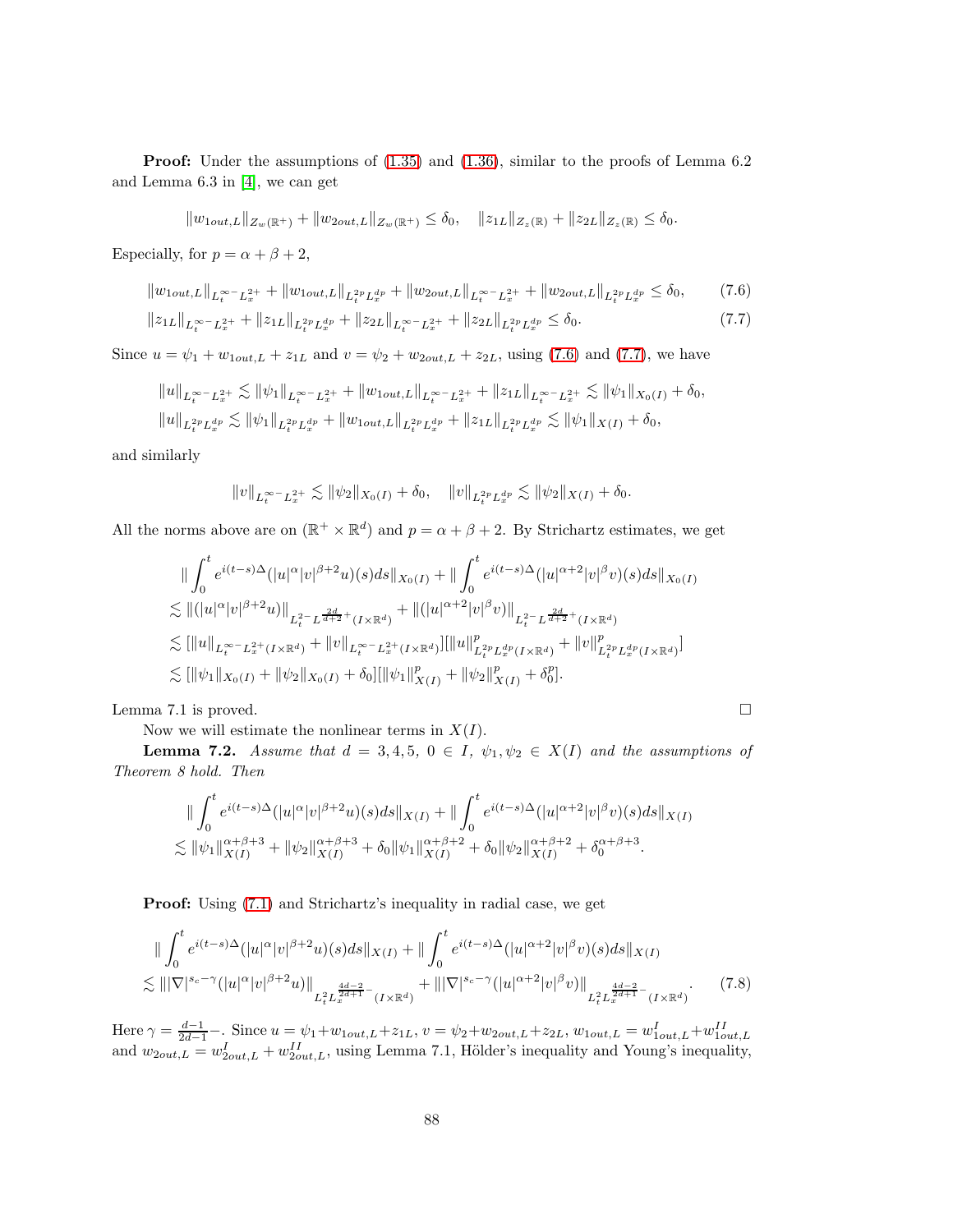**Proof:** Under the assumptions of (1.35) and (1.36), similar to the proofs of Lemma 6.2 and Lemma 6.3 in [4], we can get

$$\|w_{1out,L}\|_{Z_w(\mathbb{R}^+)} + \|w_{2out,L}\|_{Z_w(\mathbb{R}^+)} \le \delta_0, \quad \|z_{1L}\|_{Z_z(\mathbb{R})} + \|z_{2L}\|_{Z_z(\mathbb{R})} \le \delta_0.$$

Especially, for $p = \alpha + \beta + 2$,

$$\|w_{1out,L}\|_{L_t^{\infty-} L_x^{2+}} + \|w_{1out,L}\|_{L_t^{2p} L_x^{dp}} + \|w_{2out,L}\|_{L_t^{\infty-} L_x^{2+}} + \|w_{2out,L}\|_{L_t^{2p} L_x^{dp}} \le \delta_0, \tag{7.6}$$

$$\|z_{1L}\|_{L_t^{\infty-} L_x^{2+}} + \|z_{1L}\|_{L_t^{2p} L_x^{dp}} + \|z_{2L}\|_{L_t^{\infty-} L_x^{2+}} + \|z_{2L}\|_{L_t^{2p} L_x^{dp}} \le \delta_0. \tag{7.7}$$

Since $u = \psi_1 + w_{1out,L} + z_{1L}$ and $v = \psi_2 + w_{2out,L} + z_{2L}$, using (7.6) and (7.7), we have

$$\|u\|_{L_t^{\infty-} L_x^{2+}} \lesssim \|\psi_1\|_{L_t^{\infty-} L_x^{2+}} + \|w_{1out,L}\|_{L_t^{\infty-} L_x^{2+}} + \|z_{1L}\|_{L_t^{\infty-} L_x^{2+}} \lesssim \|\psi_1\|_{X_0(I)} + \delta_0,$$

$$\|u\|_{L_t^{2p} L_x^{dp}} \lesssim \|\psi_1\|_{L_t^{2p} L_x^{dp}} + \|w_{1out,L}\|_{L_t^{2p} L_x^{dp}} + \|z_{1L}\|_{L_t^{2p} L_x^{dp}} \lesssim \|\psi_1\|_{X(I)} + \delta_0,$$

and similarly

$$\|v\|_{L_t^{\infty-} L_x^{2+}} \lesssim \|\psi_2\|_{X_0(I)} + \delta_0, \quad \|v\|_{L_t^{2p} L_x^{dp}} \lesssim \|\psi_2\|_{X(I)} + \delta_0.$$

All the norms above are on $(\mathbb{R}^+ \times \mathbb{R}^d)$ and $p = \alpha + \beta + 2$. By Strichartz estimates, we get

$$\begin{aligned}
&\| \int_0^t e^{i(t-s)\Delta} (|u|^\alpha |v|^{\beta+2} u)(s) ds \|_{X_0(I)} + \| \int_0^t e^{i(t-s)\Delta} (|u|^{\alpha+2} |v|^{\beta} v)(s) ds \|_{X_0(I)} \\
\lesssim& \|(|u|^\alpha |v|^{\beta+2} u)\|_{L_t^{2-} L^{\frac{2d}{d+2}+}(I\times\mathbb{R}^d)} + \|(|u|^{\alpha+2} |v|^{\beta} v)\|_{L_t^{2-} L^{\frac{2d}{d+2}+}(I\times\mathbb{R}^d)} \\
\lesssim& [\|u\|_{L_t^{\infty-} L_x^{2+}(I\times\mathbb{R}^d)} + \|v\|_{L_t^{\infty-} L_x^{2+}(I\times\mathbb{R}^d)}][\|u\|^p_{L_t^{2p} L_x^{dp}(I\times\mathbb{R}^d)} + \|v\|^p_{L_t^{2p} L_x^{dp}(I\times\mathbb{R}^d)}] \\
\lesssim& [\|\psi_1\|_{X_0(I)} + \|\psi_2\|_{X_0(I)} + \delta_0][\|\psi_1\|^p_{X(I)} + \|\psi_2\|^p_{X(I)} + \delta_0^p].
\end{aligned}$$

Lemma 7.1 is proved. $\square$

Now we will estimate the nonlinear terms in $X(I)$.

**Lemma 7.2.** *Assume that $d = 3, 4, 5$, $0 \in I$, $\psi_1, \psi_2 \in X(I)$ and the assumptions of Theorem 8 hold. Then*

$$\begin{aligned}
&\| \int_0^t e^{i(t-s)\Delta} (|u|^\alpha |v|^{\beta+2} u)(s) ds \|_{X(I)} + \| \int_0^t e^{i(t-s)\Delta} (|u|^{\alpha+2} |v|^{\beta} v)(s) ds \|_{X(I)} \\
\lesssim& \|\psi_1\|^{\alpha+\beta+3}_{X(I)} + \|\psi_2\|^{\alpha+\beta+3}_{X(I)} + \delta_0 \|\psi_1\|^{\alpha+\beta+2}_{X(I)} + \delta_0 \|\psi_2\|^{\alpha+\beta+2}_{X(I)} + \delta_0^{\alpha+\beta+3}.
\end{aligned}$$

**Proof:** Using (7.1) and Strichartz's inequality in radial case, we get

$$\begin{aligned}
&\| \int_0^t e^{i(t-s)\Delta} (|u|^\alpha |v|^{\beta+2} u)(s) ds \|_{X(I)} + \| \int_0^t e^{i(t-s)\Delta} (|u|^{\alpha+2} |v|^{\beta} v)(s) ds \|_{X(I)} \\
\lesssim& \||\nabla|^{s_c - \gamma} (|u|^\alpha |v|^{\beta+2} u)\|_{L_t^2 L_x^{\frac{4d-2}{2d+1}-}(I\times\mathbb{R}^d)} + \||\nabla|^{s_c - \gamma} (|u|^{\alpha+2} |v|^{\beta} v)\|_{L_t^2 L_x^{\frac{4d-2}{2d+1}-}(I\times\mathbb{R}^d)}.
\end{aligned} \tag{7.8}$$

Here $\gamma = \frac{d-1}{2d-1}-$. Since $u = \psi_1 + w_{1out,L} + z_{1L}$, $v = \psi_2 + w_{2out,L} + z_{2L}$, $w_{1out,L} = w^I_{1out,L} + w^{II}_{1out,L}$ and $w_{2out,L} = w^I_{2out,L} + w^{II}_{2out,L}$, using Lemma 7.1, Hölder's inequality and Young's inequality,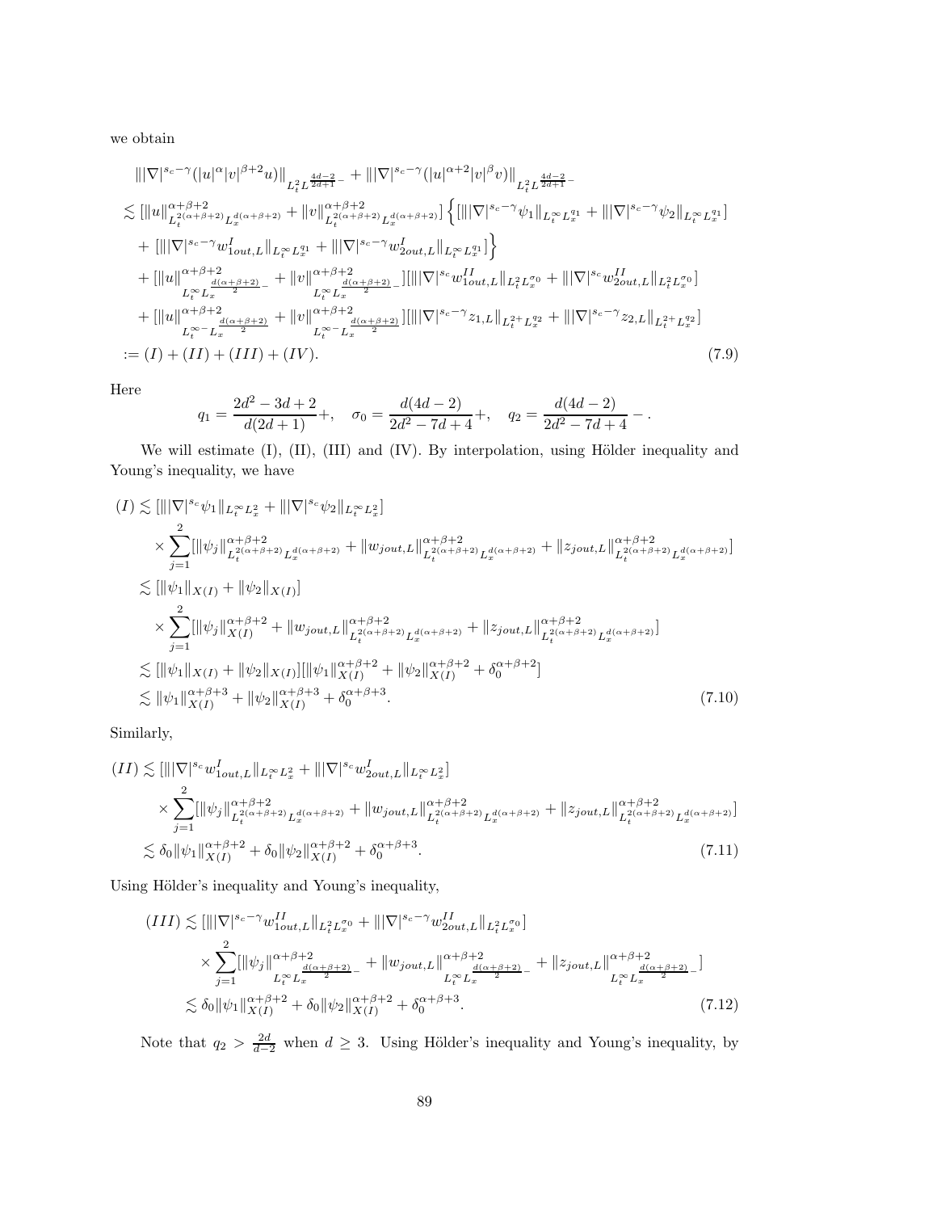we obtain

$$
\begin{aligned}
&\||\nabla|^{s_c-\gamma}(|u|^\alpha|v|^{\beta+2}u)\|_{L_t^2L^{\frac{4d-2}{2d+1}-}} + \||\nabla|^{s_c-\gamma}(|u|^{\alpha+2}|v|^\beta v)\|_{L_t^2L^{\frac{4d-2}{2d+1}-}} \\
&\lesssim [\|u\|^{\alpha+\beta+2}_{L_t^{2(\alpha+\beta+2)}L_x^{d(\alpha+\beta+2)}} + \|v\|^{\alpha+\beta+2}_{L_t^{2(\alpha+\beta+2)}L_x^{d(\alpha+\beta+2)}}]\Big\{[\||\nabla|^{s_c-\gamma}\psi_1\|_{L_t^\infty L_x^{q_1}} + \||\nabla|^{s_c-\gamma}\psi_2\|_{L_t^\infty L_x^{q_1}}] \\
&\quad + [\||\nabla|^{s_c-\gamma}w^I_{1out,L}\|_{L_t^\infty L_x^{q_1}} + \||\nabla|^{s_c-\gamma}w^I_{2out,L}\|_{L_t^\infty L_x^{q_1}}]\Big\} \\
&\quad + [\|u\|^{\alpha+\beta+2}_{L_t^\infty L_x^{\frac{d(\alpha+\beta+2)}{2}-}} + \|v\|^{\alpha+\beta+2}_{L_t^\infty L_x^{\frac{d(\alpha+\beta+2)}{2}-}}][\||\nabla|^{s_c}w^{II}_{1out,L}\|_{L_t^2L_x^{\sigma_0}} + \||\nabla|^{s_c}w^{II}_{2out,L}\|_{L_t^2L_x^{\sigma_0}}] \\
&\quad + [\|u\|^{\alpha+\beta+2}_{L_t^{\infty-}L_x^{\frac{d(\alpha+\beta+2)}{2}}} + \|v\|^{\alpha+\beta+2}_{L_t^{\infty-}L_x^{\frac{d(\alpha+\beta+2)}{2}}}][\||\nabla|^{s_c-\gamma}z_{1,L}\|_{L_t^{2+}L_x^{q_2}} + \||\nabla|^{s_c-\gamma}z_{2,L}\|_{L_t^{2+}L_x^{q_2}}] \\
&:= (I) + (II) + (III) + (IV). 
\end{aligned}
\tag{7.9}
$$

Here

$$
q_1 = \frac{2d^2-3d+2}{d(2d+1)}+, \quad \sigma_0 = \frac{d(4d-2)}{2d^2-7d+4}+, \quad q_2 = \frac{d(4d-2)}{2d^2-7d+4}-.
$$

We will estimate (I), (II), (III) and (IV). By interpolation, using Hölder inequality and Young's inequality, we have

$$
\begin{aligned}
(I) &\lesssim [\||\nabla|^{s_c}\psi_1\|_{L_t^\infty L_x^2} + \||\nabla|^{s_c}\psi_2\|_{L_t^\infty L_x^2}] \\
&\quad \times \sum_{j=1}^2[\|\psi_j\|^{\alpha+\beta+2}_{L_t^{2(\alpha+\beta+2)}L_x^{d(\alpha+\beta+2)}} + \|w_{jout,L}\|^{\alpha+\beta+2}_{L_t^{2(\alpha+\beta+2)}L_x^{d(\alpha+\beta+2)}} + \|z_{jout,L}\|^{\alpha+\beta+2}_{L_t^{2(\alpha+\beta+2)}L_x^{d(\alpha+\beta+2)}}] \\
&\lesssim [\|\psi_1\|_{X(I)} + \|\psi_2\|_{X(I)}] \\
&\quad \times \sum_{j=1}^2[\|\psi_j\|^{\alpha+\beta+2}_{X(I)} + \|w_{jout,L}\|^{\alpha+\beta+2}_{L_t^{2(\alpha+\beta+2)}L_x^{d(\alpha+\beta+2)}} + \|z_{jout,L}\|^{\alpha+\beta+2}_{L_t^{2(\alpha+\beta+2)}L_x^{d(\alpha+\beta+2)}}] \\
&\lesssim [\|\psi_1\|_{X(I)} + \|\psi_2\|_{X(I)}][\|\psi_1\|^{\alpha+\beta+2}_{X(I)} + \|\psi_2\|^{\alpha+\beta+2}_{X(I)} + \delta_0^{\alpha+\beta+2}] \\
&\lesssim \|\psi_1\|^{\alpha+\beta+3}_{X(I)} + \|\psi_2\|^{\alpha+\beta+3}_{X(I)} + \delta_0^{\alpha+\beta+3}.
\end{aligned}
\tag{7.10}
$$

Similarly,

$$
\begin{aligned}
(II) &\lesssim [\||\nabla|^{s_c}w^I_{1out,L}\|_{L_t^\infty L_x^2} + \||\nabla|^{s_c}w^I_{2out,L}\|_{L_t^\infty L_x^2}] \\
&\quad \times \sum_{j=1}^2[\|\psi_j\|^{\alpha+\beta+2}_{L_t^{2(\alpha+\beta+2)}L_x^{d(\alpha+\beta+2)}} + \|w_{jout,L}\|^{\alpha+\beta+2}_{L_t^{2(\alpha+\beta+2)}L_x^{d(\alpha+\beta+2)}} + \|z_{jout,L}\|^{\alpha+\beta+2}_{L_t^{2(\alpha+\beta+2)}L_x^{d(\alpha+\beta+2)}}] \\
&\lesssim \delta_0\|\psi_1\|^{\alpha+\beta+2}_{X(I)} + \delta_0\|\psi_2\|^{\alpha+\beta+2}_{X(I)} + \delta_0^{\alpha+\beta+3}.
\end{aligned}
\tag{7.11}
$$

Using Hölder's inequality and Young's inequality,

$$
\begin{aligned}
(III) &\lesssim [\||\nabla|^{s_c-\gamma}w^{II}_{1out,L}\|_{L_t^2L_x^{\sigma_0}} + \||\nabla|^{s_c-\gamma}w^{II}_{2out,L}\|_{L_t^2L_x^{\sigma_0}}] \\
&\quad \times \sum_{j=1}^2[\|\psi_j\|^{\alpha+\beta+2}_{L_t^\infty L_x^{\frac{d(\alpha+\beta+2)}{2}-}} + \|w_{jout,L}\|^{\alpha+\beta+2}_{L_t^\infty L_x^{\frac{d(\alpha+\beta+2)}{2}-}} + \|z_{jout,L}\|^{\alpha+\beta+2}_{L_t^\infty L_x^{\frac{d(\alpha+\beta+2)}{2}-}}] \\
&\lesssim \delta_0\|\psi_1\|^{\alpha+\beta+2}_{X(I)} + \delta_0\|\psi_2\|^{\alpha+\beta+2}_{X(I)} + \delta_0^{\alpha+\beta+3}.
\end{aligned}
\tag{7.12}
$$

Note that $q_2 > \frac{2d}{d-2}$ when $d \geq 3$. Using Hölder's inequality and Young's inequality, by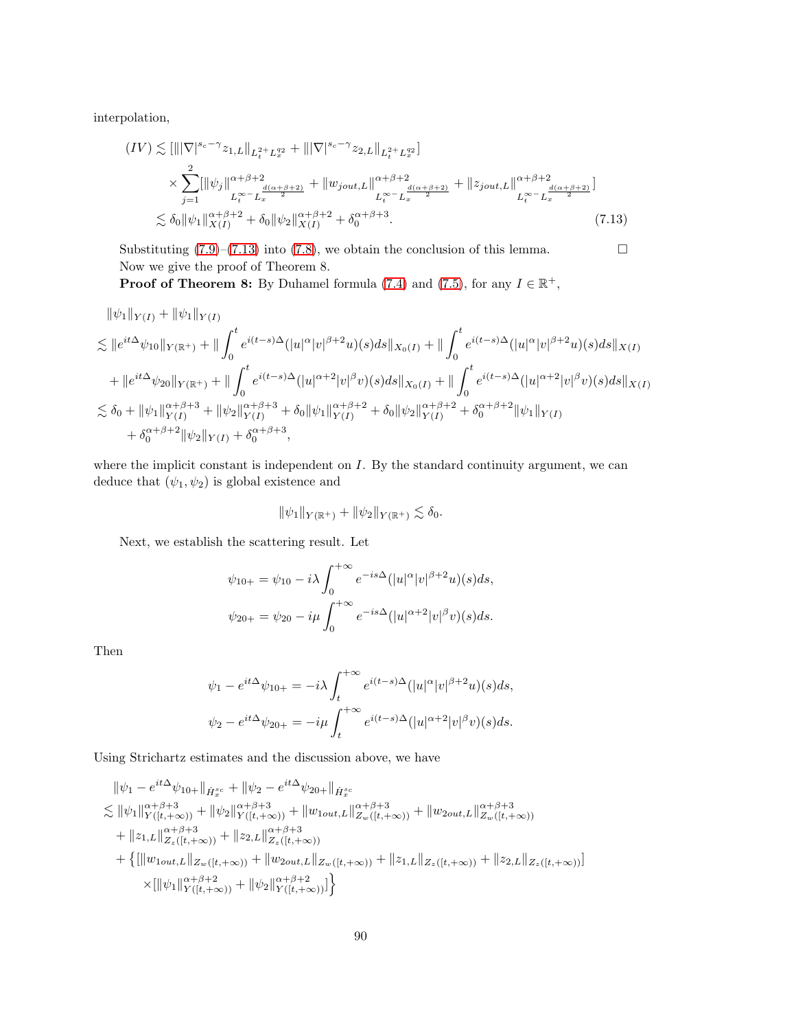interpolation,

$$
\begin{aligned}
(IV) \lesssim & [\||\nabla|^{s_c-\gamma} z_{1,L}\|_{L_t^{2+} L_x^{q_2}} + \||\nabla|^{s_c-\gamma} z_{2,L}\|_{L_t^{2+} L_x^{q_2}}] \\
& \times \sum_{j=1}^{2} [\|\psi_j\|^{\alpha+\beta+2}_{L_t^{\infty-} L_x^{\frac{d(\alpha+\beta+2)}{2}}} + \|w_{jout,L}\|^{\alpha+\beta+2}_{L_t^{\infty-} L_x^{\frac{d(\alpha+\beta+2)}{2}}} + \|z_{jout,L}\|^{\alpha+\beta+2}_{L_t^{\infty-} L_x^{\frac{d(\alpha+\beta+2)}{2}}}] \\
\lesssim & \delta_0 \|\psi_1\|^{\alpha+\beta+2}_{X(I)} + \delta_0 \|\psi_2\|^{\alpha+\beta+2}_{X(I)} + \delta_0^{\alpha+\beta+3}. \qquad (7.13)
\end{aligned}
$$

Substituting (7.9)–(7.13) into (7.8), we obtain the conclusion of this lemma. $\square$

Now we give the proof of Theorem 8.

**Proof of Theorem 8:** By Duhamel formula (7.4) and (7.5), for any $I \in \mathbb{R}^+$,

$$
\begin{aligned}
& \|\psi_1\|_{Y(I)} + \|\psi_1\|_{Y(I)} \\
\lesssim & \|e^{it\Delta}\psi_{10}\|_{Y(\mathbb{R}^+)} + \|\int_0^t e^{i(t-s)\Delta}(|u|^\alpha |v|^{\beta+2} u)(s) ds\|_{X_0(I)} + \|\int_0^t e^{i(t-s)\Delta}(|u|^\alpha |v|^{\beta+2} u)(s) ds\|_{X(I)} \\
& + \|e^{it\Delta}\psi_{20}\|_{Y(\mathbb{R}^+)} + \|\int_0^t e^{i(t-s)\Delta}(|u|^{\alpha+2} |v|^{\beta} v)(s) ds\|_{X_0(I)} + \|\int_0^t e^{i(t-s)\Delta}(|u|^{\alpha+2} |v|^{\beta} v)(s) ds\|_{X(I)} \\
\lesssim & \delta_0 + \|\psi_1\|^{\alpha+\beta+3}_{Y(I)} + \|\psi_2\|^{\alpha+\beta+3}_{Y(I)} + \delta_0 \|\psi_1\|^{\alpha+\beta+2}_{Y(I)} + \delta_0 \|\psi_2\|^{\alpha+\beta+2}_{Y(I)} + \delta_0^{\alpha+\beta+2} \|\psi_1\|_{Y(I)} \\
& + \delta_0^{\alpha+\beta+2} \|\psi_2\|_{Y(I)} + \delta_0^{\alpha+\beta+3},
\end{aligned}
$$

where the implicit constant is independent on $I$. By the standard continuity argument, we can deduce that $(\psi_1, \psi_2)$ is global existence and

$$
\|\psi_1\|_{Y(\mathbb{R}^+)} + \|\psi_2\|_{Y(\mathbb{R}^+)} \lesssim \delta_0.
$$

Next, we establish the scattering result. Let

$$
\begin{aligned}
\psi_{10+} &= \psi_{10} - i\lambda \int_0^{+\infty} e^{-is\Delta}(|u|^\alpha |v|^{\beta+2} u)(s) ds, \\
\psi_{20+} &= \psi_{20} - i\mu \int_0^{+\infty} e^{-is\Delta}(|u|^{\alpha+2} |v|^{\beta} v)(s) ds.
\end{aligned}
$$

Then

$$
\begin{aligned}
\psi_1 - e^{it\Delta}\psi_{10+} &= -i\lambda \int_t^{+\infty} e^{i(t-s)\Delta}(|u|^\alpha |v|^{\beta+2} u)(s) ds, \\
\psi_2 - e^{it\Delta}\psi_{20+} &= -i\mu \int_t^{+\infty} e^{i(t-s)\Delta}(|u|^{\alpha+2} |v|^{\beta} v)(s) ds.
\end{aligned}
$$

Using Strichartz estimates and the discussion above, we have

$$
\begin{aligned}
& \|\psi_1 - e^{it\Delta}\psi_{10+}\|_{\dot H_x^{s_c}} + \|\psi_2 - e^{it\Delta}\psi_{20+}\|_{\dot H_x^{s_c}} \\
\lesssim & \|\psi_1\|^{\alpha+\beta+3}_{Y([t,+\infty))} + \|\psi_2\|^{\alpha+\beta+3}_{Y([t,+\infty))} + \|w_{1out,L}\|^{\alpha+\beta+3}_{Z_w([t,+\infty))} + \|w_{2out,L}\|^{\alpha+\beta+3}_{Z_w([t,+\infty))} \\
& + \|z_{1,L}\|^{\alpha+\beta+3}_{Z_z([t,+\infty))} + \|z_{2,L}\|^{\alpha+\beta+3}_{Z_z([t,+\infty))} \\
& + \big\{ [\|w_{1out,L}\|_{Z_w([t,+\infty))} + \|w_{2out,L}\|_{Z_w([t,+\infty))} + \|z_{1,L}\|_{Z_z([t,+\infty))} + \|z_{2,L}\|_{Z_z([t,+\infty))}] \\
& \quad \times [\|\psi_1\|^{\alpha+\beta+2}_{Y([t,+\infty))} + \|\psi_2\|^{\alpha+\beta+2}_{Y([t,+\infty))}] \big\}
\end{aligned}
$$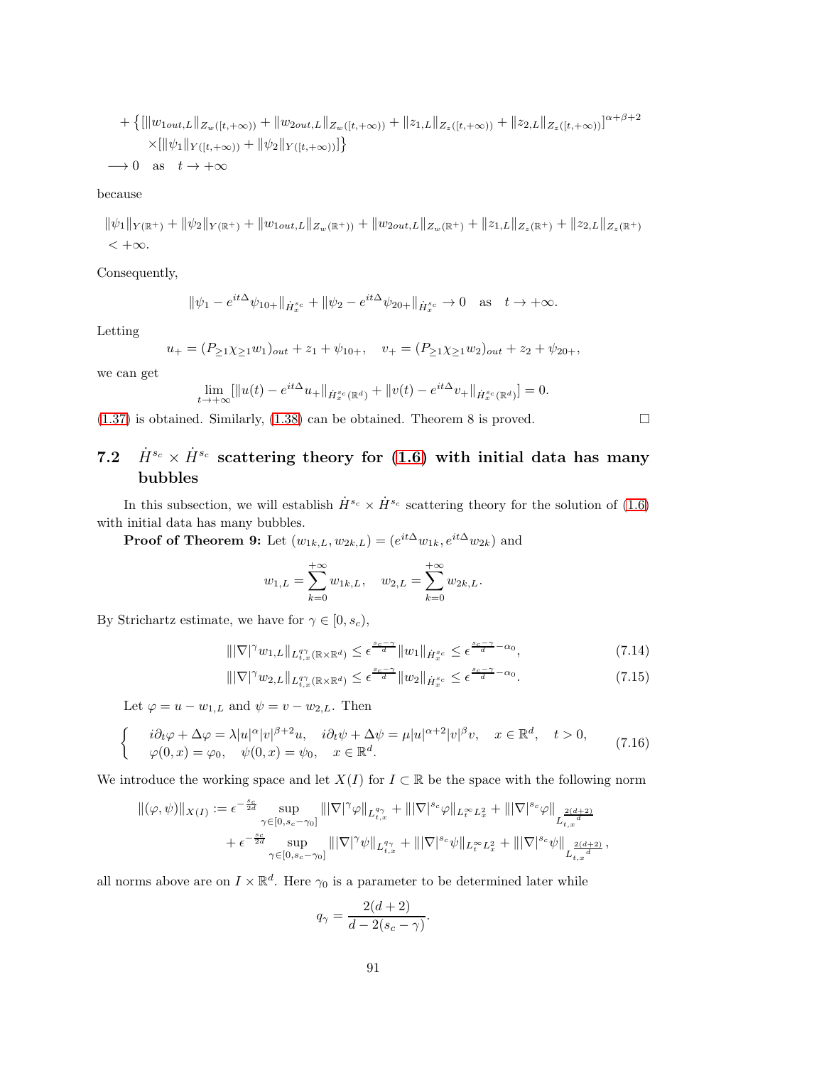$$
\begin{aligned}
&+ \big\{[\|w_{1out,L}\|_{Z_w([t,+\infty))} + \|w_{2out,L}\|_{Z_w([t,+\infty))} + \|z_{1,L}\|_{Z_z([t,+\infty))} + \|z_{2,L}\|_{Z_z([t,+\infty))}]^{\alpha+\beta+2} \\
&\quad \times [\|\psi_1\|_{Y([t,+\infty))} + \|\psi_2\|_{Y([t,+\infty))}]\big\} \\
&\longrightarrow 0 \quad \text{as} \quad t \to +\infty
\end{aligned}
$$

because

$$
\begin{aligned}
&\|\psi_1\|_{Y(\mathbb{R}^+)} + \|\psi_2\|_{Y(\mathbb{R}^+)} + \|w_{1out,L}\|_{Z_w(\mathbb{R}^+))} + \|w_{2out,L}\|_{Z_w(\mathbb{R}^+)} + \|z_{1,L}\|_{Z_z(\mathbb{R}^+)} + \|z_{2,L}\|_{Z_z(\mathbb{R}^+)} \\
&< +\infty.
\end{aligned}
$$

Consequently,

$$
\|\psi_1 - e^{it\Delta}\psi_{10+}\|_{\dot{H}_x^{s_c}} + \|\psi_2 - e^{it\Delta}\psi_{20+}\|_{\dot{H}_x^{s_c}} \to 0 \quad \text{as} \quad t \to +\infty.
$$

Letting

$$
u_+ = (P_{\geq 1}\chi_{\geq 1}w_1)_{out} + z_1 + \psi_{10+}, \quad v_+ = (P_{\geq 1}\chi_{\geq 1}w_2)_{out} + z_2 + \psi_{20+},
$$

we can get

$$
\lim_{t\to+\infty}[\|u(t) - e^{it\Delta}u_+\|_{\dot{H}_x^{s_c}(\mathbb{R}^d)} + \|v(t) - e^{it\Delta}v_+\|_{\dot{H}_x^{s_c}(\mathbb{R}^d)}] = 0.
$$

(1.37) is obtained. Similarly, (1.38) can be obtained. Theorem 8 is proved. $\square$

## 7.2 $\dot{H}^{s_c} \times \dot{H}^{s_c}$ scattering theory for (1.6) with initial data has many bubbles

In this subsection, we will establish $\dot{H}^{s_c} \times \dot{H}^{s_c}$ scattering theory for the solution of (1.6) with initial data has many bubbles.

**Proof of Theorem 9:** Let $(w_{1k,L}, w_{2k,L}) = (e^{it\Delta}w_{1k}, e^{it\Delta}w_{2k})$ and

$$
w_{1,L} = \sum_{k=0}^{+\infty} w_{1k,L}, \quad w_{2,L} = \sum_{k=0}^{+\infty} w_{2k,L}.
$$

By Strichartz estimate, we have for $\gamma \in [0, s_c)$,

$$
\||\nabla|^{\gamma} w_{1,L}\|_{L_{t,x}^{q_\gamma}(\mathbb{R}\times\mathbb{R}^d)} \leq \epsilon^{\frac{s_c-\gamma}{d}}\|w_1\|_{\dot{H}_x^{s_c}} \leq \epsilon^{\frac{s_c-\gamma}{d}-\alpha_0}, \tag{7.14}
$$

$$
\||\nabla|^{\gamma} w_{2,L}\|_{L_{t,x}^{q_\gamma}(\mathbb{R}\times\mathbb{R}^d)} \leq \epsilon^{\frac{s_c-\gamma}{d}}\|w_2\|_{\dot{H}_x^{s_c}} \leq \epsilon^{\frac{s_c-\gamma}{d}-\alpha_0}. \tag{7.15}
$$

Let $\varphi = u - w_{1,L}$ and $\psi = v - w_{2,L}$. Then

$$
\begin{cases}
i\partial_t\varphi + \Delta\varphi = \lambda|u|^{\alpha}|v|^{\beta+2}u, \quad i\partial_t\psi + \Delta\psi = \mu|u|^{\alpha+2}|v|^{\beta}v, \quad x \in \mathbb{R}^d, \quad t > 0, \\
\varphi(0,x) = \varphi_0, \quad \psi(0,x) = \psi_0, \quad x \in \mathbb{R}^d.
\end{cases} \tag{7.16}
$$

We introduce the working space and let $X(I)$ for $I \subset \mathbb{R}$ be the space with the following norm

$$
\begin{aligned}
\|(\varphi,\psi)\|_{X(I)} := \epsilon^{-\frac{s_c}{2d}} &\sup_{\gamma\in[0,s_c-\gamma_0]} \||\nabla|^{\gamma}\varphi\|_{L_{t,x}^{q_\gamma}} + \||\nabla|^{s_c}\varphi\|_{L_t^{\infty}L_x^2} + \||\nabla|^{s_c}\varphi\|_{L_{t,x}^{\frac{2(d+2)}{d}}} \\
&+ \epsilon^{-\frac{s_c}{2d}} \sup_{\gamma\in[0,s_c-\gamma_0]} \||\nabla|^{\gamma}\psi\|_{L_{t,x}^{q_\gamma}} + \||\nabla|^{s_c}\psi\|_{L_t^{\infty}L_x^2} + \||\nabla|^{s_c}\psi\|_{L_{t,x}^{\frac{2(d+2)}{d}}},
\end{aligned}
$$

all norms above are on $I \times \mathbb{R}^d$. Here $\gamma_0$ is a parameter to be determined later while

$$
q_\gamma = \frac{2(d+2)}{d - 2(s_c - \gamma)}.
$$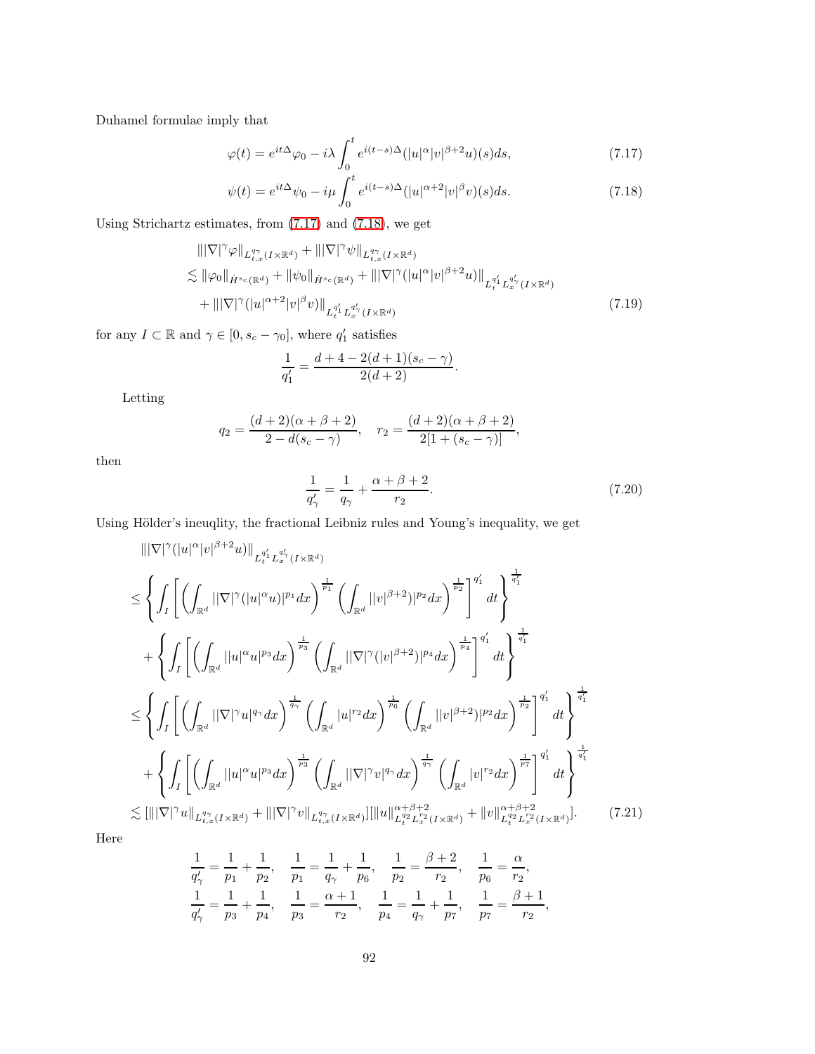Duhamel formulae imply that

$$\varphi(t) = e^{it\Delta}\varphi_0 - i\lambda \int_0^t e^{i(t-s)\Delta}(|u|^{\alpha}|v|^{\beta+2}u)(s)ds, \tag{7.17}$$

$$\psi(t) = e^{it\Delta}\psi_0 - i\mu \int_0^t e^{i(t-s)\Delta}(|u|^{\alpha+2}|v|^{\beta}v)(s)ds. \tag{7.18}$$

Using Strichartz estimates, from (7.17) and (7.18), we get

$$\begin{aligned}
&\||\nabla|^{\gamma}\varphi\|_{L^{q_\gamma}_{t,x}(I\times\mathbb{R}^d)} + \||\nabla|^{\gamma}\psi\|_{L^{q_\gamma}_{t,x}(I\times\mathbb{R}^d)} \\
&\lesssim \|\varphi_0\|_{\dot{H}^{s_c}(\mathbb{R}^d)} + \|\psi_0\|_{\dot{H}^{s_c}(\mathbb{R}^d)} + \||\nabla|^{\gamma}(|u|^{\alpha}|v|^{\beta+2}u)\|_{L_t^{q_1'}L_x^{q_\gamma'}(I\times\mathbb{R}^d)} \\
&\quad + \||\nabla|^{\gamma}(|u|^{\alpha+2}|v|^{\beta}v)\|_{L_t^{q_1'}L_x^{q_\gamma'}(I\times\mathbb{R}^d)}
\end{aligned} \tag{7.19}$$

for any $I\subset\mathbb{R}$ and $\gamma\in[0, s_c-\gamma_0]$, where $q_1'$ satisfies

$$\frac{1}{q_1'} = \frac{d+4-2(d+1)(s_c-\gamma)}{2(d+2)}.$$

Letting

$$q_2 = \frac{(d+2)(\alpha+\beta+2)}{2-d(s_c-\gamma)}, \quad r_2 = \frac{(d+2)(\alpha+\beta+2)}{2[1+(s_c-\gamma)]},$$

then

$$\frac{1}{q_\gamma'} = \frac{1}{q_\gamma} + \frac{\alpha+\beta+2}{r_2}. \tag{7.20}$$

Using Hölder's ineuqlity, the fractional Leibniz rules and Young's inequality, we get

$$\begin{aligned}
&\||\nabla|^{\gamma}(|u|^{\alpha}|v|^{\beta+2}u)\|_{L_t^{q_1'}L_x^{q_\gamma'}(I\times\mathbb{R}^d)} \\
&\le \left\{\int_I\left[\left(\int_{\mathbb{R}^d}||\nabla|^{\gamma}(|u|^{\alpha}u)|^{p_1}dx\right)^{\frac{1}{p_1}}\left(\int_{\mathbb{R}^d}||v|^{\beta+2}|^{p_2}dx\right)^{\frac{1}{p_2}}\right]^{q_1'}dt\right\}^{\frac{1}{q_1'}} \\
&\quad + \left\{\int_I\left[\left(\int_{\mathbb{R}^d}||u|^{\alpha}u|^{p_3}dx\right)^{\frac{1}{p_3}}\left(\int_{\mathbb{R}^d}||\nabla|^{\gamma}(|v|^{\beta+2})|^{p_4}dx\right)^{\frac{1}{p_4}}\right]^{q_1'}dt\right\}^{\frac{1}{q_1'}} \\
&\le \left\{\int_I\left[\left(\int_{\mathbb{R}^d}||\nabla|^{\gamma}u|^{q_\gamma}dx\right)^{\frac{1}{q_\gamma}}\left(\int_{\mathbb{R}^d}|u|^{r_2}dx\right)^{\frac{1}{p_6}}\left(\int_{\mathbb{R}^d}||v|^{\beta+2}|^{p_2}dx\right)^{\frac{1}{p_2}}\right]^{q_1'}dt\right\}^{\frac{1}{q_1'}} \\
&\quad + \left\{\int_I\left[\left(\int_{\mathbb{R}^d}||u|^{\alpha}u|^{p_3}dx\right)^{\frac{1}{p_3}}\left(\int_{\mathbb{R}^d}||\nabla|^{\gamma}v|^{q_\gamma}dx\right)^{\frac{1}{q_\gamma}}\left(\int_{\mathbb{R}^d}|v|^{r_2}dx\right)^{\frac{1}{p_7}}\right]^{q_1'}dt\right\}^{\frac{1}{q_1'}} \\
&\lesssim [\||\nabla|^{\gamma}u\|_{L^{q_\gamma}_{t,x}(I\times\mathbb{R}^d)} + \||\nabla|^{\gamma}v\|_{L^{q_\gamma}_{t,x}(I\times\mathbb{R}^d)}][\|u\|^{\alpha+\beta+2}_{L_t^{q_2}L_x^{r_2}(I\times\mathbb{R}^d)} + \|v\|^{\alpha+\beta+2}_{L_t^{q_2}L_x^{r_2}(I\times\mathbb{R}^d)}].
\end{aligned} \tag{7.21}$$

Here

$$\frac{1}{q_\gamma'} = \frac{1}{p_1} + \frac{1}{p_2}, \quad \frac{1}{p_1} = \frac{1}{q_\gamma} + \frac{1}{p_6}, \quad \frac{1}{p_2} = \frac{\beta+2}{r_2}, \quad \frac{1}{p_6} = \frac{\alpha}{r_2},$$
$$\frac{1}{q_\gamma'} = \frac{1}{p_3} + \frac{1}{p_4}, \quad \frac{1}{p_3} = \frac{\alpha+1}{r_2}, \quad \frac{1}{p_4} = \frac{1}{q_\gamma} + \frac{1}{p_7}, \quad \frac{1}{p_7} = \frac{\beta+1}{r_2},$$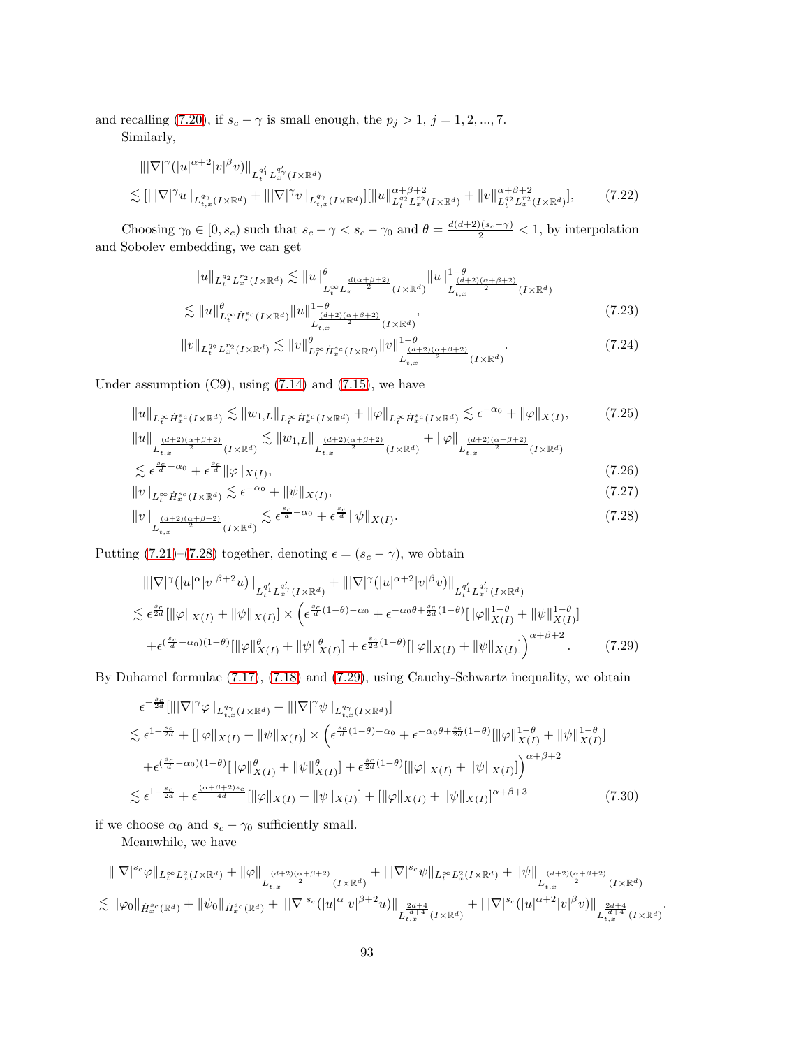and recalling (7.20), if $s_c - \gamma$ is small enough, the $p_j > 1$, $j = 1, 2, ..., 7$.

Similarly,

$$
\begin{aligned}
&\||\nabla|^{\gamma}(|u|^{\alpha+2}|v|^{\beta}v)\|_{L_t^{q_1'}L_x^{q_\gamma'}(I\times\mathbb{R}^d)} \\
&\lesssim [\||\nabla|^{\gamma}u\|_{L_{t,x}^{q_\gamma}(I\times\mathbb{R}^d)} + \||\nabla|^{\gamma}v\|_{L_{t,x}^{q_\gamma}(I\times\mathbb{R}^d)}][\|u\|^{\alpha+\beta+2}_{L_t^{q_2}L_x^{r_2}(I\times\mathbb{R}^d)} + \|v\|^{\alpha+\beta+2}_{L_t^{q_2}L_x^{r_2}(I\times\mathbb{R}^d)}],
\end{aligned}
\tag{7.22}
$$

Choosing $\gamma_0 \in [0, s_c)$ such that $s_c - \gamma < s_c - \gamma_0$ and $\theta = \frac{d(d+2)(s_c-\gamma)}{2} < 1$, by interpolation and Sobolev embedding, we can get

$$
\begin{aligned}
\|u\|_{L_t^{q_2}L_x^{r_2}(I\times\mathbb{R}^d)} &\lesssim \|u\|^{\theta}_{L_t^{\infty}L_x^{\frac{d(\alpha+\beta+2)}{2}}(I\times\mathbb{R}^d)}\|u\|^{1-\theta}_{L_{t,x}^{\frac{(d+2)(\alpha+\beta+2)}{2}}(I\times\mathbb{R}^d)} \\
&\lesssim \|u\|^{\theta}_{L_t^{\infty}\dot H_x^{s_c}(I\times\mathbb{R}^d)}\|u\|^{1-\theta}_{L_{t,x}^{\frac{(d+2)(\alpha+\beta+2)}{2}}(I\times\mathbb{R}^d)},
\end{aligned}
\tag{7.23}
$$

$$
\|v\|_{L_t^{q_2}L_x^{r_2}(I\times\mathbb{R}^d)} \lesssim \|v\|^{\theta}_{L_t^{\infty}\dot H_x^{s_c}(I\times\mathbb{R}^d)}\|v\|^{1-\theta}_{L_{t,x}^{\frac{(d+2)(\alpha+\beta+2)}{2}}(I\times\mathbb{R}^d)}.
\tag{7.24}
$$

Under assumption (C9), using (7.14) and (7.15), we have

$$
\|u\|_{L_t^{\infty}\dot H_x^{s_c}(I\times\mathbb{R}^d)} \lesssim \|w_{1,L}\|_{L_t^{\infty}\dot H_x^{s_c}(I\times\mathbb{R}^d)} + \|\varphi\|_{L_t^{\infty}\dot H_x^{s_c}(I\times\mathbb{R}^d)} \lesssim \epsilon^{-\alpha_0} + \|\varphi\|_{X(I)},
\tag{7.25}
$$

$$
\begin{aligned}
\|u\|_{L_{t,x}^{\frac{(d+2)(\alpha+\beta+2)}{2}}(I\times\mathbb{R}^d)} &\lesssim \|w_{1,L}\|_{L_{t,x}^{\frac{(d+2)(\alpha+\beta+2)}{2}}(I\times\mathbb{R}^d)} + \|\varphi\|_{L_{t,x}^{\frac{(d+2)(\alpha+\beta+2)}{2}}(I\times\mathbb{R}^d)} \\
&\lesssim \epsilon^{\frac{s_c}{d}-\alpha_0} + \epsilon^{\frac{s_c}{d}}\|\varphi\|_{X(I)},
\end{aligned}
\tag{7.26}
$$

$$
\|v\|_{L_t^{\infty}\dot H_x^{s_c}(I\times\mathbb{R}^d)} \lesssim \epsilon^{-\alpha_0} + \|\psi\|_{X(I)},
\tag{7.27}
$$

$$
\|v\|_{L_{t,x}^{\frac{(d+2)(\alpha+\beta+2)}{2}}(I\times\mathbb{R}^d)} \lesssim \epsilon^{\frac{s_c}{d}-\alpha_0} + \epsilon^{\frac{s_c}{d}}\|\psi\|_{X(I)}.
\tag{7.28}
$$

Putting (7.21)–(7.28) together, denoting $\epsilon = (s_c - \gamma)$, we obtain

$$
\begin{aligned}
&\||\nabla|^{\gamma}(|u|^{\alpha}|v|^{\beta+2}u)\|_{L_t^{q_1'}L_x^{q_\gamma'}(I\times\mathbb{R}^d)} + \||\nabla|^{\gamma}(|u|^{\alpha+2}|v|^{\beta}v)\|_{L_t^{q_1'}L_x^{q_\gamma'}(I\times\mathbb{R}^d)} \\
&\lesssim \epsilon^{\frac{s_c}{2d}}[\|\varphi\|_{X(I)} + \|\psi\|_{X(I)}] \times \Big(\epsilon^{\frac{s_c}{d}(1-\theta)-\alpha_0} + \epsilon^{-\alpha_0\theta+\frac{s_c}{2d}(1-\theta)}[\|\varphi\|^{1-\theta}_{X(I)} + \|\psi\|^{1-\theta}_{X(I)}] \\
&\quad + \epsilon^{(\frac{s_c}{d}-\alpha_0)(1-\theta)}[\|\varphi\|^{\theta}_{X(I)} + \|\psi\|^{\theta}_{X(I)}] + \epsilon^{\frac{s_c}{2d}(1-\theta)}[\|\varphi\|_{X(I)} + \|\psi\|_{X(I)}]\Big)^{\alpha+\beta+2}.
\end{aligned}
\tag{7.29}
$$

By Duhamel formulae (7.17), (7.18) and (7.29), using Cauchy-Schwartz inequality, we obtain

$$
\begin{aligned}
&\epsilon^{-\frac{s_c}{2d}}[\||\nabla|^{\gamma}\varphi\|_{L_{t,x}^{q_\gamma}(I\times\mathbb{R}^d)} + \||\nabla|^{\gamma}\psi\|_{L_{t,x}^{q_\gamma}(I\times\mathbb{R}^d)}] \\
&\lesssim \epsilon^{1-\frac{s_c}{2d}} + [\|\varphi\|_{X(I)} + \|\psi\|_{X(I)}] \times \Big(\epsilon^{\frac{s_c}{d}(1-\theta)-\alpha_0} + \epsilon^{-\alpha_0\theta+\frac{s_c}{2d}(1-\theta)}[\|\varphi\|^{1-\theta}_{X(I)} + \|\psi\|^{1-\theta}_{X(I)}] \\
&\quad + \epsilon^{(\frac{s_c}{d}-\alpha_0)(1-\theta)}[\|\varphi\|^{\theta}_{X(I)} + \|\psi\|^{\theta}_{X(I)}] + \epsilon^{\frac{s_c}{2d}(1-\theta)}[\|\varphi\|_{X(I)} + \|\psi\|_{X(I)}]\Big)^{\alpha+\beta+2} \\
&\lesssim \epsilon^{1-\frac{s_c}{2d}} + \epsilon^{\frac{(\alpha+\beta+2)s_c}{4d}}[\|\varphi\|_{X(I)} + \|\psi\|_{X(I)}] + [\|\varphi\|_{X(I)} + \|\psi\|_{X(I)}]^{\alpha+\beta+3}
\end{aligned}
\tag{7.30}
$$

if we choose $\alpha_0$ and $s_c - \gamma_0$ sufficiently small.

Meanwhile, we have

$$
\begin{aligned}
&\||\nabla|^{s_c}\varphi\|_{L_t^{\infty}L_x^2(I\times\mathbb{R}^d)} + \|\varphi\|_{L_{t,x}^{\frac{(d+2)(\alpha+\beta+2)}{2}}(I\times\mathbb{R}^d)} + \||\nabla|^{s_c}\psi\|_{L_t^{\infty}L_x^2(I\times\mathbb{R}^d)} + \|\psi\|_{L_{t,x}^{\frac{(d+2)(\alpha+\beta+2)}{2}}(I\times\mathbb{R}^d)} \\
&\lesssim \|\varphi_0\|_{\dot H_x^{s_c}(\mathbb{R}^d)} + \|\psi_0\|_{\dot H_x^{s_c}(\mathbb{R}^d)} + \||\nabla|^{s_c}(|u|^{\alpha}|v|^{\beta+2}u)\|_{L_{t,x}^{\frac{2d+4}{d+4}}(I\times\mathbb{R}^d)} + \||\nabla|^{s_c}(|u|^{\alpha+2}|v|^{\beta}v)\|_{L_{t,x}^{\frac{2d+4}{d+4}}(I\times\mathbb{R}^d)}.
\end{aligned}
$$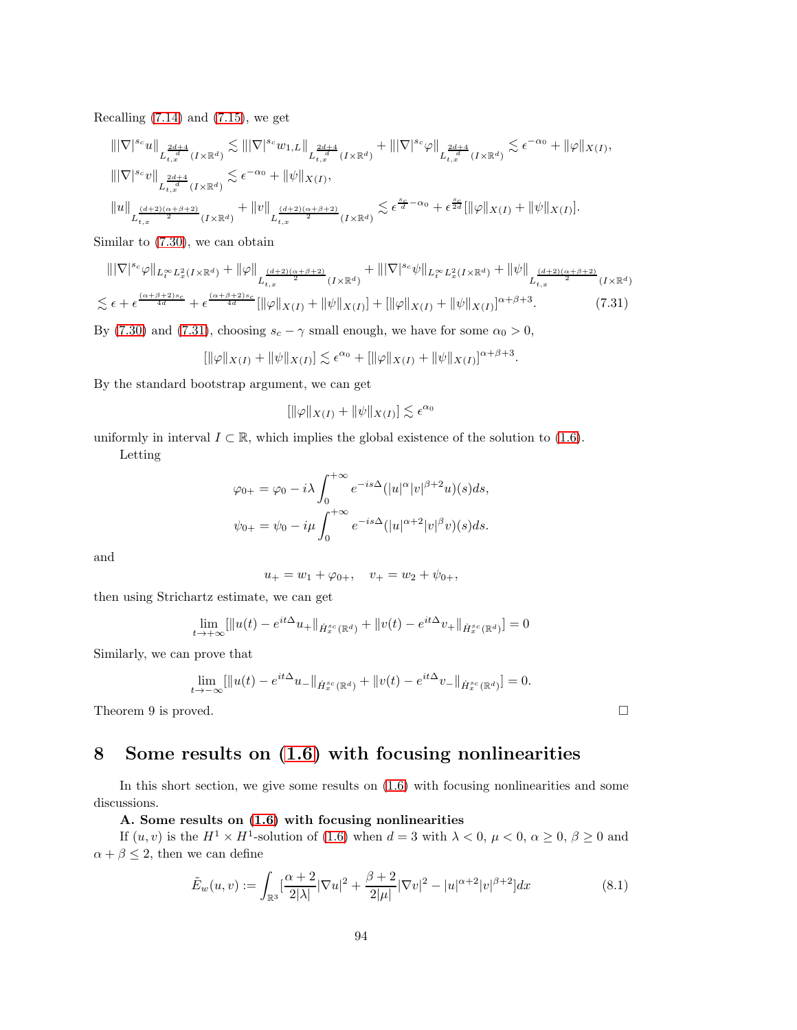Recalling (7.14) and (7.15), we get

$$\||\nabla|^{s_c} u\|_{L^{\frac{2d+4}{d}}_{t,x}(I\times\mathbb{R}^d)} \lesssim \||\nabla|^{s_c} w_{1,L}\|_{L^{\frac{2d+4}{d}}_{t,x}(I\times\mathbb{R}^d)} + \||\nabla|^{s_c}\varphi\|_{L^{\frac{2d+4}{d}}_{t,x}(I\times\mathbb{R}^d)} \lesssim \epsilon^{-\alpha_0} + \|\varphi\|_{X(I)},$$

$$\||\nabla|^{s_c} v\|_{L^{\frac{2d+4}{d}}_{t,x}(I\times\mathbb{R}^d)} \lesssim \epsilon^{-\alpha_0} + \|\psi\|_{X(I)},$$

$$\|u\|_{L^{\frac{(d+2)(\alpha+\beta+2)}{2}}_{t,x}(I\times\mathbb{R}^d)} + \|v\|_{L^{\frac{(d+2)(\alpha+\beta+2)}{2}}_{t,x}(I\times\mathbb{R}^d)} \lesssim \epsilon^{\frac{s_c}{d}-\alpha_0} + \epsilon^{\frac{s_c}{2d}}[\|\varphi\|_{X(I)} + \|\psi\|_{X(I)}].$$

Similar to (7.30), we can obtain

$$\begin{aligned}
&\||\nabla|^{s_c}\varphi\|_{L^\infty_t L^2_x(I\times\mathbb{R}^d)} + \|\varphi\|_{L^{\frac{(d+2)(\alpha+\beta+2)}{2}}_{t,x}(I\times\mathbb{R}^d)} + \||\nabla|^{s_c}\psi\|_{L^\infty_t L^2_x(I\times\mathbb{R}^d)} + \|\psi\|_{L^{\frac{(d+2)(\alpha+\beta+2)}{2}}_{t,x}(I\times\mathbb{R}^d)} \\
&\lesssim \epsilon + \epsilon^{\frac{(\alpha+\beta+2)s_c}{4d}} + \epsilon^{\frac{(\alpha+\beta+2)s_c}{4d}}[\|\varphi\|_{X(I)} + \|\psi\|_{X(I)}] + [\|\varphi\|_{X(I)} + \|\psi\|_{X(I)}]^{\alpha+\beta+3}. \qquad (7.31)
\end{aligned}$$

By (7.30) and (7.31), choosing $s_c - \gamma$ small enough, we have for some $\alpha_0 > 0$,

$$[\|\varphi\|_{X(I)} + \|\psi\|_{X(I)}] \lesssim \epsilon^{\alpha_0} + [\|\varphi\|_{X(I)} + \|\psi\|_{X(I)}]^{\alpha+\beta+3}.$$

By the standard bootstrap argument, we can get

$$[\|\varphi\|_{X(I)} + \|\psi\|_{X(I)}] \lesssim \epsilon^{\alpha_0}$$

uniformly in interval $I \subset \mathbb{R}$, which implies the global existence of the solution to (1.6).

Letting

$$\varphi_{0+} = \varphi_0 - i\lambda \int_0^{+\infty} e^{-is\Delta}(|u|^\alpha |v|^{\beta+2} u)(s)ds,$$
$$\psi_{0+} = \psi_0 - i\mu \int_0^{+\infty} e^{-is\Delta}(|u|^{\alpha+2} |v|^{\beta} v)(s)ds.$$

and

$$u_+ = w_1 + \varphi_{0+}, \quad v_+ = w_2 + \psi_{0+},$$

then using Strichartz estimate, we can get

$$\lim_{t\to+\infty}[\|u(t) - e^{it\Delta}u_+\|_{\dot H^{s_c}_x(\mathbb{R}^d)} + \|v(t) - e^{it\Delta}v_+\|_{\dot H^{s_c}_x(\mathbb{R}^d)}] = 0$$

Similarly, we can prove that

$$\lim_{t\to-\infty}[\|u(t) - e^{it\Delta}u_-\|_{\dot H^{s_c}_x(\mathbb{R}^d)} + \|v(t) - e^{it\Delta}v_-\|_{\dot H^{s_c}_x(\mathbb{R}^d)}] = 0.$$

Theorem 9 is proved. □

# 8 Some results on (1.6) with focusing nonlinearities

In this short section, we give some results on (1.6) with focusing nonlinearities and some discussions.

**A. Some results on (1.6) with focusing nonlinearities**

If $(u, v)$ is the $H^1 \times H^1$-solution of (1.6) when $d = 3$ with $\lambda < 0$, $\mu < 0$, $\alpha \geq 0$, $\beta \geq 0$ and $\alpha + \beta \leq 2$, then we can define

$$\tilde E_w(u,v) := \int_{\mathbb{R}^3}[\frac{\alpha+2}{2|\lambda|}|\nabla u|^2 + \frac{\beta+2}{2|\mu|}|\nabla v|^2 - |u|^{\alpha+2}|v|^{\beta+2}]dx \qquad (8.1)$$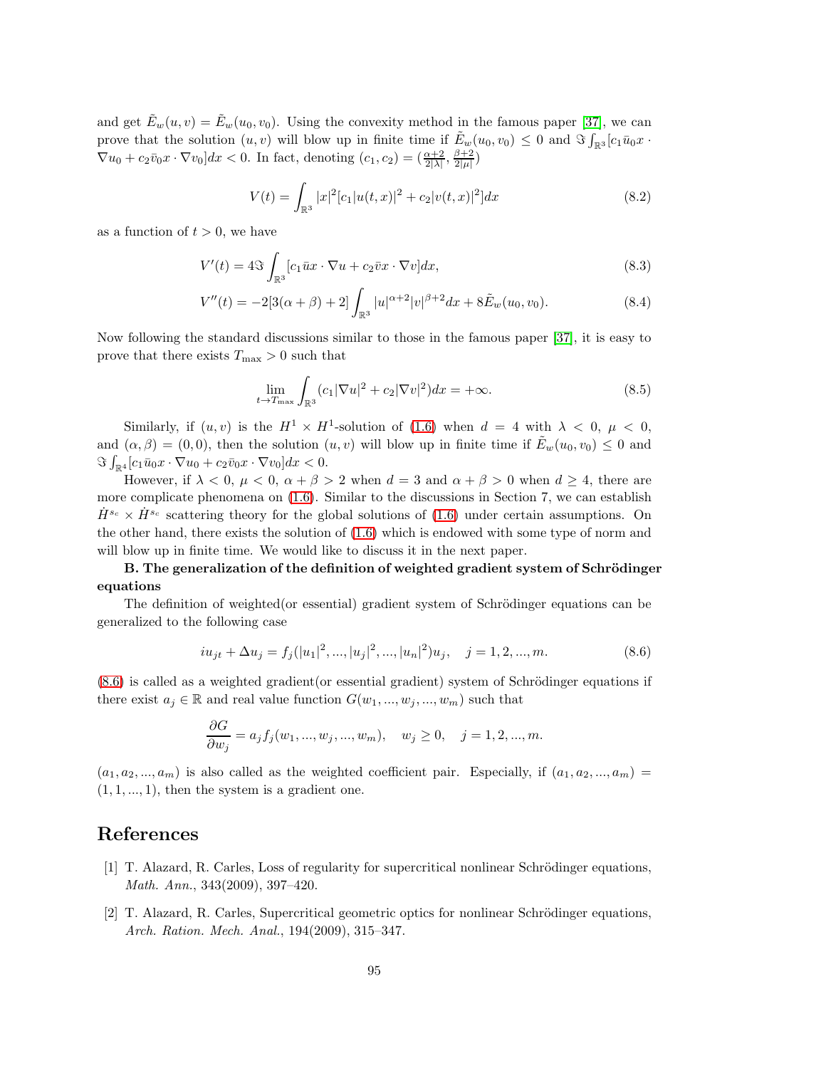and get $\tilde{E}_w(u,v) = \tilde{E}_w(u_0,v_0)$. Using the convexity method in the famous paper [37], we can prove that the solution $(u,v)$ will blow up in finite time if $\tilde{E}_w(u_0,v_0) \le 0$ and $\Im \int_{\mathbb{R}^3} [c_1 \bar{u}_0 x \cdot \nabla u_0 + c_2 \bar{v}_0 x \cdot \nabla v_0] dx < 0$. In fact, denoting $(c_1, c_2) = (\frac{\alpha+2}{2|\lambda|}, \frac{\beta+2}{2|\mu|})$

$$
V(t) = \int_{\mathbb{R}^3} |x|^2 [c_1 |u(t,x)|^2 + c_2 |v(t,x)|^2] dx \tag{8.2}
$$

as a function of $t > 0$, we have

$$
V'(t) = 4\Im \int_{\mathbb{R}^3} [c_1 \bar{u} x \cdot \nabla u + c_2 \bar{v} x \cdot \nabla v] dx, \tag{8.3}
$$

$$
V''(t) = -2[3(\alpha+\beta)+2] \int_{\mathbb{R}^3} |u|^{\alpha+2} |v|^{\beta+2} dx + 8\tilde{E}_w(u_0,v_0). \tag{8.4}
$$

Now following the standard discussions similar to those in the famous paper [37], it is easy to prove that there exists $T_{\max} > 0$ such that

$$
\lim_{t \to T_{\max}} \int_{\mathbb{R}^3} (c_1 |\nabla u|^2 + c_2 |\nabla v|^2) dx = +\infty. \tag{8.5}
$$

Similarly, if $(u,v)$ is the $H^1 \times H^1$-solution of (1.6) when $d = 4$ with $\lambda < 0$, $\mu < 0$, and $(\alpha, \beta) = (0,0)$, then the solution $(u,v)$ will blow up in finite time if $\tilde{E}_w(u_0,v_0) \le 0$ and $\Im \int_{\mathbb{R}^4} [c_1 \bar{u}_0 x \cdot \nabla u_0 + c_2 \bar{v}_0 x \cdot \nabla v_0] dx < 0$.

However, if $\lambda < 0$, $\mu < 0$, $\alpha + \beta > 2$ when $d = 3$ and $\alpha + \beta > 0$ when $d \ge 4$, there are more complicate phenomena on (1.6). Similar to the discussions in Section 7, we can establish $\dot{H}^{s_c} \times \dot{H}^{s_c}$ scattering theory for the global solutions of (1.6) under certain assumptions. On the other hand, there exists the solution of (1.6) which is endowed with some type of norm and will blow up in finite time. We would like to discuss it in the next paper.

**B. The generalization of the definition of weighted gradient system of Schrödinger equations**

The definition of weighted(or essential) gradient system of Schrödinger equations can be generalized to the following case

$$
iu_{jt} + \Delta u_j = f_j(|u_1|^2, ..., |u_j|^2, ..., |u_n|^2) u_j, \quad j = 1, 2, ..., m. \tag{8.6}
$$

(8.6) is called as a weighted gradient(or essential gradient) system of Schrödinger equations if there exist $a_j \in \mathbb{R}$ and real value function $G(w_1, ..., w_j, ..., w_m)$ such that

$$
\frac{\partial G}{\partial w_j} = a_j f_j(w_1, ..., w_j, ..., w_m), \quad w_j \ge 0, \quad j = 1, 2, ..., m.
$$

$(a_1, a_2, ..., a_m)$ is also called as the weighted coefficient pair. Especially, if $(a_1, a_2, ..., a_m) = (1, 1, ..., 1)$, then the system is a gradient one.

## References

[1] T. Alazard, R. Carles, Loss of regularity for supercritical nonlinear Schrödinger equations, *Math. Ann.*, 343(2009), 397–420.

[2] T. Alazard, R. Carles, Supercritical geometric optics for nonlinear Schrödinger equations, *Arch. Ration. Mech. Anal.*, 194(2009), 315–347.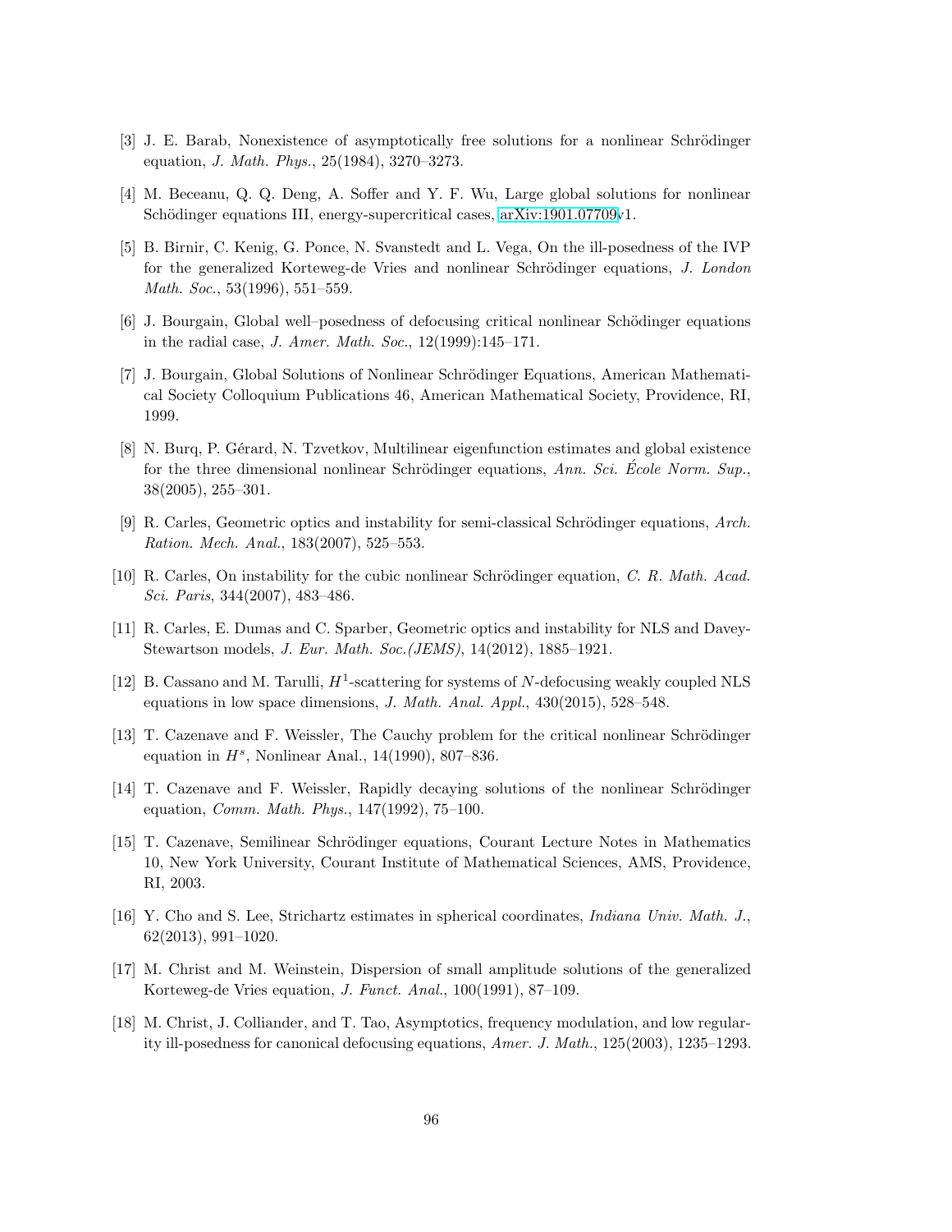[3] J. E. Barab, Nonexistence of asymptotically free solutions for a nonlinear Schrödinger equation, *J. Math. Phys.*, 25(1984), 3270–3273.

[4] M. Beceanu, Q. Q. Deng, A. Soffer and Y. F. Wu, Large global solutions for nonlinear Schödinger equations III, energy-supercritical cases, arXiv:1901.07709v1.

[5] B. Birnir, C. Kenig, G. Ponce, N. Svanstedt and L. Vega, On the ill-posedness of the IVP for the generalized Korteweg-de Vries and nonlinear Schrödinger equations, *J. London Math. Soc.*, 53(1996), 551–559.

[6] J. Bourgain, Global well–posedness of defocusing critical nonlinear Schödinger equations in the radial case, *J. Amer. Math. Soc.*, 12(1999):145–171.

[7] J. Bourgain, Global Solutions of Nonlinear Schrödinger Equations, American Mathematical Society Colloquium Publications 46, American Mathematical Society, Providence, RI, 1999.

[8] N. Burq, P. Gérard, N. Tzvetkov, Multilinear eigenfunction estimates and global existence for the three dimensional nonlinear Schrödinger equations, *Ann. Sci. École Norm. Sup.*, 38(2005), 255–301.

[9] R. Carles, Geometric optics and instability for semi-classical Schrödinger equations, *Arch. Ration. Mech. Anal.*, 183(2007), 525–553.

[10] R. Carles, On instability for the cubic nonlinear Schrödinger equation, *C. R. Math. Acad. Sci. Paris*, 344(2007), 483–486.

[11] R. Carles, E. Dumas and C. Sparber, Geometric optics and instability for NLS and Davey-Stewartson models, *J. Eur. Math. Soc.(JEMS)*, 14(2012), 1885–1921.

[12] B. Cassano and M. Tarulli, $H^1$-scattering for systems of $N$-defocusing weakly coupled NLS equations in low space dimensions, *J. Math. Anal. Appl.*, 430(2015), 528–548.

[13] T. Cazenave and F. Weissler, The Cauchy problem for the critical nonlinear Schrödinger equation in $H^s$, Nonlinear Anal., 14(1990), 807–836.

[14] T. Cazenave and F. Weissler, Rapidly decaying solutions of the nonlinear Schrödinger equation, *Comm. Math. Phys.*, 147(1992), 75–100.

[15] T. Cazenave, Semilinear Schrödinger equations, Courant Lecture Notes in Mathematics 10, New York University, Courant Institute of Mathematical Sciences, AMS, Providence, RI, 2003.

[16] Y. Cho and S. Lee, Strichartz estimates in spherical coordinates, *Indiana Univ. Math. J.*, 62(2013), 991–1020.

[17] M. Christ and M. Weinstein, Dispersion of small amplitude solutions of the generalized Korteweg-de Vries equation, *J. Funct. Anal.*, 100(1991), 87–109.

[18] M. Christ, J. Colliander, and T. Tao, Asymptotics, frequency modulation, and low regularity ill-posedness for canonical defocusing equations, *Amer. J. Math.*, 125(2003), 1235–1293.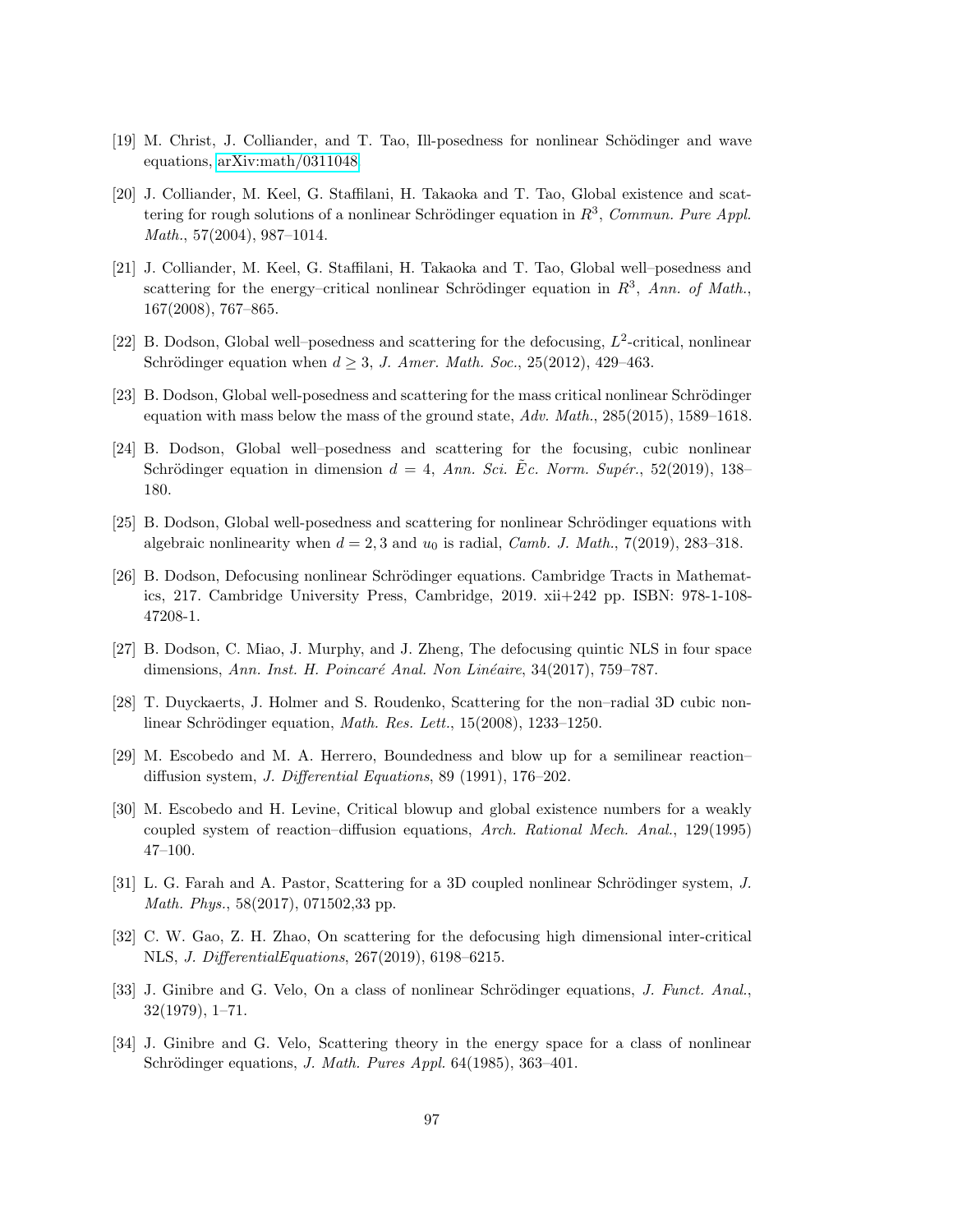[19] M. Christ, J. Colliander, and T. Tao, Ill-posedness for nonlinear Schödinger and wave equations, arXiv:math/0311048.

[20] J. Colliander, M. Keel, G. Staffilani, H. Takaoka and T. Tao, Global existence and scattering for rough solutions of a nonlinear Schrödinger equation in $R^3$, *Commun. Pure Appl. Math.*, 57(2004), 987–1014.

[21] J. Colliander, M. Keel, G. Staffilani, H. Takaoka and T. Tao, Global well–posedness and scattering for the energy–critical nonlinear Schrödinger equation in $R^3$, *Ann. of Math.*, 167(2008), 767–865.

[22] B. Dodson, Global well–posedness and scattering for the defocusing, $L^2$-critical, nonlinear Schrödinger equation when $d \geq 3$, *J. Amer. Math. Soc.*, 25(2012), 429–463.

[23] B. Dodson, Global well-posedness and scattering for the mass critical nonlinear Schrödinger equation with mass below the mass of the ground state, *Adv. Math.*, 285(2015), 1589–1618.

[24] B. Dodson, Global well–posedness and scattering for the focusing, cubic nonlinear Schrödinger equation in dimension $d = 4$, *Ann. Sci. $\tilde{E}$c. Norm. Supér.*, 52(2019), 138–180.

[25] B. Dodson, Global well-posedness and scattering for nonlinear Schrödinger equations with algebraic nonlinearity when $d = 2, 3$ and $u_0$ is radial, *Camb. J. Math.*, 7(2019), 283–318.

[26] B. Dodson, Defocusing nonlinear Schrödinger equations. Cambridge Tracts in Mathematics, 217. Cambridge University Press, Cambridge, 2019. xii+242 pp. ISBN: 978-1-108-47208-1.

[27] B. Dodson, C. Miao, J. Murphy, and J. Zheng, The defocusing quintic NLS in four space dimensions, *Ann. Inst. H. Poincaré Anal. Non Linéaire*, 34(2017), 759–787.

[28] T. Duyckaerts, J. Holmer and S. Roudenko, Scattering for the non–radial 3D cubic nonlinear Schrödinger equation, *Math. Res. Lett.*, 15(2008), 1233–1250.

[29] M. Escobedo and M. A. Herrero, Boundedness and blow up for a semilinear reaction–diffusion system, *J. Differential Equations*, 89 (1991), 176–202.

[30] M. Escobedo and H. Levine, Critical blowup and global existence numbers for a weakly coupled system of reaction–diffusion equations, *Arch. Rational Mech. Anal.*, 129(1995) 47–100.

[31] L. G. Farah and A. Pastor, Scattering for a 3D coupled nonlinear Schrödinger system, *J. Math. Phys.*, 58(2017), 071502,33 pp.

[32] C. W. Gao, Z. H. Zhao, On scattering for the defocusing high dimensional inter-critical NLS, *J. DifferentialEquations*, 267(2019), 6198–6215.

[33] J. Ginibre and G. Velo, On a class of nonlinear Schrödinger equations, *J. Funct. Anal.*, 32(1979), 1–71.

[34] J. Ginibre and G. Velo, Scattering theory in the energy space for a class of nonlinear Schrödinger equations, *J. Math. Pures Appl.* 64(1985), 363–401.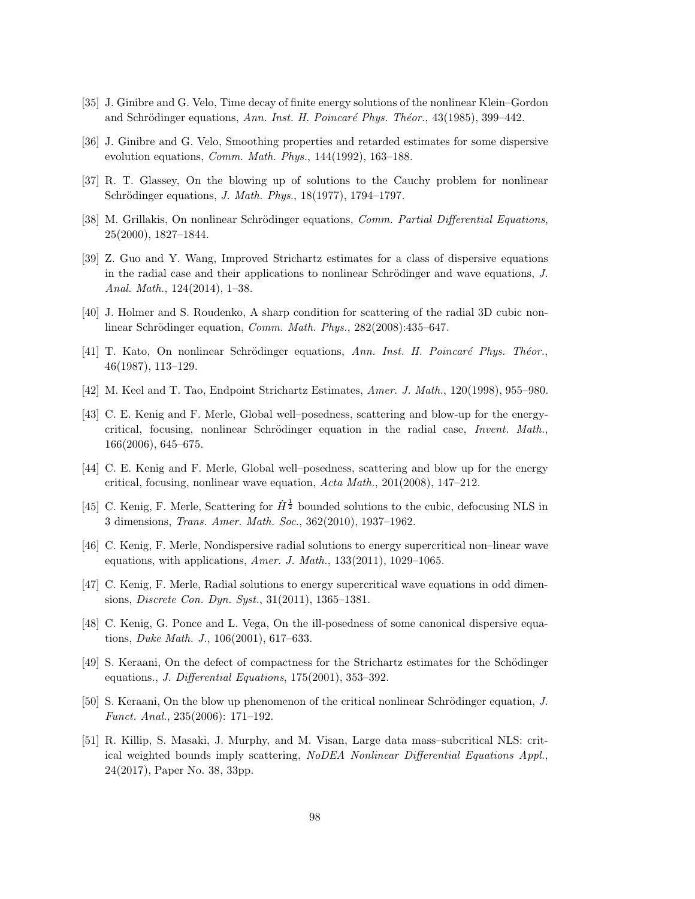[35] J. Ginibre and G. Velo, Time decay of finite energy solutions of the nonlinear Klein–Gordon and Schrödinger equations, *Ann. Inst. H. Poincaré Phys. Théor.*, 43(1985), 399–442.

[36] J. Ginibre and G. Velo, Smoothing properties and retarded estimates for some dispersive evolution equations, *Comm. Math. Phys.*, 144(1992), 163–188.

[37] R. T. Glassey, On the blowing up of solutions to the Cauchy problem for nonlinear Schrödinger equations, *J. Math. Phys.*, 18(1977), 1794–1797.

[38] M. Grillakis, On nonlinear Schrödinger equations, *Comm. Partial Differential Equations*, 25(2000), 1827–1844.

[39] Z. Guo and Y. Wang, Improved Strichartz estimates for a class of dispersive equations in the radial case and their applications to nonlinear Schrödinger and wave equations, *J. Anal. Math.*, 124(2014), 1–38.

[40] J. Holmer and S. Roudenko, A sharp condition for scattering of the radial 3D cubic nonlinear Schrödinger equation, *Comm. Math. Phys.*, 282(2008):435–647.

[41] T. Kato, On nonlinear Schrödinger equations, *Ann. Inst. H. Poincaré Phys. Théor.*, 46(1987), 113–129.

[42] M. Keel and T. Tao, Endpoint Strichartz Estimates, *Amer. J. Math.*, 120(1998), 955–980.

[43] C. E. Kenig and F. Merle, Global well–posedness, scattering and blow-up for the energy-critical, focusing, nonlinear Schrödinger equation in the radial case, *Invent. Math.*, 166(2006), 645–675.

[44] C. E. Kenig and F. Merle, Global well–posedness, scattering and blow up for the energy critical, focusing, nonlinear wave equation, *Acta Math.*, 201(2008), 147–212.

[45] C. Kenig, F. Merle, Scattering for $\dot{H}^{\frac{1}{2}}$ bounded solutions to the cubic, defocusing NLS in 3 dimensions, *Trans. Amer. Math. Soc.*, 362(2010), 1937–1962.

[46] C. Kenig, F. Merle, Nondispersive radial solutions to energy supercritical non–linear wave equations, with applications, *Amer. J. Math.*, 133(2011), 1029–1065.

[47] C. Kenig, F. Merle, Radial solutions to energy supercritical wave equations in odd dimensions, *Discrete Con. Dyn. Syst.*, 31(2011), 1365–1381.

[48] C. Kenig, G. Ponce and L. Vega, On the ill-posedness of some canonical dispersive equations, *Duke Math. J.*, 106(2001), 617–633.

[49] S. Keraani, On the defect of compactness for the Strichartz estimates for the Schödinger equations., *J. Differential Equations*, 175(2001), 353–392.

[50] S. Keraani, On the blow up phenomenon of the critical nonlinear Schrödinger equation, *J. Funct. Anal.*, 235(2006): 171–192.

[51] R. Killip, S. Masaki, J. Murphy, and M. Visan, Large data mass–subcritical NLS: critical weighted bounds imply scattering, *NoDEA Nonlinear Differential Equations Appl.*, 24(2017), Paper No. 38, 33pp.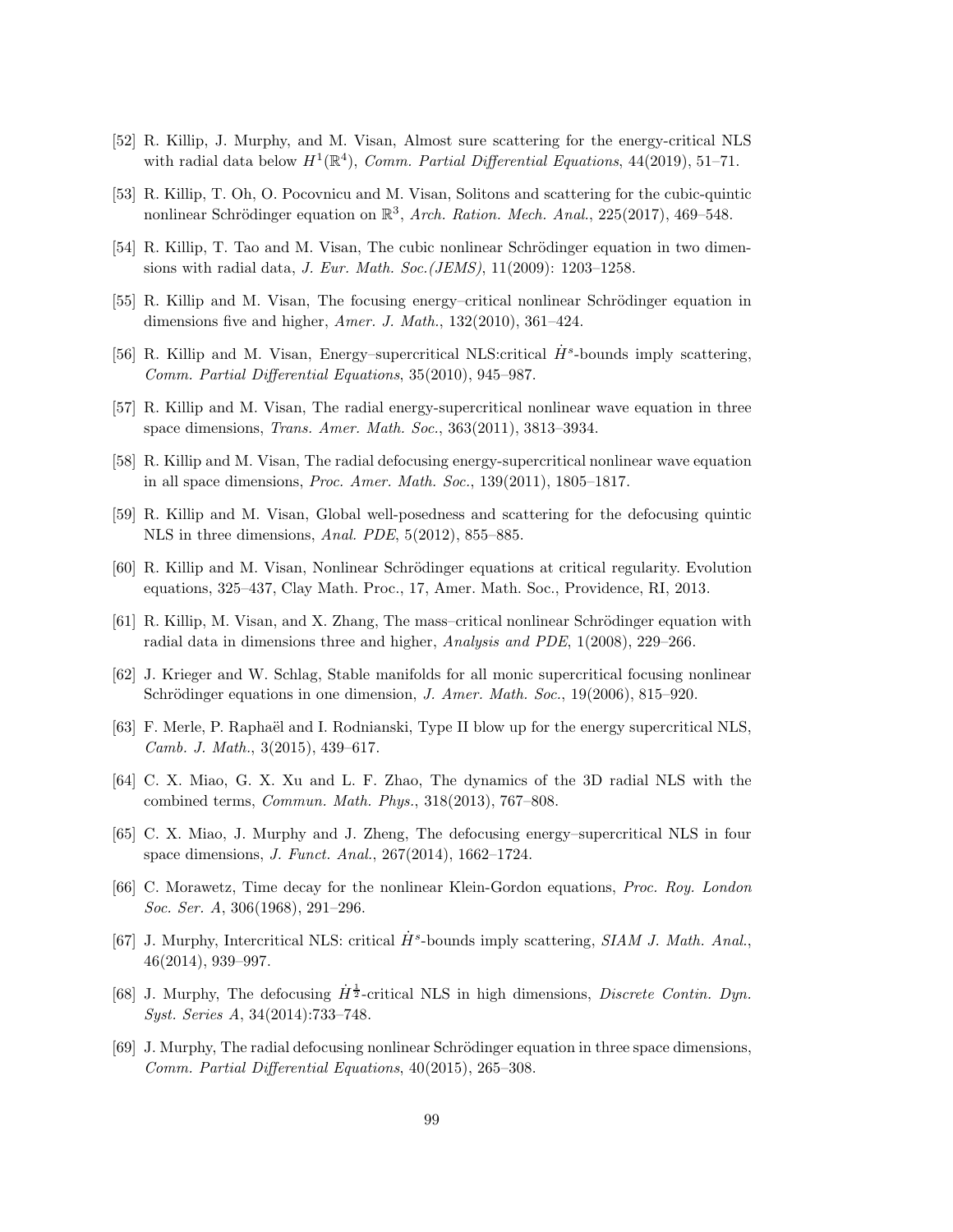[52] R. Killip, J. Murphy, and M. Visan, Almost sure scattering for the energy-critical NLS with radial data below $H^1(\mathbb{R}^4)$, *Comm. Partial Differential Equations*, 44(2019), 51–71.

[53] R. Killip, T. Oh, O. Pocovnicu and M. Visan, Solitons and scattering for the cubic-quintic nonlinear Schrödinger equation on $\mathbb{R}^3$, *Arch. Ration. Mech. Anal.*, 225(2017), 469–548.

[54] R. Killip, T. Tao and M. Visan, The cubic nonlinear Schrödinger equation in two dimensions with radial data, *J. Eur. Math. Soc.(JEMS)*, 11(2009): 1203–1258.

[55] R. Killip and M. Visan, The focusing energy–critical nonlinear Schrödinger equation in dimensions five and higher, *Amer. J. Math.*, 132(2010), 361–424.

[56] R. Killip and M. Visan, Energy–supercritical NLS:critical $\dot{H}^s$-bounds imply scattering, *Comm. Partial Differential Equations*, 35(2010), 945–987.

[57] R. Killip and M. Visan, The radial energy-supercritical nonlinear wave equation in three space dimensions, *Trans. Amer. Math. Soc.*, 363(2011), 3813–3934.

[58] R. Killip and M. Visan, The radial defocusing energy-supercritical nonlinear wave equation in all space dimensions, *Proc. Amer. Math. Soc.*, 139(2011), 1805–1817.

[59] R. Killip and M. Visan, Global well-posedness and scattering for the defocusing quintic NLS in three dimensions, *Anal. PDE*, 5(2012), 855–885.

[60] R. Killip and M. Visan, Nonlinear Schrödinger equations at critical regularity. Evolution equations, 325–437, Clay Math. Proc., 17, Amer. Math. Soc., Providence, RI, 2013.

[61] R. Killip, M. Visan, and X. Zhang, The mass–critical nonlinear Schrödinger equation with radial data in dimensions three and higher, *Analysis and PDE*, 1(2008), 229–266.

[62] J. Krieger and W. Schlag, Stable manifolds for all monic supercritical focusing nonlinear Schrödinger equations in one dimension, *J. Amer. Math. Soc.*, 19(2006), 815–920.

[63] F. Merle, P. Raphaël and I. Rodnianski, Type II blow up for the energy supercritical NLS, *Camb. J. Math.*, 3(2015), 439–617.

[64] C. X. Miao, G. X. Xu and L. F. Zhao, The dynamics of the 3D radial NLS with the combined terms, *Commun. Math. Phys.*, 318(2013), 767–808.

[65] C. X. Miao, J. Murphy and J. Zheng, The defocusing energy–supercritical NLS in four space dimensions, *J. Funct. Anal.*, 267(2014), 1662–1724.

[66] C. Morawetz, Time decay for the nonlinear Klein-Gordon equations, *Proc. Roy. London Soc. Ser. A*, 306(1968), 291–296.

[67] J. Murphy, Intercritical NLS: critical $\dot{H}^s$-bounds imply scattering, *SIAM J. Math. Anal.*, 46(2014), 939–997.

[68] J. Murphy, The defocusing $\dot{H}^{\frac{1}{2}}$-critical NLS in high dimensions, *Discrete Contin. Dyn. Syst. Series A*, 34(2014):733–748.

[69] J. Murphy, The radial defocusing nonlinear Schrödinger equation in three space dimensions, *Comm. Partial Differential Equations*, 40(2015), 265–308.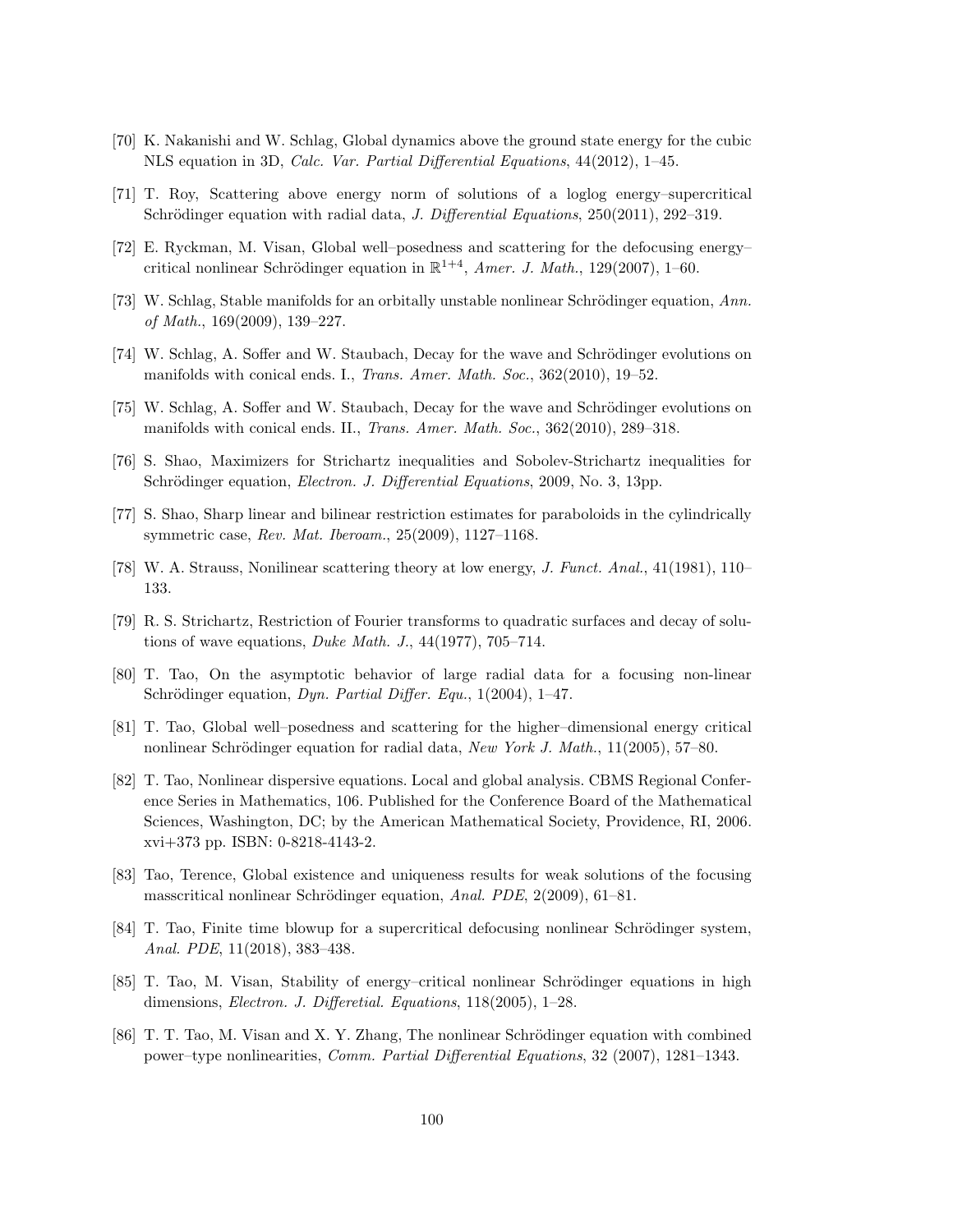[70] K. Nakanishi and W. Schlag, Global dynamics above the ground state energy for the cubic NLS equation in 3D, *Calc. Var. Partial Differential Equations*, 44(2012), 1–45.

[71] T. Roy, Scattering above energy norm of solutions of a loglog energy–supercritical Schrödinger equation with radial data, *J. Differential Equations*, 250(2011), 292–319.

[72] E. Ryckman, M. Visan, Global well–posedness and scattering for the defocusing energy–critical nonlinear Schrödinger equation in $\mathbb{R}^{1+4}$, *Amer. J. Math.*, 129(2007), 1–60.

[73] W. Schlag, Stable manifolds for an orbitally unstable nonlinear Schrödinger equation, *Ann. of Math.*, 169(2009), 139–227.

[74] W. Schlag, A. Soffer and W. Staubach, Decay for the wave and Schrödinger evolutions on manifolds with conical ends. I., *Trans. Amer. Math. Soc.*, 362(2010), 19–52.

[75] W. Schlag, A. Soffer and W. Staubach, Decay for the wave and Schrödinger evolutions on manifolds with conical ends. II., *Trans. Amer. Math. Soc.*, 362(2010), 289–318.

[76] S. Shao, Maximizers for Strichartz inequalities and Sobolev-Strichartz inequalities for Schrödinger equation, *Electron. J. Differential Equations*, 2009, No. 3, 13pp.

[77] S. Shao, Sharp linear and bilinear restriction estimates for paraboloids in the cylindrically symmetric case, *Rev. Mat. Iberoam.*, 25(2009), 1127–1168.

[78] W. A. Strauss, Nonilinear scattering theory at low energy, *J. Funct. Anal.*, 41(1981), 110–133.

[79] R. S. Strichartz, Restriction of Fourier transforms to quadratic surfaces and decay of solutions of wave equations, *Duke Math. J.*, 44(1977), 705–714.

[80] T. Tao, On the asymptotic behavior of large radial data for a focusing non-linear Schrödinger equation, *Dyn. Partial Differ. Equ.*, 1(2004), 1–47.

[81] T. Tao, Global well–posedness and scattering for the higher–dimensional energy critical nonlinear Schrödinger equation for radial data, *New York J. Math.*, 11(2005), 57–80.

[82] T. Tao, Nonlinear dispersive equations. Local and global analysis. CBMS Regional Conference Series in Mathematics, 106. Published for the Conference Board of the Mathematical Sciences, Washington, DC; by the American Mathematical Society, Providence, RI, 2006. xvi+373 pp. ISBN: 0-8218-4143-2.

[83] Tao, Terence, Global existence and uniqueness results for weak solutions of the focusing masscritical nonlinear Schrödinger equation, *Anal. PDE*, 2(2009), 61–81.

[84] T. Tao, Finite time blowup for a supercritical defocusing nonlinear Schrödinger system, *Anal. PDE*, 11(2018), 383–438.

[85] T. Tao, M. Visan, Stability of energy–critical nonlinear Schrödinger equations in high dimensions, *Electron. J. Differetial. Equations*, 118(2005), 1–28.

[86] T. T. Tao, M. Visan and X. Y. Zhang, The nonlinear Schrödinger equation with combined power–type nonlinearities, *Comm. Partial Differential Equations*, 32 (2007), 1281–1343.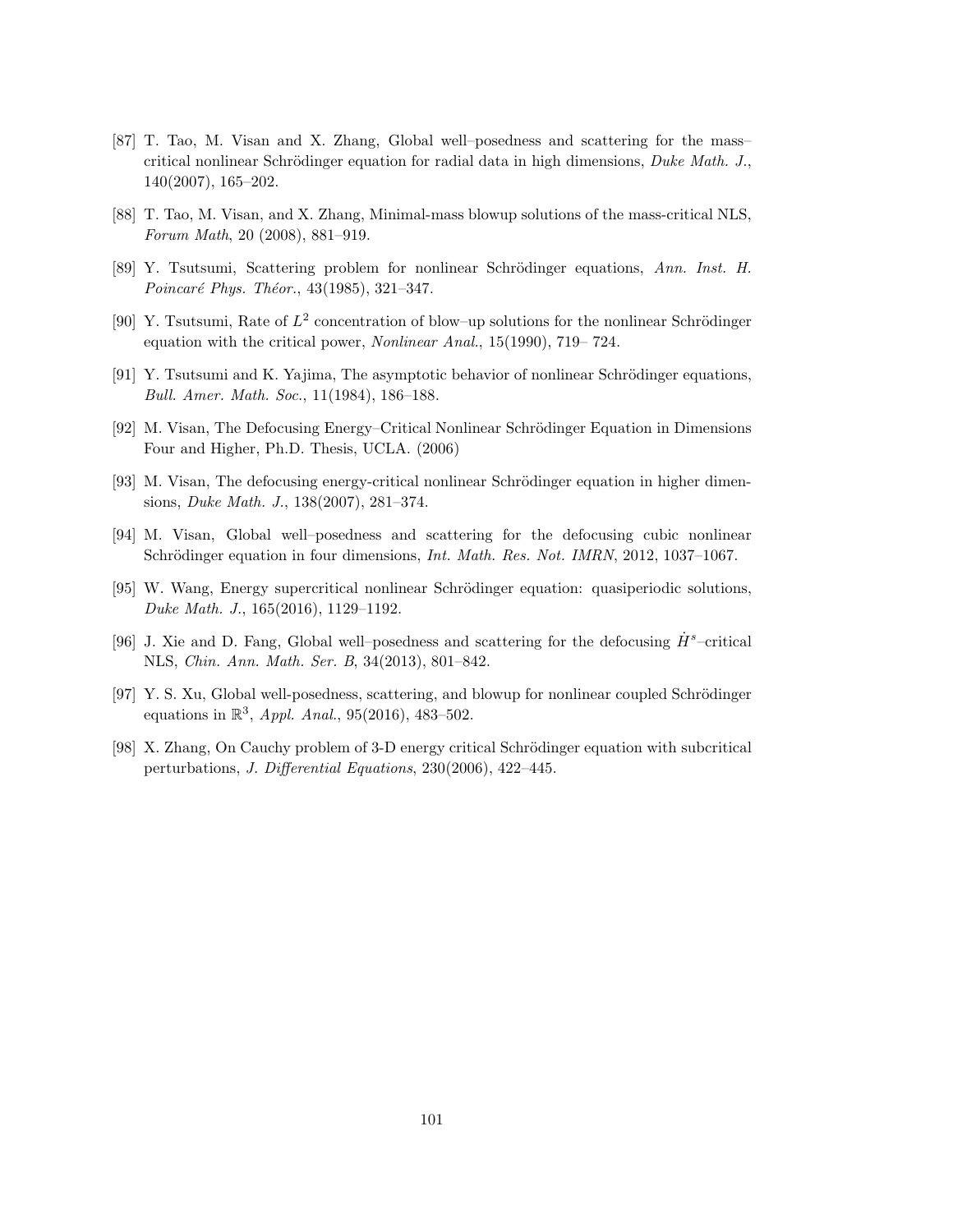[87] T. Tao, M. Visan and X. Zhang, Global well–posedness and scattering for the mass–critical nonlinear Schrödinger equation for radial data in high dimensions, *Duke Math. J.*, 140(2007), 165–202.

[88] T. Tao, M. Visan, and X. Zhang, Minimal-mass blowup solutions of the mass-critical NLS, *Forum Math*, 20 (2008), 881–919.

[89] Y. Tsutsumi, Scattering problem for nonlinear Schrödinger equations, *Ann. Inst. H. Poincaré Phys. Théor.*, 43(1985), 321–347.

[90] Y. Tsutsumi, Rate of $L^2$ concentration of blow–up solutions for the nonlinear Schrödinger equation with the critical power, *Nonlinear Anal.*, 15(1990), 719– 724.

[91] Y. Tsutsumi and K. Yajima, The asymptotic behavior of nonlinear Schrödinger equations, *Bull. Amer. Math. Soc.*, 11(1984), 186–188.

[92] M. Visan, The Defocusing Energy–Critical Nonlinear Schrödinger Equation in Dimensions Four and Higher, Ph.D. Thesis, UCLA. (2006)

[93] M. Visan, The defocusing energy-critical nonlinear Schrödinger equation in higher dimensions, *Duke Math. J.*, 138(2007), 281–374.

[94] M. Visan, Global well–posedness and scattering for the defocusing cubic nonlinear Schrödinger equation in four dimensions, *Int. Math. Res. Not. IMRN*, 2012, 1037–1067.

[95] W. Wang, Energy supercritical nonlinear Schrödinger equation: quasiperiodic solutions, *Duke Math. J.*, 165(2016), 1129–1192.

[96] J. Xie and D. Fang, Global well–posedness and scattering for the defocusing $\dot{H}^s$–critical NLS, *Chin. Ann. Math. Ser. B*, 34(2013), 801–842.

[97] Y. S. Xu, Global well-posedness, scattering, and blowup for nonlinear coupled Schrödinger equations in $\mathbb{R}^3$, *Appl. Anal.*, 95(2016), 483–502.

[98] X. Zhang, On Cauchy problem of 3-D energy critical Schrödinger equation with subcritical perturbations, *J. Differential Equations*, 230(2006), 422–445.